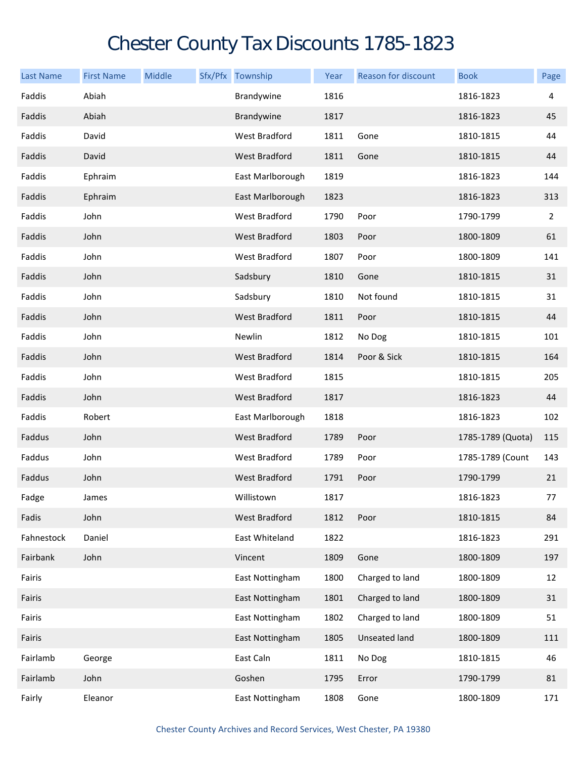# Chester County Tax Discounts 1785-1823

| Last Name | First Name | Middle | Sfx/Pfx | Township | Year | Reason for discount | Book | Page |
|---|---|---|---|---|---|---|---|---|
| Faddis | Abiah | | | Brandywine | 1816 | | 1816-1823 | 4 |
| Faddis | Abiah | | | Brandywine | 1817 | | 1816-1823 | 45 |
| Faddis | David | | | West Bradford | 1811 | Gone | 1810-1815 | 44 |
| Faddis | David | | | West Bradford | 1811 | Gone | 1810-1815 | 44 |
| Faddis | Ephraim | | | East Marlborough | 1819 | | 1816-1823 | 144 |
| Faddis | Ephraim | | | East Marlborough | 1823 | | 1816-1823 | 313 |
| Faddis | John | | | West Bradford | 1790 | Poor | 1790-1799 | 2 |
| Faddis | John | | | West Bradford | 1803 | Poor | 1800-1809 | 61 |
| Faddis | John | | | West Bradford | 1807 | Poor | 1800-1809 | 141 |
| Faddis | John | | | Sadsbury | 1810 | Gone | 1810-1815 | 31 |
| Faddis | John | | | Sadsbury | 1810 | Not found | 1810-1815 | 31 |
| Faddis | John | | | West Bradford | 1811 | Poor | 1810-1815 | 44 |
| Faddis | John | | | Newlin | 1812 | No Dog | 1810-1815 | 101 |
| Faddis | John | | | West Bradford | 1814 | Poor & Sick | 1810-1815 | 164 |
| Faddis | John | | | West Bradford | 1815 | | 1810-1815 | 205 |
| Faddis | John | | | West Bradford | 1817 | | 1816-1823 | 44 |
| Faddis | Robert | | | East Marlborough | 1818 | | 1816-1823 | 102 |
| Faddus | John | | | West Bradford | 1789 | Poor | 1785-1789 (Quota) | 115 |
| Faddus | John | | | West Bradford | 1789 | Poor | 1785-1789 (Count | 143 |
| Faddus | John | | | West Bradford | 1791 | Poor | 1790-1799 | 21 |
| Fadge | James | | | Willistown | 1817 | | 1816-1823 | 77 |
| Fadis | John | | | West Bradford | 1812 | Poor | 1810-1815 | 84 |
| Fahnestock | Daniel | | | East Whiteland | 1822 | | 1816-1823 | 291 |
| Fairbank | John | | | Vincent | 1809 | Gone | 1800-1809 | 197 |
| Fairis | | | | East Nottingham | 1800 | Charged to land | 1800-1809 | 12 |
| Fairis | | | | East Nottingham | 1801 | Charged to land | 1800-1809 | 31 |
| Fairis | | | | East Nottingham | 1802 | Charged to land | 1800-1809 | 51 |
| Fairis | | | | East Nottingham | 1805 | Unseated land | 1800-1809 | 111 |
| Fairlamb | George | | | East Caln | 1811 | No Dog | 1810-1815 | 46 |
| Fairlamb | John | | | Goshen | 1795 | Error | 1790-1799 | 81 |
| Fairly | Eleanor | | | East Nottingham | 1808 | Gone | 1800-1809 | 171 |

Chester County Archives and Record Services, West Chester, PA 19380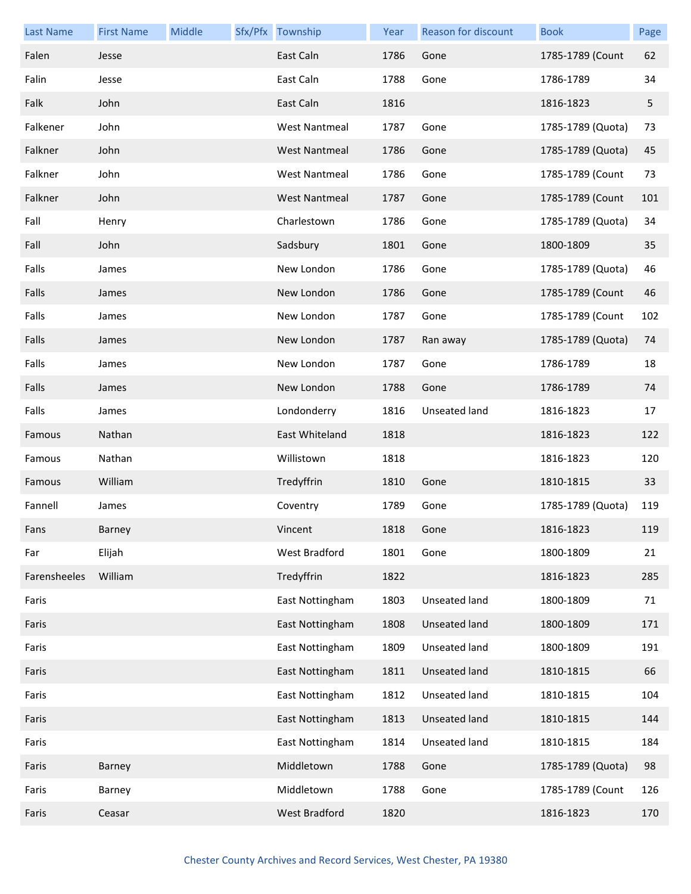| Last Name | First Name | Middle | Sfx/Pfx | Township | Year | Reason for discount | Book | Page |
|---|---|---|---|---|---|---|---|---|
| Falen | Jesse | | | East Caln | 1786 | Gone | 1785-1789 (Count | 62 |
| Falin | Jesse | | | East Caln | 1788 | Gone | 1786-1789 | 34 |
| Falk | John | | | East Caln | 1816 | | 1816-1823 | 5 |
| Falkener | John | | | West Nantmeal | 1787 | Gone | 1785-1789 (Quota) | 73 |
| Falkner | John | | | West Nantmeal | 1786 | Gone | 1785-1789 (Quota) | 45 |
| Falkner | John | | | West Nantmeal | 1786 | Gone | 1785-1789 (Count | 73 |
| Falkner | John | | | West Nantmeal | 1787 | Gone | 1785-1789 (Count | 101 |
| Fall | Henry | | | Charlestown | 1786 | Gone | 1785-1789 (Quota) | 34 |
| Fall | John | | | Sadsbury | 1801 | Gone | 1800-1809 | 35 |
| Falls | James | | | New London | 1786 | Gone | 1785-1789 (Quota) | 46 |
| Falls | James | | | New London | 1786 | Gone | 1785-1789 (Count | 46 |
| Falls | James | | | New London | 1787 | Gone | 1785-1789 (Count | 102 |
| Falls | James | | | New London | 1787 | Ran away | 1785-1789 (Quota) | 74 |
| Falls | James | | | New London | 1787 | Gone | 1786-1789 | 18 |
| Falls | James | | | New London | 1788 | Gone | 1786-1789 | 74 |
| Falls | James | | | Londonderry | 1816 | Unseated land | 1816-1823 | 17 |
| Famous | Nathan | | | East Whiteland | 1818 | | 1816-1823 | 122 |
| Famous | Nathan | | | Willistown | 1818 | | 1816-1823 | 120 |
| Famous | William | | | Tredyffrin | 1810 | Gone | 1810-1815 | 33 |
| Fannell | James | | | Coventry | 1789 | Gone | 1785-1789 (Quota) | 119 |
| Fans | Barney | | | Vincent | 1818 | Gone | 1816-1823 | 119 |
| Far | Elijah | | | West Bradford | 1801 | Gone | 1800-1809 | 21 |
| Farensheeles | William | | | Tredyffrin | 1822 | | 1816-1823 | 285 |
| Faris | | | | East Nottingham | 1803 | Unseated land | 1800-1809 | 71 |
| Faris | | | | East Nottingham | 1808 | Unseated land | 1800-1809 | 171 |
| Faris | | | | East Nottingham | 1809 | Unseated land | 1800-1809 | 191 |
| Faris | | | | East Nottingham | 1811 | Unseated land | 1810-1815 | 66 |
| Faris | | | | East Nottingham | 1812 | Unseated land | 1810-1815 | 104 |
| Faris | | | | East Nottingham | 1813 | Unseated land | 1810-1815 | 144 |
| Faris | | | | East Nottingham | 1814 | Unseated land | 1810-1815 | 184 |
| Faris | Barney | | | Middletown | 1788 | Gone | 1785-1789 (Quota) | 98 |
| Faris | Barney | | | Middletown | 1788 | Gone | 1785-1789 (Count | 126 |
| Faris | Ceasar | | | West Bradford | 1820 | | 1816-1823 | 170 |

Chester County Archives and Record Services, West Chester, PA 19380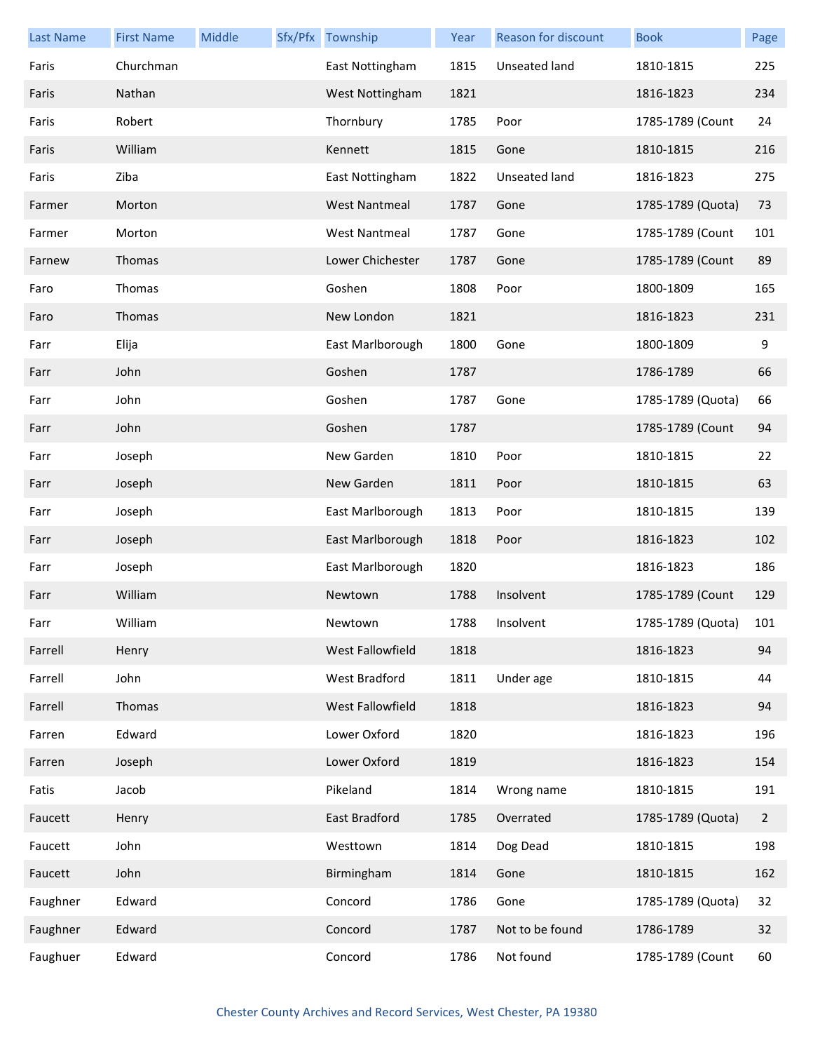| Last Name | First Name | Middle | Sfx/Pfx | Township | Year | Reason for discount | Book | Page |
|---|---|---|---|---|---|---|---|---|
| Faris | Churchman | | | East Nottingham | 1815 | Unseated land | 1810-1815 | 225 |
| Faris | Nathan | | | West Nottingham | 1821 | | 1816-1823 | 234 |
| Faris | Robert | | | Thornbury | 1785 | Poor | 1785-1789 (Count | 24 |
| Faris | William | | | Kennett | 1815 | Gone | 1810-1815 | 216 |
| Faris | Ziba | | | East Nottingham | 1822 | Unseated land | 1816-1823 | 275 |
| Farmer | Morton | | | West Nantmeal | 1787 | Gone | 1785-1789 (Quota) | 73 |
| Farmer | Morton | | | West Nantmeal | 1787 | Gone | 1785-1789 (Count | 101 |
| Farnew | Thomas | | | Lower Chichester | 1787 | Gone | 1785-1789 (Count | 89 |
| Faro | Thomas | | | Goshen | 1808 | Poor | 1800-1809 | 165 |
| Faro | Thomas | | | New London | 1821 | | 1816-1823 | 231 |
| Farr | Elija | | | East Marlborough | 1800 | Gone | 1800-1809 | 9 |
| Farr | John | | | Goshen | 1787 | | 1786-1789 | 66 |
| Farr | John | | | Goshen | 1787 | Gone | 1785-1789 (Quota) | 66 |
| Farr | John | | | Goshen | 1787 | | 1785-1789 (Count | 94 |
| Farr | Joseph | | | New Garden | 1810 | Poor | 1810-1815 | 22 |
| Farr | Joseph | | | New Garden | 1811 | Poor | 1810-1815 | 63 |
| Farr | Joseph | | | East Marlborough | 1813 | Poor | 1810-1815 | 139 |
| Farr | Joseph | | | East Marlborough | 1818 | Poor | 1816-1823 | 102 |
| Farr | Joseph | | | East Marlborough | 1820 | | 1816-1823 | 186 |
| Farr | William | | | Newtown | 1788 | Insolvent | 1785-1789 (Count | 129 |
| Farr | William | | | Newtown | 1788 | Insolvent | 1785-1789 (Quota) | 101 |
| Farrell | Henry | | | West Fallowfield | 1818 | | 1816-1823 | 94 |
| Farrell | John | | | West Bradford | 1811 | Under age | 1810-1815 | 44 |
| Farrell | Thomas | | | West Fallowfield | 1818 | | 1816-1823 | 94 |
| Farren | Edward | | | Lower Oxford | 1820 | | 1816-1823 | 196 |
| Farren | Joseph | | | Lower Oxford | 1819 | | 1816-1823 | 154 |
| Fatis | Jacob | | | Pikeland | 1814 | Wrong name | 1810-1815 | 191 |
| Faucett | Henry | | | East Bradford | 1785 | Overrated | 1785-1789 (Quota) | 2 |
| Faucett | John | | | Westtown | 1814 | Dog Dead | 1810-1815 | 198 |
| Faucett | John | | | Birmingham | 1814 | Gone | 1810-1815 | 162 |
| Faughner | Edward | | | Concord | 1786 | Gone | 1785-1789 (Quota) | 32 |
| Faughner | Edward | | | Concord | 1787 | Not to be found | 1786-1789 | 32 |
| Faughuer | Edward | | | Concord | 1786 | Not found | 1785-1789 (Count | 60 |

Chester County Archives and Record Services, West Chester, PA 19380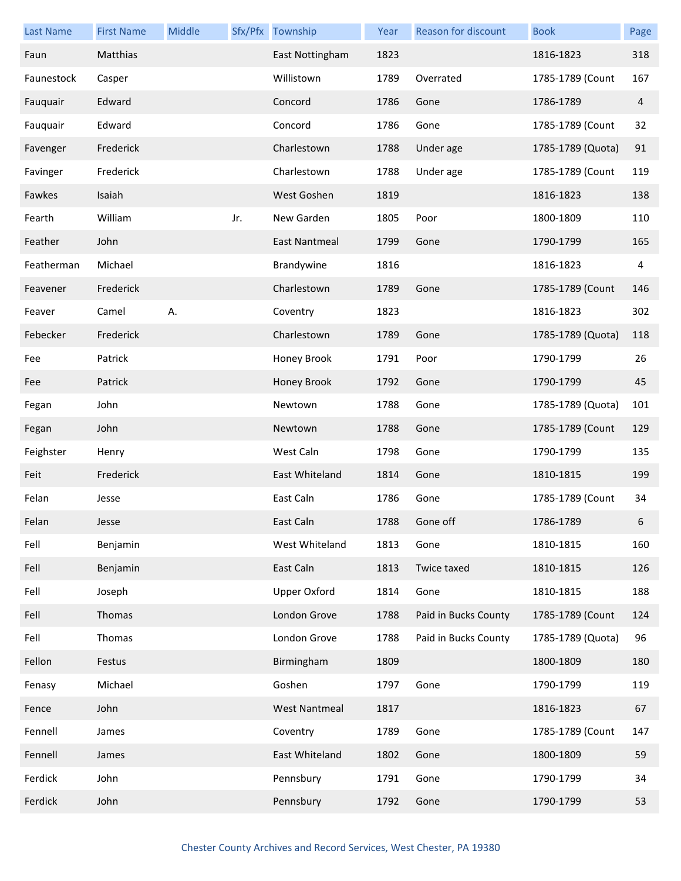| Last Name | First Name | Middle | Sfx/Pfx | Township | Year | Reason for discount | Book | Page |
|---|---|---|---|---|---|---|---|---|
| Faun | Matthias | | | East Nottingham | 1823 | | 1816-1823 | 318 |
| Faunestock | Casper | | | Willistown | 1789 | Overrated | 1785-1789 (Count | 167 |
| Fauquair | Edward | | | Concord | 1786 | Gone | 1786-1789 | 4 |
| Fauquair | Edward | | | Concord | 1786 | Gone | 1785-1789 (Count | 32 |
| Favenger | Frederick | | | Charlestown | 1788 | Under age | 1785-1789 (Quota) | 91 |
| Favinger | Frederick | | | Charlestown | 1788 | Under age | 1785-1789 (Count | 119 |
| Fawkes | Isaiah | | | West Goshen | 1819 | | 1816-1823 | 138 |
| Fearth | William | | Jr. | New Garden | 1805 | Poor | 1800-1809 | 110 |
| Feather | John | | | East Nantmeal | 1799 | Gone | 1790-1799 | 165 |
| Featherman | Michael | | | Brandywine | 1816 | | 1816-1823 | 4 |
| Feavener | Frederick | | | Charlestown | 1789 | Gone | 1785-1789 (Count | 146 |
| Feaver | Camel | A. | | Coventry | 1823 | | 1816-1823 | 302 |
| Febecker | Frederick | | | Charlestown | 1789 | Gone | 1785-1789 (Quota) | 118 |
| Fee | Patrick | | | Honey Brook | 1791 | Poor | 1790-1799 | 26 |
| Fee | Patrick | | | Honey Brook | 1792 | Gone | 1790-1799 | 45 |
| Fegan | John | | | Newtown | 1788 | Gone | 1785-1789 (Quota) | 101 |
| Fegan | John | | | Newtown | 1788 | Gone | 1785-1789 (Count | 129 |
| Feighster | Henry | | | West Caln | 1798 | Gone | 1790-1799 | 135 |
| Feit | Frederick | | | East Whiteland | 1814 | Gone | 1810-1815 | 199 |
| Felan | Jesse | | | East Caln | 1786 | Gone | 1785-1789 (Count | 34 |
| Felan | Jesse | | | East Caln | 1788 | Gone off | 1786-1789 | 6 |
| Fell | Benjamin | | | West Whiteland | 1813 | Gone | 1810-1815 | 160 |
| Fell | Benjamin | | | East Caln | 1813 | Twice taxed | 1810-1815 | 126 |
| Fell | Joseph | | | Upper Oxford | 1814 | Gone | 1810-1815 | 188 |
| Fell | Thomas | | | London Grove | 1788 | Paid in Bucks County | 1785-1789 (Count | 124 |
| Fell | Thomas | | | London Grove | 1788 | Paid in Bucks County | 1785-1789 (Quota) | 96 |
| Fellon | Festus | | | Birmingham | 1809 | | 1800-1809 | 180 |
| Fenasy | Michael | | | Goshen | 1797 | Gone | 1790-1799 | 119 |
| Fence | John | | | West Nantmeal | 1817 | | 1816-1823 | 67 |
| Fennell | James | | | Coventry | 1789 | Gone | 1785-1789 (Count | 147 |
| Fennell | James | | | East Whiteland | 1802 | Gone | 1800-1809 | 59 |
| Ferdick | John | | | Pennsbury | 1791 | Gone | 1790-1799 | 34 |
| Ferdick | John | | | Pennsbury | 1792 | Gone | 1790-1799 | 53 |

Chester County Archives and Record Services, West Chester, PA 19380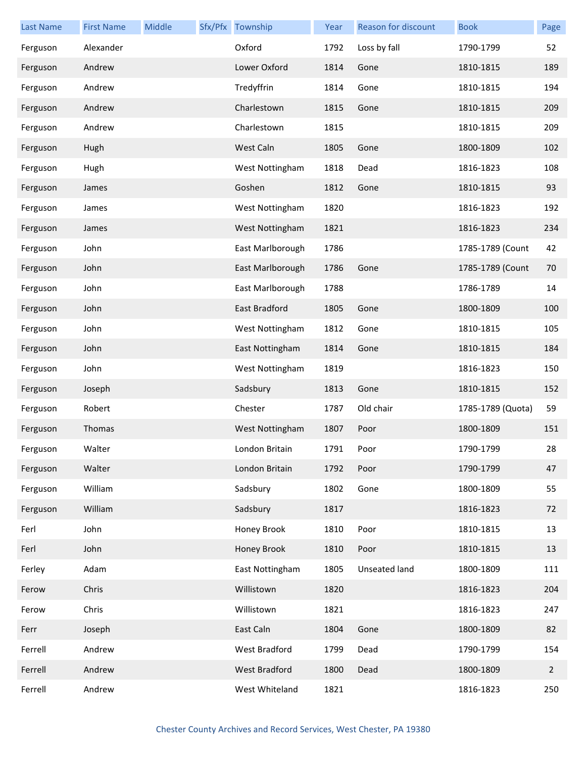| Last Name | First Name | Middle | Sfx/Pfx | Township | Year | Reason for discount | Book | Page |
|---|---|---|---|---|---|---|---|---|
| Ferguson | Alexander | | | Oxford | 1792 | Loss by fall | 1790-1799 | 52 |
| Ferguson | Andrew | | | Lower Oxford | 1814 | Gone | 1810-1815 | 189 |
| Ferguson | Andrew | | | Tredyffrin | 1814 | Gone | 1810-1815 | 194 |
| Ferguson | Andrew | | | Charlestown | 1815 | Gone | 1810-1815 | 209 |
| Ferguson | Andrew | | | Charlestown | 1815 | | 1810-1815 | 209 |
| Ferguson | Hugh | | | West Caln | 1805 | Gone | 1800-1809 | 102 |
| Ferguson | Hugh | | | West Nottingham | 1818 | Dead | 1816-1823 | 108 |
| Ferguson | James | | | Goshen | 1812 | Gone | 1810-1815 | 93 |
| Ferguson | James | | | West Nottingham | 1820 | | 1816-1823 | 192 |
| Ferguson | James | | | West Nottingham | 1821 | | 1816-1823 | 234 |
| Ferguson | John | | | East Marlborough | 1786 | | 1785-1789 (Count | 42 |
| Ferguson | John | | | East Marlborough | 1786 | Gone | 1785-1789 (Count | 70 |
| Ferguson | John | | | East Marlborough | 1788 | | 1786-1789 | 14 |
| Ferguson | John | | | East Bradford | 1805 | Gone | 1800-1809 | 100 |
| Ferguson | John | | | West Nottingham | 1812 | Gone | 1810-1815 | 105 |
| Ferguson | John | | | East Nottingham | 1814 | Gone | 1810-1815 | 184 |
| Ferguson | John | | | West Nottingham | 1819 | | 1816-1823 | 150 |
| Ferguson | Joseph | | | Sadsbury | 1813 | Gone | 1810-1815 | 152 |
| Ferguson | Robert | | | Chester | 1787 | Old chair | 1785-1789 (Quota) | 59 |
| Ferguson | Thomas | | | West Nottingham | 1807 | Poor | 1800-1809 | 151 |
| Ferguson | Walter | | | London Britain | 1791 | Poor | 1790-1799 | 28 |
| Ferguson | Walter | | | London Britain | 1792 | Poor | 1790-1799 | 47 |
| Ferguson | William | | | Sadsbury | 1802 | Gone | 1800-1809 | 55 |
| Ferguson | William | | | Sadsbury | 1817 | | 1816-1823 | 72 |
| Ferl | John | | | Honey Brook | 1810 | Poor | 1810-1815 | 13 |
| Ferl | John | | | Honey Brook | 1810 | Poor | 1810-1815 | 13 |
| Ferley | Adam | | | East Nottingham | 1805 | Unseated land | 1800-1809 | 111 |
| Ferow | Chris | | | Willistown | 1820 | | 1816-1823 | 204 |
| Ferow | Chris | | | Willistown | 1821 | | 1816-1823 | 247 |
| Ferr | Joseph | | | East Caln | 1804 | Gone | 1800-1809 | 82 |
| Ferrell | Andrew | | | West Bradford | 1799 | Dead | 1790-1799 | 154 |
| Ferrell | Andrew | | | West Bradford | 1800 | Dead | 1800-1809 | 2 |
| Ferrell | Andrew | | | West Whiteland | 1821 | | 1816-1823 | 250 |

Chester County Archives and Record Services, West Chester, PA 19380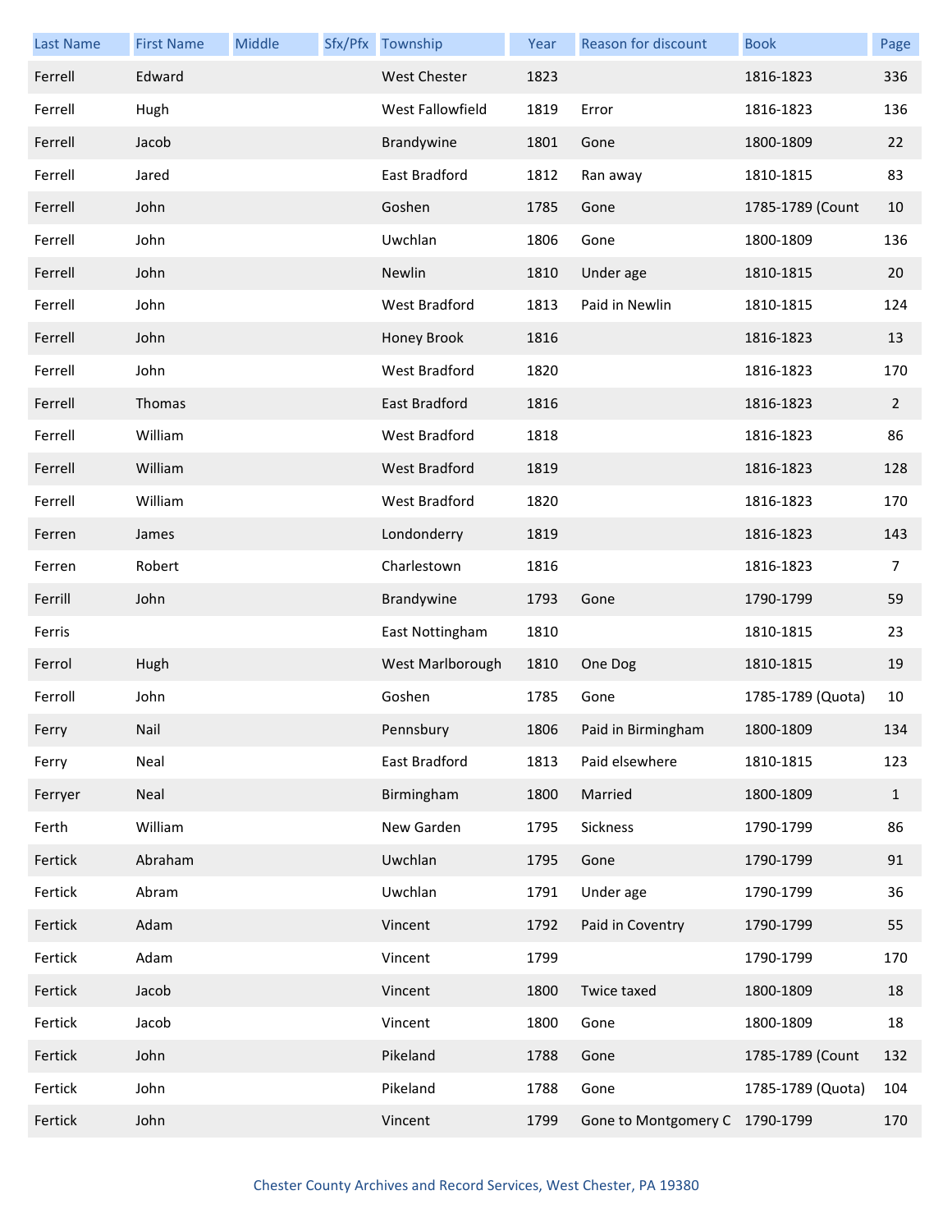| Last Name | First Name | Middle | Sfx/Pfx | Township | Year | Reason for discount | Book | Page |
| --- | --- | --- | --- | --- | --- | --- | --- | --- |
| Ferrell | Edward | | | West Chester | 1823 | | 1816-1823 | 336 |
| Ferrell | Hugh | | | West Fallowfield | 1819 | Error | 1816-1823 | 136 |
| Ferrell | Jacob | | | Brandywine | 1801 | Gone | 1800-1809 | 22 |
| Ferrell | Jared | | | East Bradford | 1812 | Ran away | 1810-1815 | 83 |
| Ferrell | John | | | Goshen | 1785 | Gone | 1785-1789 (Count | 10 |
| Ferrell | John | | | Uwchlan | 1806 | Gone | 1800-1809 | 136 |
| Ferrell | John | | | Newlin | 1810 | Under age | 1810-1815 | 20 |
| Ferrell | John | | | West Bradford | 1813 | Paid in Newlin | 1810-1815 | 124 |
| Ferrell | John | | | Honey Brook | 1816 | | 1816-1823 | 13 |
| Ferrell | John | | | West Bradford | 1820 | | 1816-1823 | 170 |
| Ferrell | Thomas | | | East Bradford | 1816 | | 1816-1823 | 2 |
| Ferrell | William | | | West Bradford | 1818 | | 1816-1823 | 86 |
| Ferrell | William | | | West Bradford | 1819 | | 1816-1823 | 128 |
| Ferrell | William | | | West Bradford | 1820 | | 1816-1823 | 170 |
| Ferren | James | | | Londonderry | 1819 | | 1816-1823 | 143 |
| Ferren | Robert | | | Charlestown | 1816 | | 1816-1823 | 7 |
| Ferrill | John | | | Brandywine | 1793 | Gone | 1790-1799 | 59 |
| Ferris | | | | East Nottingham | 1810 | | 1810-1815 | 23 |
| Ferrol | Hugh | | | West Marlborough | 1810 | One Dog | 1810-1815 | 19 |
| Ferroll | John | | | Goshen | 1785 | Gone | 1785-1789 (Quota) | 10 |
| Ferry | Nail | | | Pennsbury | 1806 | Paid in Birmingham | 1800-1809 | 134 |
| Ferry | Neal | | | East Bradford | 1813 | Paid elsewhere | 1810-1815 | 123 |
| Ferryer | Neal | | | Birmingham | 1800 | Married | 1800-1809 | 1 |
| Ferth | William | | | New Garden | 1795 | Sickness | 1790-1799 | 86 |
| Fertick | Abraham | | | Uwchlan | 1795 | Gone | 1790-1799 | 91 |
| Fertick | Abram | | | Uwchlan | 1791 | Under age | 1790-1799 | 36 |
| Fertick | Adam | | | Vincent | 1792 | Paid in Coventry | 1790-1799 | 55 |
| Fertick | Adam | | | Vincent | 1799 | | 1790-1799 | 170 |
| Fertick | Jacob | | | Vincent | 1800 | Twice taxed | 1800-1809 | 18 |
| Fertick | Jacob | | | Vincent | 1800 | Gone | 1800-1809 | 18 |
| Fertick | John | | | Pikeland | 1788 | Gone | 1785-1789 (Count | 132 |
| Fertick | John | | | Pikeland | 1788 | Gone | 1785-1789 (Quota) | 104 |
| Fertick | John | | | Vincent | 1799 | Gone to Montgomery C | 1790-1799 | 170 |

Chester County Archives and Record Services, West Chester, PA 19380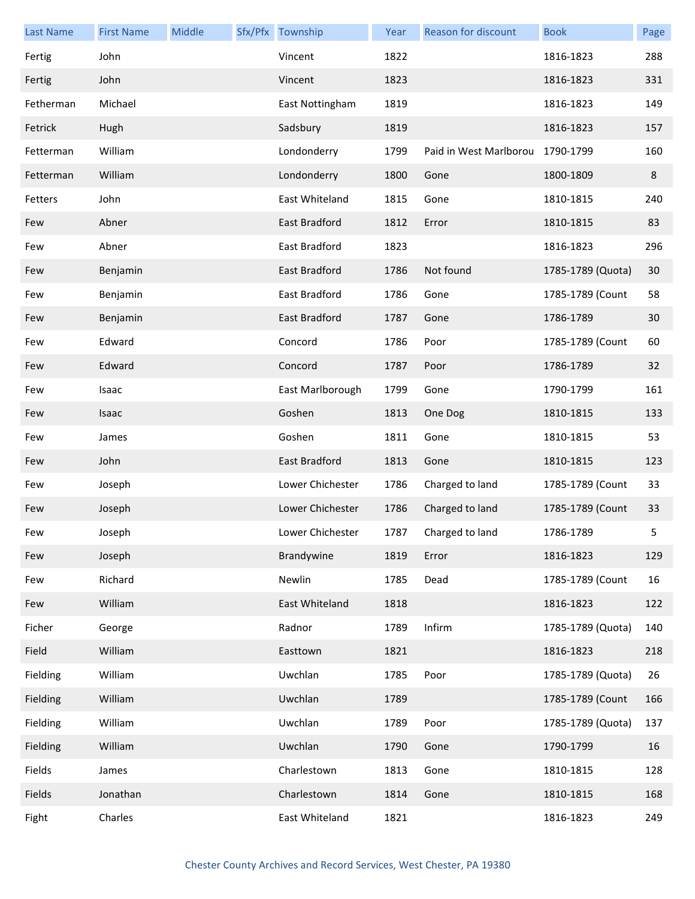| Last Name | First Name | Middle | Sfx/Pfx | Township | Year | Reason for discount | Book | Page |
|---|---|---|---|---|---|---|---|---|
| Fertig | John | | | Vincent | 1822 | | 1816-1823 | 288 |
| Fertig | John | | | Vincent | 1823 | | 1816-1823 | 331 |
| Fetherman | Michael | | | East Nottingham | 1819 | | 1816-1823 | 149 |
| Fetrick | Hugh | | | Sadsbury | 1819 | | 1816-1823 | 157 |
| Fetterman | William | | | Londonderry | 1799 | Paid in West Marlborou | 1790-1799 | 160 |
| Fetterman | William | | | Londonderry | 1800 | Gone | 1800-1809 | 8 |
| Fetters | John | | | East Whiteland | 1815 | Gone | 1810-1815 | 240 |
| Few | Abner | | | East Bradford | 1812 | Error | 1810-1815 | 83 |
| Few | Abner | | | East Bradford | 1823 | | 1816-1823 | 296 |
| Few | Benjamin | | | East Bradford | 1786 | Not found | 1785-1789 (Quota) | 30 |
| Few | Benjamin | | | East Bradford | 1786 | Gone | 1785-1789 (Count | 58 |
| Few | Benjamin | | | East Bradford | 1787 | Gone | 1786-1789 | 30 |
| Few | Edward | | | Concord | 1786 | Poor | 1785-1789 (Count | 60 |
| Few | Edward | | | Concord | 1787 | Poor | 1786-1789 | 32 |
| Few | Isaac | | | East Marlborough | 1799 | Gone | 1790-1799 | 161 |
| Few | Isaac | | | Goshen | 1813 | One Dog | 1810-1815 | 133 |
| Few | James | | | Goshen | 1811 | Gone | 1810-1815 | 53 |
| Few | John | | | East Bradford | 1813 | Gone | 1810-1815 | 123 |
| Few | Joseph | | | Lower Chichester | 1786 | Charged to land | 1785-1789 (Count | 33 |
| Few | Joseph | | | Lower Chichester | 1786 | Charged to land | 1785-1789 (Count | 33 |
| Few | Joseph | | | Lower Chichester | 1787 | Charged to land | 1786-1789 | 5 |
| Few | Joseph | | | Brandywine | 1819 | Error | 1816-1823 | 129 |
| Few | Richard | | | Newlin | 1785 | Dead | 1785-1789 (Count | 16 |
| Few | William | | | East Whiteland | 1818 | | 1816-1823 | 122 |
| Ficher | George | | | Radnor | 1789 | Infirm | 1785-1789 (Quota) | 140 |
| Field | William | | | Easttown | 1821 | | 1816-1823 | 218 |
| Fielding | William | | | Uwchlan | 1785 | Poor | 1785-1789 (Quota) | 26 |
| Fielding | William | | | Uwchlan | 1789 | | 1785-1789 (Count | 166 |
| Fielding | William | | | Uwchlan | 1789 | Poor | 1785-1789 (Quota) | 137 |
| Fielding | William | | | Uwchlan | 1790 | Gone | 1790-1799 | 16 |
| Fields | James | | | Charlestown | 1813 | Gone | 1810-1815 | 128 |
| Fields | Jonathan | | | Charlestown | 1814 | Gone | 1810-1815 | 168 |
| Fight | Charles | | | East Whiteland | 1821 | | 1816-1823 | 249 |

Chester County Archives and Record Services, West Chester, PA 19380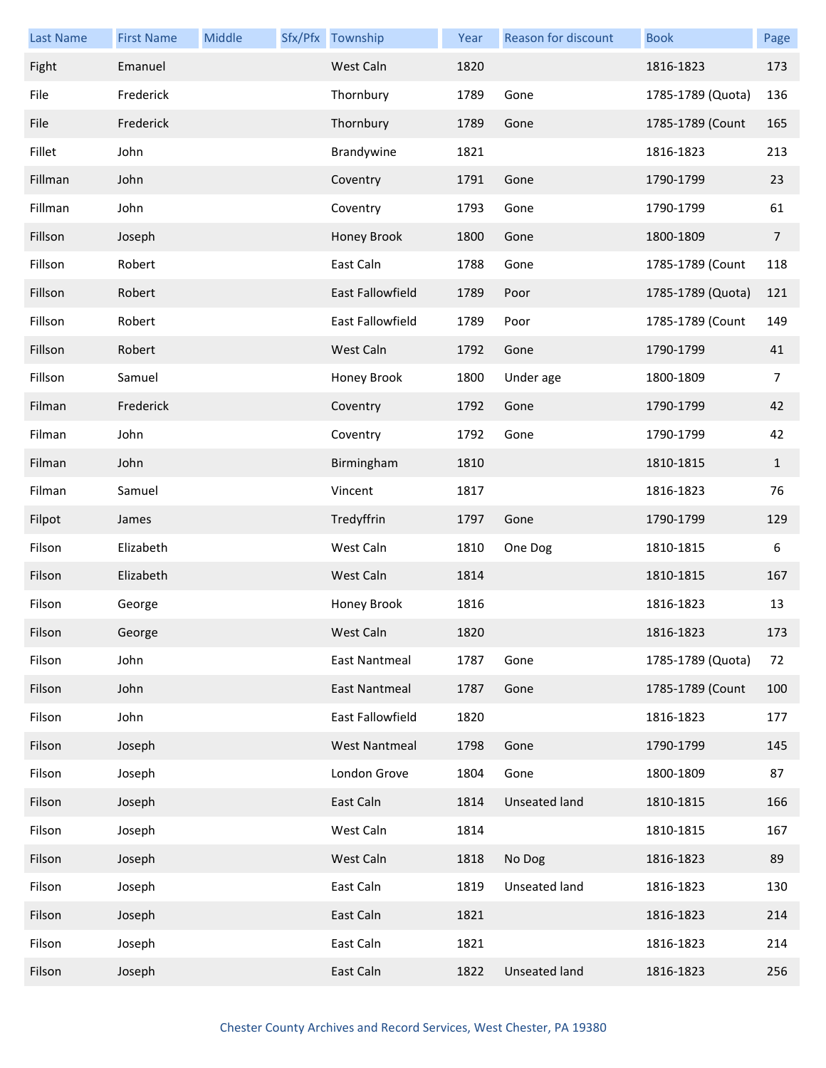| Last Name | First Name | Middle | Sfx/Pfx | Township | Year | Reason for discount | Book | Page |
|---|---|---|---|---|---|---|---|---|
| Fight | Emanuel | | | West Caln | 1820 | | 1816-1823 | 173 |
| File | Frederick | | | Thornbury | 1789 | Gone | 1785-1789 (Quota) | 136 |
| File | Frederick | | | Thornbury | 1789 | Gone | 1785-1789 (Count | 165 |
| Fillet | John | | | Brandywine | 1821 | | 1816-1823 | 213 |
| Fillman | John | | | Coventry | 1791 | Gone | 1790-1799 | 23 |
| Fillman | John | | | Coventry | 1793 | Gone | 1790-1799 | 61 |
| Fillson | Joseph | | | Honey Brook | 1800 | Gone | 1800-1809 | 7 |
| Fillson | Robert | | | East Caln | 1788 | Gone | 1785-1789 (Count | 118 |
| Fillson | Robert | | | East Fallowfield | 1789 | Poor | 1785-1789 (Quota) | 121 |
| Fillson | Robert | | | East Fallowfield | 1789 | Poor | 1785-1789 (Count | 149 |
| Fillson | Robert | | | West Caln | 1792 | Gone | 1790-1799 | 41 |
| Fillson | Samuel | | | Honey Brook | 1800 | Under age | 1800-1809 | 7 |
| Filman | Frederick | | | Coventry | 1792 | Gone | 1790-1799 | 42 |
| Filman | John | | | Coventry | 1792 | Gone | 1790-1799 | 42 |
| Filman | John | | | Birmingham | 1810 | | 1810-1815 | 1 |
| Filman | Samuel | | | Vincent | 1817 | | 1816-1823 | 76 |
| Filpot | James | | | Tredyffrin | 1797 | Gone | 1790-1799 | 129 |
| Filson | Elizabeth | | | West Caln | 1810 | One Dog | 1810-1815 | 6 |
| Filson | Elizabeth | | | West Caln | 1814 | | 1810-1815 | 167 |
| Filson | George | | | Honey Brook | 1816 | | 1816-1823 | 13 |
| Filson | George | | | West Caln | 1820 | | 1816-1823 | 173 |
| Filson | John | | | East Nantmeal | 1787 | Gone | 1785-1789 (Quota) | 72 |
| Filson | John | | | East Nantmeal | 1787 | Gone | 1785-1789 (Count | 100 |
| Filson | John | | | East Fallowfield | 1820 | | 1816-1823 | 177 |
| Filson | Joseph | | | West Nantmeal | 1798 | Gone | 1790-1799 | 145 |
| Filson | Joseph | | | London Grove | 1804 | Gone | 1800-1809 | 87 |
| Filson | Joseph | | | East Caln | 1814 | Unseated land | 1810-1815 | 166 |
| Filson | Joseph | | | West Caln | 1814 | | 1810-1815 | 167 |
| Filson | Joseph | | | West Caln | 1818 | No Dog | 1816-1823 | 89 |
| Filson | Joseph | | | East Caln | 1819 | Unseated land | 1816-1823 | 130 |
| Filson | Joseph | | | East Caln | 1821 | | 1816-1823 | 214 |
| Filson | Joseph | | | East Caln | 1821 | | 1816-1823 | 214 |
| Filson | Joseph | | | East Caln | 1822 | Unseated land | 1816-1823 | 256 |

Chester County Archives and Record Services, West Chester, PA 19380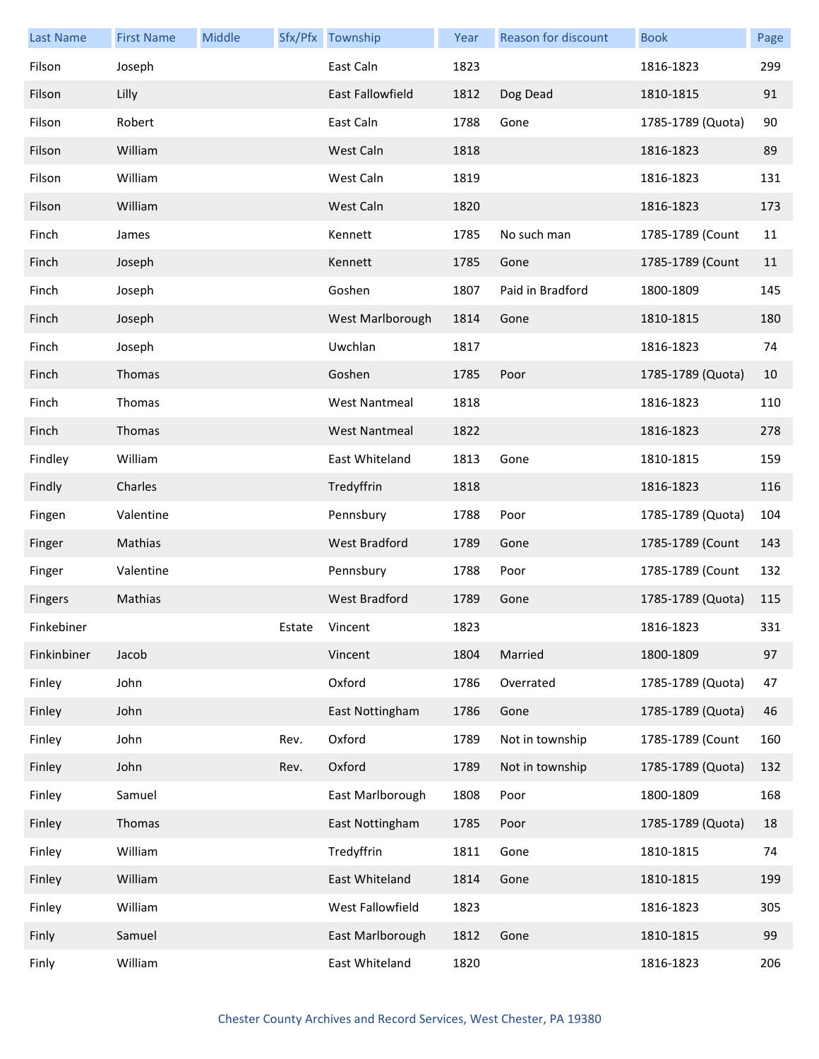| Last Name | First Name | Middle | Sfx/Pfx | Township | Year | Reason for discount | Book | Page |
|---|---|---|---|---|---|---|---|---|
| Filson | Joseph | | | East Caln | 1823 | | 1816-1823 | 299 |
| Filson | Lilly | | | East Fallowfield | 1812 | Dog Dead | 1810-1815 | 91 |
| Filson | Robert | | | East Caln | 1788 | Gone | 1785-1789 (Quota) | 90 |
| Filson | William | | | West Caln | 1818 | | 1816-1823 | 89 |
| Filson | William | | | West Caln | 1819 | | 1816-1823 | 131 |
| Filson | William | | | West Caln | 1820 | | 1816-1823 | 173 |
| Finch | James | | | Kennett | 1785 | No such man | 1785-1789 (Count | 11 |
| Finch | Joseph | | | Kennett | 1785 | Gone | 1785-1789 (Count | 11 |
| Finch | Joseph | | | Goshen | 1807 | Paid in Bradford | 1800-1809 | 145 |
| Finch | Joseph | | | West Marlborough | 1814 | Gone | 1810-1815 | 180 |
| Finch | Joseph | | | Uwchlan | 1817 | | 1816-1823 | 74 |
| Finch | Thomas | | | Goshen | 1785 | Poor | 1785-1789 (Quota) | 10 |
| Finch | Thomas | | | West Nantmeal | 1818 | | 1816-1823 | 110 |
| Finch | Thomas | | | West Nantmeal | 1822 | | 1816-1823 | 278 |
| Findley | William | | | East Whiteland | 1813 | Gone | 1810-1815 | 159 |
| Findly | Charles | | | Tredyffrin | 1818 | | 1816-1823 | 116 |
| Fingen | Valentine | | | Pennsbury | 1788 | Poor | 1785-1789 (Quota) | 104 |
| Finger | Mathias | | | West Bradford | 1789 | Gone | 1785-1789 (Count | 143 |
| Finger | Valentine | | | Pennsbury | 1788 | Poor | 1785-1789 (Count | 132 |
| Fingers | Mathias | | | West Bradford | 1789 | Gone | 1785-1789 (Quota) | 115 |
| Finkebiner | | | Estate | Vincent | 1823 | | 1816-1823 | 331 |
| Finkinbiner | Jacob | | | Vincent | 1804 | Married | 1800-1809 | 97 |
| Finley | John | | | Oxford | 1786 | Overrated | 1785-1789 (Quota) | 47 |
| Finley | John | | | East Nottingham | 1786 | Gone | 1785-1789 (Quota) | 46 |
| Finley | John | | Rev. | Oxford | 1789 | Not in township | 1785-1789 (Count | 160 |
| Finley | John | | Rev. | Oxford | 1789 | Not in township | 1785-1789 (Quota) | 132 |
| Finley | Samuel | | | East Marlborough | 1808 | Poor | 1800-1809 | 168 |
| Finley | Thomas | | | East Nottingham | 1785 | Poor | 1785-1789 (Quota) | 18 |
| Finley | William | | | Tredyffrin | 1811 | Gone | 1810-1815 | 74 |
| Finley | William | | | East Whiteland | 1814 | Gone | 1810-1815 | 199 |
| Finley | William | | | West Fallowfield | 1823 | | 1816-1823 | 305 |
| Finly | Samuel | | | East Marlborough | 1812 | Gone | 1810-1815 | 99 |
| Finly | William | | | East Whiteland | 1820 | | 1816-1823 | 206 |

Chester County Archives and Record Services, West Chester, PA 19380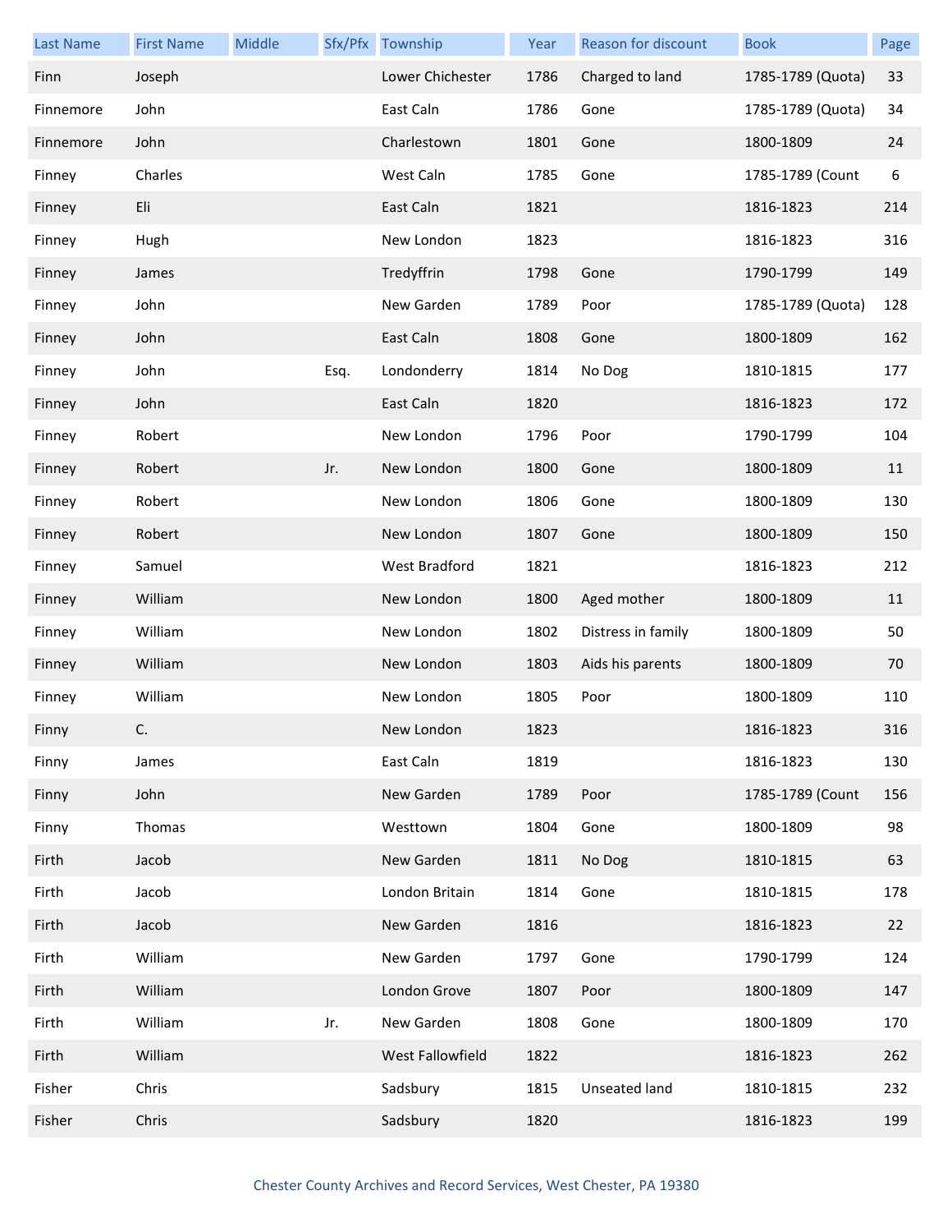| Last Name | First Name | Middle | Sfx/Pfx | Township | Year | Reason for discount | Book | Page |
|---|---|---|---|---|---|---|---|---|
| Finn | Joseph | | | Lower Chichester | 1786 | Charged to land | 1785-1789 (Quota) | 33 |
| Finnemore | John | | | East Caln | 1786 | Gone | 1785-1789 (Quota) | 34 |
| Finnemore | John | | | Charlestown | 1801 | Gone | 1800-1809 | 24 |
| Finney | Charles | | | West Caln | 1785 | Gone | 1785-1789 (Count | 6 |
| Finney | Eli | | | East Caln | 1821 | | 1816-1823 | 214 |
| Finney | Hugh | | | New London | 1823 | | 1816-1823 | 316 |
| Finney | James | | | Tredyffrin | 1798 | Gone | 1790-1799 | 149 |
| Finney | John | | | New Garden | 1789 | Poor | 1785-1789 (Quota) | 128 |
| Finney | John | | | East Caln | 1808 | Gone | 1800-1809 | 162 |
| Finney | John | | Esq. | Londonderry | 1814 | No Dog | 1810-1815 | 177 |
| Finney | John | | | East Caln | 1820 | | 1816-1823 | 172 |
| Finney | Robert | | | New London | 1796 | Poor | 1790-1799 | 104 |
| Finney | Robert | | Jr. | New London | 1800 | Gone | 1800-1809 | 11 |
| Finney | Robert | | | New London | 1806 | Gone | 1800-1809 | 130 |
| Finney | Robert | | | New London | 1807 | Gone | 1800-1809 | 150 |
| Finney | Samuel | | | West Bradford | 1821 | | 1816-1823 | 212 |
| Finney | William | | | New London | 1800 | Aged mother | 1800-1809 | 11 |
| Finney | William | | | New London | 1802 | Distress in family | 1800-1809 | 50 |
| Finney | William | | | New London | 1803 | Aids his parents | 1800-1809 | 70 |
| Finney | William | | | New London | 1805 | Poor | 1800-1809 | 110 |
| Finny | C. | | | New London | 1823 | | 1816-1823 | 316 |
| Finny | James | | | East Caln | 1819 | | 1816-1823 | 130 |
| Finny | John | | | New Garden | 1789 | Poor | 1785-1789 (Count | 156 |
| Finny | Thomas | | | Westtown | 1804 | Gone | 1800-1809 | 98 |
| Firth | Jacob | | | New Garden | 1811 | No Dog | 1810-1815 | 63 |
| Firth | Jacob | | | London Britain | 1814 | Gone | 1810-1815 | 178 |
| Firth | Jacob | | | New Garden | 1816 | | 1816-1823 | 22 |
| Firth | William | | | New Garden | 1797 | Gone | 1790-1799 | 124 |
| Firth | William | | | London Grove | 1807 | Poor | 1800-1809 | 147 |
| Firth | William | | Jr. | New Garden | 1808 | Gone | 1800-1809 | 170 |
| Firth | William | | | West Fallowfield | 1822 | | 1816-1823 | 262 |
| Fisher | Chris | | | Sadsbury | 1815 | Unseated land | 1810-1815 | 232 |
| Fisher | Chris | | | Sadsbury | 1820 | | 1816-1823 | 199 |

Chester County Archives and Record Services, West Chester, PA 19380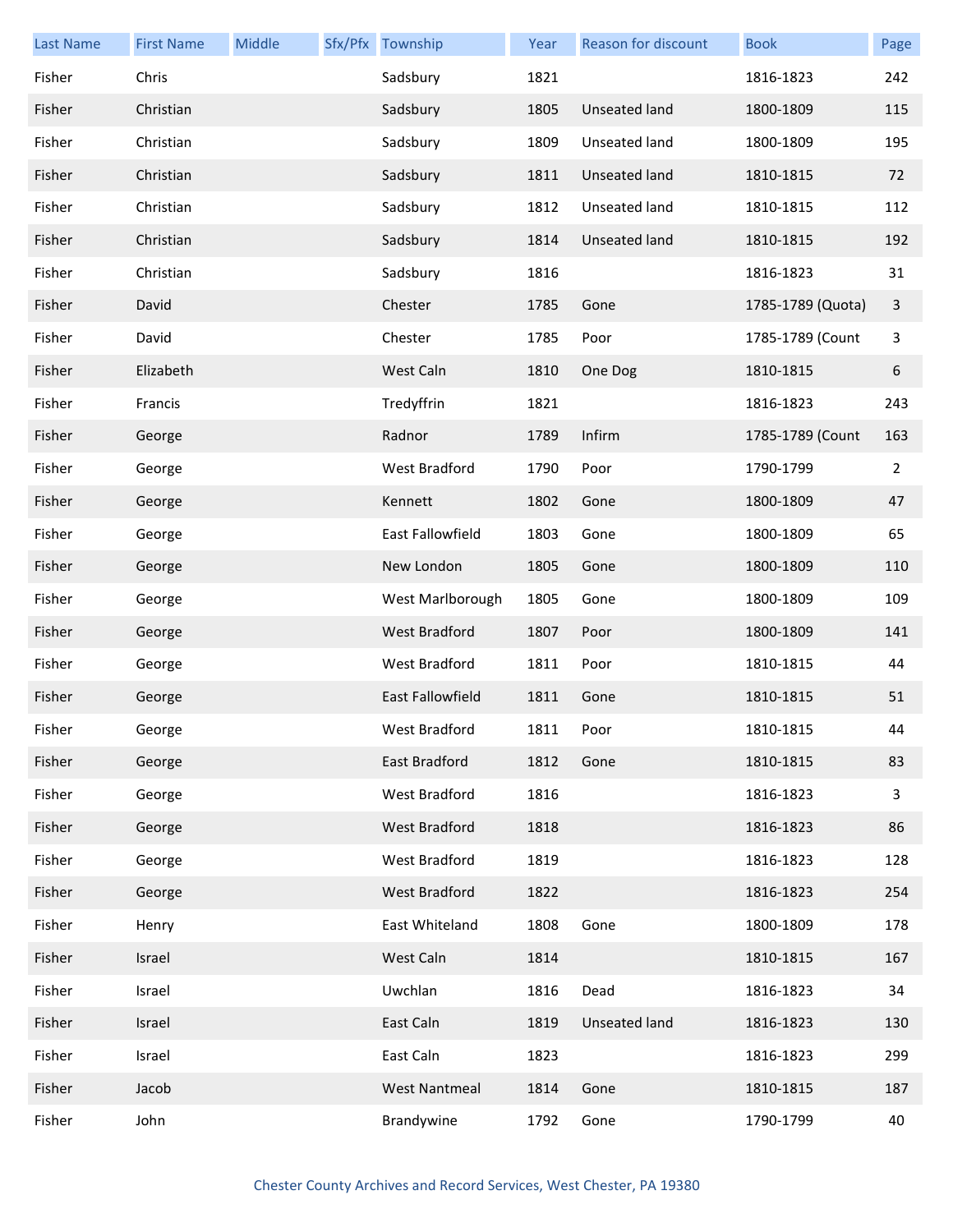| Last Name | First Name | Middle | Sfx/Pfx | Township | Year | Reason for discount | Book | Page |
|---|---|---|---|---|---|---|---|---|
| Fisher | Chris | | | Sadsbury | 1821 | | 1816-1823 | 242 |
| Fisher | Christian | | | Sadsbury | 1805 | Unseated land | 1800-1809 | 115 |
| Fisher | Christian | | | Sadsbury | 1809 | Unseated land | 1800-1809 | 195 |
| Fisher | Christian | | | Sadsbury | 1811 | Unseated land | 1810-1815 | 72 |
| Fisher | Christian | | | Sadsbury | 1812 | Unseated land | 1810-1815 | 112 |
| Fisher | Christian | | | Sadsbury | 1814 | Unseated land | 1810-1815 | 192 |
| Fisher | Christian | | | Sadsbury | 1816 | | 1816-1823 | 31 |
| Fisher | David | | | Chester | 1785 | Gone | 1785-1789 (Quota) | 3 |
| Fisher | David | | | Chester | 1785 | Poor | 1785-1789 (Count | 3 |
| Fisher | Elizabeth | | | West Caln | 1810 | One Dog | 1810-1815 | 6 |
| Fisher | Francis | | | Tredyffrin | 1821 | | 1816-1823 | 243 |
| Fisher | George | | | Radnor | 1789 | Infirm | 1785-1789 (Count | 163 |
| Fisher | George | | | West Bradford | 1790 | Poor | 1790-1799 | 2 |
| Fisher | George | | | Kennett | 1802 | Gone | 1800-1809 | 47 |
| Fisher | George | | | East Fallowfield | 1803 | Gone | 1800-1809 | 65 |
| Fisher | George | | | New London | 1805 | Gone | 1800-1809 | 110 |
| Fisher | George | | | West Marlborough | 1805 | Gone | 1800-1809 | 109 |
| Fisher | George | | | West Bradford | 1807 | Poor | 1800-1809 | 141 |
| Fisher | George | | | West Bradford | 1811 | Poor | 1810-1815 | 44 |
| Fisher | George | | | East Fallowfield | 1811 | Gone | 1810-1815 | 51 |
| Fisher | George | | | West Bradford | 1811 | Poor | 1810-1815 | 44 |
| Fisher | George | | | East Bradford | 1812 | Gone | 1810-1815 | 83 |
| Fisher | George | | | West Bradford | 1816 | | 1816-1823 | 3 |
| Fisher | George | | | West Bradford | 1818 | | 1816-1823 | 86 |
| Fisher | George | | | West Bradford | 1819 | | 1816-1823 | 128 |
| Fisher | George | | | West Bradford | 1822 | | 1816-1823 | 254 |
| Fisher | Henry | | | East Whiteland | 1808 | Gone | 1800-1809 | 178 |
| Fisher | Israel | | | West Caln | 1814 | | 1810-1815 | 167 |
| Fisher | Israel | | | Uwchlan | 1816 | Dead | 1816-1823 | 34 |
| Fisher | Israel | | | East Caln | 1819 | Unseated land | 1816-1823 | 130 |
| Fisher | Israel | | | East Caln | 1823 | | 1816-1823 | 299 |
| Fisher | Jacob | | | West Nantmeal | 1814 | Gone | 1810-1815 | 187 |
| Fisher | John | | | Brandywine | 1792 | Gone | 1790-1799 | 40 |

Chester County Archives and Record Services, West Chester, PA 19380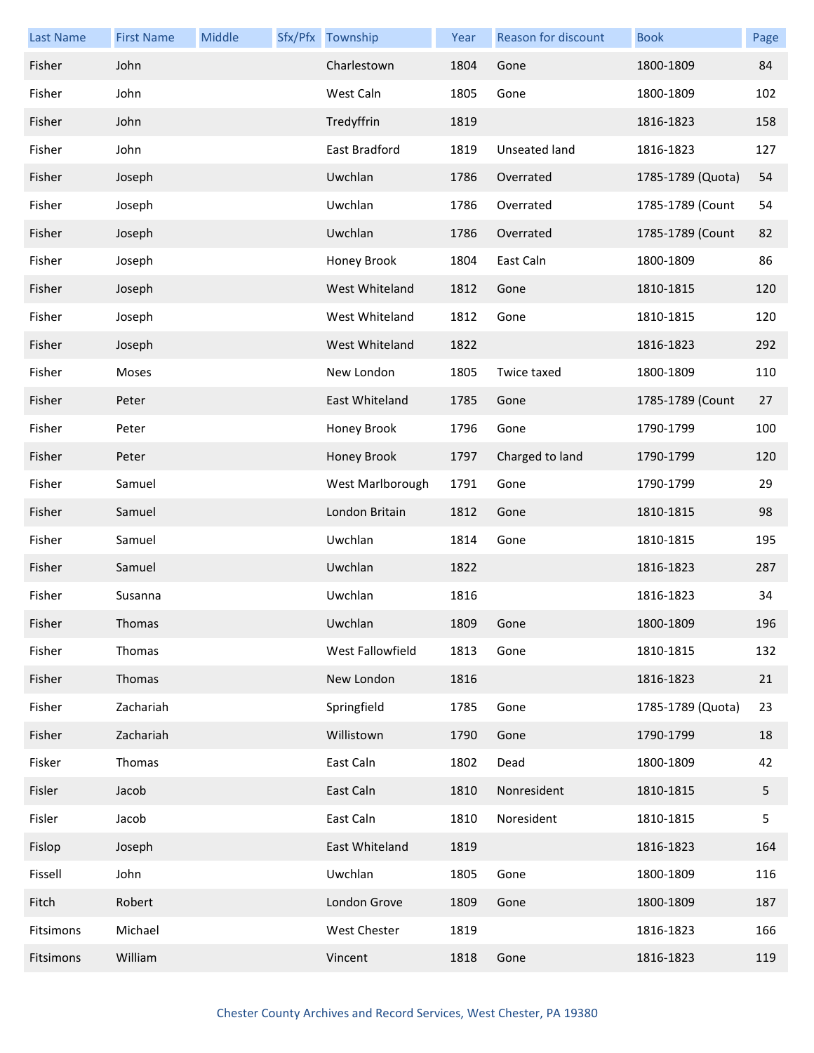| Last Name | First Name | Middle | Sfx/Pfx | Township | Year | Reason for discount | Book | Page |
|---|---|---|---|---|---|---|---|---|
| Fisher | John | | | Charlestown | 1804 | Gone | 1800-1809 | 84 |
| Fisher | John | | | West Caln | 1805 | Gone | 1800-1809 | 102 |
| Fisher | John | | | Tredyffrin | 1819 | | 1816-1823 | 158 |
| Fisher | John | | | East Bradford | 1819 | Unseated land | 1816-1823 | 127 |
| Fisher | Joseph | | | Uwchlan | 1786 | Overrated | 1785-1789 (Quota) | 54 |
| Fisher | Joseph | | | Uwchlan | 1786 | Overrated | 1785-1789 (Count | 54 |
| Fisher | Joseph | | | Uwchlan | 1786 | Overrated | 1785-1789 (Count | 82 |
| Fisher | Joseph | | | Honey Brook | 1804 | East Caln | 1800-1809 | 86 |
| Fisher | Joseph | | | West Whiteland | 1812 | Gone | 1810-1815 | 120 |
| Fisher | Joseph | | | West Whiteland | 1812 | Gone | 1810-1815 | 120 |
| Fisher | Joseph | | | West Whiteland | 1822 | | 1816-1823 | 292 |
| Fisher | Moses | | | New London | 1805 | Twice taxed | 1800-1809 | 110 |
| Fisher | Peter | | | East Whiteland | 1785 | Gone | 1785-1789 (Count | 27 |
| Fisher | Peter | | | Honey Brook | 1796 | Gone | 1790-1799 | 100 |
| Fisher | Peter | | | Honey Brook | 1797 | Charged to land | 1790-1799 | 120 |
| Fisher | Samuel | | | West Marlborough | 1791 | Gone | 1790-1799 | 29 |
| Fisher | Samuel | | | London Britain | 1812 | Gone | 1810-1815 | 98 |
| Fisher | Samuel | | | Uwchlan | 1814 | Gone | 1810-1815 | 195 |
| Fisher | Samuel | | | Uwchlan | 1822 | | 1816-1823 | 287 |
| Fisher | Susanna | | | Uwchlan | 1816 | | 1816-1823 | 34 |
| Fisher | Thomas | | | Uwchlan | 1809 | Gone | 1800-1809 | 196 |
| Fisher | Thomas | | | West Fallowfield | 1813 | Gone | 1810-1815 | 132 |
| Fisher | Thomas | | | New London | 1816 | | 1816-1823 | 21 |
| Fisher | Zachariah | | | Springfield | 1785 | Gone | 1785-1789 (Quota) | 23 |
| Fisher | Zachariah | | | Willistown | 1790 | Gone | 1790-1799 | 18 |
| Fisker | Thomas | | | East Caln | 1802 | Dead | 1800-1809 | 42 |
| Fisler | Jacob | | | East Caln | 1810 | Nonresident | 1810-1815 | 5 |
| Fisler | Jacob | | | East Caln | 1810 | Noresident | 1810-1815 | 5 |
| Fislop | Joseph | | | East Whiteland | 1819 | | 1816-1823 | 164 |
| Fissell | John | | | Uwchlan | 1805 | Gone | 1800-1809 | 116 |
| Fitch | Robert | | | London Grove | 1809 | Gone | 1800-1809 | 187 |
| Fitsimons | Michael | | | West Chester | 1819 | | 1816-1823 | 166 |
| Fitsimons | William | | | Vincent | 1818 | Gone | 1816-1823 | 119 |

Chester County Archives and Record Services, West Chester, PA 19380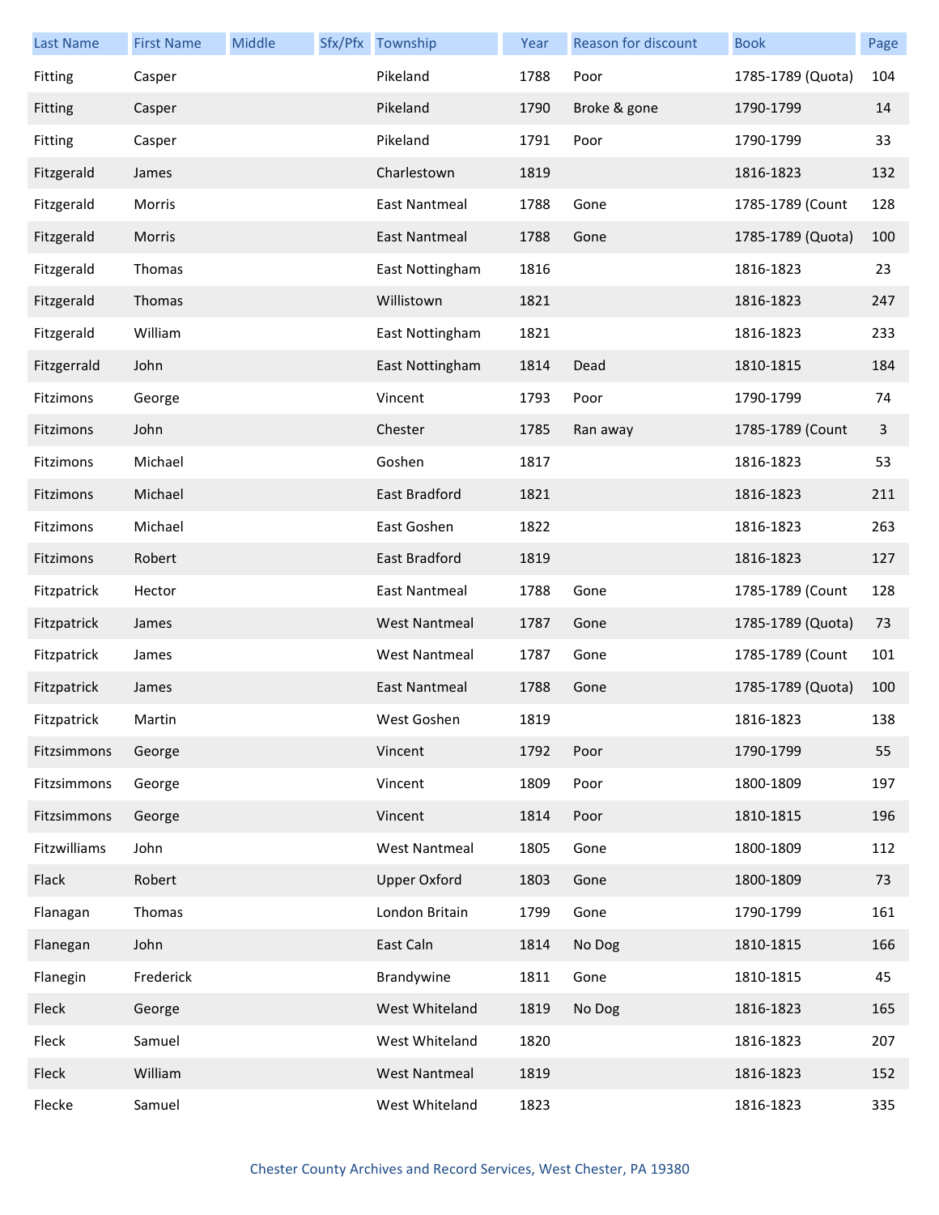| Last Name | First Name | Middle | Sfx/Pfx | Township | Year | Reason for discount | Book | Page |
|---|---|---|---|---|---|---|---|---|
| Fitting | Casper | | | Pikeland | 1788 | Poor | 1785-1789 (Quota) | 104 |
| Fitting | Casper | | | Pikeland | 1790 | Broke & gone | 1790-1799 | 14 |
| Fitting | Casper | | | Pikeland | 1791 | Poor | 1790-1799 | 33 |
| Fitzgerald | James | | | Charlestown | 1819 | | 1816-1823 | 132 |
| Fitzgerald | Morris | | | East Nantmeal | 1788 | Gone | 1785-1789 (Count | 128 |
| Fitzgerald | Morris | | | East Nantmeal | 1788 | Gone | 1785-1789 (Quota) | 100 |
| Fitzgerald | Thomas | | | East Nottingham | 1816 | | 1816-1823 | 23 |
| Fitzgerald | Thomas | | | Willistown | 1821 | | 1816-1823 | 247 |
| Fitzgerald | William | | | East Nottingham | 1821 | | 1816-1823 | 233 |
| Fitzgerrald | John | | | East Nottingham | 1814 | Dead | 1810-1815 | 184 |
| Fitzimons | George | | | Vincent | 1793 | Poor | 1790-1799 | 74 |
| Fitzimons | John | | | Chester | 1785 | Ran away | 1785-1789 (Count | 3 |
| Fitzimons | Michael | | | Goshen | 1817 | | 1816-1823 | 53 |
| Fitzimons | Michael | | | East Bradford | 1821 | | 1816-1823 | 211 |
| Fitzimons | Michael | | | East Goshen | 1822 | | 1816-1823 | 263 |
| Fitzimons | Robert | | | East Bradford | 1819 | | 1816-1823 | 127 |
| Fitzpatrick | Hector | | | East Nantmeal | 1788 | Gone | 1785-1789 (Count | 128 |
| Fitzpatrick | James | | | West Nantmeal | 1787 | Gone | 1785-1789 (Quota) | 73 |
| Fitzpatrick | James | | | West Nantmeal | 1787 | Gone | 1785-1789 (Count | 101 |
| Fitzpatrick | James | | | East Nantmeal | 1788 | Gone | 1785-1789 (Quota) | 100 |
| Fitzpatrick | Martin | | | West Goshen | 1819 | | 1816-1823 | 138 |
| Fitzsimmons | George | | | Vincent | 1792 | Poor | 1790-1799 | 55 |
| Fitzsimmons | George | | | Vincent | 1809 | Poor | 1800-1809 | 197 |
| Fitzsimmons | George | | | Vincent | 1814 | Poor | 1810-1815 | 196 |
| Fitzwilliams | John | | | West Nantmeal | 1805 | Gone | 1800-1809 | 112 |
| Flack | Robert | | | Upper Oxford | 1803 | Gone | 1800-1809 | 73 |
| Flanagan | Thomas | | | London Britain | 1799 | Gone | 1790-1799 | 161 |
| Flanegan | John | | | East Caln | 1814 | No Dog | 1810-1815 | 166 |
| Flanegin | Frederick | | | Brandywine | 1811 | Gone | 1810-1815 | 45 |
| Fleck | George | | | West Whiteland | 1819 | No Dog | 1816-1823 | 165 |
| Fleck | Samuel | | | West Whiteland | 1820 | | 1816-1823 | 207 |
| Fleck | William | | | West Nantmeal | 1819 | | 1816-1823 | 152 |
| Flecke | Samuel | | | West Whiteland | 1823 | | 1816-1823 | 335 |

Chester County Archives and Record Services, West Chester, PA 19380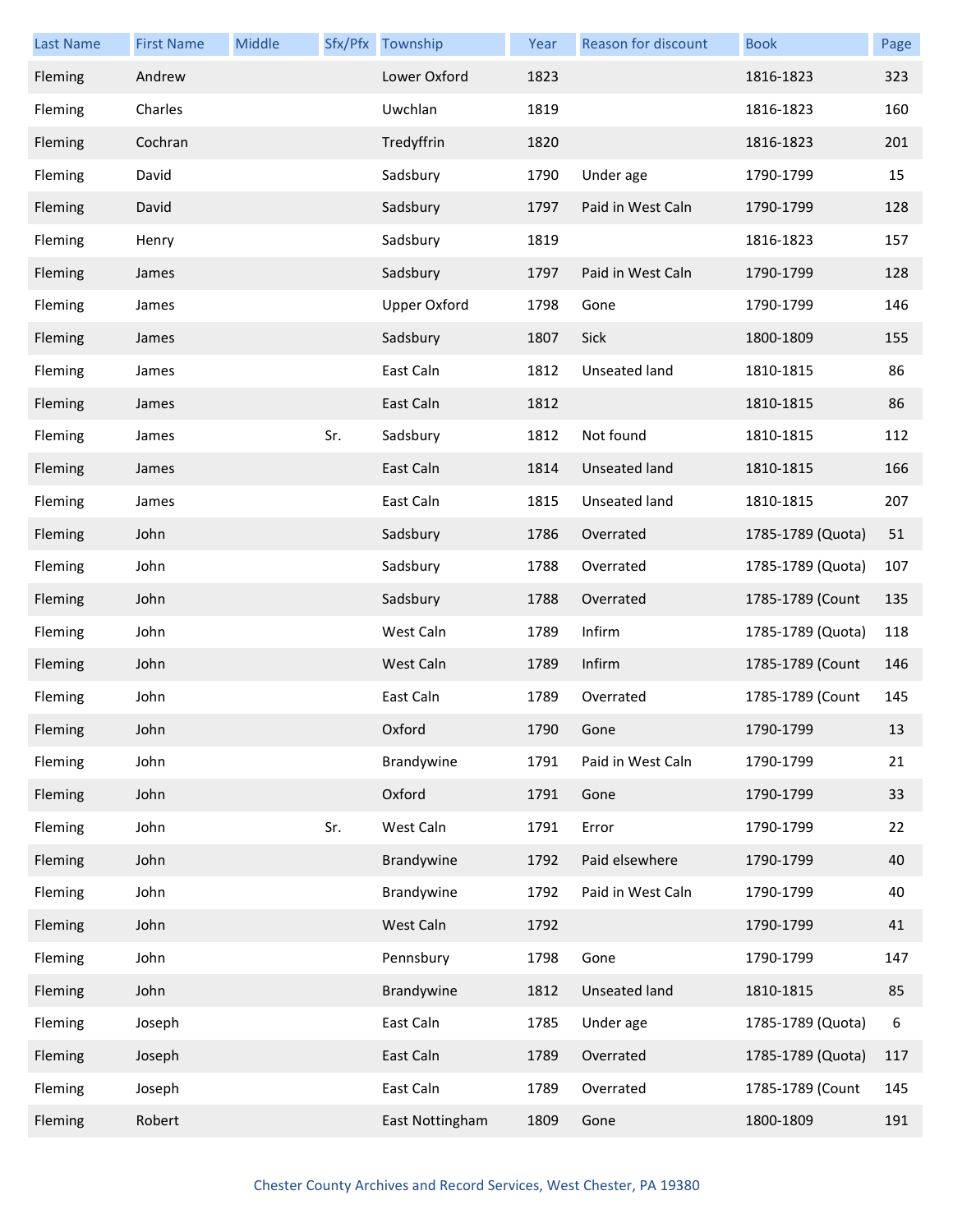| Last Name | First Name | Middle | Sfx/Pfx | Township | Year | Reason for discount | Book | Page |
|---|---|---|---|---|---|---|---|---|
| Fleming | Andrew | | | Lower Oxford | 1823 | | 1816-1823 | 323 |
| Fleming | Charles | | | Uwchlan | 1819 | | 1816-1823 | 160 |
| Fleming | Cochran | | | Tredyffrin | 1820 | | 1816-1823 | 201 |
| Fleming | David | | | Sadsbury | 1790 | Under age | 1790-1799 | 15 |
| Fleming | David | | | Sadsbury | 1797 | Paid in West Caln | 1790-1799 | 128 |
| Fleming | Henry | | | Sadsbury | 1819 | | 1816-1823 | 157 |
| Fleming | James | | | Sadsbury | 1797 | Paid in West Caln | 1790-1799 | 128 |
| Fleming | James | | | Upper Oxford | 1798 | Gone | 1790-1799 | 146 |
| Fleming | James | | | Sadsbury | 1807 | Sick | 1800-1809 | 155 |
| Fleming | James | | | East Caln | 1812 | Unseated land | 1810-1815 | 86 |
| Fleming | James | | | East Caln | 1812 | | 1810-1815 | 86 |
| Fleming | James | | Sr. | Sadsbury | 1812 | Not found | 1810-1815 | 112 |
| Fleming | James | | | East Caln | 1814 | Unseated land | 1810-1815 | 166 |
| Fleming | James | | | East Caln | 1815 | Unseated land | 1810-1815 | 207 |
| Fleming | John | | | Sadsbury | 1786 | Overrated | 1785-1789 (Quota) | 51 |
| Fleming | John | | | Sadsbury | 1788 | Overrated | 1785-1789 (Quota) | 107 |
| Fleming | John | | | Sadsbury | 1788 | Overrated | 1785-1789 (Count | 135 |
| Fleming | John | | | West Caln | 1789 | Infirm | 1785-1789 (Quota) | 118 |
| Fleming | John | | | West Caln | 1789 | Infirm | 1785-1789 (Count | 146 |
| Fleming | John | | | East Caln | 1789 | Overrated | 1785-1789 (Count | 145 |
| Fleming | John | | | Oxford | 1790 | Gone | 1790-1799 | 13 |
| Fleming | John | | | Brandywine | 1791 | Paid in West Caln | 1790-1799 | 21 |
| Fleming | John | | | Oxford | 1791 | Gone | 1790-1799 | 33 |
| Fleming | John | | Sr. | West Caln | 1791 | Error | 1790-1799 | 22 |
| Fleming | John | | | Brandywine | 1792 | Paid elsewhere | 1790-1799 | 40 |
| Fleming | John | | | Brandywine | 1792 | Paid in West Caln | 1790-1799 | 40 |
| Fleming | John | | | West Caln | 1792 | | 1790-1799 | 41 |
| Fleming | John | | | Pennsbury | 1798 | Gone | 1790-1799 | 147 |
| Fleming | John | | | Brandywine | 1812 | Unseated land | 1810-1815 | 85 |
| Fleming | Joseph | | | East Caln | 1785 | Under age | 1785-1789 (Quota) | 6 |
| Fleming | Joseph | | | East Caln | 1789 | Overrated | 1785-1789 (Quota) | 117 |
| Fleming | Joseph | | | East Caln | 1789 | Overrated | 1785-1789 (Count | 145 |
| Fleming | Robert | | | East Nottingham | 1809 | Gone | 1800-1809 | 191 |

Chester County Archives and Record Services, West Chester, PA 19380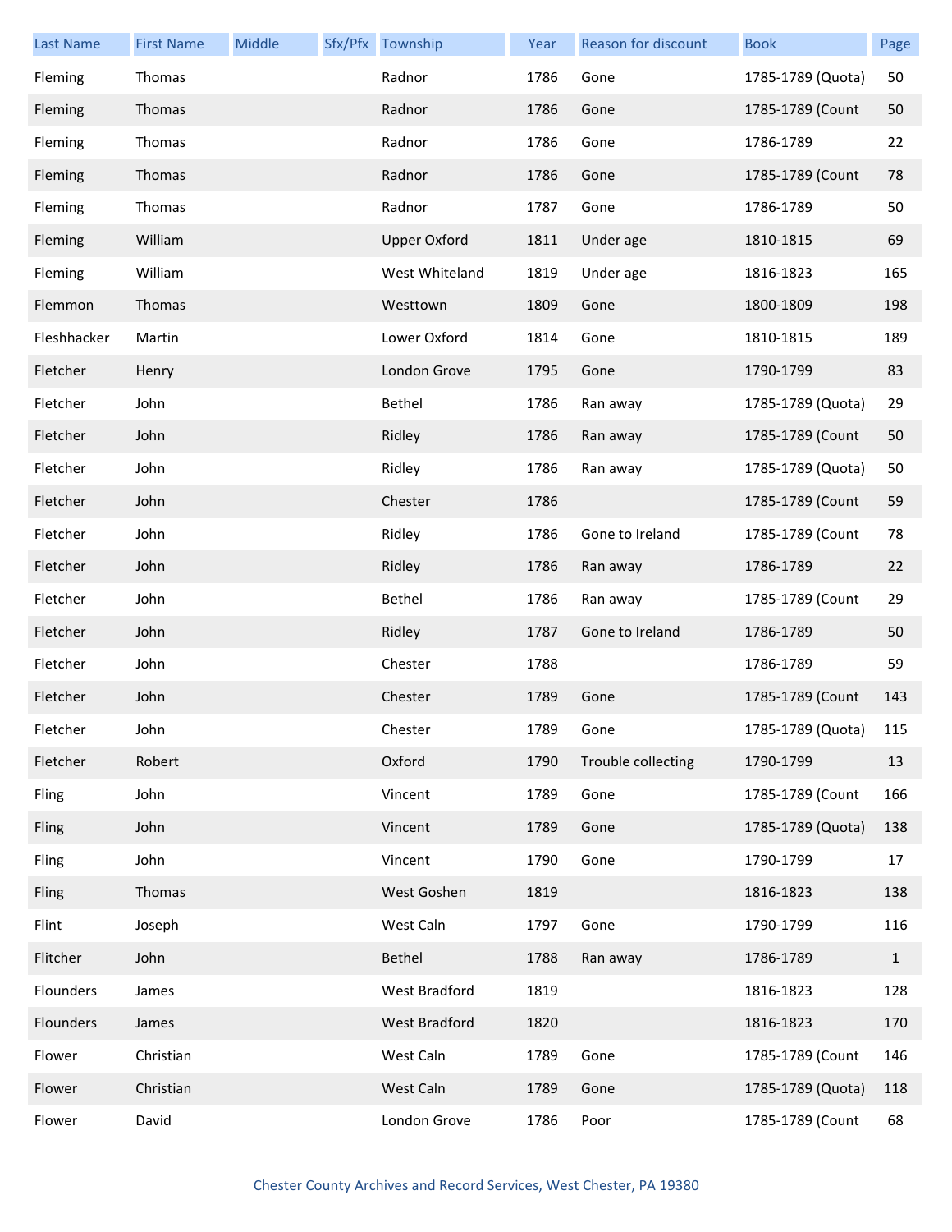| Last Name | First Name | Middle | Sfx/Pfx | Township | Year | Reason for discount | Book | Page |
|---|---|---|---|---|---|---|---|---|
| Fleming | Thomas | | | Radnor | 1786 | Gone | 1785-1789 (Quota) | 50 |
| Fleming | Thomas | | | Radnor | 1786 | Gone | 1785-1789 (Count | 50 |
| Fleming | Thomas | | | Radnor | 1786 | Gone | 1786-1789 | 22 |
| Fleming | Thomas | | | Radnor | 1786 | Gone | 1785-1789 (Count | 78 |
| Fleming | Thomas | | | Radnor | 1787 | Gone | 1786-1789 | 50 |
| Fleming | William | | | Upper Oxford | 1811 | Under age | 1810-1815 | 69 |
| Fleming | William | | | West Whiteland | 1819 | Under age | 1816-1823 | 165 |
| Flemmon | Thomas | | | Westtown | 1809 | Gone | 1800-1809 | 198 |
| Fleshhacker | Martin | | | Lower Oxford | 1814 | Gone | 1810-1815 | 189 |
| Fletcher | Henry | | | London Grove | 1795 | Gone | 1790-1799 | 83 |
| Fletcher | John | | | Bethel | 1786 | Ran away | 1785-1789 (Quota) | 29 |
| Fletcher | John | | | Ridley | 1786 | Ran away | 1785-1789 (Count | 50 |
| Fletcher | John | | | Ridley | 1786 | Ran away | 1785-1789 (Quota) | 50 |
| Fletcher | John | | | Chester | 1786 | | 1785-1789 (Count | 59 |
| Fletcher | John | | | Ridley | 1786 | Gone to Ireland | 1785-1789 (Count | 78 |
| Fletcher | John | | | Ridley | 1786 | Ran away | 1786-1789 | 22 |
| Fletcher | John | | | Bethel | 1786 | Ran away | 1785-1789 (Count | 29 |
| Fletcher | John | | | Ridley | 1787 | Gone to Ireland | 1786-1789 | 50 |
| Fletcher | John | | | Chester | 1788 | | 1786-1789 | 59 |
| Fletcher | John | | | Chester | 1789 | Gone | 1785-1789 (Count | 143 |
| Fletcher | John | | | Chester | 1789 | Gone | 1785-1789 (Quota) | 115 |
| Fletcher | Robert | | | Oxford | 1790 | Trouble collecting | 1790-1799 | 13 |
| Fling | John | | | Vincent | 1789 | Gone | 1785-1789 (Count | 166 |
| Fling | John | | | Vincent | 1789 | Gone | 1785-1789 (Quota) | 138 |
| Fling | John | | | Vincent | 1790 | Gone | 1790-1799 | 17 |
| Fling | Thomas | | | West Goshen | 1819 | | 1816-1823 | 138 |
| Flint | Joseph | | | West Caln | 1797 | Gone | 1790-1799 | 116 |
| Flitcher | John | | | Bethel | 1788 | Ran away | 1786-1789 | 1 |
| Flounders | James | | | West Bradford | 1819 | | 1816-1823 | 128 |
| Flounders | James | | | West Bradford | 1820 | | 1816-1823 | 170 |
| Flower | Christian | | | West Caln | 1789 | Gone | 1785-1789 (Count | 146 |
| Flower | Christian | | | West Caln | 1789 | Gone | 1785-1789 (Quota) | 118 |
| Flower | David | | | London Grove | 1786 | Poor | 1785-1789 (Count | 68 |

Chester County Archives and Record Services, West Chester, PA 19380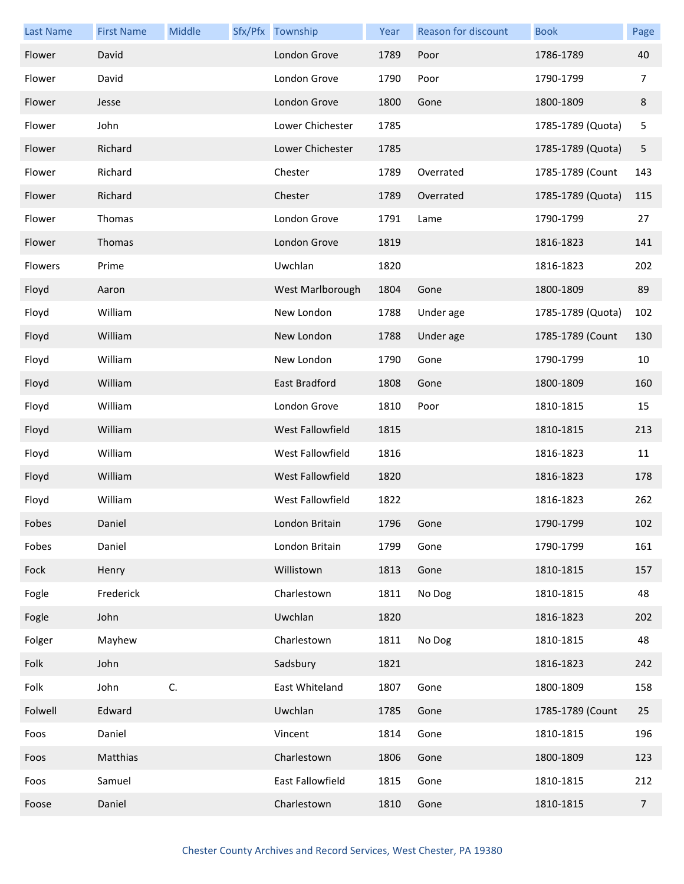| Last Name | First Name | Middle | Sfx/Pfx | Township | Year | Reason for discount | Book | Page |
|---|---|---|---|---|---|---|---|---|
| Flower | David | | | London Grove | 1789 | Poor | 1786-1789 | 40 |
| Flower | David | | | London Grove | 1790 | Poor | 1790-1799 | 7 |
| Flower | Jesse | | | London Grove | 1800 | Gone | 1800-1809 | 8 |
| Flower | John | | | Lower Chichester | 1785 | | 1785-1789 (Quota) | 5 |
| Flower | Richard | | | Lower Chichester | 1785 | | 1785-1789 (Quota) | 5 |
| Flower | Richard | | | Chester | 1789 | Overrated | 1785-1789 (Count | 143 |
| Flower | Richard | | | Chester | 1789 | Overrated | 1785-1789 (Quota) | 115 |
| Flower | Thomas | | | London Grove | 1791 | Lame | 1790-1799 | 27 |
| Flower | Thomas | | | London Grove | 1819 | | 1816-1823 | 141 |
| Flowers | Prime | | | Uwchlan | 1820 | | 1816-1823 | 202 |
| Floyd | Aaron | | | West Marlborough | 1804 | Gone | 1800-1809 | 89 |
| Floyd | William | | | New London | 1788 | Under age | 1785-1789 (Quota) | 102 |
| Floyd | William | | | New London | 1788 | Under age | 1785-1789 (Count | 130 |
| Floyd | William | | | New London | 1790 | Gone | 1790-1799 | 10 |
| Floyd | William | | | East Bradford | 1808 | Gone | 1800-1809 | 160 |
| Floyd | William | | | London Grove | 1810 | Poor | 1810-1815 | 15 |
| Floyd | William | | | West Fallowfield | 1815 | | 1810-1815 | 213 |
| Floyd | William | | | West Fallowfield | 1816 | | 1816-1823 | 11 |
| Floyd | William | | | West Fallowfield | 1820 | | 1816-1823 | 178 |
| Floyd | William | | | West Fallowfield | 1822 | | 1816-1823 | 262 |
| Fobes | Daniel | | | London Britain | 1796 | Gone | 1790-1799 | 102 |
| Fobes | Daniel | | | London Britain | 1799 | Gone | 1790-1799 | 161 |
| Fock | Henry | | | Willistown | 1813 | Gone | 1810-1815 | 157 |
| Fogle | Frederick | | | Charlestown | 1811 | No Dog | 1810-1815 | 48 |
| Fogle | John | | | Uwchlan | 1820 | | 1816-1823 | 202 |
| Folger | Mayhew | | | Charlestown | 1811 | No Dog | 1810-1815 | 48 |
| Folk | John | | | Sadsbury | 1821 | | 1816-1823 | 242 |
| Folk | John | C. | | East Whiteland | 1807 | Gone | 1800-1809 | 158 |
| Folwell | Edward | | | Uwchlan | 1785 | Gone | 1785-1789 (Count | 25 |
| Foos | Daniel | | | Vincent | 1814 | Gone | 1810-1815 | 196 |
| Foos | Matthias | | | Charlestown | 1806 | Gone | 1800-1809 | 123 |
| Foos | Samuel | | | East Fallowfield | 1815 | Gone | 1810-1815 | 212 |
| Foose | Daniel | | | Charlestown | 1810 | Gone | 1810-1815 | 7 |

Chester County Archives and Record Services, West Chester, PA 19380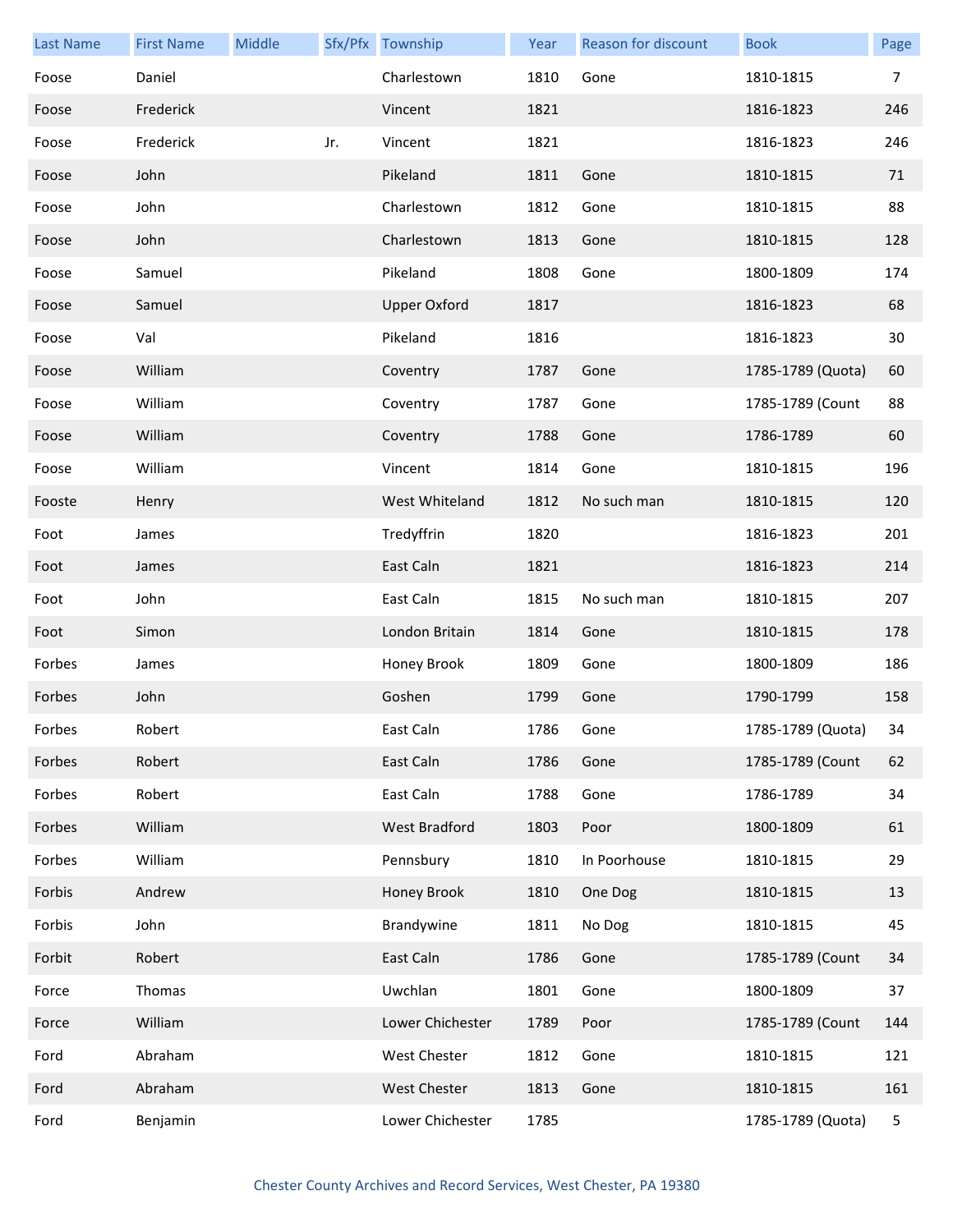| Last Name | First Name | Middle | Sfx/Pfx | Township | Year | Reason for discount | Book | Page |
|---|---|---|---|---|---|---|---|---|
| Foose | Daniel | | | Charlestown | 1810 | Gone | 1810-1815 | 7 |
| Foose | Frederick | | | Vincent | 1821 | | 1816-1823 | 246 |
| Foose | Frederick | | Jr. | Vincent | 1821 | | 1816-1823 | 246 |
| Foose | John | | | Pikeland | 1811 | Gone | 1810-1815 | 71 |
| Foose | John | | | Charlestown | 1812 | Gone | 1810-1815 | 88 |
| Foose | John | | | Charlestown | 1813 | Gone | 1810-1815 | 128 |
| Foose | Samuel | | | Pikeland | 1808 | Gone | 1800-1809 | 174 |
| Foose | Samuel | | | Upper Oxford | 1817 | | 1816-1823 | 68 |
| Foose | Val | | | Pikeland | 1816 | | 1816-1823 | 30 |
| Foose | William | | | Coventry | 1787 | Gone | 1785-1789 (Quota) | 60 |
| Foose | William | | | Coventry | 1787 | Gone | 1785-1789 (Count | 88 |
| Foose | William | | | Coventry | 1788 | Gone | 1786-1789 | 60 |
| Foose | William | | | Vincent | 1814 | Gone | 1810-1815 | 196 |
| Fooste | Henry | | | West Whiteland | 1812 | No such man | 1810-1815 | 120 |
| Foot | James | | | Tredyffrin | 1820 | | 1816-1823 | 201 |
| Foot | James | | | East Caln | 1821 | | 1816-1823 | 214 |
| Foot | John | | | East Caln | 1815 | No such man | 1810-1815 | 207 |
| Foot | Simon | | | London Britain | 1814 | Gone | 1810-1815 | 178 |
| Forbes | James | | | Honey Brook | 1809 | Gone | 1800-1809 | 186 |
| Forbes | John | | | Goshen | 1799 | Gone | 1790-1799 | 158 |
| Forbes | Robert | | | East Caln | 1786 | Gone | 1785-1789 (Quota) | 34 |
| Forbes | Robert | | | East Caln | 1786 | Gone | 1785-1789 (Count | 62 |
| Forbes | Robert | | | East Caln | 1788 | Gone | 1786-1789 | 34 |
| Forbes | William | | | West Bradford | 1803 | Poor | 1800-1809 | 61 |
| Forbes | William | | | Pennsbury | 1810 | In Poorhouse | 1810-1815 | 29 |
| Forbis | Andrew | | | Honey Brook | 1810 | One Dog | 1810-1815 | 13 |
| Forbis | John | | | Brandywine | 1811 | No Dog | 1810-1815 | 45 |
| Forbit | Robert | | | East Caln | 1786 | Gone | 1785-1789 (Count | 34 |
| Force | Thomas | | | Uwchlan | 1801 | Gone | 1800-1809 | 37 |
| Force | William | | | Lower Chichester | 1789 | Poor | 1785-1789 (Count | 144 |
| Ford | Abraham | | | West Chester | 1812 | Gone | 1810-1815 | 121 |
| Ford | Abraham | | | West Chester | 1813 | Gone | 1810-1815 | 161 |
| Ford | Benjamin | | | Lower Chichester | 1785 | | 1785-1789 (Quota) | 5 |

Chester County Archives and Record Services, West Chester, PA 19380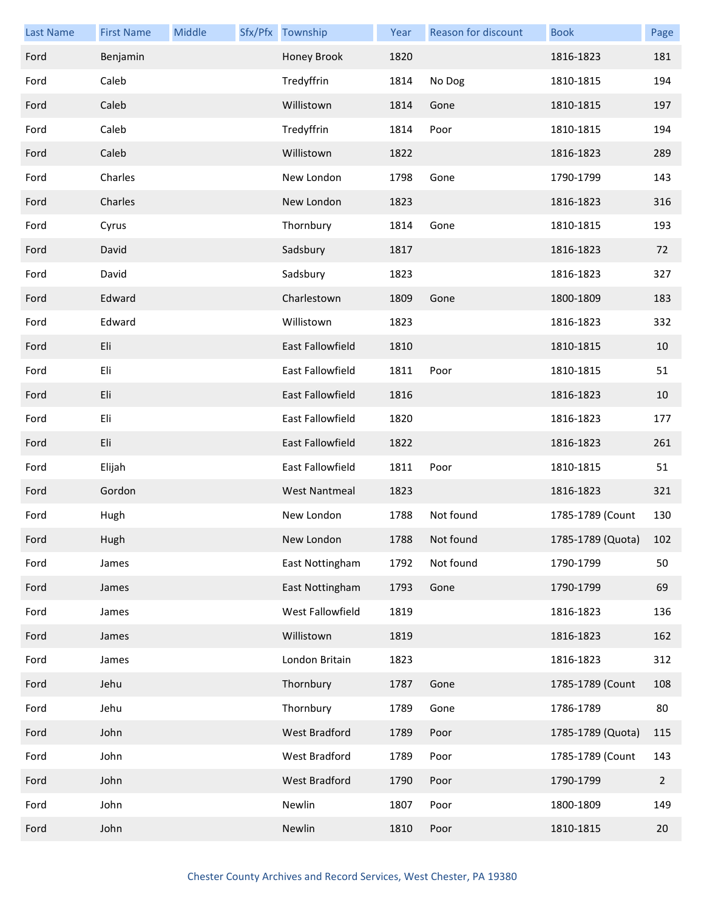| Last Name | First Name | Middle | Sfx/Pfx | Township | Year | Reason for discount | Book | Page |
|---|---|---|---|---|---|---|---|---|
| Ford | Benjamin | | | Honey Brook | 1820 | | 1816-1823 | 181 |
| Ford | Caleb | | | Tredyffrin | 1814 | No Dog | 1810-1815 | 194 |
| Ford | Caleb | | | Willistown | 1814 | Gone | 1810-1815 | 197 |
| Ford | Caleb | | | Tredyffrin | 1814 | Poor | 1810-1815 | 194 |
| Ford | Caleb | | | Willistown | 1822 | | 1816-1823 | 289 |
| Ford | Charles | | | New London | 1798 | Gone | 1790-1799 | 143 |
| Ford | Charles | | | New London | 1823 | | 1816-1823 | 316 |
| Ford | Cyrus | | | Thornbury | 1814 | Gone | 1810-1815 | 193 |
| Ford | David | | | Sadsbury | 1817 | | 1816-1823 | 72 |
| Ford | David | | | Sadsbury | 1823 | | 1816-1823 | 327 |
| Ford | Edward | | | Charlestown | 1809 | Gone | 1800-1809 | 183 |
| Ford | Edward | | | Willistown | 1823 | | 1816-1823 | 332 |
| Ford | Eli | | | East Fallowfield | 1810 | | 1810-1815 | 10 |
| Ford | Eli | | | East Fallowfield | 1811 | Poor | 1810-1815 | 51 |
| Ford | Eli | | | East Fallowfield | 1816 | | 1816-1823 | 10 |
| Ford | Eli | | | East Fallowfield | 1820 | | 1816-1823 | 177 |
| Ford | Eli | | | East Fallowfield | 1822 | | 1816-1823 | 261 |
| Ford | Elijah | | | East Fallowfield | 1811 | Poor | 1810-1815 | 51 |
| Ford | Gordon | | | West Nantmeal | 1823 | | 1816-1823 | 321 |
| Ford | Hugh | | | New London | 1788 | Not found | 1785-1789 (Count | 130 |
| Ford | Hugh | | | New London | 1788 | Not found | 1785-1789 (Quota) | 102 |
| Ford | James | | | East Nottingham | 1792 | Not found | 1790-1799 | 50 |
| Ford | James | | | East Nottingham | 1793 | Gone | 1790-1799 | 69 |
| Ford | James | | | West Fallowfield | 1819 | | 1816-1823 | 136 |
| Ford | James | | | Willistown | 1819 | | 1816-1823 | 162 |
| Ford | James | | | London Britain | 1823 | | 1816-1823 | 312 |
| Ford | Jehu | | | Thornbury | 1787 | Gone | 1785-1789 (Count | 108 |
| Ford | Jehu | | | Thornbury | 1789 | Gone | 1786-1789 | 80 |
| Ford | John | | | West Bradford | 1789 | Poor | 1785-1789 (Quota) | 115 |
| Ford | John | | | West Bradford | 1789 | Poor | 1785-1789 (Count | 143 |
| Ford | John | | | West Bradford | 1790 | Poor | 1790-1799 | 2 |
| Ford | John | | | Newlin | 1807 | Poor | 1800-1809 | 149 |
| Ford | John | | | Newlin | 1810 | Poor | 1810-1815 | 20 |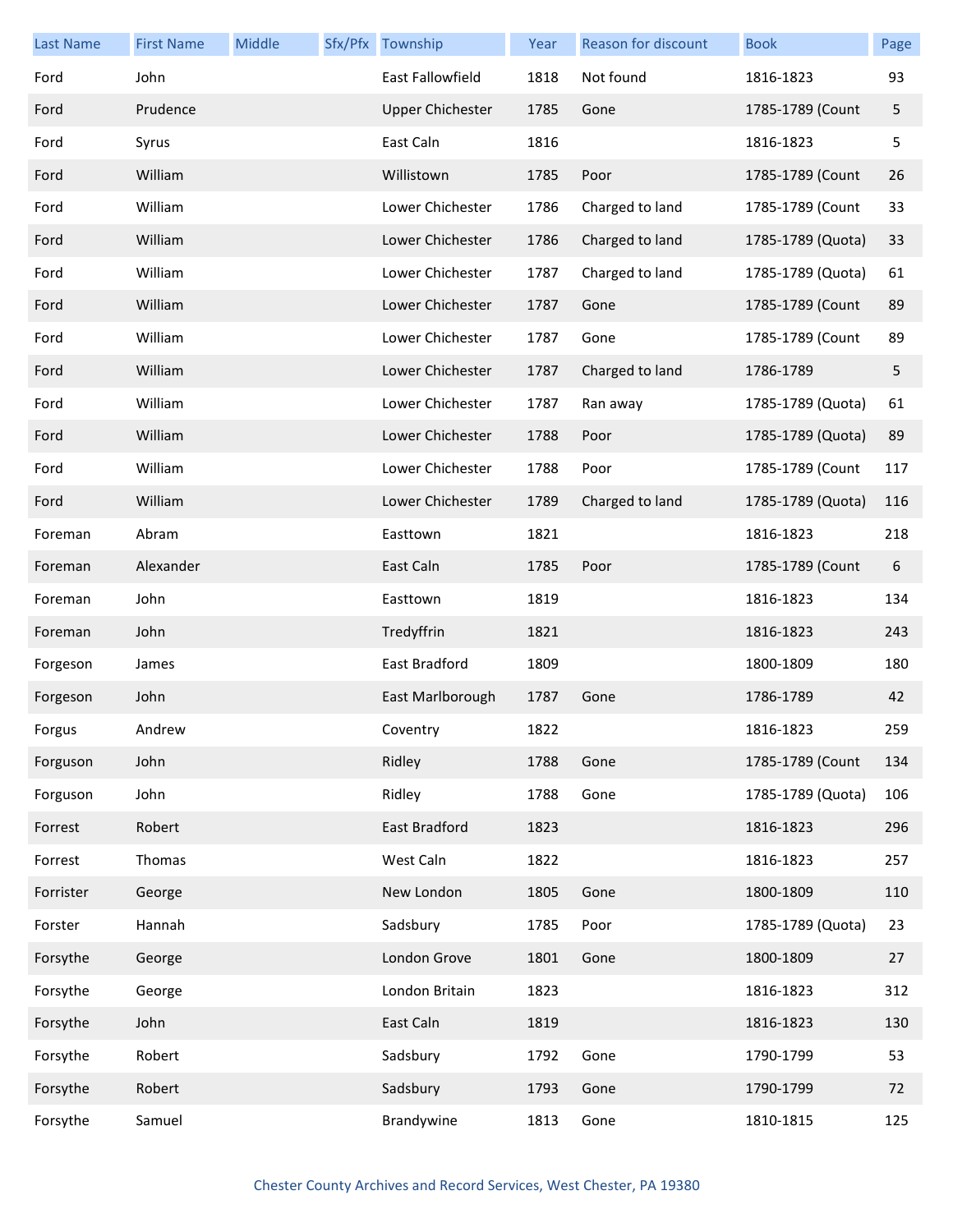| Last Name | First Name | Middle | Sfx/Pfx | Township | Year | Reason for discount | Book | Page |
|---|---|---|---|---|---|---|---|---|
| Ford | John | | | East Fallowfield | 1818 | Not found | 1816-1823 | 93 |
| Ford | Prudence | | | Upper Chichester | 1785 | Gone | 1785-1789 (Count | 5 |
| Ford | Syrus | | | East Caln | 1816 | | 1816-1823 | 5 |
| Ford | William | | | Willistown | 1785 | Poor | 1785-1789 (Count | 26 |
| Ford | William | | | Lower Chichester | 1786 | Charged to land | 1785-1789 (Count | 33 |
| Ford | William | | | Lower Chichester | 1786 | Charged to land | 1785-1789 (Quota) | 33 |
| Ford | William | | | Lower Chichester | 1787 | Charged to land | 1785-1789 (Quota) | 61 |
| Ford | William | | | Lower Chichester | 1787 | Gone | 1785-1789 (Count | 89 |
| Ford | William | | | Lower Chichester | 1787 | Gone | 1785-1789 (Count | 89 |
| Ford | William | | | Lower Chichester | 1787 | Charged to land | 1786-1789 | 5 |
| Ford | William | | | Lower Chichester | 1787 | Ran away | 1785-1789 (Quota) | 61 |
| Ford | William | | | Lower Chichester | 1788 | Poor | 1785-1789 (Quota) | 89 |
| Ford | William | | | Lower Chichester | 1788 | Poor | 1785-1789 (Count | 117 |
| Ford | William | | | Lower Chichester | 1789 | Charged to land | 1785-1789 (Quota) | 116 |
| Foreman | Abram | | | Easttown | 1821 | | 1816-1823 | 218 |
| Foreman | Alexander | | | East Caln | 1785 | Poor | 1785-1789 (Count | 6 |
| Foreman | John | | | Easttown | 1819 | | 1816-1823 | 134 |
| Foreman | John | | | Tredyffrin | 1821 | | 1816-1823 | 243 |
| Forgeson | James | | | East Bradford | 1809 | | 1800-1809 | 180 |
| Forgeson | John | | | East Marlborough | 1787 | Gone | 1786-1789 | 42 |
| Forgus | Andrew | | | Coventry | 1822 | | 1816-1823 | 259 |
| Forguson | John | | | Ridley | 1788 | Gone | 1785-1789 (Count | 134 |
| Forguson | John | | | Ridley | 1788 | Gone | 1785-1789 (Quota) | 106 |
| Forrest | Robert | | | East Bradford | 1823 | | 1816-1823 | 296 |
| Forrest | Thomas | | | West Caln | 1822 | | 1816-1823 | 257 |
| Forrister | George | | | New London | 1805 | Gone | 1800-1809 | 110 |
| Forster | Hannah | | | Sadsbury | 1785 | Poor | 1785-1789 (Quota) | 23 |
| Forsythe | George | | | London Grove | 1801 | Gone | 1800-1809 | 27 |
| Forsythe | George | | | London Britain | 1823 | | 1816-1823 | 312 |
| Forsythe | John | | | East Caln | 1819 | | 1816-1823 | 130 |
| Forsythe | Robert | | | Sadsbury | 1792 | Gone | 1790-1799 | 53 |
| Forsythe | Robert | | | Sadsbury | 1793 | Gone | 1790-1799 | 72 |
| Forsythe | Samuel | | | Brandywine | 1813 | Gone | 1810-1815 | 125 |

Chester County Archives and Record Services, West Chester, PA 19380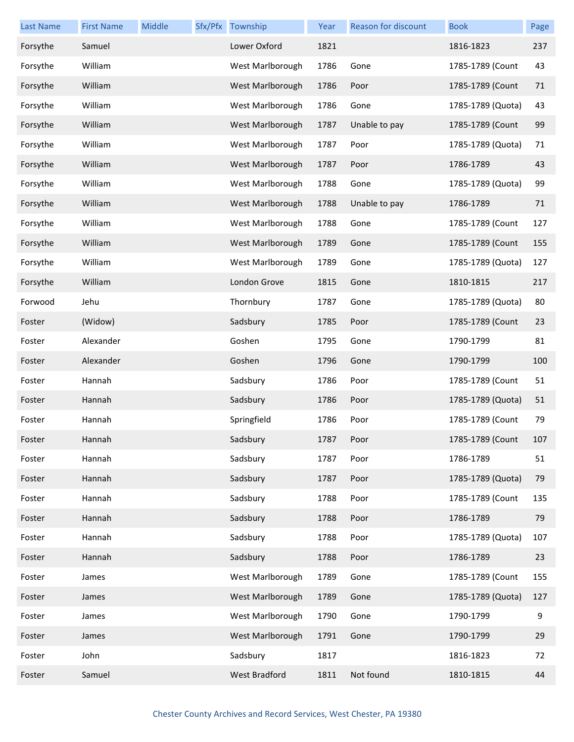| Last Name | First Name | Middle | Sfx/Pfx | Township | Year | Reason for discount | Book | Page |
|---|---|---|---|---|---|---|---|---|
| Forsythe | Samuel | | | Lower Oxford | 1821 | | 1816-1823 | 237 |
| Forsythe | William | | | West Marlborough | 1786 | Gone | 1785-1789 (Count | 43 |
| Forsythe | William | | | West Marlborough | 1786 | Poor | 1785-1789 (Count | 71 |
| Forsythe | William | | | West Marlborough | 1786 | Gone | 1785-1789 (Quota) | 43 |
| Forsythe | William | | | West Marlborough | 1787 | Unable to pay | 1785-1789 (Count | 99 |
| Forsythe | William | | | West Marlborough | 1787 | Poor | 1785-1789 (Quota) | 71 |
| Forsythe | William | | | West Marlborough | 1787 | Poor | 1786-1789 | 43 |
| Forsythe | William | | | West Marlborough | 1788 | Gone | 1785-1789 (Quota) | 99 |
| Forsythe | William | | | West Marlborough | 1788 | Unable to pay | 1786-1789 | 71 |
| Forsythe | William | | | West Marlborough | 1788 | Gone | 1785-1789 (Count | 127 |
| Forsythe | William | | | West Marlborough | 1789 | Gone | 1785-1789 (Count | 155 |
| Forsythe | William | | | West Marlborough | 1789 | Gone | 1785-1789 (Quota) | 127 |
| Forsythe | William | | | London Grove | 1815 | Gone | 1810-1815 | 217 |
| Forwood | Jehu | | | Thornbury | 1787 | Gone | 1785-1789 (Quota) | 80 |
| Foster | (Widow) | | | Sadsbury | 1785 | Poor | 1785-1789 (Count | 23 |
| Foster | Alexander | | | Goshen | 1795 | Gone | 1790-1799 | 81 |
| Foster | Alexander | | | Goshen | 1796 | Gone | 1790-1799 | 100 |
| Foster | Hannah | | | Sadsbury | 1786 | Poor | 1785-1789 (Count | 51 |
| Foster | Hannah | | | Sadsbury | 1786 | Poor | 1785-1789 (Quota) | 51 |
| Foster | Hannah | | | Springfield | 1786 | Poor | 1785-1789 (Count | 79 |
| Foster | Hannah | | | Sadsbury | 1787 | Poor | 1785-1789 (Count | 107 |
| Foster | Hannah | | | Sadsbury | 1787 | Poor | 1786-1789 | 51 |
| Foster | Hannah | | | Sadsbury | 1787 | Poor | 1785-1789 (Quota) | 79 |
| Foster | Hannah | | | Sadsbury | 1788 | Poor | 1785-1789 (Count | 135 |
| Foster | Hannah | | | Sadsbury | 1788 | Poor | 1786-1789 | 79 |
| Foster | Hannah | | | Sadsbury | 1788 | Poor | 1785-1789 (Quota) | 107 |
| Foster | Hannah | | | Sadsbury | 1788 | Poor | 1786-1789 | 23 |
| Foster | James | | | West Marlborough | 1789 | Gone | 1785-1789 (Count | 155 |
| Foster | James | | | West Marlborough | 1789 | Gone | 1785-1789 (Quota) | 127 |
| Foster | James | | | West Marlborough | 1790 | Gone | 1790-1799 | 9 |
| Foster | James | | | West Marlborough | 1791 | Gone | 1790-1799 | 29 |
| Foster | John | | | Sadsbury | 1817 | | 1816-1823 | 72 |
| Foster | Samuel | | | West Bradford | 1811 | Not found | 1810-1815 | 44 |

Chester County Archives and Record Services, West Chester, PA 19380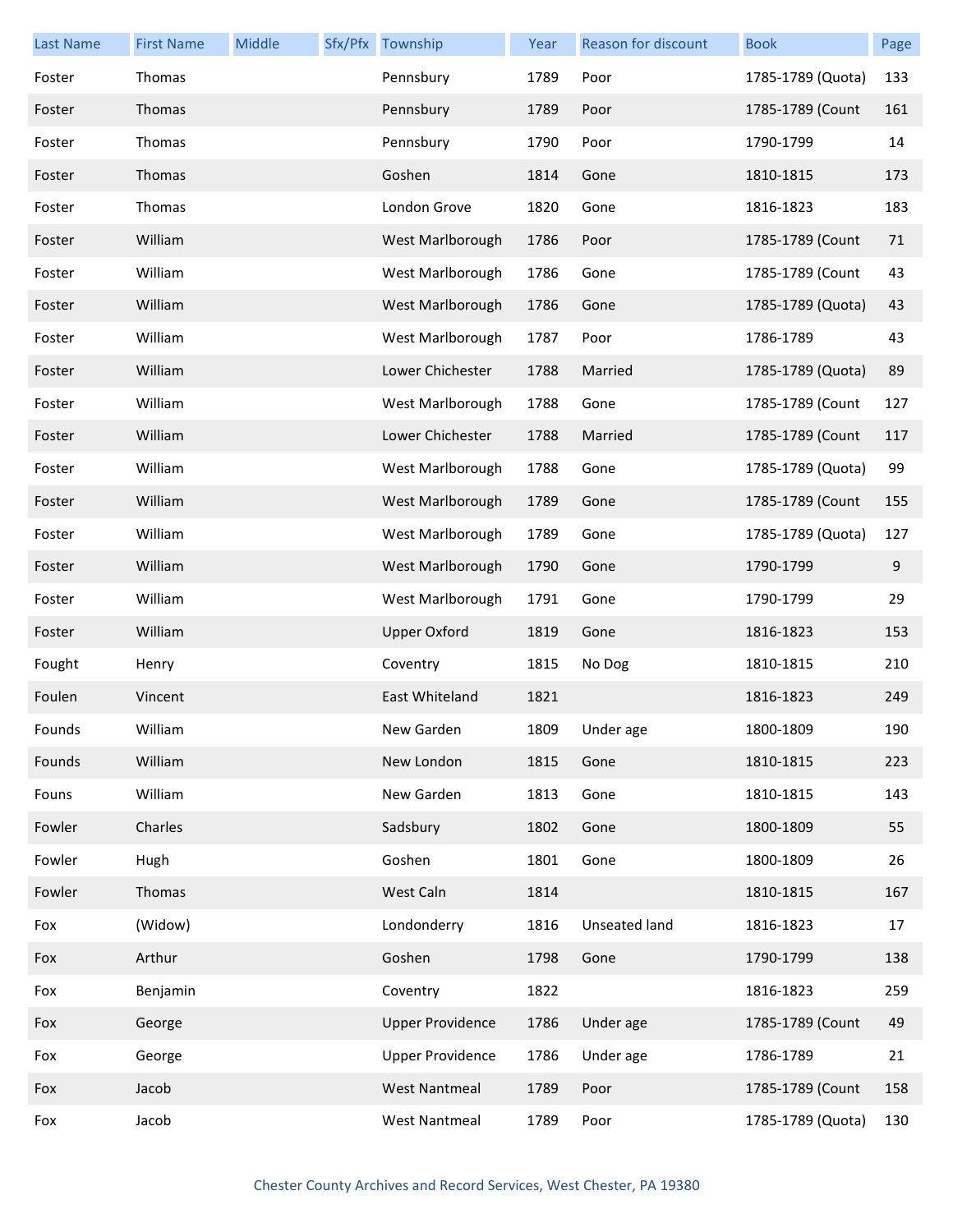| Last Name | First Name | Middle | Sfx/Pfx | Township | Year | Reason for discount | Book | Page |
|---|---|---|---|---|---|---|---|---|
| Foster | Thomas | | | Pennsbury | 1789 | Poor | 1785-1789 (Quota) | 133 |
| Foster | Thomas | | | Pennsbury | 1789 | Poor | 1785-1789 (Count | 161 |
| Foster | Thomas | | | Pennsbury | 1790 | Poor | 1790-1799 | 14 |
| Foster | Thomas | | | Goshen | 1814 | Gone | 1810-1815 | 173 |
| Foster | Thomas | | | London Grove | 1820 | Gone | 1816-1823 | 183 |
| Foster | William | | | West Marlborough | 1786 | Poor | 1785-1789 (Count | 71 |
| Foster | William | | | West Marlborough | 1786 | Gone | 1785-1789 (Count | 43 |
| Foster | William | | | West Marlborough | 1786 | Gone | 1785-1789 (Quota) | 43 |
| Foster | William | | | West Marlborough | 1787 | Poor | 1786-1789 | 43 |
| Foster | William | | | Lower Chichester | 1788 | Married | 1785-1789 (Quota) | 89 |
| Foster | William | | | West Marlborough | 1788 | Gone | 1785-1789 (Count | 127 |
| Foster | William | | | Lower Chichester | 1788 | Married | 1785-1789 (Count | 117 |
| Foster | William | | | West Marlborough | 1788 | Gone | 1785-1789 (Quota) | 99 |
| Foster | William | | | West Marlborough | 1789 | Gone | 1785-1789 (Count | 155 |
| Foster | William | | | West Marlborough | 1789 | Gone | 1785-1789 (Quota) | 127 |
| Foster | William | | | West Marlborough | 1790 | Gone | 1790-1799 | 9 |
| Foster | William | | | West Marlborough | 1791 | Gone | 1790-1799 | 29 |
| Foster | William | | | Upper Oxford | 1819 | Gone | 1816-1823 | 153 |
| Fought | Henry | | | Coventry | 1815 | No Dog | 1810-1815 | 210 |
| Foulen | Vincent | | | East Whiteland | 1821 | | 1816-1823 | 249 |
| Founds | William | | | New Garden | 1809 | Under age | 1800-1809 | 190 |
| Founds | William | | | New London | 1815 | Gone | 1810-1815 | 223 |
| Founs | William | | | New Garden | 1813 | Gone | 1810-1815 | 143 |
| Fowler | Charles | | | Sadsbury | 1802 | Gone | 1800-1809 | 55 |
| Fowler | Hugh | | | Goshen | 1801 | Gone | 1800-1809 | 26 |
| Fowler | Thomas | | | West Caln | 1814 | | 1810-1815 | 167 |
| Fox | (Widow) | | | Londonderry | 1816 | Unseated land | 1816-1823 | 17 |
| Fox | Arthur | | | Goshen | 1798 | Gone | 1790-1799 | 138 |
| Fox | Benjamin | | | Coventry | 1822 | | 1816-1823 | 259 |
| Fox | George | | | Upper Providence | 1786 | Under age | 1785-1789 (Count | 49 |
| Fox | George | | | Upper Providence | 1786 | Under age | 1786-1789 | 21 |
| Fox | Jacob | | | West Nantmeal | 1789 | Poor | 1785-1789 (Count | 158 |
| Fox | Jacob | | | West Nantmeal | 1789 | Poor | 1785-1789 (Quota) | 130 |

Chester County Archives and Record Services, West Chester, PA 19380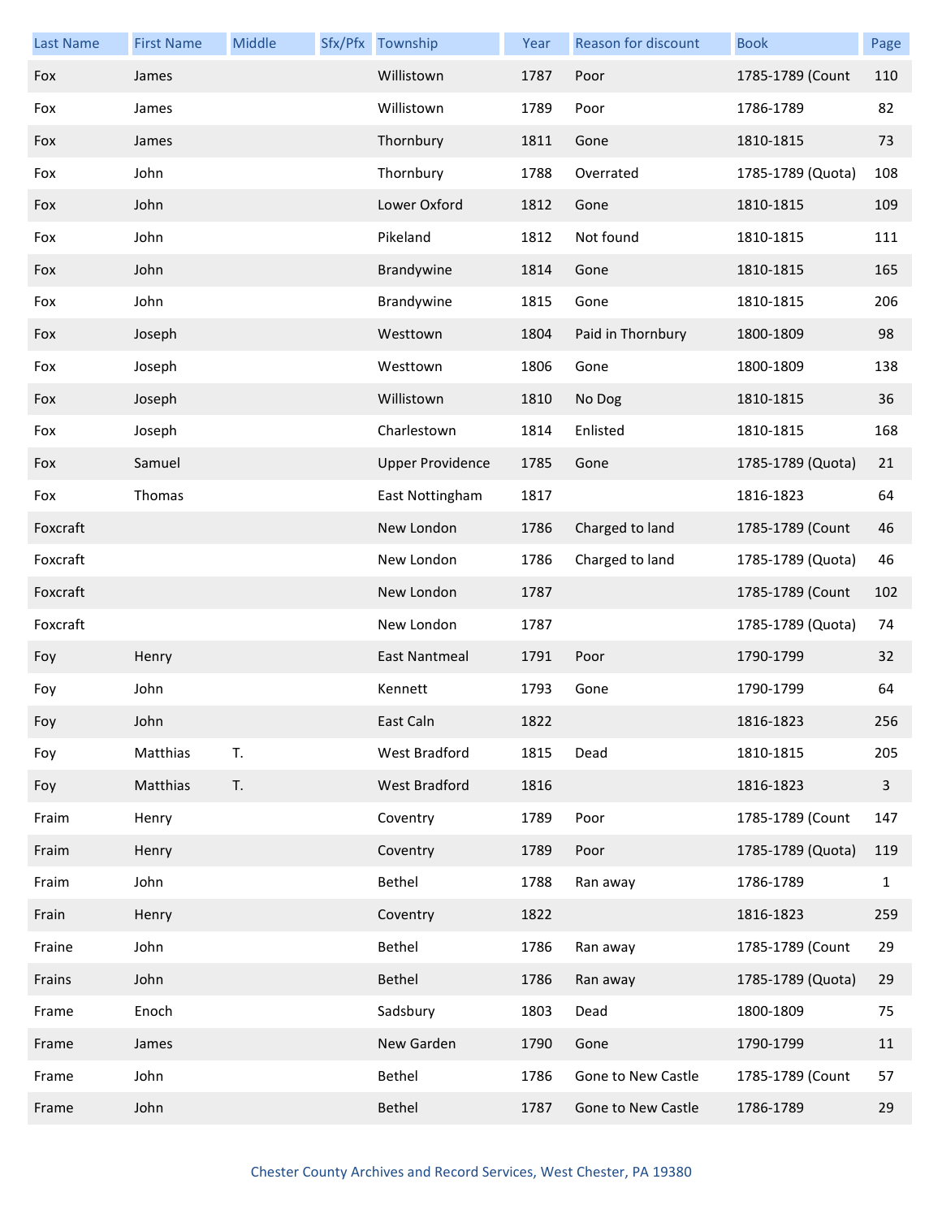| Last Name | First Name | Middle | Sfx/Pfx | Township | Year | Reason for discount | Book | Page |
|---|---|---|---|---|---|---|---|---|
| Fox | James | | | Willistown | 1787 | Poor | 1785-1789 (Count | 110 |
| Fox | James | | | Willistown | 1789 | Poor | 1786-1789 | 82 |
| Fox | James | | | Thornbury | 1811 | Gone | 1810-1815 | 73 |
| Fox | John | | | Thornbury | 1788 | Overrated | 1785-1789 (Quota) | 108 |
| Fox | John | | | Lower Oxford | 1812 | Gone | 1810-1815 | 109 |
| Fox | John | | | Pikeland | 1812 | Not found | 1810-1815 | 111 |
| Fox | John | | | Brandywine | 1814 | Gone | 1810-1815 | 165 |
| Fox | John | | | Brandywine | 1815 | Gone | 1810-1815 | 206 |
| Fox | Joseph | | | Westtown | 1804 | Paid in Thornbury | 1800-1809 | 98 |
| Fox | Joseph | | | Westtown | 1806 | Gone | 1800-1809 | 138 |
| Fox | Joseph | | | Willistown | 1810 | No Dog | 1810-1815 | 36 |
| Fox | Joseph | | | Charlestown | 1814 | Enlisted | 1810-1815 | 168 |
| Fox | Samuel | | | Upper Providence | 1785 | Gone | 1785-1789 (Quota) | 21 |
| Fox | Thomas | | | East Nottingham | 1817 | | 1816-1823 | 64 |
| Foxcraft | | | | New London | 1786 | Charged to land | 1785-1789 (Count | 46 |
| Foxcraft | | | | New London | 1786 | Charged to land | 1785-1789 (Quota) | 46 |
| Foxcraft | | | | New London | 1787 | | 1785-1789 (Count | 102 |
| Foxcraft | | | | New London | 1787 | | 1785-1789 (Quota) | 74 |
| Foy | Henry | | | East Nantmeal | 1791 | Poor | 1790-1799 | 32 |
| Foy | John | | | Kennett | 1793 | Gone | 1790-1799 | 64 |
| Foy | John | | | East Caln | 1822 | | 1816-1823 | 256 |
| Foy | Matthias | T. | | West Bradford | 1815 | Dead | 1810-1815 | 205 |
| Foy | Matthias | T. | | West Bradford | 1816 | | 1816-1823 | 3 |
| Fraim | Henry | | | Coventry | 1789 | Poor | 1785-1789 (Count | 147 |
| Fraim | Henry | | | Coventry | 1789 | Poor | 1785-1789 (Quota) | 119 |
| Fraim | John | | | Bethel | 1788 | Ran away | 1786-1789 | 1 |
| Frain | Henry | | | Coventry | 1822 | | 1816-1823 | 259 |
| Fraine | John | | | Bethel | 1786 | Ran away | 1785-1789 (Count | 29 |
| Frains | John | | | Bethel | 1786 | Ran away | 1785-1789 (Quota) | 29 |
| Frame | Enoch | | | Sadsbury | 1803 | Dead | 1800-1809 | 75 |
| Frame | James | | | New Garden | 1790 | Gone | 1790-1799 | 11 |
| Frame | John | | | Bethel | 1786 | Gone to New Castle | 1785-1789 (Count | 57 |
| Frame | John | | | Bethel | 1787 | Gone to New Castle | 1786-1789 | 29 |

Chester County Archives and Record Services, West Chester, PA 19380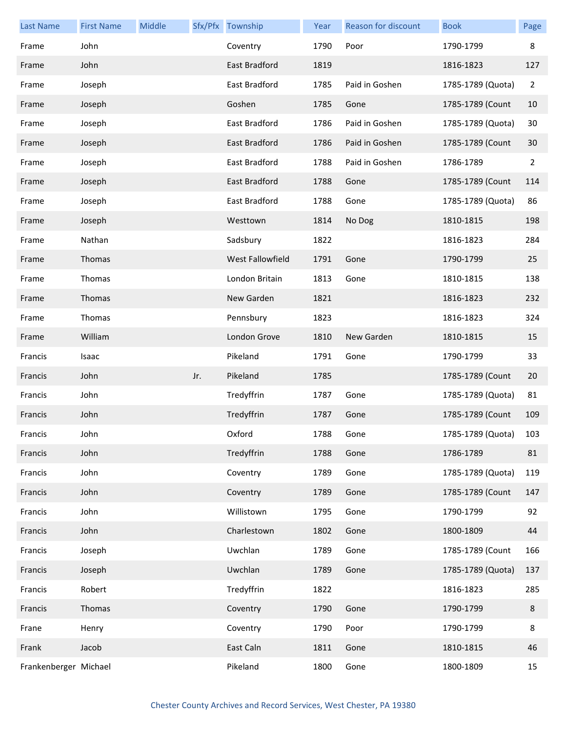| Last Name | First Name | Middle | Sfx/Pfx | Township | Year | Reason for discount | Book | Page |
|---|---|---|---|---|---|---|---|---|
| Frame | John | | | Coventry | 1790 | Poor | 1790-1799 | 8 |
| Frame | John | | | East Bradford | 1819 | | 1816-1823 | 127 |
| Frame | Joseph | | | East Bradford | 1785 | Paid in Goshen | 1785-1789 (Quota) | 2 |
| Frame | Joseph | | | Goshen | 1785 | Gone | 1785-1789 (Count | 10 |
| Frame | Joseph | | | East Bradford | 1786 | Paid in Goshen | 1785-1789 (Quota) | 30 |
| Frame | Joseph | | | East Bradford | 1786 | Paid in Goshen | 1785-1789 (Count | 30 |
| Frame | Joseph | | | East Bradford | 1788 | Paid in Goshen | 1786-1789 | 2 |
| Frame | Joseph | | | East Bradford | 1788 | Gone | 1785-1789 (Count | 114 |
| Frame | Joseph | | | East Bradford | 1788 | Gone | 1785-1789 (Quota) | 86 |
| Frame | Joseph | | | Westtown | 1814 | No Dog | 1810-1815 | 198 |
| Frame | Nathan | | | Sadsbury | 1822 | | 1816-1823 | 284 |
| Frame | Thomas | | | West Fallowfield | 1791 | Gone | 1790-1799 | 25 |
| Frame | Thomas | | | London Britain | 1813 | Gone | 1810-1815 | 138 |
| Frame | Thomas | | | New Garden | 1821 | | 1816-1823 | 232 |
| Frame | Thomas | | | Pennsbury | 1823 | | 1816-1823 | 324 |
| Frame | William | | | London Grove | 1810 | New Garden | 1810-1815 | 15 |
| Francis | Isaac | | | Pikeland | 1791 | Gone | 1790-1799 | 33 |
| Francis | John | | Jr. | Pikeland | 1785 | | 1785-1789 (Count | 20 |
| Francis | John | | | Tredyffrin | 1787 | Gone | 1785-1789 (Quota) | 81 |
| Francis | John | | | Tredyffrin | 1787 | Gone | 1785-1789 (Count | 109 |
| Francis | John | | | Oxford | 1788 | Gone | 1785-1789 (Quota) | 103 |
| Francis | John | | | Tredyffrin | 1788 | Gone | 1786-1789 | 81 |
| Francis | John | | | Coventry | 1789 | Gone | 1785-1789 (Quota) | 119 |
| Francis | John | | | Coventry | 1789 | Gone | 1785-1789 (Count | 147 |
| Francis | John | | | Willistown | 1795 | Gone | 1790-1799 | 92 |
| Francis | John | | | Charlestown | 1802 | Gone | 1800-1809 | 44 |
| Francis | Joseph | | | Uwchlan | 1789 | Gone | 1785-1789 (Count | 166 |
| Francis | Joseph | | | Uwchlan | 1789 | Gone | 1785-1789 (Quota) | 137 |
| Francis | Robert | | | Tredyffrin | 1822 | | 1816-1823 | 285 |
| Francis | Thomas | | | Coventry | 1790 | Gone | 1790-1799 | 8 |
| Frane | Henry | | | Coventry | 1790 | Poor | 1790-1799 | 8 |
| Frank | Jacob | | | East Caln | 1811 | Gone | 1810-1815 | 46 |
| Frankenberger | Michael | | | Pikeland | 1800 | Gone | 1800-1809 | 15 |

Chester County Archives and Record Services, West Chester, PA 19380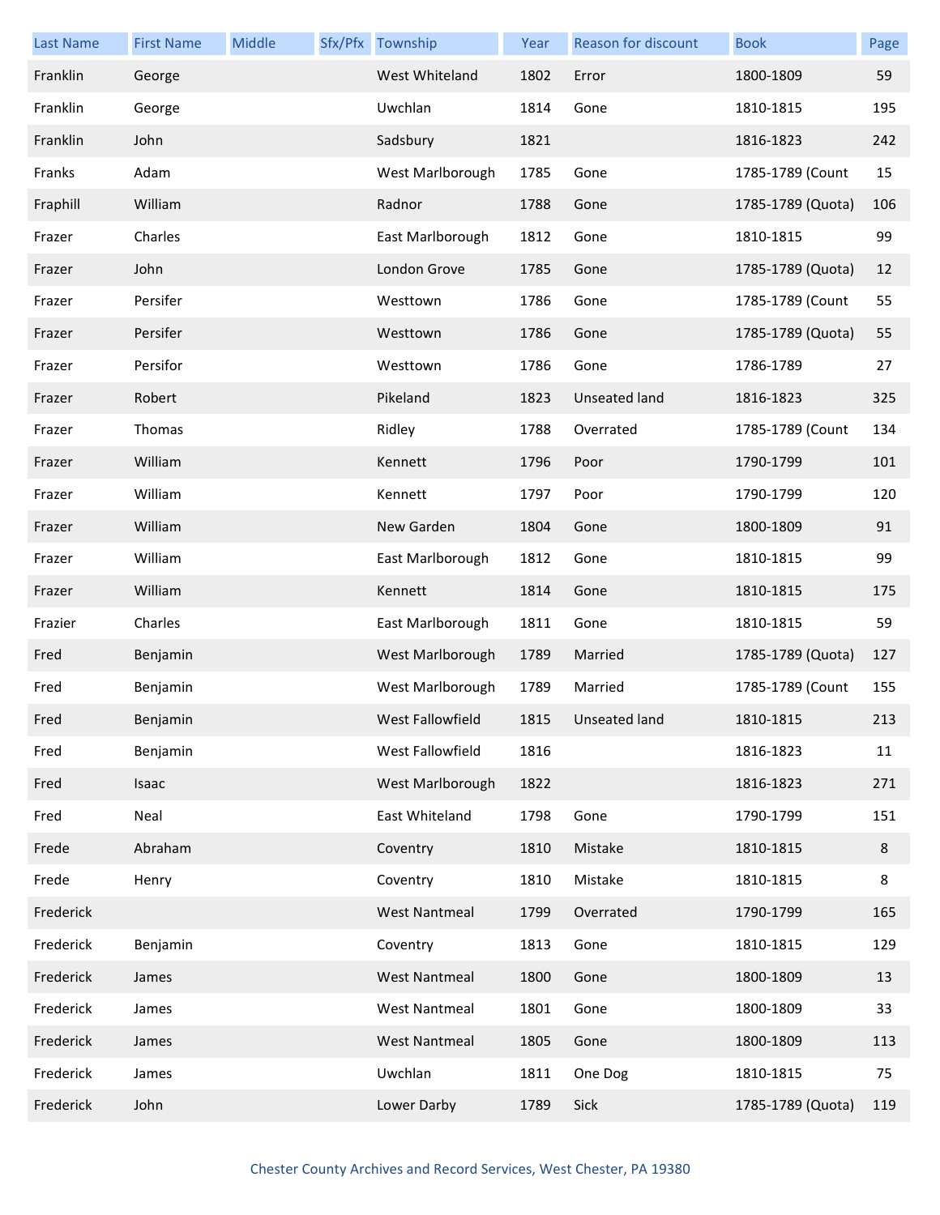| Last Name | First Name | Middle | Sfx/Pfx | Township | Year | Reason for discount | Book | Page |
|---|---|---|---|---|---|---|---|---|
| Franklin | George | | | West Whiteland | 1802 | Error | 1800-1809 | 59 |
| Franklin | George | | | Uwchlan | 1814 | Gone | 1810-1815 | 195 |
| Franklin | John | | | Sadsbury | 1821 | | 1816-1823 | 242 |
| Franks | Adam | | | West Marlborough | 1785 | Gone | 1785-1789 (Count | 15 |
| Fraphill | William | | | Radnor | 1788 | Gone | 1785-1789 (Quota) | 106 |
| Frazer | Charles | | | East Marlborough | 1812 | Gone | 1810-1815 | 99 |
| Frazer | John | | | London Grove | 1785 | Gone | 1785-1789 (Quota) | 12 |
| Frazer | Persifer | | | Westtown | 1786 | Gone | 1785-1789 (Count | 55 |
| Frazer | Persifer | | | Westtown | 1786 | Gone | 1785-1789 (Quota) | 55 |
| Frazer | Persifor | | | Westtown | 1786 | Gone | 1786-1789 | 27 |
| Frazer | Robert | | | Pikeland | 1823 | Unseated land | 1816-1823 | 325 |
| Frazer | Thomas | | | Ridley | 1788 | Overrated | 1785-1789 (Count | 134 |
| Frazer | William | | | Kennett | 1796 | Poor | 1790-1799 | 101 |
| Frazer | William | | | Kennett | 1797 | Poor | 1790-1799 | 120 |
| Frazer | William | | | New Garden | 1804 | Gone | 1800-1809 | 91 |
| Frazer | William | | | East Marlborough | 1812 | Gone | 1810-1815 | 99 |
| Frazer | William | | | Kennett | 1814 | Gone | 1810-1815 | 175 |
| Frazier | Charles | | | East Marlborough | 1811 | Gone | 1810-1815 | 59 |
| Fred | Benjamin | | | West Marlborough | 1789 | Married | 1785-1789 (Quota) | 127 |
| Fred | Benjamin | | | West Marlborough | 1789 | Married | 1785-1789 (Count | 155 |
| Fred | Benjamin | | | West Fallowfield | 1815 | Unseated land | 1810-1815 | 213 |
| Fred | Benjamin | | | West Fallowfield | 1816 | | 1816-1823 | 11 |
| Fred | Isaac | | | West Marlborough | 1822 | | 1816-1823 | 271 |
| Fred | Neal | | | East Whiteland | 1798 | Gone | 1790-1799 | 151 |
| Frede | Abraham | | | Coventry | 1810 | Mistake | 1810-1815 | 8 |
| Frede | Henry | | | Coventry | 1810 | Mistake | 1810-1815 | 8 |
| Frederick | | | | West Nantmeal | 1799 | Overrated | 1790-1799 | 165 |
| Frederick | Benjamin | | | Coventry | 1813 | Gone | 1810-1815 | 129 |
| Frederick | James | | | West Nantmeal | 1800 | Gone | 1800-1809 | 13 |
| Frederick | James | | | West Nantmeal | 1801 | Gone | 1800-1809 | 33 |
| Frederick | James | | | West Nantmeal | 1805 | Gone | 1800-1809 | 113 |
| Frederick | James | | | Uwchlan | 1811 | One Dog | 1810-1815 | 75 |
| Frederick | John | | | Lower Darby | 1789 | Sick | 1785-1789 (Quota) | 119 |

Chester County Archives and Record Services, West Chester, PA 19380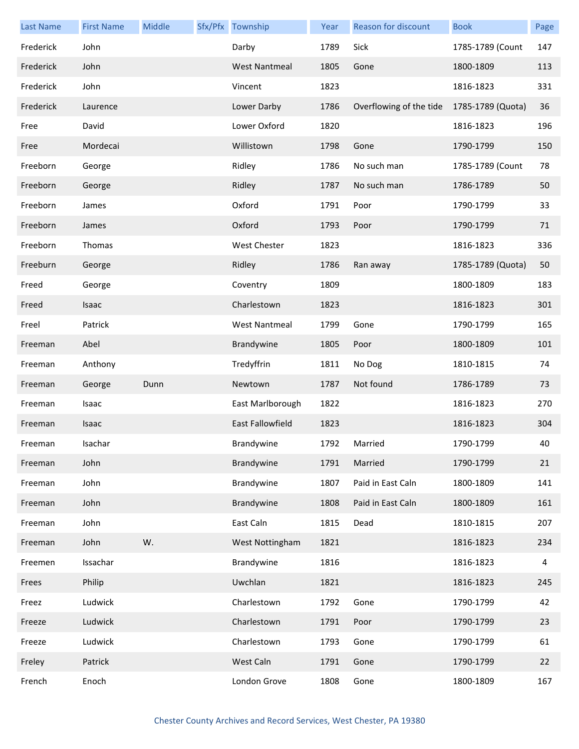| Last Name | First Name | Middle | Sfx/Pfx | Township | Year | Reason for discount | Book | Page |
|---|---|---|---|---|---|---|---|---|
| Frederick | John | | | Darby | 1789 | Sick | 1785-1789 (Count | 147 |
| Frederick | John | | | West Nantmeal | 1805 | Gone | 1800-1809 | 113 |
| Frederick | John | | | Vincent | 1823 | | 1816-1823 | 331 |
| Frederick | Laurence | | | Lower Darby | 1786 | Overflowing of the tide | 1785-1789 (Quota) | 36 |
| Free | David | | | Lower Oxford | 1820 | | 1816-1823 | 196 |
| Free | Mordecai | | | Willistown | 1798 | Gone | 1790-1799 | 150 |
| Freeborn | George | | | Ridley | 1786 | No such man | 1785-1789 (Count | 78 |
| Freeborn | George | | | Ridley | 1787 | No such man | 1786-1789 | 50 |
| Freeborn | James | | | Oxford | 1791 | Poor | 1790-1799 | 33 |
| Freeborn | James | | | Oxford | 1793 | Poor | 1790-1799 | 71 |
| Freeborn | Thomas | | | West Chester | 1823 | | 1816-1823 | 336 |
| Freeburn | George | | | Ridley | 1786 | Ran away | 1785-1789 (Quota) | 50 |
| Freed | George | | | Coventry | 1809 | | 1800-1809 | 183 |
| Freed | Isaac | | | Charlestown | 1823 | | 1816-1823 | 301 |
| Freel | Patrick | | | West Nantmeal | 1799 | Gone | 1790-1799 | 165 |
| Freeman | Abel | | | Brandywine | 1805 | Poor | 1800-1809 | 101 |
| Freeman | Anthony | | | Tredyffrin | 1811 | No Dog | 1810-1815 | 74 |
| Freeman | George | Dunn | | Newtown | 1787 | Not found | 1786-1789 | 73 |
| Freeman | Isaac | | | East Marlborough | 1822 | | 1816-1823 | 270 |
| Freeman | Isaac | | | East Fallowfield | 1823 | | 1816-1823 | 304 |
| Freeman | Isachar | | | Brandywine | 1792 | Married | 1790-1799 | 40 |
| Freeman | John | | | Brandywine | 1791 | Married | 1790-1799 | 21 |
| Freeman | John | | | Brandywine | 1807 | Paid in East Caln | 1800-1809 | 141 |
| Freeman | John | | | Brandywine | 1808 | Paid in East Caln | 1800-1809 | 161 |
| Freeman | John | | | East Caln | 1815 | Dead | 1810-1815 | 207 |
| Freeman | John | W. | | West Nottingham | 1821 | | 1816-1823 | 234 |
| Freemen | Issachar | | | Brandywine | 1816 | | 1816-1823 | 4 |
| Frees | Philip | | | Uwchlan | 1821 | | 1816-1823 | 245 |
| Freez | Ludwick | | | Charlestown | 1792 | Gone | 1790-1799 | 42 |
| Freeze | Ludwick | | | Charlestown | 1791 | Poor | 1790-1799 | 23 |
| Freeze | Ludwick | | | Charlestown | 1793 | Gone | 1790-1799 | 61 |
| Freley | Patrick | | | West Caln | 1791 | Gone | 1790-1799 | 22 |
| French | Enoch | | | London Grove | 1808 | Gone | 1800-1809 | 167 |

Chester County Archives and Record Services, West Chester, PA 19380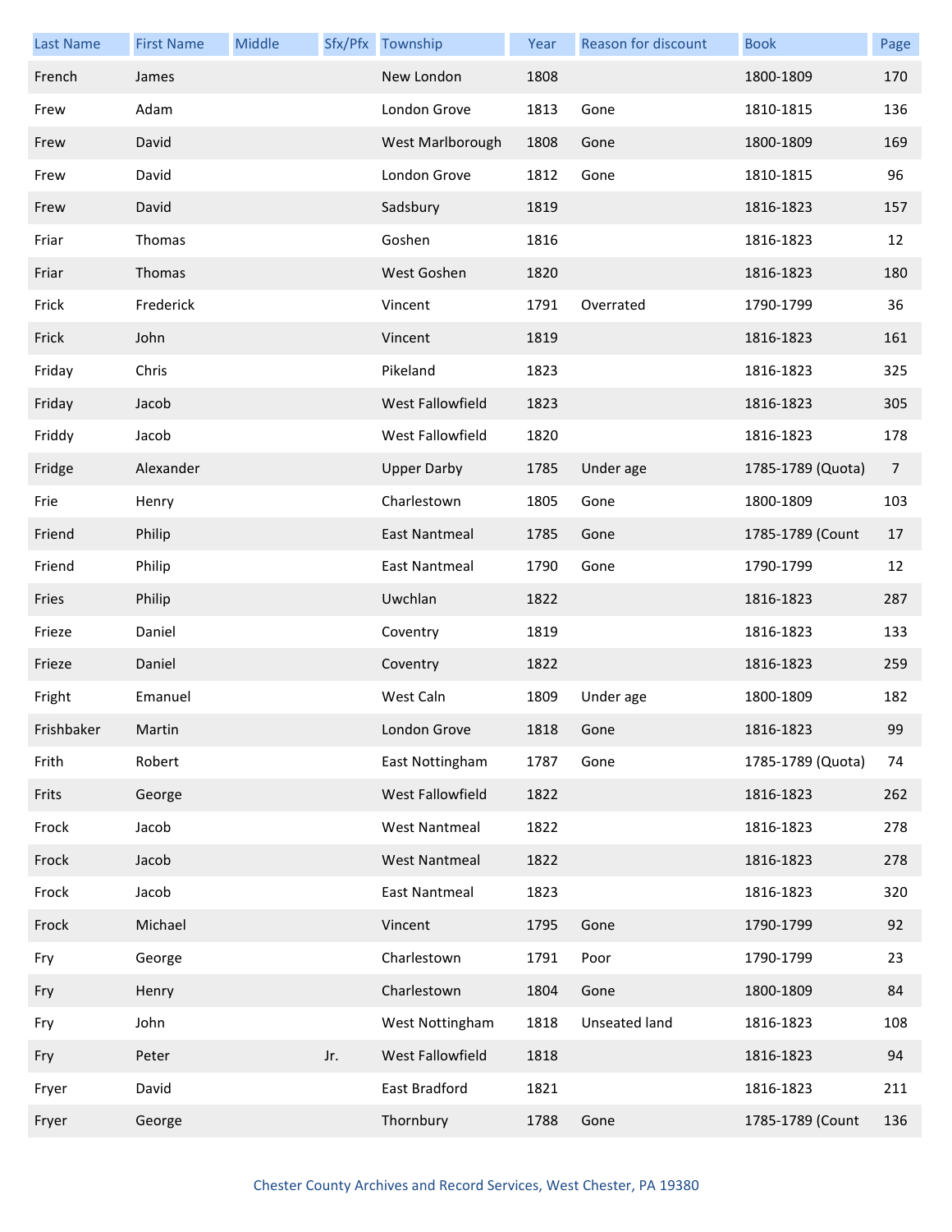| Last Name | First Name | Middle | Sfx/Pfx | Township | Year | Reason for discount | Book | Page |
|---|---|---|---|---|---|---|---|---|
| French | James | | | New London | 1808 | | 1800-1809 | 170 |
| Frew | Adam | | | London Grove | 1813 | Gone | 1810-1815 | 136 |
| Frew | David | | | West Marlborough | 1808 | Gone | 1800-1809 | 169 |
| Frew | David | | | London Grove | 1812 | Gone | 1810-1815 | 96 |
| Frew | David | | | Sadsbury | 1819 | | 1816-1823 | 157 |
| Friar | Thomas | | | Goshen | 1816 | | 1816-1823 | 12 |
| Friar | Thomas | | | West Goshen | 1820 | | 1816-1823 | 180 |
| Frick | Frederick | | | Vincent | 1791 | Overrated | 1790-1799 | 36 |
| Frick | John | | | Vincent | 1819 | | 1816-1823 | 161 |
| Friday | Chris | | | Pikeland | 1823 | | 1816-1823 | 325 |
| Friday | Jacob | | | West Fallowfield | 1823 | | 1816-1823 | 305 |
| Friddy | Jacob | | | West Fallowfield | 1820 | | 1816-1823 | 178 |
| Fridge | Alexander | | | Upper Darby | 1785 | Under age | 1785-1789 (Quota) | 7 |
| Frie | Henry | | | Charlestown | 1805 | Gone | 1800-1809 | 103 |
| Friend | Philip | | | East Nantmeal | 1785 | Gone | 1785-1789 (Count | 17 |
| Friend | Philip | | | East Nantmeal | 1790 | Gone | 1790-1799 | 12 |
| Fries | Philip | | | Uwchlan | 1822 | | 1816-1823 | 287 |
| Frieze | Daniel | | | Coventry | 1819 | | 1816-1823 | 133 |
| Frieze | Daniel | | | Coventry | 1822 | | 1816-1823 | 259 |
| Fright | Emanuel | | | West Caln | 1809 | Under age | 1800-1809 | 182 |
| Frishbaker | Martin | | | London Grove | 1818 | Gone | 1816-1823 | 99 |
| Frith | Robert | | | East Nottingham | 1787 | Gone | 1785-1789 (Quota) | 74 |
| Frits | George | | | West Fallowfield | 1822 | | 1816-1823 | 262 |
| Frock | Jacob | | | West Nantmeal | 1822 | | 1816-1823 | 278 |
| Frock | Jacob | | | West Nantmeal | 1822 | | 1816-1823 | 278 |
| Frock | Jacob | | | East Nantmeal | 1823 | | 1816-1823 | 320 |
| Frock | Michael | | | Vincent | 1795 | Gone | 1790-1799 | 92 |
| Fry | George | | | Charlestown | 1791 | Poor | 1790-1799 | 23 |
| Fry | Henry | | | Charlestown | 1804 | Gone | 1800-1809 | 84 |
| Fry | John | | | West Nottingham | 1818 | Unseated land | 1816-1823 | 108 |
| Fry | Peter | | Jr. | West Fallowfield | 1818 | | 1816-1823 | 94 |
| Fryer | David | | | East Bradford | 1821 | | 1816-1823 | 211 |
| Fryer | George | | | Thornbury | 1788 | Gone | 1785-1789 (Count | 136 |

Chester County Archives and Record Services, West Chester, PA 19380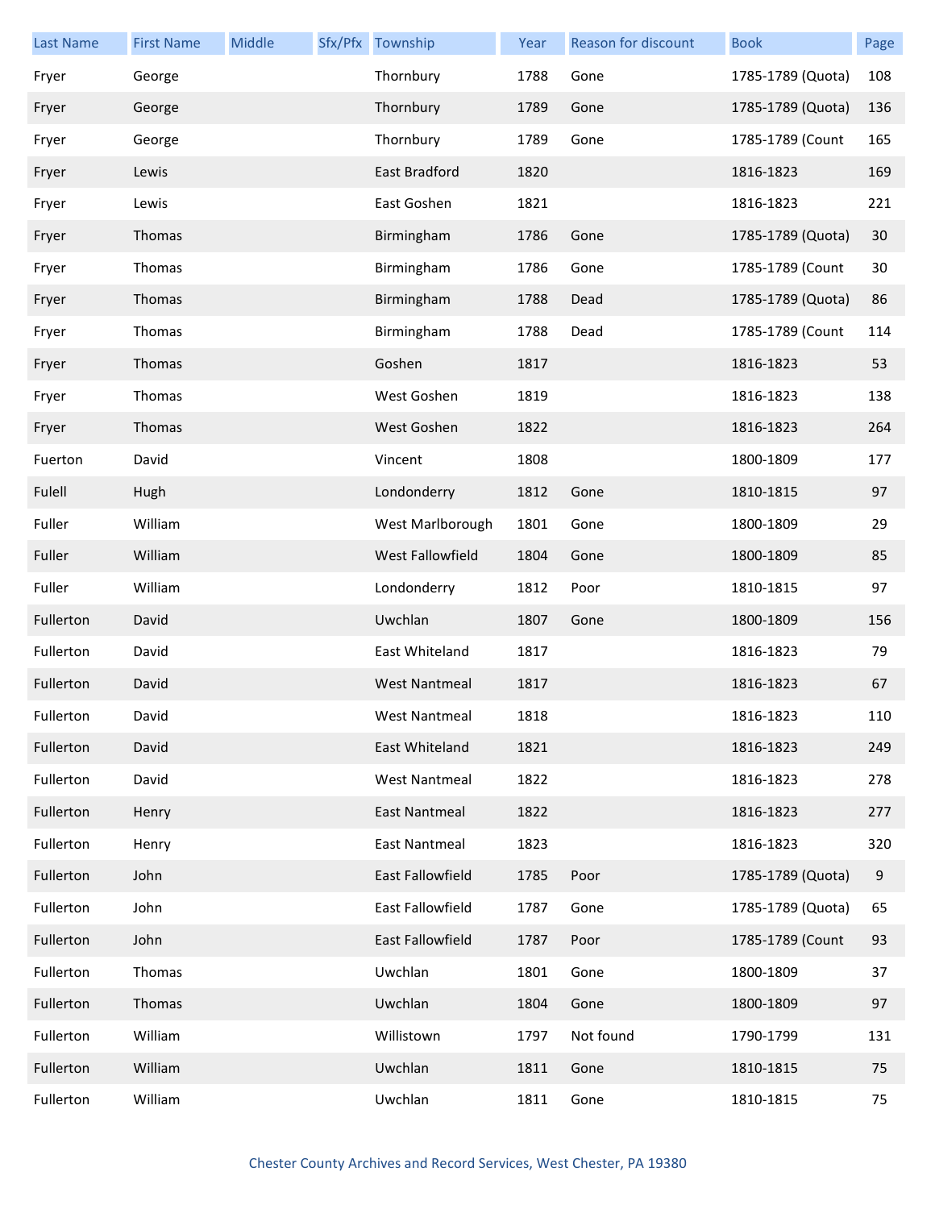| Last Name | First Name | Middle | Sfx/Pfx | Township | Year | Reason for discount | Book | Page |
|---|---|---|---|---|---|---|---|---|
| Fryer | George | | | Thornbury | 1788 | Gone | 1785-1789 (Quota) | 108 |
| Fryer | George | | | Thornbury | 1789 | Gone | 1785-1789 (Quota) | 136 |
| Fryer | George | | | Thornbury | 1789 | Gone | 1785-1789 (Count | 165 |
| Fryer | Lewis | | | East Bradford | 1820 | | 1816-1823 | 169 |
| Fryer | Lewis | | | East Goshen | 1821 | | 1816-1823 | 221 |
| Fryer | Thomas | | | Birmingham | 1786 | Gone | 1785-1789 (Quota) | 30 |
| Fryer | Thomas | | | Birmingham | 1786 | Gone | 1785-1789 (Count | 30 |
| Fryer | Thomas | | | Birmingham | 1788 | Dead | 1785-1789 (Quota) | 86 |
| Fryer | Thomas | | | Birmingham | 1788 | Dead | 1785-1789 (Count | 114 |
| Fryer | Thomas | | | Goshen | 1817 | | 1816-1823 | 53 |
| Fryer | Thomas | | | West Goshen | 1819 | | 1816-1823 | 138 |
| Fryer | Thomas | | | West Goshen | 1822 | | 1816-1823 | 264 |
| Fuerton | David | | | Vincent | 1808 | | 1800-1809 | 177 |
| Fulell | Hugh | | | Londonderry | 1812 | Gone | 1810-1815 | 97 |
| Fuller | William | | | West Marlborough | 1801 | Gone | 1800-1809 | 29 |
| Fuller | William | | | West Fallowfield | 1804 | Gone | 1800-1809 | 85 |
| Fuller | William | | | Londonderry | 1812 | Poor | 1810-1815 | 97 |
| Fullerton | David | | | Uwchlan | 1807 | Gone | 1800-1809 | 156 |
| Fullerton | David | | | East Whiteland | 1817 | | 1816-1823 | 79 |
| Fullerton | David | | | West Nantmeal | 1817 | | 1816-1823 | 67 |
| Fullerton | David | | | West Nantmeal | 1818 | | 1816-1823 | 110 |
| Fullerton | David | | | East Whiteland | 1821 | | 1816-1823 | 249 |
| Fullerton | David | | | West Nantmeal | 1822 | | 1816-1823 | 278 |
| Fullerton | Henry | | | East Nantmeal | 1822 | | 1816-1823 | 277 |
| Fullerton | Henry | | | East Nantmeal | 1823 | | 1816-1823 | 320 |
| Fullerton | John | | | East Fallowfield | 1785 | Poor | 1785-1789 (Quota) | 9 |
| Fullerton | John | | | East Fallowfield | 1787 | Gone | 1785-1789 (Quota) | 65 |
| Fullerton | John | | | East Fallowfield | 1787 | Poor | 1785-1789 (Count | 93 |
| Fullerton | Thomas | | | Uwchlan | 1801 | Gone | 1800-1809 | 37 |
| Fullerton | Thomas | | | Uwchlan | 1804 | Gone | 1800-1809 | 97 |
| Fullerton | William | | | Willistown | 1797 | Not found | 1790-1799 | 131 |
| Fullerton | William | | | Uwchlan | 1811 | Gone | 1810-1815 | 75 |
| Fullerton | William | | | Uwchlan | 1811 | Gone | 1810-1815 | 75 |

Chester County Archives and Record Services, West Chester, PA 19380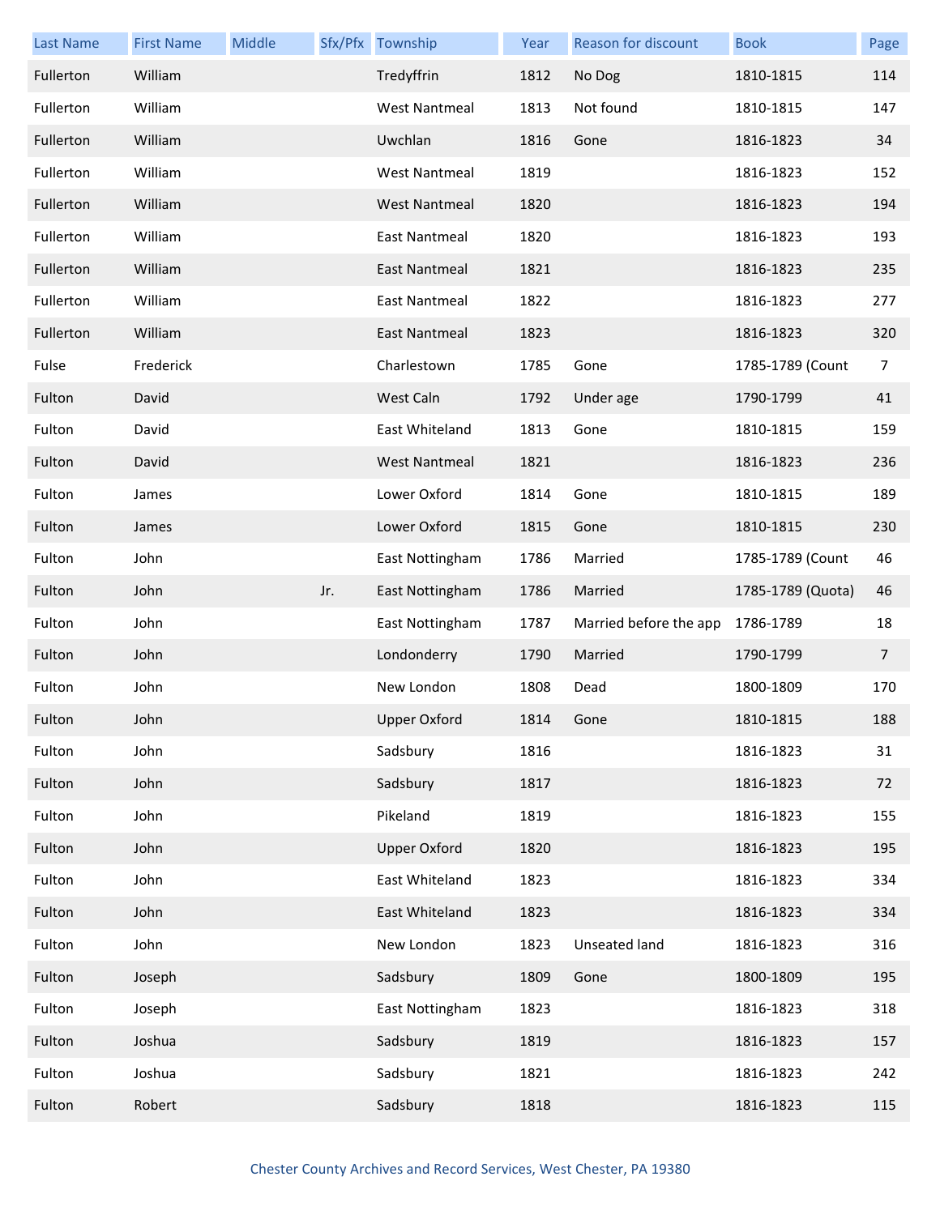| Last Name | First Name | Middle | Sfx/Pfx | Township | Year | Reason for discount | Book | Page |
|---|---|---|---|---|---|---|---|---|
| Fullerton | William | | | Tredyffrin | 1812 | No Dog | 1810-1815 | 114 |
| Fullerton | William | | | West Nantmeal | 1813 | Not found | 1810-1815 | 147 |
| Fullerton | William | | | Uwchlan | 1816 | Gone | 1816-1823 | 34 |
| Fullerton | William | | | West Nantmeal | 1819 | | 1816-1823 | 152 |
| Fullerton | William | | | West Nantmeal | 1820 | | 1816-1823 | 194 |
| Fullerton | William | | | East Nantmeal | 1820 | | 1816-1823 | 193 |
| Fullerton | William | | | East Nantmeal | 1821 | | 1816-1823 | 235 |
| Fullerton | William | | | East Nantmeal | 1822 | | 1816-1823 | 277 |
| Fullerton | William | | | East Nantmeal | 1823 | | 1816-1823 | 320 |
| Fulse | Frederick | | | Charlestown | 1785 | Gone | 1785-1789 (Count | 7 |
| Fulton | David | | | West Caln | 1792 | Under age | 1790-1799 | 41 |
| Fulton | David | | | East Whiteland | 1813 | Gone | 1810-1815 | 159 |
| Fulton | David | | | West Nantmeal | 1821 | | 1816-1823 | 236 |
| Fulton | James | | | Lower Oxford | 1814 | Gone | 1810-1815 | 189 |
| Fulton | James | | | Lower Oxford | 1815 | Gone | 1810-1815 | 230 |
| Fulton | John | | | East Nottingham | 1786 | Married | 1785-1789 (Count | 46 |
| Fulton | John | | Jr. | East Nottingham | 1786 | Married | 1785-1789 (Quota) | 46 |
| Fulton | John | | | East Nottingham | 1787 | Married before the app | 1786-1789 | 18 |
| Fulton | John | | | Londonderry | 1790 | Married | 1790-1799 | 7 |
| Fulton | John | | | New London | 1808 | Dead | 1800-1809 | 170 |
| Fulton | John | | | Upper Oxford | 1814 | Gone | 1810-1815 | 188 |
| Fulton | John | | | Sadsbury | 1816 | | 1816-1823 | 31 |
| Fulton | John | | | Sadsbury | 1817 | | 1816-1823 | 72 |
| Fulton | John | | | Pikeland | 1819 | | 1816-1823 | 155 |
| Fulton | John | | | Upper Oxford | 1820 | | 1816-1823 | 195 |
| Fulton | John | | | East Whiteland | 1823 | | 1816-1823 | 334 |
| Fulton | John | | | East Whiteland | 1823 | | 1816-1823 | 334 |
| Fulton | John | | | New London | 1823 | Unseated land | 1816-1823 | 316 |
| Fulton | Joseph | | | Sadsbury | 1809 | Gone | 1800-1809 | 195 |
| Fulton | Joseph | | | East Nottingham | 1823 | | 1816-1823 | 318 |
| Fulton | Joshua | | | Sadsbury | 1819 | | 1816-1823 | 157 |
| Fulton | Joshua | | | Sadsbury | 1821 | | 1816-1823 | 242 |
| Fulton | Robert | | | Sadsbury | 1818 | | 1816-1823 | 115 |

Chester County Archives and Record Services, West Chester, PA 19380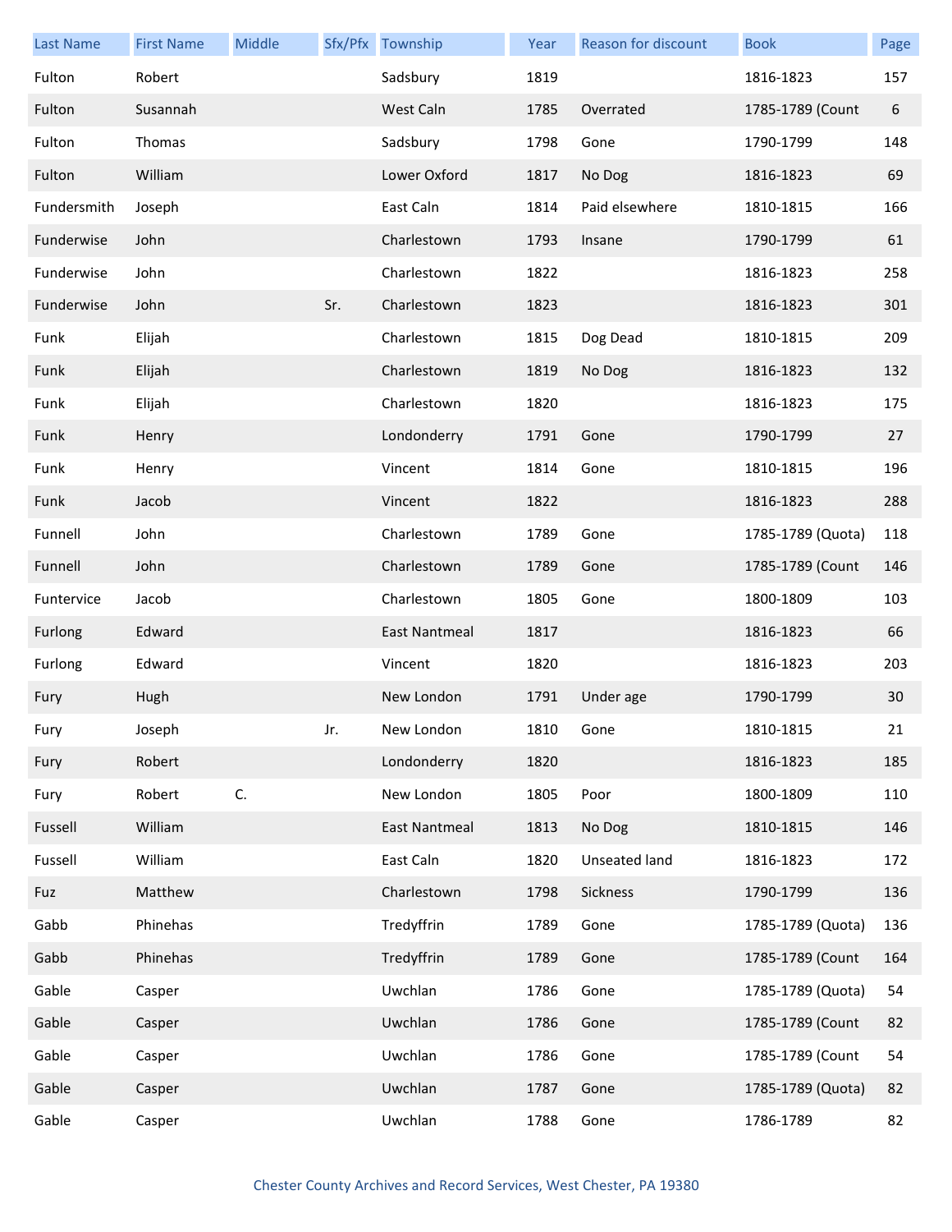| Last Name | First Name | Middle | Sfx/Pfx | Township | Year | Reason for discount | Book | Page |
|---|---|---|---|---|---|---|---|---|
| Fulton | Robert | | | Sadsbury | 1819 | | 1816-1823 | 157 |
| Fulton | Susannah | | | West Caln | 1785 | Overrated | 1785-1789 (Count | 6 |
| Fulton | Thomas | | | Sadsbury | 1798 | Gone | 1790-1799 | 148 |
| Fulton | William | | | Lower Oxford | 1817 | No Dog | 1816-1823 | 69 |
| Fundersmith | Joseph | | | East Caln | 1814 | Paid elsewhere | 1810-1815 | 166 |
| Funderwise | John | | | Charlestown | 1793 | Insane | 1790-1799 | 61 |
| Funderwise | John | | | Charlestown | 1822 | | 1816-1823 | 258 |
| Funderwise | John | | Sr. | Charlestown | 1823 | | 1816-1823 | 301 |
| Funk | Elijah | | | Charlestown | 1815 | Dog Dead | 1810-1815 | 209 |
| Funk | Elijah | | | Charlestown | 1819 | No Dog | 1816-1823 | 132 |
| Funk | Elijah | | | Charlestown | 1820 | | 1816-1823 | 175 |
| Funk | Henry | | | Londonderry | 1791 | Gone | 1790-1799 | 27 |
| Funk | Henry | | | Vincent | 1814 | Gone | 1810-1815 | 196 |
| Funk | Jacob | | | Vincent | 1822 | | 1816-1823 | 288 |
| Funnell | John | | | Charlestown | 1789 | Gone | 1785-1789 (Quota) | 118 |
| Funnell | John | | | Charlestown | 1789 | Gone | 1785-1789 (Count | 146 |
| Funtervice | Jacob | | | Charlestown | 1805 | Gone | 1800-1809 | 103 |
| Furlong | Edward | | | East Nantmeal | 1817 | | 1816-1823 | 66 |
| Furlong | Edward | | | Vincent | 1820 | | 1816-1823 | 203 |
| Fury | Hugh | | | New London | 1791 | Under age | 1790-1799 | 30 |
| Fury | Joseph | | Jr. | New London | 1810 | Gone | 1810-1815 | 21 |
| Fury | Robert | | | Londonderry | 1820 | | 1816-1823 | 185 |
| Fury | Robert | C. | | New London | 1805 | Poor | 1800-1809 | 110 |
| Fussell | William | | | East Nantmeal | 1813 | No Dog | 1810-1815 | 146 |
| Fussell | William | | | East Caln | 1820 | Unseated land | 1816-1823 | 172 |
| Fuz | Matthew | | | Charlestown | 1798 | Sickness | 1790-1799 | 136 |
| Gabb | Phinehas | | | Tredyffrin | 1789 | Gone | 1785-1789 (Quota) | 136 |
| Gabb | Phinehas | | | Tredyffrin | 1789 | Gone | 1785-1789 (Count | 164 |
| Gable | Casper | | | Uwchlan | 1786 | Gone | 1785-1789 (Quota) | 54 |
| Gable | Casper | | | Uwchlan | 1786 | Gone | 1785-1789 (Count | 82 |
| Gable | Casper | | | Uwchlan | 1786 | Gone | 1785-1789 (Count | 54 |
| Gable | Casper | | | Uwchlan | 1787 | Gone | 1785-1789 (Quota) | 82 |
| Gable | Casper | | | Uwchlan | 1788 | Gone | 1786-1789 | 82 |

Chester County Archives and Record Services, West Chester, PA 19380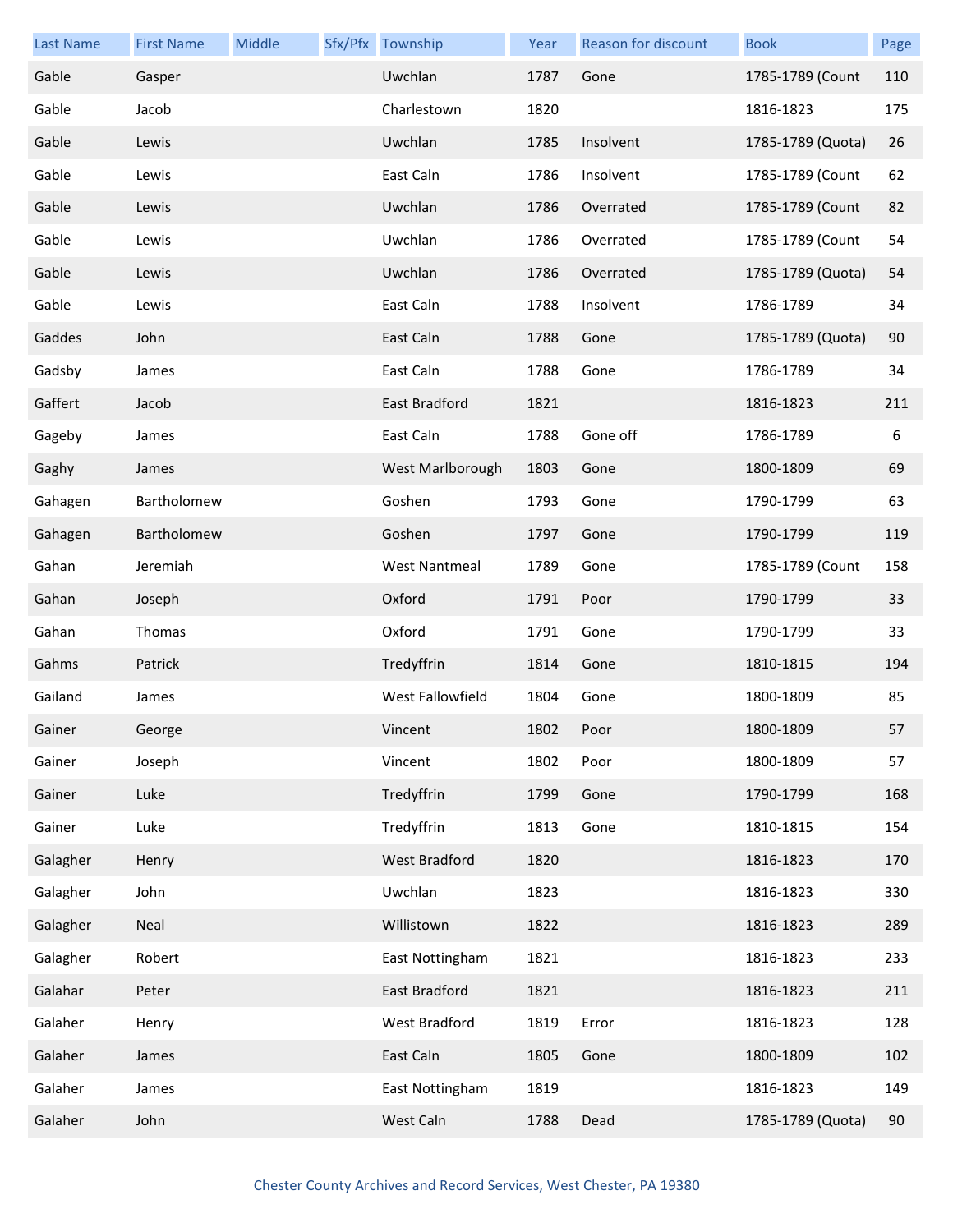| Last Name | First Name | Middle | Sfx/Pfx | Township | Year | Reason for discount | Book | Page |
|---|---|---|---|---|---|---|---|---|
| Gable | Gasper | | | Uwchlan | 1787 | Gone | 1785-1789 (Count | 110 |
| Gable | Jacob | | | Charlestown | 1820 | | 1816-1823 | 175 |
| Gable | Lewis | | | Uwchlan | 1785 | Insolvent | 1785-1789 (Quota) | 26 |
| Gable | Lewis | | | East Caln | 1786 | Insolvent | 1785-1789 (Count | 62 |
| Gable | Lewis | | | Uwchlan | 1786 | Overrated | 1785-1789 (Count | 82 |
| Gable | Lewis | | | Uwchlan | 1786 | Overrated | 1785-1789 (Count | 54 |
| Gable | Lewis | | | Uwchlan | 1786 | Overrated | 1785-1789 (Quota) | 54 |
| Gable | Lewis | | | East Caln | 1788 | Insolvent | 1786-1789 | 34 |
| Gaddes | John | | | East Caln | 1788 | Gone | 1785-1789 (Quota) | 90 |
| Gadsby | James | | | East Caln | 1788 | Gone | 1786-1789 | 34 |
| Gaffert | Jacob | | | East Bradford | 1821 | | 1816-1823 | 211 |
| Gageby | James | | | East Caln | 1788 | Gone off | 1786-1789 | 6 |
| Gaghy | James | | | West Marlborough | 1803 | Gone | 1800-1809 | 69 |
| Gahagen | Bartholomew | | | Goshen | 1793 | Gone | 1790-1799 | 63 |
| Gahagen | Bartholomew | | | Goshen | 1797 | Gone | 1790-1799 | 119 |
| Gahan | Jeremiah | | | West Nantmeal | 1789 | Gone | 1785-1789 (Count | 158 |
| Gahan | Joseph | | | Oxford | 1791 | Poor | 1790-1799 | 33 |
| Gahan | Thomas | | | Oxford | 1791 | Gone | 1790-1799 | 33 |
| Gahms | Patrick | | | Tredyffrin | 1814 | Gone | 1810-1815 | 194 |
| Gailand | James | | | West Fallowfield | 1804 | Gone | 1800-1809 | 85 |
| Gainer | George | | | Vincent | 1802 | Poor | 1800-1809 | 57 |
| Gainer | Joseph | | | Vincent | 1802 | Poor | 1800-1809 | 57 |
| Gainer | Luke | | | Tredyffrin | 1799 | Gone | 1790-1799 | 168 |
| Gainer | Luke | | | Tredyffrin | 1813 | Gone | 1810-1815 | 154 |
| Galagher | Henry | | | West Bradford | 1820 | | 1816-1823 | 170 |
| Galagher | John | | | Uwchlan | 1823 | | 1816-1823 | 330 |
| Galagher | Neal | | | Willistown | 1822 | | 1816-1823 | 289 |
| Galagher | Robert | | | East Nottingham | 1821 | | 1816-1823 | 233 |
| Galahar | Peter | | | East Bradford | 1821 | | 1816-1823 | 211 |
| Galaher | Henry | | | West Bradford | 1819 | Error | 1816-1823 | 128 |
| Galaher | James | | | East Caln | 1805 | Gone | 1800-1809 | 102 |
| Galaher | James | | | East Nottingham | 1819 | | 1816-1823 | 149 |
| Galaher | John | | | West Caln | 1788 | Dead | 1785-1789 (Quota) | 90 |

Chester County Archives and Record Services, West Chester, PA 19380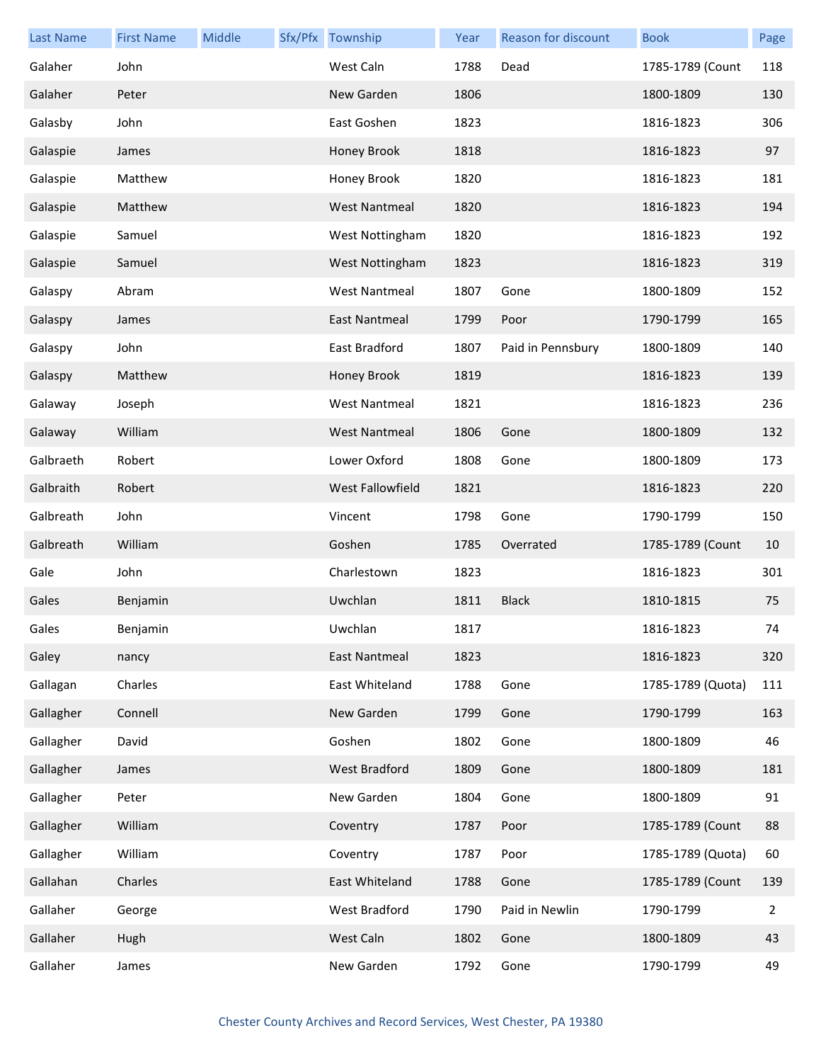| Last Name | First Name | Middle | Sfx/Pfx | Township | Year | Reason for discount | Book | Page |
|---|---|---|---|---|---|---|---|---|
| Galaher | John | | | West Caln | 1788 | Dead | 1785-1789 (Count | 118 |
| Galaher | Peter | | | New Garden | 1806 | | 1800-1809 | 130 |
| Galasby | John | | | East Goshen | 1823 | | 1816-1823 | 306 |
| Galaspie | James | | | Honey Brook | 1818 | | 1816-1823 | 97 |
| Galaspie | Matthew | | | Honey Brook | 1820 | | 1816-1823 | 181 |
| Galaspie | Matthew | | | West Nantmeal | 1820 | | 1816-1823 | 194 |
| Galaspie | Samuel | | | West Nottingham | 1820 | | 1816-1823 | 192 |
| Galaspie | Samuel | | | West Nottingham | 1823 | | 1816-1823 | 319 |
| Galaspy | Abram | | | West Nantmeal | 1807 | Gone | 1800-1809 | 152 |
| Galaspy | James | | | East Nantmeal | 1799 | Poor | 1790-1799 | 165 |
| Galaspy | John | | | East Bradford | 1807 | Paid in Pennsbury | 1800-1809 | 140 |
| Galaspy | Matthew | | | Honey Brook | 1819 | | 1816-1823 | 139 |
| Galaway | Joseph | | | West Nantmeal | 1821 | | 1816-1823 | 236 |
| Galaway | William | | | West Nantmeal | 1806 | Gone | 1800-1809 | 132 |
| Galbraeth | Robert | | | Lower Oxford | 1808 | Gone | 1800-1809 | 173 |
| Galbraith | Robert | | | West Fallowfield | 1821 | | 1816-1823 | 220 |
| Galbreath | John | | | Vincent | 1798 | Gone | 1790-1799 | 150 |
| Galbreath | William | | | Goshen | 1785 | Overrated | 1785-1789 (Count | 10 |
| Gale | John | | | Charlestown | 1823 | | 1816-1823 | 301 |
| Gales | Benjamin | | | Uwchlan | 1811 | Black | 1810-1815 | 75 |
| Gales | Benjamin | | | Uwchlan | 1817 | | 1816-1823 | 74 |
| Galey | nancy | | | East Nantmeal | 1823 | | 1816-1823 | 320 |
| Gallagan | Charles | | | East Whiteland | 1788 | Gone | 1785-1789 (Quota) | 111 |
| Gallagher | Connell | | | New Garden | 1799 | Gone | 1790-1799 | 163 |
| Gallagher | David | | | Goshen | 1802 | Gone | 1800-1809 | 46 |
| Gallagher | James | | | West Bradford | 1809 | Gone | 1800-1809 | 181 |
| Gallagher | Peter | | | New Garden | 1804 | Gone | 1800-1809 | 91 |
| Gallagher | William | | | Coventry | 1787 | Poor | 1785-1789 (Count | 88 |
| Gallagher | William | | | Coventry | 1787 | Poor | 1785-1789 (Quota) | 60 |
| Gallahan | Charles | | | East Whiteland | 1788 | Gone | 1785-1789 (Count | 139 |
| Gallaher | George | | | West Bradford | 1790 | Paid in Newlin | 1790-1799 | 2 |
| Gallaher | Hugh | | | West Caln | 1802 | Gone | 1800-1809 | 43 |
| Gallaher | James | | | New Garden | 1792 | Gone | 1790-1799 | 49 |

Chester County Archives and Record Services, West Chester, PA 19380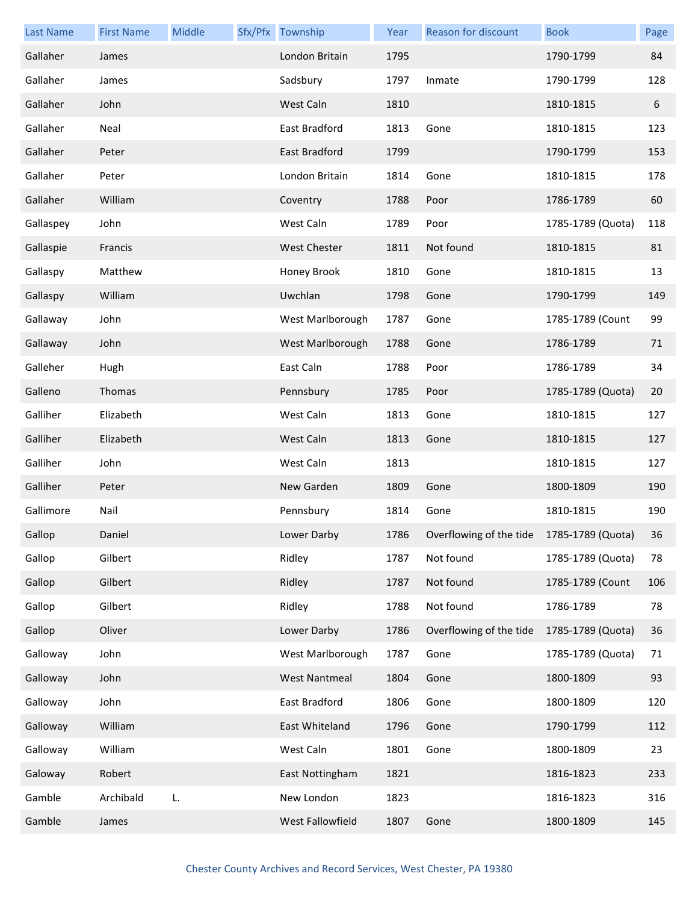| Last Name | First Name | Middle | Sfx/Pfx | Township | Year | Reason for discount | Book | Page |
|---|---|---|---|---|---|---|---|---|
| Gallaher | James | | | London Britain | 1795 | | 1790-1799 | 84 |
| Gallaher | James | | | Sadsbury | 1797 | Inmate | 1790-1799 | 128 |
| Gallaher | John | | | West Caln | 1810 | | 1810-1815 | 6 |
| Gallaher | Neal | | | East Bradford | 1813 | Gone | 1810-1815 | 123 |
| Gallaher | Peter | | | East Bradford | 1799 | | 1790-1799 | 153 |
| Gallaher | Peter | | | London Britain | 1814 | Gone | 1810-1815 | 178 |
| Gallaher | William | | | Coventry | 1788 | Poor | 1786-1789 | 60 |
| Gallaspey | John | | | West Caln | 1789 | Poor | 1785-1789 (Quota) | 118 |
| Gallaspie | Francis | | | West Chester | 1811 | Not found | 1810-1815 | 81 |
| Gallaspy | Matthew | | | Honey Brook | 1810 | Gone | 1810-1815 | 13 |
| Gallaspy | William | | | Uwchlan | 1798 | Gone | 1790-1799 | 149 |
| Gallaway | John | | | West Marlborough | 1787 | Gone | 1785-1789 (Count | 99 |
| Gallaway | John | | | West Marlborough | 1788 | Gone | 1786-1789 | 71 |
| Galleher | Hugh | | | East Caln | 1788 | Poor | 1786-1789 | 34 |
| Galleno | Thomas | | | Pennsbury | 1785 | Poor | 1785-1789 (Quota) | 20 |
| Galliher | Elizabeth | | | West Caln | 1813 | Gone | 1810-1815 | 127 |
| Galliher | Elizabeth | | | West Caln | 1813 | Gone | 1810-1815 | 127 |
| Galliher | John | | | West Caln | 1813 | | 1810-1815 | 127 |
| Galliher | Peter | | | New Garden | 1809 | Gone | 1800-1809 | 190 |
| Gallimore | Nail | | | Pennsbury | 1814 | Gone | 1810-1815 | 190 |
| Gallop | Daniel | | | Lower Darby | 1786 | Overflowing of the tide | 1785-1789 (Quota) | 36 |
| Gallop | Gilbert | | | Ridley | 1787 | Not found | 1785-1789 (Quota) | 78 |
| Gallop | Gilbert | | | Ridley | 1787 | Not found | 1785-1789 (Count | 106 |
| Gallop | Gilbert | | | Ridley | 1788 | Not found | 1786-1789 | 78 |
| Gallop | Oliver | | | Lower Darby | 1786 | Overflowing of the tide | 1785-1789 (Quota) | 36 |
| Galloway | John | | | West Marlborough | 1787 | Gone | 1785-1789 (Quota) | 71 |
| Galloway | John | | | West Nantmeal | 1804 | Gone | 1800-1809 | 93 |
| Galloway | John | | | East Bradford | 1806 | Gone | 1800-1809 | 120 |
| Galloway | William | | | East Whiteland | 1796 | Gone | 1790-1799 | 112 |
| Galloway | William | | | West Caln | 1801 | Gone | 1800-1809 | 23 |
| Galoway | Robert | | | East Nottingham | 1821 | | 1816-1823 | 233 |
| Gamble | Archibald | L. | | New London | 1823 | | 1816-1823 | 316 |
| Gamble | James | | | West Fallowfield | 1807 | Gone | 1800-1809 | 145 |

Chester County Archives and Record Services, West Chester, PA 19380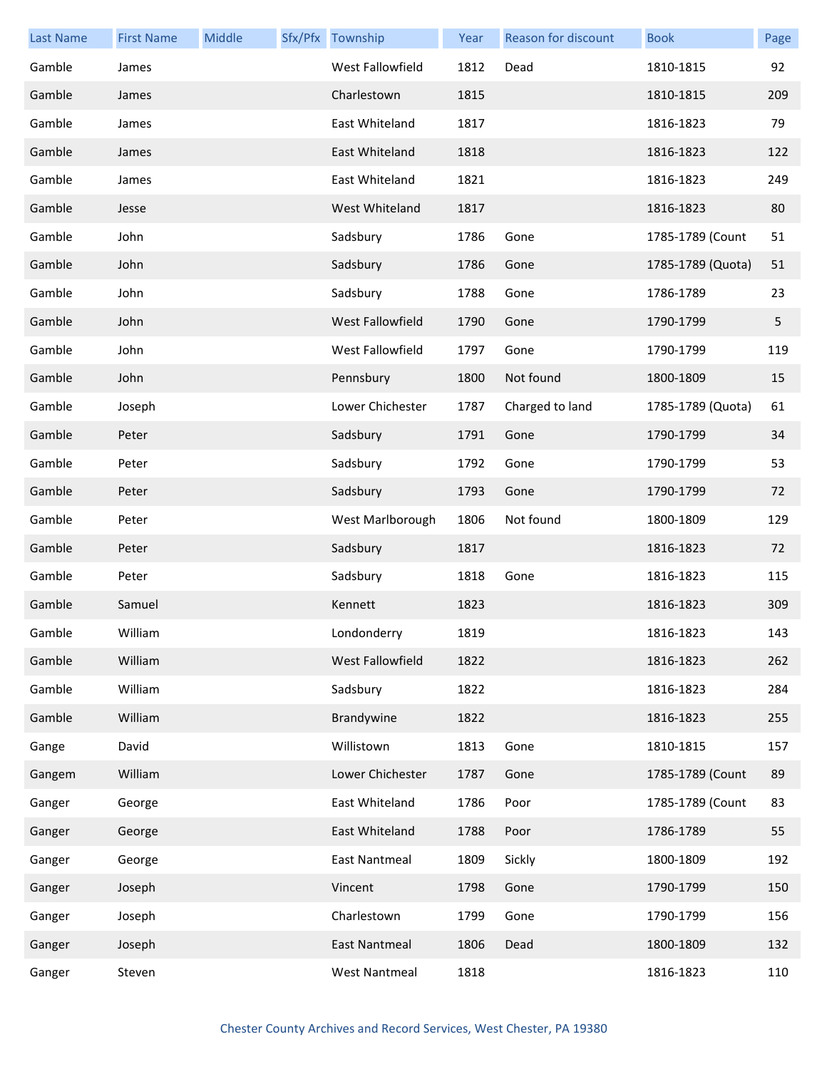| Last Name | First Name | Middle | Sfx/Pfx | Township | Year | Reason for discount | Book | Page |
|---|---|---|---|---|---|---|---|---|
| Gamble | James | | | West Fallowfield | 1812 | Dead | 1810-1815 | 92 |
| Gamble | James | | | Charlestown | 1815 | | 1810-1815 | 209 |
| Gamble | James | | | East Whiteland | 1817 | | 1816-1823 | 79 |
| Gamble | James | | | East Whiteland | 1818 | | 1816-1823 | 122 |
| Gamble | James | | | East Whiteland | 1821 | | 1816-1823 | 249 |
| Gamble | Jesse | | | West Whiteland | 1817 | | 1816-1823 | 80 |
| Gamble | John | | | Sadsbury | 1786 | Gone | 1785-1789 (Count | 51 |
| Gamble | John | | | Sadsbury | 1786 | Gone | 1785-1789 (Quota) | 51 |
| Gamble | John | | | Sadsbury | 1788 | Gone | 1786-1789 | 23 |
| Gamble | John | | | West Fallowfield | 1790 | Gone | 1790-1799 | 5 |
| Gamble | John | | | West Fallowfield | 1797 | Gone | 1790-1799 | 119 |
| Gamble | John | | | Pennsbury | 1800 | Not found | 1800-1809 | 15 |
| Gamble | Joseph | | | Lower Chichester | 1787 | Charged to land | 1785-1789 (Quota) | 61 |
| Gamble | Peter | | | Sadsbury | 1791 | Gone | 1790-1799 | 34 |
| Gamble | Peter | | | Sadsbury | 1792 | Gone | 1790-1799 | 53 |
| Gamble | Peter | | | Sadsbury | 1793 | Gone | 1790-1799 | 72 |
| Gamble | Peter | | | West Marlborough | 1806 | Not found | 1800-1809 | 129 |
| Gamble | Peter | | | Sadsbury | 1817 | | 1816-1823 | 72 |
| Gamble | Peter | | | Sadsbury | 1818 | Gone | 1816-1823 | 115 |
| Gamble | Samuel | | | Kennett | 1823 | | 1816-1823 | 309 |
| Gamble | William | | | Londonderry | 1819 | | 1816-1823 | 143 |
| Gamble | William | | | West Fallowfield | 1822 | | 1816-1823 | 262 |
| Gamble | William | | | Sadsbury | 1822 | | 1816-1823 | 284 |
| Gamble | William | | | Brandywine | 1822 | | 1816-1823 | 255 |
| Gange | David | | | Willistown | 1813 | Gone | 1810-1815 | 157 |
| Gangem | William | | | Lower Chichester | 1787 | Gone | 1785-1789 (Count | 89 |
| Ganger | George | | | East Whiteland | 1786 | Poor | 1785-1789 (Count | 83 |
| Ganger | George | | | East Whiteland | 1788 | Poor | 1786-1789 | 55 |
| Ganger | George | | | East Nantmeal | 1809 | Sickly | 1800-1809 | 192 |
| Ganger | Joseph | | | Vincent | 1798 | Gone | 1790-1799 | 150 |
| Ganger | Joseph | | | Charlestown | 1799 | Gone | 1790-1799 | 156 |
| Ganger | Joseph | | | East Nantmeal | 1806 | Dead | 1800-1809 | 132 |
| Ganger | Steven | | | West Nantmeal | 1818 | | 1816-1823 | 110 |

Chester County Archives and Record Services, West Chester, PA 19380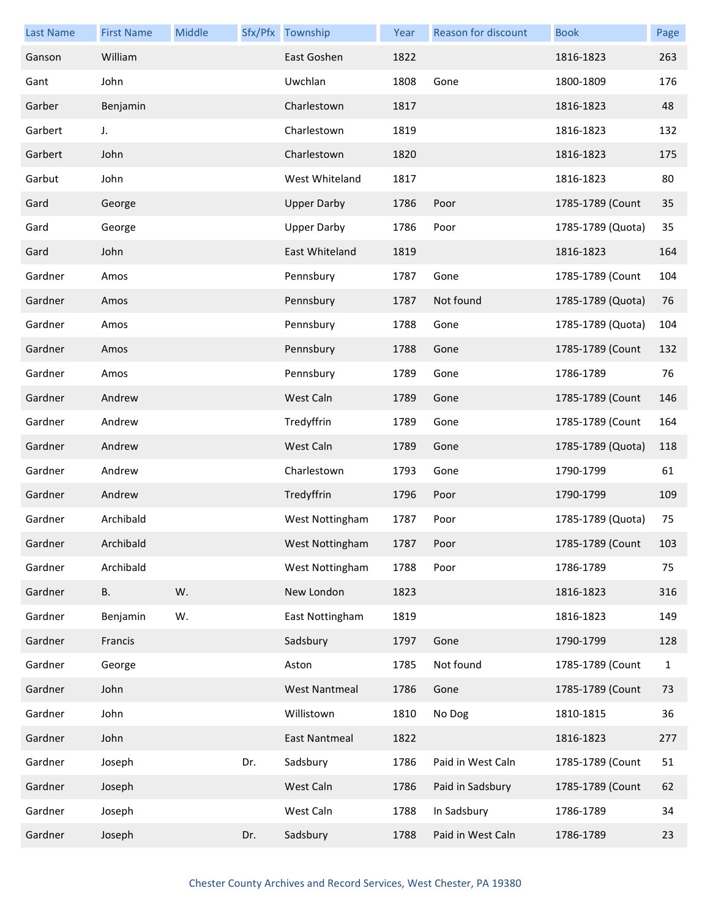| Last Name | First Name | Middle | Sfx/Pfx | Township | Year | Reason for discount | Book | Page |
|---|---|---|---|---|---|---|---|---|
| Ganson | William | | | East Goshen | 1822 | | 1816-1823 | 263 |
| Gant | John | | | Uwchlan | 1808 | Gone | 1800-1809 | 176 |
| Garber | Benjamin | | | Charlestown | 1817 | | 1816-1823 | 48 |
| Garbert | J. | | | Charlestown | 1819 | | 1816-1823 | 132 |
| Garbert | John | | | Charlestown | 1820 | | 1816-1823 | 175 |
| Garbut | John | | | West Whiteland | 1817 | | 1816-1823 | 80 |
| Gard | George | | | Upper Darby | 1786 | Poor | 1785-1789 (Count | 35 |
| Gard | George | | | Upper Darby | 1786 | Poor | 1785-1789 (Quota) | 35 |
| Gard | John | | | East Whiteland | 1819 | | 1816-1823 | 164 |
| Gardner | Amos | | | Pennsbury | 1787 | Gone | 1785-1789 (Count | 104 |
| Gardner | Amos | | | Pennsbury | 1787 | Not found | 1785-1789 (Quota) | 76 |
| Gardner | Amos | | | Pennsbury | 1788 | Gone | 1785-1789 (Quota) | 104 |
| Gardner | Amos | | | Pennsbury | 1788 | Gone | 1785-1789 (Count | 132 |
| Gardner | Amos | | | Pennsbury | 1789 | Gone | 1786-1789 | 76 |
| Gardner | Andrew | | | West Caln | 1789 | Gone | 1785-1789 (Count | 146 |
| Gardner | Andrew | | | Tredyffrin | 1789 | Gone | 1785-1789 (Count | 164 |
| Gardner | Andrew | | | West Caln | 1789 | Gone | 1785-1789 (Quota) | 118 |
| Gardner | Andrew | | | Charlestown | 1793 | Gone | 1790-1799 | 61 |
| Gardner | Andrew | | | Tredyffrin | 1796 | Poor | 1790-1799 | 109 |
| Gardner | Archibald | | | West Nottingham | 1787 | Poor | 1785-1789 (Quota) | 75 |
| Gardner | Archibald | | | West Nottingham | 1787 | Poor | 1785-1789 (Count | 103 |
| Gardner | Archibald | | | West Nottingham | 1788 | Poor | 1786-1789 | 75 |
| Gardner | B. | W. | | New London | 1823 | | 1816-1823 | 316 |
| Gardner | Benjamin | W. | | East Nottingham | 1819 | | 1816-1823 | 149 |
| Gardner | Francis | | | Sadsbury | 1797 | Gone | 1790-1799 | 128 |
| Gardner | George | | | Aston | 1785 | Not found | 1785-1789 (Count | 1 |
| Gardner | John | | | West Nantmeal | 1786 | Gone | 1785-1789 (Count | 73 |
| Gardner | John | | | Willistown | 1810 | No Dog | 1810-1815 | 36 |
| Gardner | John | | | East Nantmeal | 1822 | | 1816-1823 | 277 |
| Gardner | Joseph | | Dr. | Sadsbury | 1786 | Paid in West Caln | 1785-1789 (Count | 51 |
| Gardner | Joseph | | | West Caln | 1786 | Paid in Sadsbury | 1785-1789 (Count | 62 |
| Gardner | Joseph | | | West Caln | 1788 | In Sadsbury | 1786-1789 | 34 |
| Gardner | Joseph | | Dr. | Sadsbury | 1788 | Paid in West Caln | 1786-1789 | 23 |

Chester County Archives and Record Services, West Chester, PA 19380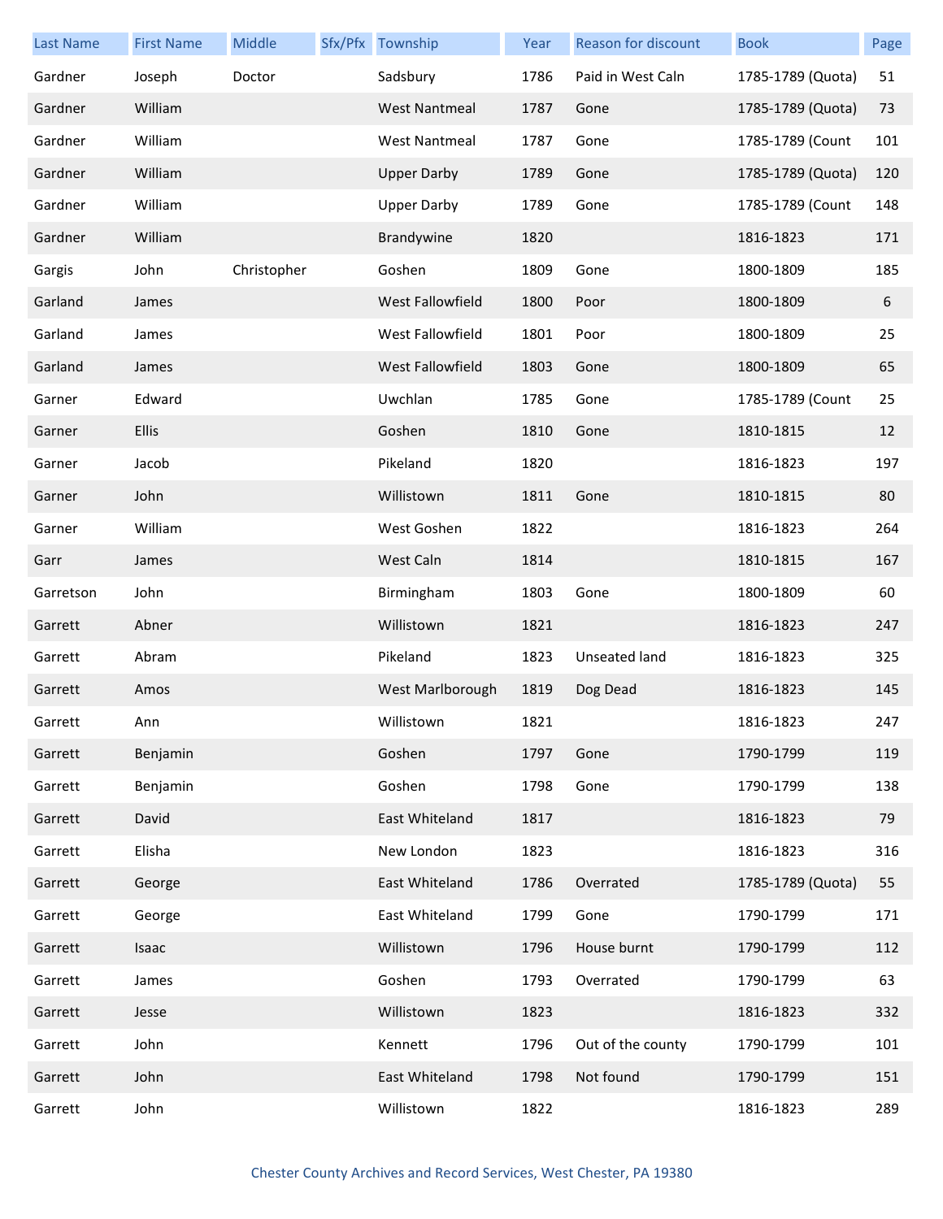| Last Name | First Name | Middle | Sfx/Pfx | Township | Year | Reason for discount | Book | Page |
|---|---|---|---|---|---|---|---|---|
| Gardner | Joseph | Doctor | | Sadsbury | 1786 | Paid in West Caln | 1785-1789 (Quota) | 51 |
| Gardner | William | | | West Nantmeal | 1787 | Gone | 1785-1789 (Quota) | 73 |
| Gardner | William | | | West Nantmeal | 1787 | Gone | 1785-1789 (Count | 101 |
| Gardner | William | | | Upper Darby | 1789 | Gone | 1785-1789 (Quota) | 120 |
| Gardner | William | | | Upper Darby | 1789 | Gone | 1785-1789 (Count | 148 |
| Gardner | William | | | Brandywine | 1820 | | 1816-1823 | 171 |
| Gargis | John | Christopher | | Goshen | 1809 | Gone | 1800-1809 | 185 |
| Garland | James | | | West Fallowfield | 1800 | Poor | 1800-1809 | 6 |
| Garland | James | | | West Fallowfield | 1801 | Poor | 1800-1809 | 25 |
| Garland | James | | | West Fallowfield | 1803 | Gone | 1800-1809 | 65 |
| Garner | Edward | | | Uwchlan | 1785 | Gone | 1785-1789 (Count | 25 |
| Garner | Ellis | | | Goshen | 1810 | Gone | 1810-1815 | 12 |
| Garner | Jacob | | | Pikeland | 1820 | | 1816-1823 | 197 |
| Garner | John | | | Willistown | 1811 | Gone | 1810-1815 | 80 |
| Garner | William | | | West Goshen | 1822 | | 1816-1823 | 264 |
| Garr | James | | | West Caln | 1814 | | 1810-1815 | 167 |
| Garretson | John | | | Birmingham | 1803 | Gone | 1800-1809 | 60 |
| Garrett | Abner | | | Willistown | 1821 | | 1816-1823 | 247 |
| Garrett | Abram | | | Pikeland | 1823 | Unseated land | 1816-1823 | 325 |
| Garrett | Amos | | | West Marlborough | 1819 | Dog Dead | 1816-1823 | 145 |
| Garrett | Ann | | | Willistown | 1821 | | 1816-1823 | 247 |
| Garrett | Benjamin | | | Goshen | 1797 | Gone | 1790-1799 | 119 |
| Garrett | Benjamin | | | Goshen | 1798 | Gone | 1790-1799 | 138 |
| Garrett | David | | | East Whiteland | 1817 | | 1816-1823 | 79 |
| Garrett | Elisha | | | New London | 1823 | | 1816-1823 | 316 |
| Garrett | George | | | East Whiteland | 1786 | Overrated | 1785-1789 (Quota) | 55 |
| Garrett | George | | | East Whiteland | 1799 | Gone | 1790-1799 | 171 |
| Garrett | Isaac | | | Willistown | 1796 | House burnt | 1790-1799 | 112 |
| Garrett | James | | | Goshen | 1793 | Overrated | 1790-1799 | 63 |
| Garrett | Jesse | | | Willistown | 1823 | | 1816-1823 | 332 |
| Garrett | John | | | Kennett | 1796 | Out of the county | 1790-1799 | 101 |
| Garrett | John | | | East Whiteland | 1798 | Not found | 1790-1799 | 151 |
| Garrett | John | | | Willistown | 1822 | | 1816-1823 | 289 |

Chester County Archives and Record Services, West Chester, PA 19380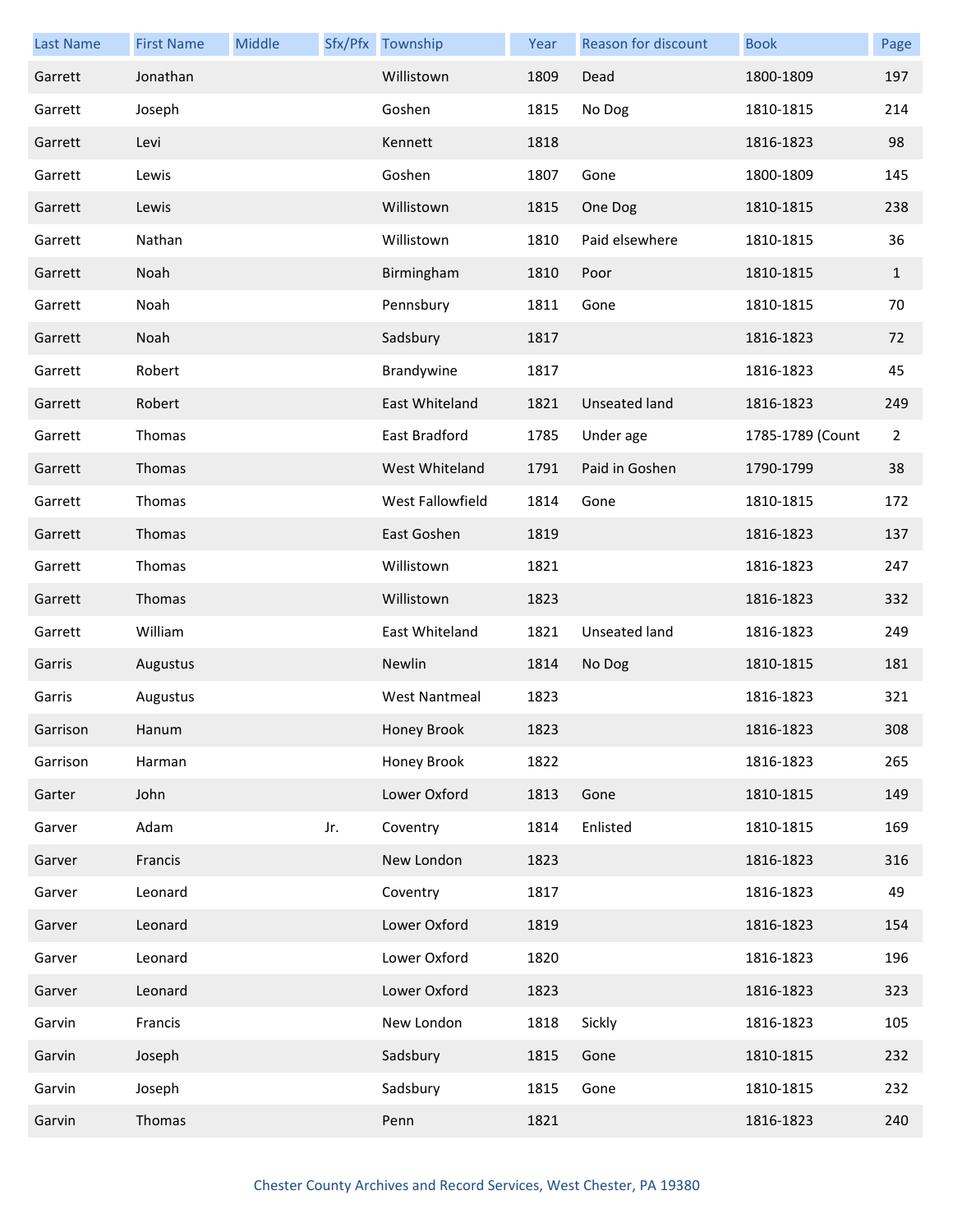| Last Name | First Name | Middle | Sfx/Pfx | Township | Year | Reason for discount | Book | Page |
|---|---|---|---|---|---|---|---|---|
| Garrett | Jonathan | | | Willistown | 1809 | Dead | 1800-1809 | 197 |
| Garrett | Joseph | | | Goshen | 1815 | No Dog | 1810-1815 | 214 |
| Garrett | Levi | | | Kennett | 1818 | | 1816-1823 | 98 |
| Garrett | Lewis | | | Goshen | 1807 | Gone | 1800-1809 | 145 |
| Garrett | Lewis | | | Willistown | 1815 | One Dog | 1810-1815 | 238 |
| Garrett | Nathan | | | Willistown | 1810 | Paid elsewhere | 1810-1815 | 36 |
| Garrett | Noah | | | Birmingham | 1810 | Poor | 1810-1815 | 1 |
| Garrett | Noah | | | Pennsbury | 1811 | Gone | 1810-1815 | 70 |
| Garrett | Noah | | | Sadsbury | 1817 | | 1816-1823 | 72 |
| Garrett | Robert | | | Brandywine | 1817 | | 1816-1823 | 45 |
| Garrett | Robert | | | East Whiteland | 1821 | Unseated land | 1816-1823 | 249 |
| Garrett | Thomas | | | East Bradford | 1785 | Under age | 1785-1789 (Count | 2 |
| Garrett | Thomas | | | West Whiteland | 1791 | Paid in Goshen | 1790-1799 | 38 |
| Garrett | Thomas | | | West Fallowfield | 1814 | Gone | 1810-1815 | 172 |
| Garrett | Thomas | | | East Goshen | 1819 | | 1816-1823 | 137 |
| Garrett | Thomas | | | Willistown | 1821 | | 1816-1823 | 247 |
| Garrett | Thomas | | | Willistown | 1823 | | 1816-1823 | 332 |
| Garrett | William | | | East Whiteland | 1821 | Unseated land | 1816-1823 | 249 |
| Garris | Augustus | | | Newlin | 1814 | No Dog | 1810-1815 | 181 |
| Garris | Augustus | | | West Nantmeal | 1823 | | 1816-1823 | 321 |
| Garrison | Hanum | | | Honey Brook | 1823 | | 1816-1823 | 308 |
| Garrison | Harman | | | Honey Brook | 1822 | | 1816-1823 | 265 |
| Garter | John | | | Lower Oxford | 1813 | Gone | 1810-1815 | 149 |
| Garver | Adam | | Jr. | Coventry | 1814 | Enlisted | 1810-1815 | 169 |
| Garver | Francis | | | New London | 1823 | | 1816-1823 | 316 |
| Garver | Leonard | | | Coventry | 1817 | | 1816-1823 | 49 |
| Garver | Leonard | | | Lower Oxford | 1819 | | 1816-1823 | 154 |
| Garver | Leonard | | | Lower Oxford | 1820 | | 1816-1823 | 196 |
| Garver | Leonard | | | Lower Oxford | 1823 | | 1816-1823 | 323 |
| Garvin | Francis | | | New London | 1818 | Sickly | 1816-1823 | 105 |
| Garvin | Joseph | | | Sadsbury | 1815 | Gone | 1810-1815 | 232 |
| Garvin | Joseph | | | Sadsbury | 1815 | Gone | 1810-1815 | 232 |
| Garvin | Thomas | | | Penn | 1821 | | 1816-1823 | 240 |

Chester County Archives and Record Services, West Chester, PA 19380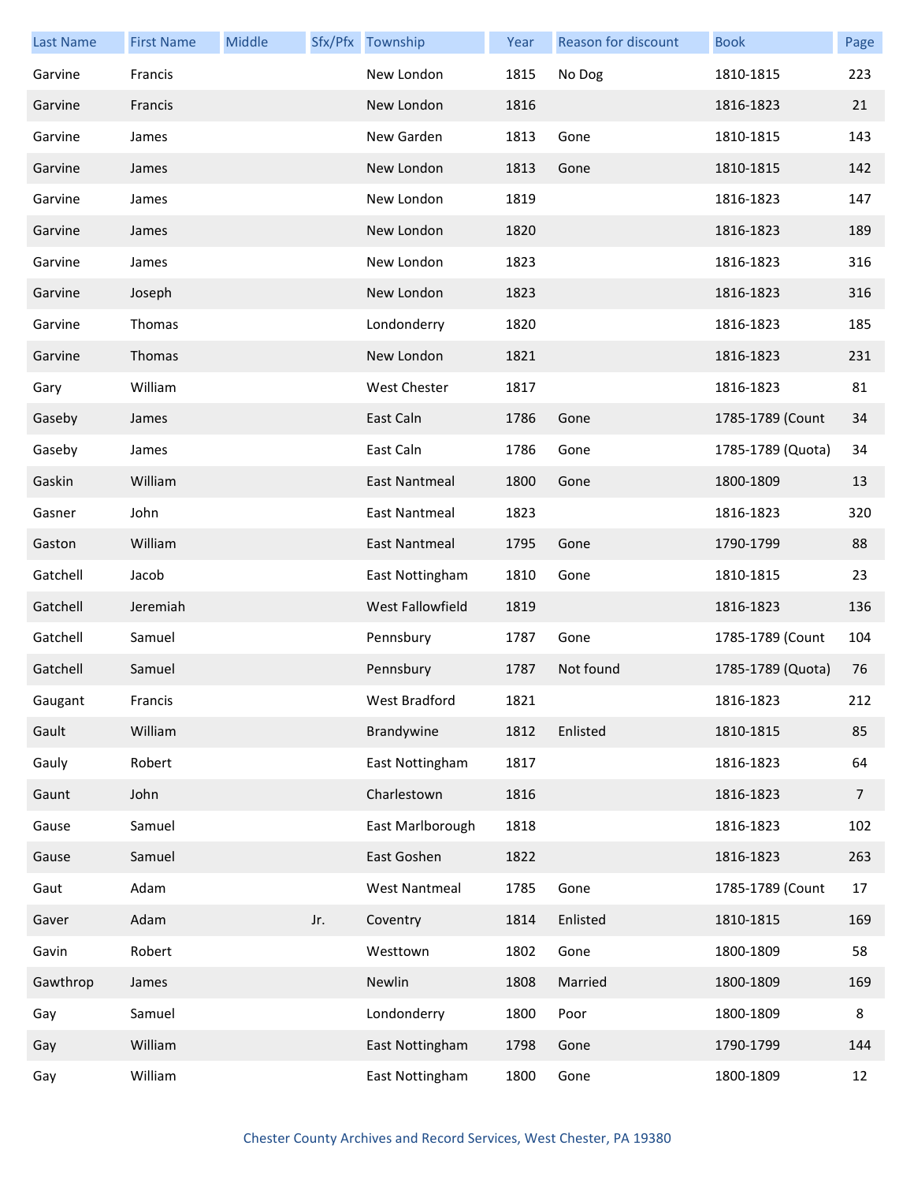| Last Name | First Name | Middle | Sfx/Pfx | Township | Year | Reason for discount | Book | Page |
|---|---|---|---|---|---|---|---|---|
| Garvine | Francis | | | New London | 1815 | No Dog | 1810-1815 | 223 |
| Garvine | Francis | | | New London | 1816 | | 1816-1823 | 21 |
| Garvine | James | | | New Garden | 1813 | Gone | 1810-1815 | 143 |
| Garvine | James | | | New London | 1813 | Gone | 1810-1815 | 142 |
| Garvine | James | | | New London | 1819 | | 1816-1823 | 147 |
| Garvine | James | | | New London | 1820 | | 1816-1823 | 189 |
| Garvine | James | | | New London | 1823 | | 1816-1823 | 316 |
| Garvine | Joseph | | | New London | 1823 | | 1816-1823 | 316 |
| Garvine | Thomas | | | Londonderry | 1820 | | 1816-1823 | 185 |
| Garvine | Thomas | | | New London | 1821 | | 1816-1823 | 231 |
| Gary | William | | | West Chester | 1817 | | 1816-1823 | 81 |
| Gaseby | James | | | East Caln | 1786 | Gone | 1785-1789 (Count | 34 |
| Gaseby | James | | | East Caln | 1786 | Gone | 1785-1789 (Quota) | 34 |
| Gaskin | William | | | East Nantmeal | 1800 | Gone | 1800-1809 | 13 |
| Gasner | John | | | East Nantmeal | 1823 | | 1816-1823 | 320 |
| Gaston | William | | | East Nantmeal | 1795 | Gone | 1790-1799 | 88 |
| Gatchell | Jacob | | | East Nottingham | 1810 | Gone | 1810-1815 | 23 |
| Gatchell | Jeremiah | | | West Fallowfield | 1819 | | 1816-1823 | 136 |
| Gatchell | Samuel | | | Pennsbury | 1787 | Gone | 1785-1789 (Count | 104 |
| Gatchell | Samuel | | | Pennsbury | 1787 | Not found | 1785-1789 (Quota) | 76 |
| Gaugant | Francis | | | West Bradford | 1821 | | 1816-1823 | 212 |
| Gault | William | | | Brandywine | 1812 | Enlisted | 1810-1815 | 85 |
| Gauly | Robert | | | East Nottingham | 1817 | | 1816-1823 | 64 |
| Gaunt | John | | | Charlestown | 1816 | | 1816-1823 | 7 |
| Gause | Samuel | | | East Marlborough | 1818 | | 1816-1823 | 102 |
| Gause | Samuel | | | East Goshen | 1822 | | 1816-1823 | 263 |
| Gaut | Adam | | | West Nantmeal | 1785 | Gone | 1785-1789 (Count | 17 |
| Gaver | Adam | | Jr. | Coventry | 1814 | Enlisted | 1810-1815 | 169 |
| Gavin | Robert | | | Westtown | 1802 | Gone | 1800-1809 | 58 |
| Gawthrop | James | | | Newlin | 1808 | Married | 1800-1809 | 169 |
| Gay | Samuel | | | Londonderry | 1800 | Poor | 1800-1809 | 8 |
| Gay | William | | | East Nottingham | 1798 | Gone | 1790-1799 | 144 |
| Gay | William | | | East Nottingham | 1800 | Gone | 1800-1809 | 12 |

Chester County Archives and Record Services, West Chester, PA 19380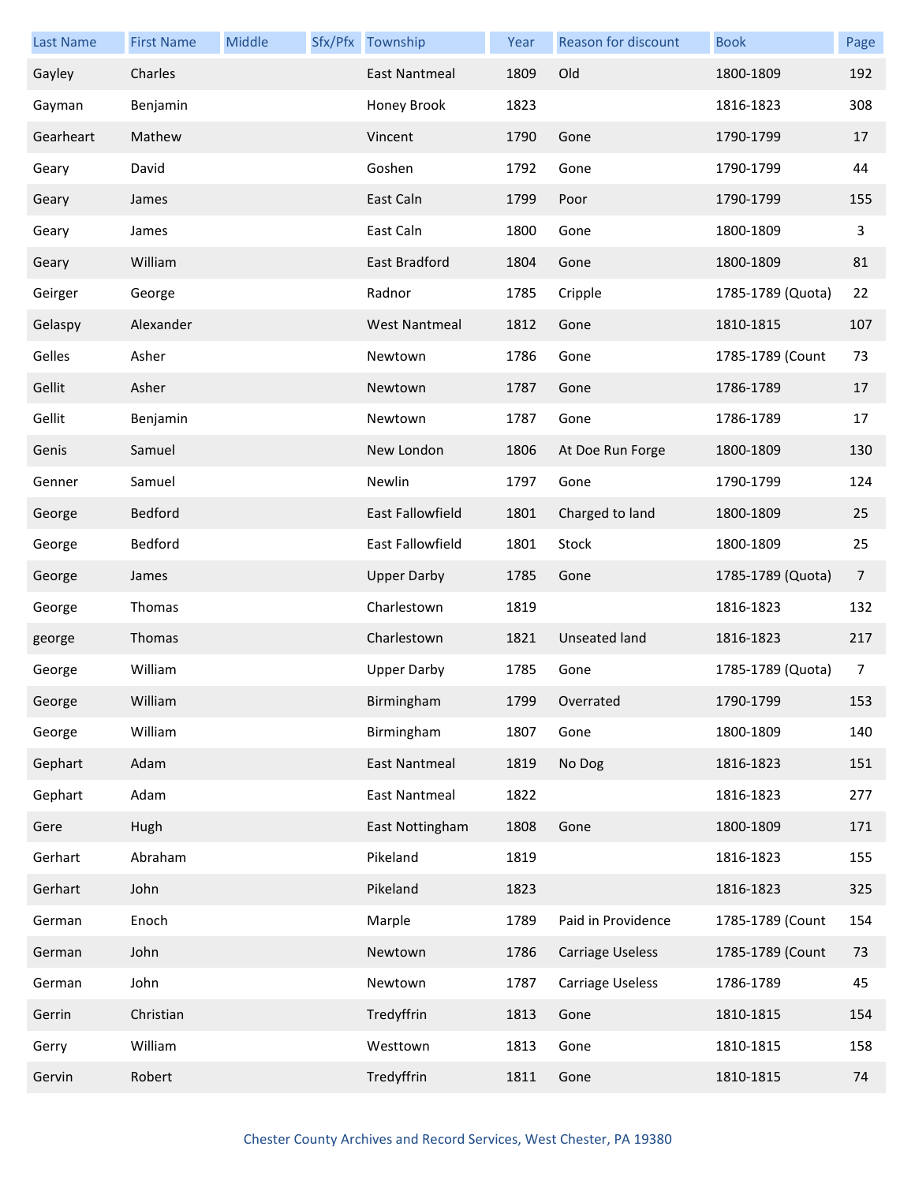| Last Name | First Name | Middle | Sfx/Pfx | Township | Year | Reason for discount | Book | Page |
|---|---|---|---|---|---|---|---|---|
| Gayley | Charles | | | East Nantmeal | 1809 | Old | 1800-1809 | 192 |
| Gayman | Benjamin | | | Honey Brook | 1823 | | 1816-1823 | 308 |
| Gearheart | Mathew | | | Vincent | 1790 | Gone | 1790-1799 | 17 |
| Geary | David | | | Goshen | 1792 | Gone | 1790-1799 | 44 |
| Geary | James | | | East Caln | 1799 | Poor | 1790-1799 | 155 |
| Geary | James | | | East Caln | 1800 | Gone | 1800-1809 | 3 |
| Geary | William | | | East Bradford | 1804 | Gone | 1800-1809 | 81 |
| Geirger | George | | | Radnor | 1785 | Cripple | 1785-1789 (Quota) | 22 |
| Gelaspy | Alexander | | | West Nantmeal | 1812 | Gone | 1810-1815 | 107 |
| Gelles | Asher | | | Newtown | 1786 | Gone | 1785-1789 (Count | 73 |
| Gellit | Asher | | | Newtown | 1787 | Gone | 1786-1789 | 17 |
| Gellit | Benjamin | | | Newtown | 1787 | Gone | 1786-1789 | 17 |
| Genis | Samuel | | | New London | 1806 | At Doe Run Forge | 1800-1809 | 130 |
| Genner | Samuel | | | Newlin | 1797 | Gone | 1790-1799 | 124 |
| George | Bedford | | | East Fallowfield | 1801 | Charged to land | 1800-1809 | 25 |
| George | Bedford | | | East Fallowfield | 1801 | Stock | 1800-1809 | 25 |
| George | James | | | Upper Darby | 1785 | Gone | 1785-1789 (Quota) | 7 |
| George | Thomas | | | Charlestown | 1819 | | 1816-1823 | 132 |
| george | Thomas | | | Charlestown | 1821 | Unseated land | 1816-1823 | 217 |
| George | William | | | Upper Darby | 1785 | Gone | 1785-1789 (Quota) | 7 |
| George | William | | | Birmingham | 1799 | Overrated | 1790-1799 | 153 |
| George | William | | | Birmingham | 1807 | Gone | 1800-1809 | 140 |
| Gephart | Adam | | | East Nantmeal | 1819 | No Dog | 1816-1823 | 151 |
| Gephart | Adam | | | East Nantmeal | 1822 | | 1816-1823 | 277 |
| Gere | Hugh | | | East Nottingham | 1808 | Gone | 1800-1809 | 171 |
| Gerhart | Abraham | | | Pikeland | 1819 | | 1816-1823 | 155 |
| Gerhart | John | | | Pikeland | 1823 | | 1816-1823 | 325 |
| German | Enoch | | | Marple | 1789 | Paid in Providence | 1785-1789 (Count | 154 |
| German | John | | | Newtown | 1786 | Carriage Useless | 1785-1789 (Count | 73 |
| German | John | | | Newtown | 1787 | Carriage Useless | 1786-1789 | 45 |
| Gerrin | Christian | | | Tredyffrin | 1813 | Gone | 1810-1815 | 154 |
| Gerry | William | | | Westtown | 1813 | Gone | 1810-1815 | 158 |
| Gervin | Robert | | | Tredyffrin | 1811 | Gone | 1810-1815 | 74 |

Chester County Archives and Record Services, West Chester, PA 19380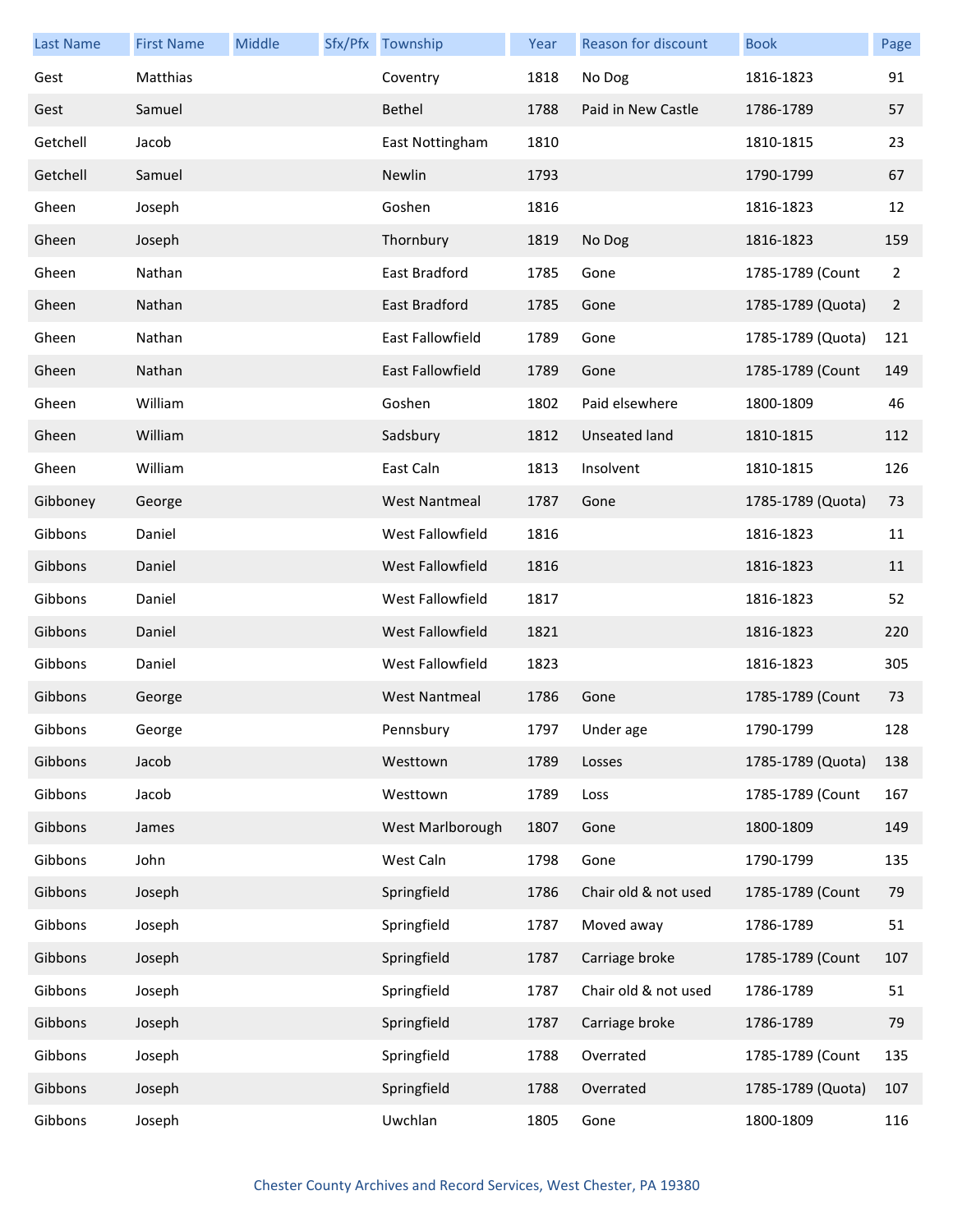| Last Name | First Name | Middle | Sfx/Pfx | Township | Year | Reason for discount | Book | Page |
|---|---|---|---|---|---|---|---|---|
| Gest | Matthias | | | Coventry | 1818 | No Dog | 1816-1823 | 91 |
| Gest | Samuel | | | Bethel | 1788 | Paid in New Castle | 1786-1789 | 57 |
| Getchell | Jacob | | | East Nottingham | 1810 | | 1810-1815 | 23 |
| Getchell | Samuel | | | Newlin | 1793 | | 1790-1799 | 67 |
| Gheen | Joseph | | | Goshen | 1816 | | 1816-1823 | 12 |
| Gheen | Joseph | | | Thornbury | 1819 | No Dog | 1816-1823 | 159 |
| Gheen | Nathan | | | East Bradford | 1785 | Gone | 1785-1789 (Count | 2 |
| Gheen | Nathan | | | East Bradford | 1785 | Gone | 1785-1789 (Quota) | 2 |
| Gheen | Nathan | | | East Fallowfield | 1789 | Gone | 1785-1789 (Quota) | 121 |
| Gheen | Nathan | | | East Fallowfield | 1789 | Gone | 1785-1789 (Count | 149 |
| Gheen | William | | | Goshen | 1802 | Paid elsewhere | 1800-1809 | 46 |
| Gheen | William | | | Sadsbury | 1812 | Unseated land | 1810-1815 | 112 |
| Gheen | William | | | East Caln | 1813 | Insolvent | 1810-1815 | 126 |
| Gibboney | George | | | West Nantmeal | 1787 | Gone | 1785-1789 (Quota) | 73 |
| Gibbons | Daniel | | | West Fallowfield | 1816 | | 1816-1823 | 11 |
| Gibbons | Daniel | | | West Fallowfield | 1816 | | 1816-1823 | 11 |
| Gibbons | Daniel | | | West Fallowfield | 1817 | | 1816-1823 | 52 |
| Gibbons | Daniel | | | West Fallowfield | 1821 | | 1816-1823 | 220 |
| Gibbons | Daniel | | | West Fallowfield | 1823 | | 1816-1823 | 305 |
| Gibbons | George | | | West Nantmeal | 1786 | Gone | 1785-1789 (Count | 73 |
| Gibbons | George | | | Pennsbury | 1797 | Under age | 1790-1799 | 128 |
| Gibbons | Jacob | | | Westtown | 1789 | Losses | 1785-1789 (Quota) | 138 |
| Gibbons | Jacob | | | Westtown | 1789 | Loss | 1785-1789 (Count | 167 |
| Gibbons | James | | | West Marlborough | 1807 | Gone | 1800-1809 | 149 |
| Gibbons | John | | | West Caln | 1798 | Gone | 1790-1799 | 135 |
| Gibbons | Joseph | | | Springfield | 1786 | Chair old & not used | 1785-1789 (Count | 79 |
| Gibbons | Joseph | | | Springfield | 1787 | Moved away | 1786-1789 | 51 |
| Gibbons | Joseph | | | Springfield | 1787 | Carriage broke | 1785-1789 (Count | 107 |
| Gibbons | Joseph | | | Springfield | 1787 | Chair old & not used | 1786-1789 | 51 |
| Gibbons | Joseph | | | Springfield | 1787 | Carriage broke | 1786-1789 | 79 |
| Gibbons | Joseph | | | Springfield | 1788 | Overrated | 1785-1789 (Count | 135 |
| Gibbons | Joseph | | | Springfield | 1788 | Overrated | 1785-1789 (Quota) | 107 |
| Gibbons | Joseph | | | Uwchlan | 1805 | Gone | 1800-1809 | 116 |

Chester County Archives and Record Services, West Chester, PA 19380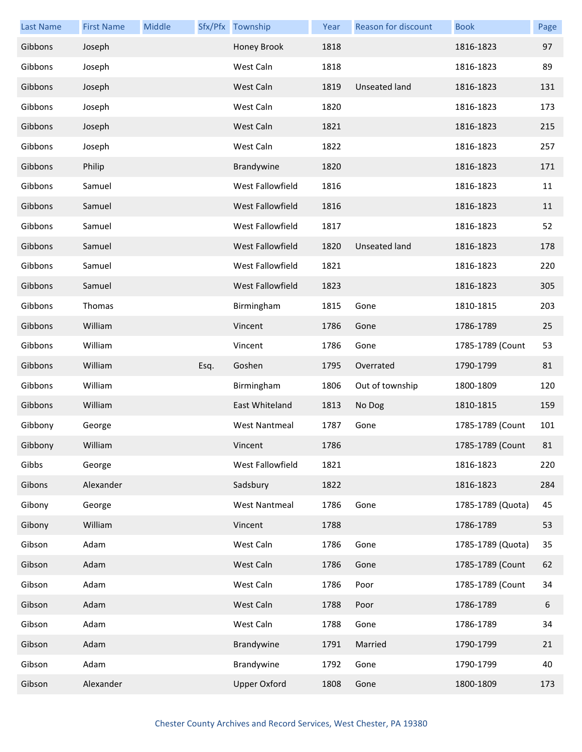| Last Name | First Name | Middle | Sfx/Pfx | Township | Year | Reason for discount | Book | Page |
|---|---|---|---|---|---|---|---|---|
| Gibbons | Joseph | | | Honey Brook | 1818 | | 1816-1823 | 97 |
| Gibbons | Joseph | | | West Caln | 1818 | | 1816-1823 | 89 |
| Gibbons | Joseph | | | West Caln | 1819 | Unseated land | 1816-1823 | 131 |
| Gibbons | Joseph | | | West Caln | 1820 | | 1816-1823 | 173 |
| Gibbons | Joseph | | | West Caln | 1821 | | 1816-1823 | 215 |
| Gibbons | Joseph | | | West Caln | 1822 | | 1816-1823 | 257 |
| Gibbons | Philip | | | Brandywine | 1820 | | 1816-1823 | 171 |
| Gibbons | Samuel | | | West Fallowfield | 1816 | | 1816-1823 | 11 |
| Gibbons | Samuel | | | West Fallowfield | 1816 | | 1816-1823 | 11 |
| Gibbons | Samuel | | | West Fallowfield | 1817 | | 1816-1823 | 52 |
| Gibbons | Samuel | | | West Fallowfield | 1820 | Unseated land | 1816-1823 | 178 |
| Gibbons | Samuel | | | West Fallowfield | 1821 | | 1816-1823 | 220 |
| Gibbons | Samuel | | | West Fallowfield | 1823 | | 1816-1823 | 305 |
| Gibbons | Thomas | | | Birmingham | 1815 | Gone | 1810-1815 | 203 |
| Gibbons | William | | | Vincent | 1786 | Gone | 1786-1789 | 25 |
| Gibbons | William | | | Vincent | 1786 | Gone | 1785-1789 (Count | 53 |
| Gibbons | William | | Esq. | Goshen | 1795 | Overrated | 1790-1799 | 81 |
| Gibbons | William | | | Birmingham | 1806 | Out of township | 1800-1809 | 120 |
| Gibbons | William | | | East Whiteland | 1813 | No Dog | 1810-1815 | 159 |
| Gibbony | George | | | West Nantmeal | 1787 | Gone | 1785-1789 (Count | 101 |
| Gibbony | William | | | Vincent | 1786 | | 1785-1789 (Count | 81 |
| Gibbs | George | | | West Fallowfield | 1821 | | 1816-1823 | 220 |
| Gibons | Alexander | | | Sadsbury | 1822 | | 1816-1823 | 284 |
| Gibony | George | | | West Nantmeal | 1786 | Gone | 1785-1789 (Quota) | 45 |
| Gibony | William | | | Vincent | 1788 | | 1786-1789 | 53 |
| Gibson | Adam | | | West Caln | 1786 | Gone | 1785-1789 (Quota) | 35 |
| Gibson | Adam | | | West Caln | 1786 | Gone | 1785-1789 (Count | 62 |
| Gibson | Adam | | | West Caln | 1786 | Poor | 1785-1789 (Count | 34 |
| Gibson | Adam | | | West Caln | 1788 | Poor | 1786-1789 | 6 |
| Gibson | Adam | | | West Caln | 1788 | Gone | 1786-1789 | 34 |
| Gibson | Adam | | | Brandywine | 1791 | Married | 1790-1799 | 21 |
| Gibson | Adam | | | Brandywine | 1792 | Gone | 1790-1799 | 40 |
| Gibson | Alexander | | | Upper Oxford | 1808 | Gone | 1800-1809 | 173 |

Chester County Archives and Record Services, West Chester, PA 19380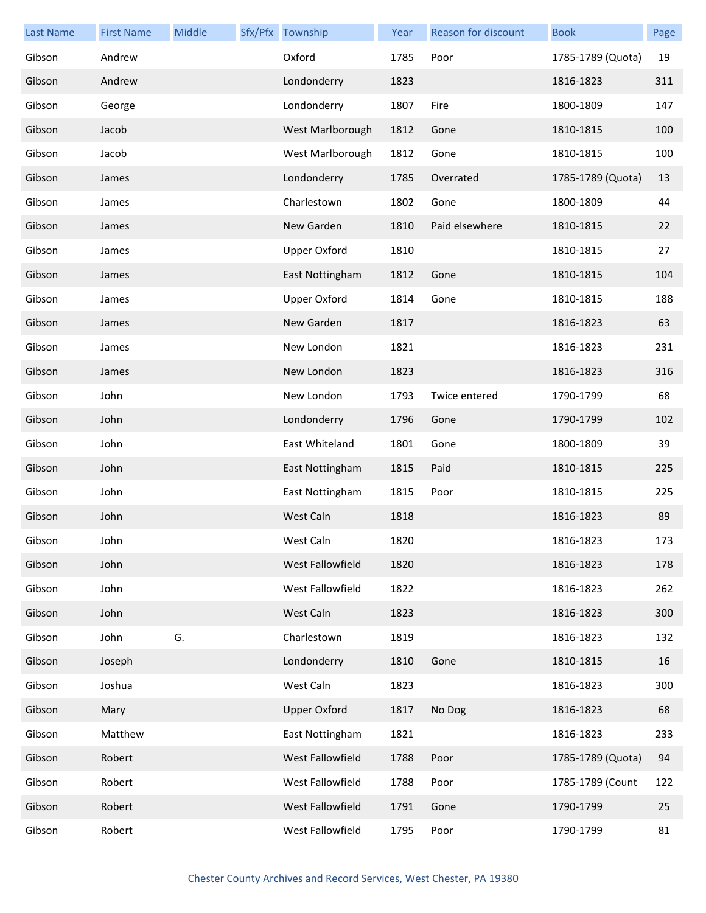| Last Name | First Name | Middle | Sfx/Pfx | Township | Year | Reason for discount | Book | Page |
|---|---|---|---|---|---|---|---|---|
| Gibson | Andrew | | | Oxford | 1785 | Poor | 1785-1789 (Quota) | 19 |
| Gibson | Andrew | | | Londonderry | 1823 | | 1816-1823 | 311 |
| Gibson | George | | | Londonderry | 1807 | Fire | 1800-1809 | 147 |
| Gibson | Jacob | | | West Marlborough | 1812 | Gone | 1810-1815 | 100 |
| Gibson | Jacob | | | West Marlborough | 1812 | Gone | 1810-1815 | 100 |
| Gibson | James | | | Londonderry | 1785 | Overrated | 1785-1789 (Quota) | 13 |
| Gibson | James | | | Charlestown | 1802 | Gone | 1800-1809 | 44 |
| Gibson | James | | | New Garden | 1810 | Paid elsewhere | 1810-1815 | 22 |
| Gibson | James | | | Upper Oxford | 1810 | | 1810-1815 | 27 |
| Gibson | James | | | East Nottingham | 1812 | Gone | 1810-1815 | 104 |
| Gibson | James | | | Upper Oxford | 1814 | Gone | 1810-1815 | 188 |
| Gibson | James | | | New Garden | 1817 | | 1816-1823 | 63 |
| Gibson | James | | | New London | 1821 | | 1816-1823 | 231 |
| Gibson | James | | | New London | 1823 | | 1816-1823 | 316 |
| Gibson | John | | | New London | 1793 | Twice entered | 1790-1799 | 68 |
| Gibson | John | | | Londonderry | 1796 | Gone | 1790-1799 | 102 |
| Gibson | John | | | East Whiteland | 1801 | Gone | 1800-1809 | 39 |
| Gibson | John | | | East Nottingham | 1815 | Paid | 1810-1815 | 225 |
| Gibson | John | | | East Nottingham | 1815 | Poor | 1810-1815 | 225 |
| Gibson | John | | | West Caln | 1818 | | 1816-1823 | 89 |
| Gibson | John | | | West Caln | 1820 | | 1816-1823 | 173 |
| Gibson | John | | | West Fallowfield | 1820 | | 1816-1823 | 178 |
| Gibson | John | | | West Fallowfield | 1822 | | 1816-1823 | 262 |
| Gibson | John | | | West Caln | 1823 | | 1816-1823 | 300 |
| Gibson | John | G. | | Charlestown | 1819 | | 1816-1823 | 132 |
| Gibson | Joseph | | | Londonderry | 1810 | Gone | 1810-1815 | 16 |
| Gibson | Joshua | | | West Caln | 1823 | | 1816-1823 | 300 |
| Gibson | Mary | | | Upper Oxford | 1817 | No Dog | 1816-1823 | 68 |
| Gibson | Matthew | | | East Nottingham | 1821 | | 1816-1823 | 233 |
| Gibson | Robert | | | West Fallowfield | 1788 | Poor | 1785-1789 (Quota) | 94 |
| Gibson | Robert | | | West Fallowfield | 1788 | Poor | 1785-1789 (Count | 122 |
| Gibson | Robert | | | West Fallowfield | 1791 | Gone | 1790-1799 | 25 |
| Gibson | Robert | | | West Fallowfield | 1795 | Poor | 1790-1799 | 81 |

Chester County Archives and Record Services, West Chester, PA 19380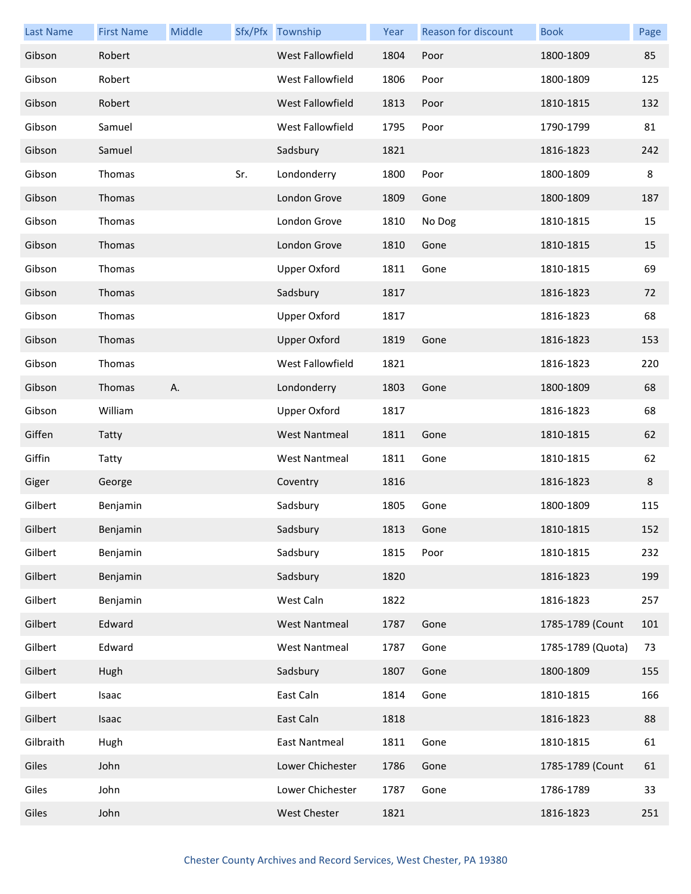| Last Name | First Name | Middle | Sfx/Pfx | Township | Year | Reason for discount | Book | Page |
|---|---|---|---|---|---|---|---|---|
| Gibson | Robert | | | West Fallowfield | 1804 | Poor | 1800-1809 | 85 |
| Gibson | Robert | | | West Fallowfield | 1806 | Poor | 1800-1809 | 125 |
| Gibson | Robert | | | West Fallowfield | 1813 | Poor | 1810-1815 | 132 |
| Gibson | Samuel | | | West Fallowfield | 1795 | Poor | 1790-1799 | 81 |
| Gibson | Samuel | | | Sadsbury | 1821 | | 1816-1823 | 242 |
| Gibson | Thomas | | Sr. | Londonderry | 1800 | Poor | 1800-1809 | 8 |
| Gibson | Thomas | | | London Grove | 1809 | Gone | 1800-1809 | 187 |
| Gibson | Thomas | | | London Grove | 1810 | No Dog | 1810-1815 | 15 |
| Gibson | Thomas | | | London Grove | 1810 | Gone | 1810-1815 | 15 |
| Gibson | Thomas | | | Upper Oxford | 1811 | Gone | 1810-1815 | 69 |
| Gibson | Thomas | | | Sadsbury | 1817 | | 1816-1823 | 72 |
| Gibson | Thomas | | | Upper Oxford | 1817 | | 1816-1823 | 68 |
| Gibson | Thomas | | | Upper Oxford | 1819 | Gone | 1816-1823 | 153 |
| Gibson | Thomas | | | West Fallowfield | 1821 | | 1816-1823 | 220 |
| Gibson | Thomas | A. | | Londonderry | 1803 | Gone | 1800-1809 | 68 |
| Gibson | William | | | Upper Oxford | 1817 | | 1816-1823 | 68 |
| Giffen | Tatty | | | West Nantmeal | 1811 | Gone | 1810-1815 | 62 |
| Giffin | Tatty | | | West Nantmeal | 1811 | Gone | 1810-1815 | 62 |
| Giger | George | | | Coventry | 1816 | | 1816-1823 | 8 |
| Gilbert | Benjamin | | | Sadsbury | 1805 | Gone | 1800-1809 | 115 |
| Gilbert | Benjamin | | | Sadsbury | 1813 | Gone | 1810-1815 | 152 |
| Gilbert | Benjamin | | | Sadsbury | 1815 | Poor | 1810-1815 | 232 |
| Gilbert | Benjamin | | | Sadsbury | 1820 | | 1816-1823 | 199 |
| Gilbert | Benjamin | | | West Caln | 1822 | | 1816-1823 | 257 |
| Gilbert | Edward | | | West Nantmeal | 1787 | Gone | 1785-1789 (Count | 101 |
| Gilbert | Edward | | | West Nantmeal | 1787 | Gone | 1785-1789 (Quota) | 73 |
| Gilbert | Hugh | | | Sadsbury | 1807 | Gone | 1800-1809 | 155 |
| Gilbert | Isaac | | | East Caln | 1814 | Gone | 1810-1815 | 166 |
| Gilbert | Isaac | | | East Caln | 1818 | | 1816-1823 | 88 |
| Gilbraith | Hugh | | | East Nantmeal | 1811 | Gone | 1810-1815 | 61 |
| Giles | John | | | Lower Chichester | 1786 | Gone | 1785-1789 (Count | 61 |
| Giles | John | | | Lower Chichester | 1787 | Gone | 1786-1789 | 33 |
| Giles | John | | | West Chester | 1821 | | 1816-1823 | 251 |

Chester County Archives and Record Services, West Chester, PA 19380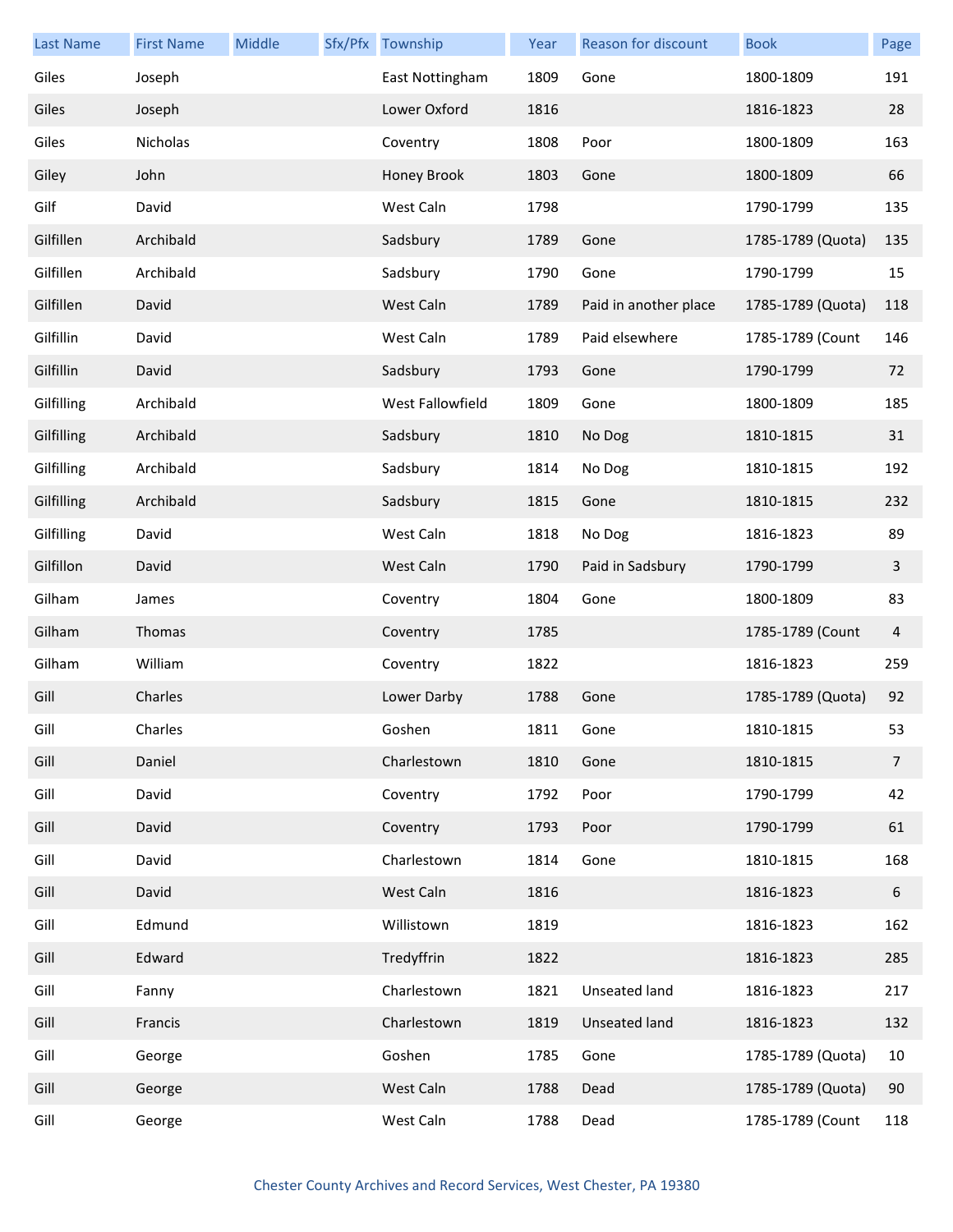| Last Name | First Name | Middle | Sfx/Pfx | Township | Year | Reason for discount | Book | Page |
|---|---|---|---|---|---|---|---|---|
| Giles | Joseph | | | East Nottingham | 1809 | Gone | 1800-1809 | 191 |
| Giles | Joseph | | | Lower Oxford | 1816 | | 1816-1823 | 28 |
| Giles | Nicholas | | | Coventry | 1808 | Poor | 1800-1809 | 163 |
| Giley | John | | | Honey Brook | 1803 | Gone | 1800-1809 | 66 |
| Gilf | David | | | West Caln | 1798 | | 1790-1799 | 135 |
| Gilfillen | Archibald | | | Sadsbury | 1789 | Gone | 1785-1789 (Quota) | 135 |
| Gilfillen | Archibald | | | Sadsbury | 1790 | Gone | 1790-1799 | 15 |
| Gilfillen | David | | | West Caln | 1789 | Paid in another place | 1785-1789 (Quota) | 118 |
| Gilfillin | David | | | West Caln | 1789 | Paid elsewhere | 1785-1789 (Count | 146 |
| Gilfillin | David | | | Sadsbury | 1793 | Gone | 1790-1799 | 72 |
| Gilfilling | Archibald | | | West Fallowfield | 1809 | Gone | 1800-1809 | 185 |
| Gilfilling | Archibald | | | Sadsbury | 1810 | No Dog | 1810-1815 | 31 |
| Gilfilling | Archibald | | | Sadsbury | 1814 | No Dog | 1810-1815 | 192 |
| Gilfilling | Archibald | | | Sadsbury | 1815 | Gone | 1810-1815 | 232 |
| Gilfilling | David | | | West Caln | 1818 | No Dog | 1816-1823 | 89 |
| Gilfillon | David | | | West Caln | 1790 | Paid in Sadsbury | 1790-1799 | 3 |
| Gilham | James | | | Coventry | 1804 | Gone | 1800-1809 | 83 |
| Gilham | Thomas | | | Coventry | 1785 | | 1785-1789 (Count | 4 |
| Gilham | William | | | Coventry | 1822 | | 1816-1823 | 259 |
| Gill | Charles | | | Lower Darby | 1788 | Gone | 1785-1789 (Quota) | 92 |
| Gill | Charles | | | Goshen | 1811 | Gone | 1810-1815 | 53 |
| Gill | Daniel | | | Charlestown | 1810 | Gone | 1810-1815 | 7 |
| Gill | David | | | Coventry | 1792 | Poor | 1790-1799 | 42 |
| Gill | David | | | Coventry | 1793 | Poor | 1790-1799 | 61 |
| Gill | David | | | Charlestown | 1814 | Gone | 1810-1815 | 168 |
| Gill | David | | | West Caln | 1816 | | 1816-1823 | 6 |
| Gill | Edmund | | | Willistown | 1819 | | 1816-1823 | 162 |
| Gill | Edward | | | Tredyffrin | 1822 | | 1816-1823 | 285 |
| Gill | Fanny | | | Charlestown | 1821 | Unseated land | 1816-1823 | 217 |
| Gill | Francis | | | Charlestown | 1819 | Unseated land | 1816-1823 | 132 |
| Gill | George | | | Goshen | 1785 | Gone | 1785-1789 (Quota) | 10 |
| Gill | George | | | West Caln | 1788 | Dead | 1785-1789 (Quota) | 90 |
| Gill | George | | | West Caln | 1788 | Dead | 1785-1789 (Count | 118 |

Chester County Archives and Record Services, West Chester, PA 19380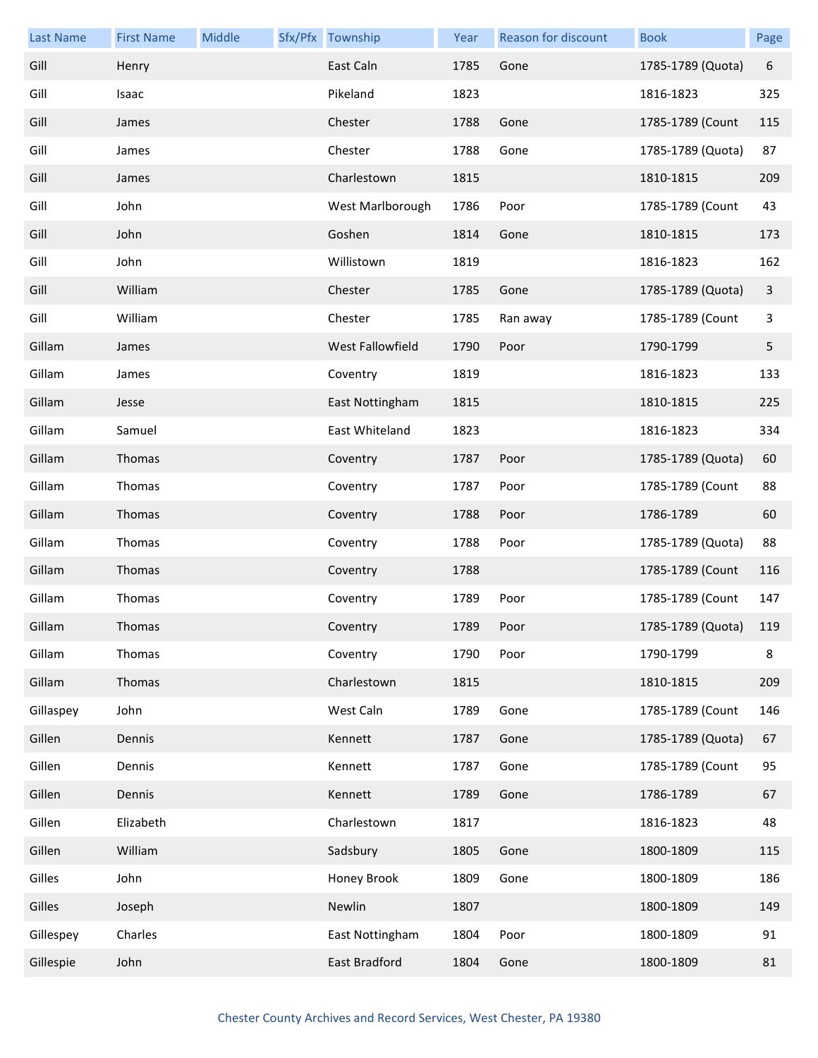| Last Name | First Name | Middle | Sfx/Pfx | Township | Year | Reason for discount | Book | Page |
|---|---|---|---|---|---|---|---|---|
| Gill | Henry | | | East Caln | 1785 | Gone | 1785-1789 (Quota) | 6 |
| Gill | Isaac | | | Pikeland | 1823 | | 1816-1823 | 325 |
| Gill | James | | | Chester | 1788 | Gone | 1785-1789 (Count | 115 |
| Gill | James | | | Chester | 1788 | Gone | 1785-1789 (Quota) | 87 |
| Gill | James | | | Charlestown | 1815 | | 1810-1815 | 209 |
| Gill | John | | | West Marlborough | 1786 | Poor | 1785-1789 (Count | 43 |
| Gill | John | | | Goshen | 1814 | Gone | 1810-1815 | 173 |
| Gill | John | | | Willistown | 1819 | | 1816-1823 | 162 |
| Gill | William | | | Chester | 1785 | Gone | 1785-1789 (Quota) | 3 |
| Gill | William | | | Chester | 1785 | Ran away | 1785-1789 (Count | 3 |
| Gillam | James | | | West Fallowfield | 1790 | Poor | 1790-1799 | 5 |
| Gillam | James | | | Coventry | 1819 | | 1816-1823 | 133 |
| Gillam | Jesse | | | East Nottingham | 1815 | | 1810-1815 | 225 |
| Gillam | Samuel | | | East Whiteland | 1823 | | 1816-1823 | 334 |
| Gillam | Thomas | | | Coventry | 1787 | Poor | 1785-1789 (Quota) | 60 |
| Gillam | Thomas | | | Coventry | 1787 | Poor | 1785-1789 (Count | 88 |
| Gillam | Thomas | | | Coventry | 1788 | Poor | 1786-1789 | 60 |
| Gillam | Thomas | | | Coventry | 1788 | Poor | 1785-1789 (Quota) | 88 |
| Gillam | Thomas | | | Coventry | 1788 | | 1785-1789 (Count | 116 |
| Gillam | Thomas | | | Coventry | 1789 | Poor | 1785-1789 (Count | 147 |
| Gillam | Thomas | | | Coventry | 1789 | Poor | 1785-1789 (Quota) | 119 |
| Gillam | Thomas | | | Coventry | 1790 | Poor | 1790-1799 | 8 |
| Gillam | Thomas | | | Charlestown | 1815 | | 1810-1815 | 209 |
| Gillaspey | John | | | West Caln | 1789 | Gone | 1785-1789 (Count | 146 |
| Gillen | Dennis | | | Kennett | 1787 | Gone | 1785-1789 (Quota) | 67 |
| Gillen | Dennis | | | Kennett | 1787 | Gone | 1785-1789 (Count | 95 |
| Gillen | Dennis | | | Kennett | 1789 | Gone | 1786-1789 | 67 |
| Gillen | Elizabeth | | | Charlestown | 1817 | | 1816-1823 | 48 |
| Gillen | William | | | Sadsbury | 1805 | Gone | 1800-1809 | 115 |
| Gilles | John | | | Honey Brook | 1809 | Gone | 1800-1809 | 186 |
| Gilles | Joseph | | | Newlin | 1807 | | 1800-1809 | 149 |
| Gillespey | Charles | | | East Nottingham | 1804 | Poor | 1800-1809 | 91 |
| Gillespie | John | | | East Bradford | 1804 | Gone | 1800-1809 | 81 |

Chester County Archives and Record Services, West Chester, PA 19380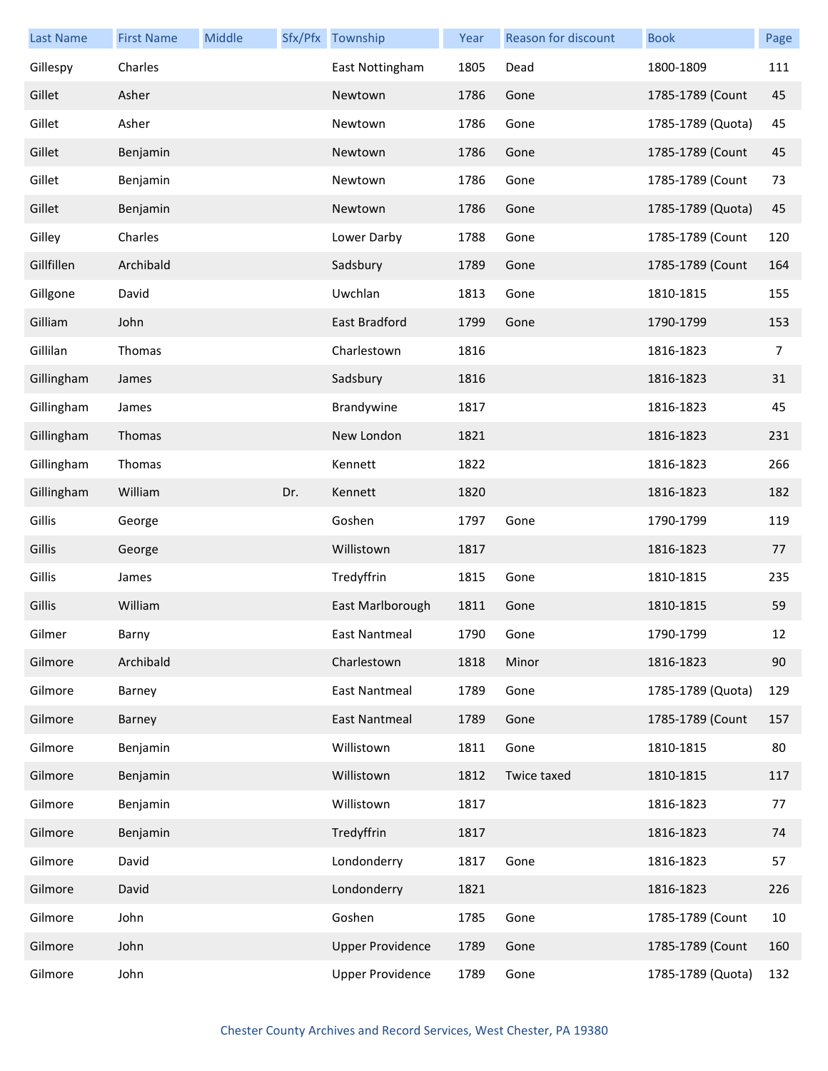| Last Name | First Name | Middle | Sfx/Pfx | Township | Year | Reason for discount | Book | Page |
|---|---|---|---|---|---|---|---|---|
| Gillespy | Charles | | | East Nottingham | 1805 | Dead | 1800-1809 | 111 |
| Gillet | Asher | | | Newtown | 1786 | Gone | 1785-1789 (Count | 45 |
| Gillet | Asher | | | Newtown | 1786 | Gone | 1785-1789 (Quota) | 45 |
| Gillet | Benjamin | | | Newtown | 1786 | Gone | 1785-1789 (Count | 45 |
| Gillet | Benjamin | | | Newtown | 1786 | Gone | 1785-1789 (Count | 73 |
| Gillet | Benjamin | | | Newtown | 1786 | Gone | 1785-1789 (Quota) | 45 |
| Gilley | Charles | | | Lower Darby | 1788 | Gone | 1785-1789 (Count | 120 |
| Gillfillen | Archibald | | | Sadsbury | 1789 | Gone | 1785-1789 (Count | 164 |
| Gillgone | David | | | Uwchlan | 1813 | Gone | 1810-1815 | 155 |
| Gilliam | John | | | East Bradford | 1799 | Gone | 1790-1799 | 153 |
| Gillilan | Thomas | | | Charlestown | 1816 | | 1816-1823 | 7 |
| Gillingham | James | | | Sadsbury | 1816 | | 1816-1823 | 31 |
| Gillingham | James | | | Brandywine | 1817 | | 1816-1823 | 45 |
| Gillingham | Thomas | | | New London | 1821 | | 1816-1823 | 231 |
| Gillingham | Thomas | | | Kennett | 1822 | | 1816-1823 | 266 |
| Gillingham | William | | Dr. | Kennett | 1820 | | 1816-1823 | 182 |
| Gillis | George | | | Goshen | 1797 | Gone | 1790-1799 | 119 |
| Gillis | George | | | Willistown | 1817 | | 1816-1823 | 77 |
| Gillis | James | | | Tredyffrin | 1815 | Gone | 1810-1815 | 235 |
| Gillis | William | | | East Marlborough | 1811 | Gone | 1810-1815 | 59 |
| Gilmer | Barny | | | East Nantmeal | 1790 | Gone | 1790-1799 | 12 |
| Gilmore | Archibald | | | Charlestown | 1818 | Minor | 1816-1823 | 90 |
| Gilmore | Barney | | | East Nantmeal | 1789 | Gone | 1785-1789 (Quota) | 129 |
| Gilmore | Barney | | | East Nantmeal | 1789 | Gone | 1785-1789 (Count | 157 |
| Gilmore | Benjamin | | | Willistown | 1811 | Gone | 1810-1815 | 80 |
| Gilmore | Benjamin | | | Willistown | 1812 | Twice taxed | 1810-1815 | 117 |
| Gilmore | Benjamin | | | Willistown | 1817 | | 1816-1823 | 77 |
| Gilmore | Benjamin | | | Tredyffrin | 1817 | | 1816-1823 | 74 |
| Gilmore | David | | | Londonderry | 1817 | Gone | 1816-1823 | 57 |
| Gilmore | David | | | Londonderry | 1821 | | 1816-1823 | 226 |
| Gilmore | John | | | Goshen | 1785 | Gone | 1785-1789 (Count | 10 |
| Gilmore | John | | | Upper Providence | 1789 | Gone | 1785-1789 (Count | 160 |
| Gilmore | John | | | Upper Providence | 1789 | Gone | 1785-1789 (Quota) | 132 |

Chester County Archives and Record Services, West Chester, PA 19380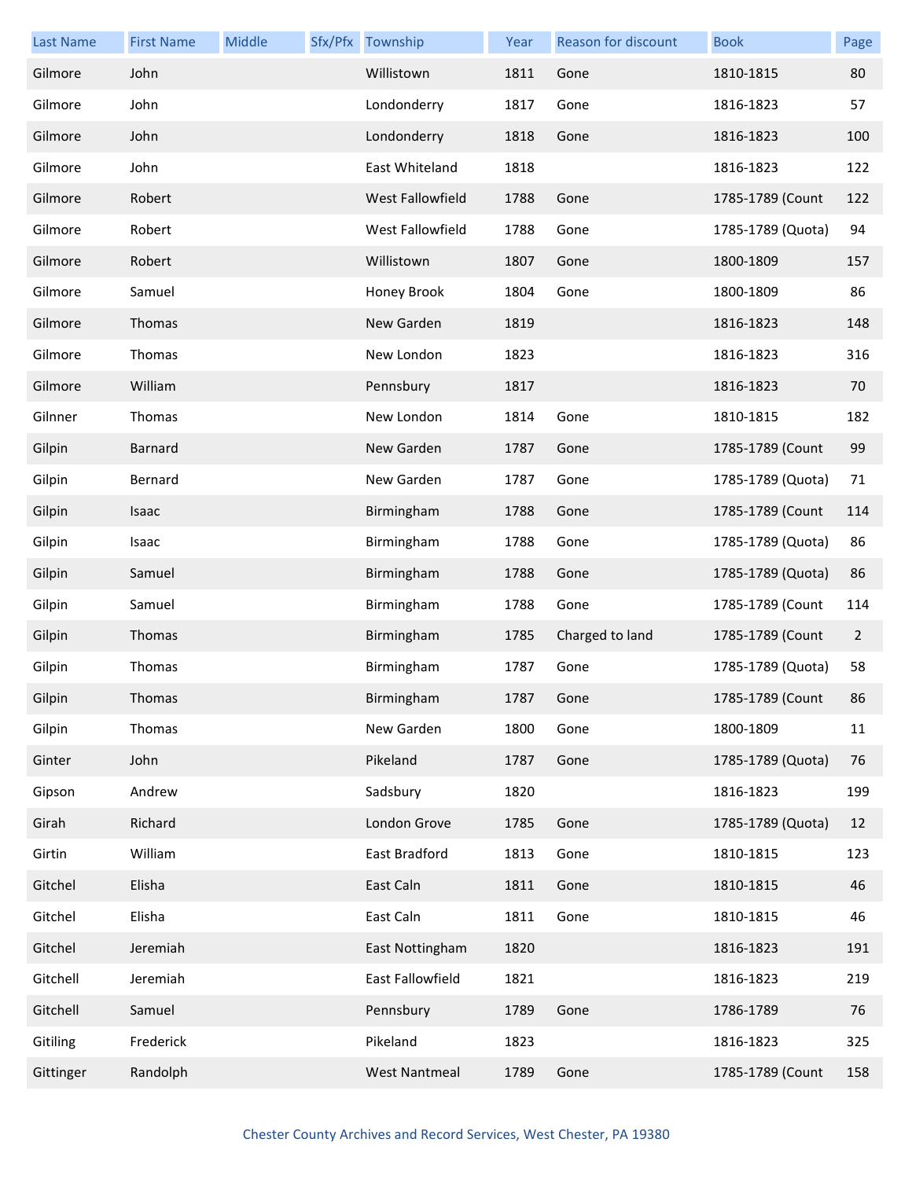| Last Name | First Name | Middle | Sfx/Pfx | Township | Year | Reason for discount | Book | Page |
|---|---|---|---|---|---|---|---|---|
| Gilmore | John | | | Willistown | 1811 | Gone | 1810-1815 | 80 |
| Gilmore | John | | | Londonderry | 1817 | Gone | 1816-1823 | 57 |
| Gilmore | John | | | Londonderry | 1818 | Gone | 1816-1823 | 100 |
| Gilmore | John | | | East Whiteland | 1818 | | 1816-1823 | 122 |
| Gilmore | Robert | | | West Fallowfield | 1788 | Gone | 1785-1789 (Count | 122 |
| Gilmore | Robert | | | West Fallowfield | 1788 | Gone | 1785-1789 (Quota) | 94 |
| Gilmore | Robert | | | Willistown | 1807 | Gone | 1800-1809 | 157 |
| Gilmore | Samuel | | | Honey Brook | 1804 | Gone | 1800-1809 | 86 |
| Gilmore | Thomas | | | New Garden | 1819 | | 1816-1823 | 148 |
| Gilmore | Thomas | | | New London | 1823 | | 1816-1823 | 316 |
| Gilmore | William | | | Pennsbury | 1817 | | 1816-1823 | 70 |
| Gilnner | Thomas | | | New London | 1814 | Gone | 1810-1815 | 182 |
| Gilpin | Barnard | | | New Garden | 1787 | Gone | 1785-1789 (Count | 99 |
| Gilpin | Bernard | | | New Garden | 1787 | Gone | 1785-1789 (Quota) | 71 |
| Gilpin | Isaac | | | Birmingham | 1788 | Gone | 1785-1789 (Count | 114 |
| Gilpin | Isaac | | | Birmingham | 1788 | Gone | 1785-1789 (Quota) | 86 |
| Gilpin | Samuel | | | Birmingham | 1788 | Gone | 1785-1789 (Quota) | 86 |
| Gilpin | Samuel | | | Birmingham | 1788 | Gone | 1785-1789 (Count | 114 |
| Gilpin | Thomas | | | Birmingham | 1785 | Charged to land | 1785-1789 (Count | 2 |
| Gilpin | Thomas | | | Birmingham | 1787 | Gone | 1785-1789 (Quota) | 58 |
| Gilpin | Thomas | | | Birmingham | 1787 | Gone | 1785-1789 (Count | 86 |
| Gilpin | Thomas | | | New Garden | 1800 | Gone | 1800-1809 | 11 |
| Ginter | John | | | Pikeland | 1787 | Gone | 1785-1789 (Quota) | 76 |
| Gipson | Andrew | | | Sadsbury | 1820 | | 1816-1823 | 199 |
| Girah | Richard | | | London Grove | 1785 | Gone | 1785-1789 (Quota) | 12 |
| Girtin | William | | | East Bradford | 1813 | Gone | 1810-1815 | 123 |
| Gitchel | Elisha | | | East Caln | 1811 | Gone | 1810-1815 | 46 |
| Gitchel | Elisha | | | East Caln | 1811 | Gone | 1810-1815 | 46 |
| Gitchel | Jeremiah | | | East Nottingham | 1820 | | 1816-1823 | 191 |
| Gitchell | Jeremiah | | | East Fallowfield | 1821 | | 1816-1823 | 219 |
| Gitchell | Samuel | | | Pennsbury | 1789 | Gone | 1786-1789 | 76 |
| Gitiling | Frederick | | | Pikeland | 1823 | | 1816-1823 | 325 |
| Gittinger | Randolph | | | West Nantmeal | 1789 | Gone | 1785-1789 (Count | 158 |

Chester County Archives and Record Services, West Chester, PA 19380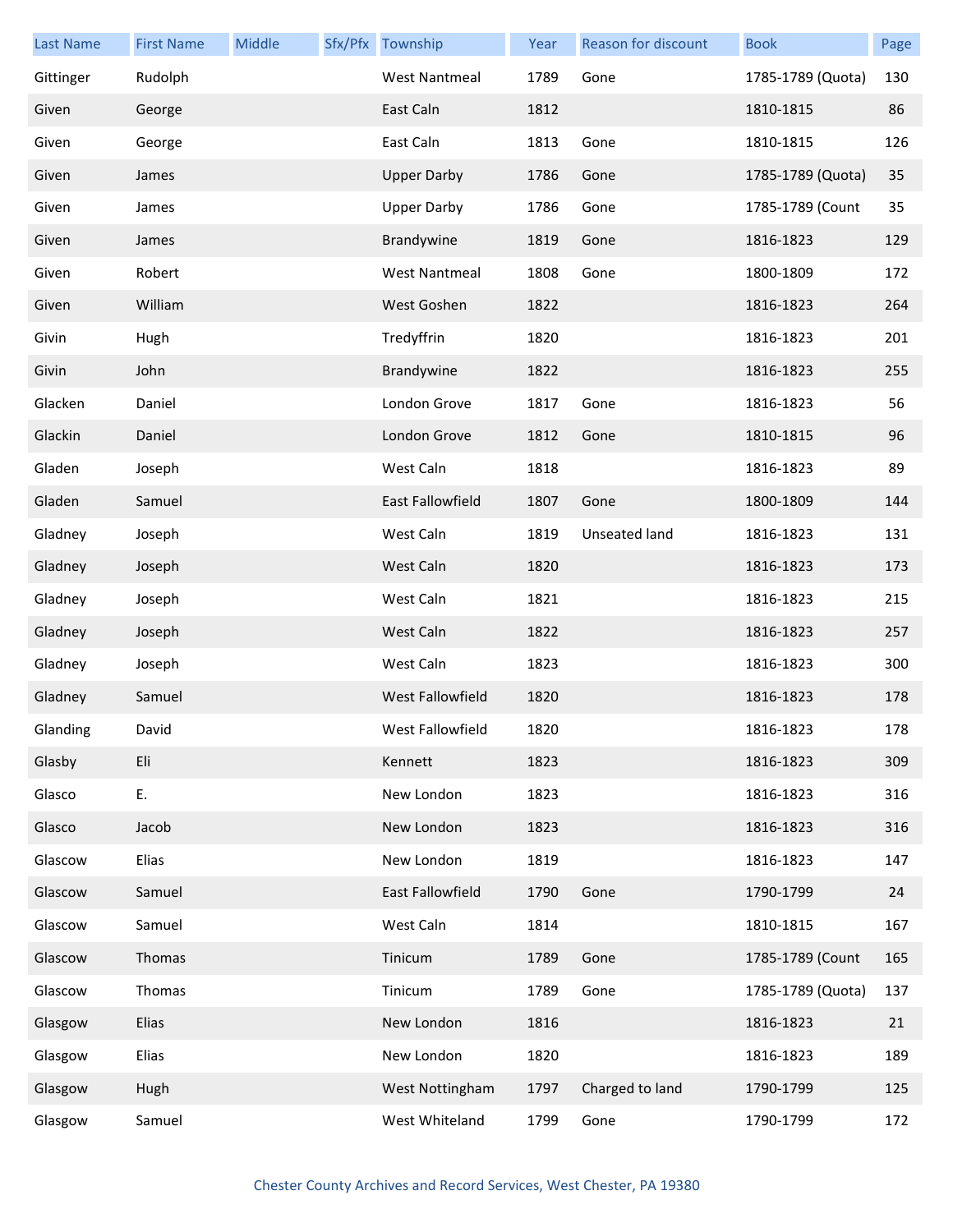| Last Name | First Name | Middle | Sfx/Pfx | Township | Year | Reason for discount | Book | Page |
|---|---|---|---|---|---|---|---|---|
| Gittinger | Rudolph | | | West Nantmeal | 1789 | Gone | 1785-1789 (Quota) | 130 |
| Given | George | | | East Caln | 1812 | | 1810-1815 | 86 |
| Given | George | | | East Caln | 1813 | Gone | 1810-1815 | 126 |
| Given | James | | | Upper Darby | 1786 | Gone | 1785-1789 (Quota) | 35 |
| Given | James | | | Upper Darby | 1786 | Gone | 1785-1789 (Count | 35 |
| Given | James | | | Brandywine | 1819 | Gone | 1816-1823 | 129 |
| Given | Robert | | | West Nantmeal | 1808 | Gone | 1800-1809 | 172 |
| Given | William | | | West Goshen | 1822 | | 1816-1823 | 264 |
| Givin | Hugh | | | Tredyffrin | 1820 | | 1816-1823 | 201 |
| Givin | John | | | Brandywine | 1822 | | 1816-1823 | 255 |
| Glacken | Daniel | | | London Grove | 1817 | Gone | 1816-1823 | 56 |
| Glackin | Daniel | | | London Grove | 1812 | Gone | 1810-1815 | 96 |
| Gladen | Joseph | | | West Caln | 1818 | | 1816-1823 | 89 |
| Gladen | Samuel | | | East Fallowfield | 1807 | Gone | 1800-1809 | 144 |
| Gladney | Joseph | | | West Caln | 1819 | Unseated land | 1816-1823 | 131 |
| Gladney | Joseph | | | West Caln | 1820 | | 1816-1823 | 173 |
| Gladney | Joseph | | | West Caln | 1821 | | 1816-1823 | 215 |
| Gladney | Joseph | | | West Caln | 1822 | | 1816-1823 | 257 |
| Gladney | Joseph | | | West Caln | 1823 | | 1816-1823 | 300 |
| Gladney | Samuel | | | West Fallowfield | 1820 | | 1816-1823 | 178 |
| Glanding | David | | | West Fallowfield | 1820 | | 1816-1823 | 178 |
| Glasby | Eli | | | Kennett | 1823 | | 1816-1823 | 309 |
| Glasco | E. | | | New London | 1823 | | 1816-1823 | 316 |
| Glasco | Jacob | | | New London | 1823 | | 1816-1823 | 316 |
| Glascow | Elias | | | New London | 1819 | | 1816-1823 | 147 |
| Glascow | Samuel | | | East Fallowfield | 1790 | Gone | 1790-1799 | 24 |
| Glascow | Samuel | | | West Caln | 1814 | | 1810-1815 | 167 |
| Glascow | Thomas | | | Tinicum | 1789 | Gone | 1785-1789 (Count | 165 |
| Glascow | Thomas | | | Tinicum | 1789 | Gone | 1785-1789 (Quota) | 137 |
| Glasgow | Elias | | | New London | 1816 | | 1816-1823 | 21 |
| Glasgow | Elias | | | New London | 1820 | | 1816-1823 | 189 |
| Glasgow | Hugh | | | West Nottingham | 1797 | Charged to land | 1790-1799 | 125 |
| Glasgow | Samuel | | | West Whiteland | 1799 | Gone | 1790-1799 | 172 |

Chester County Archives and Record Services, West Chester, PA 19380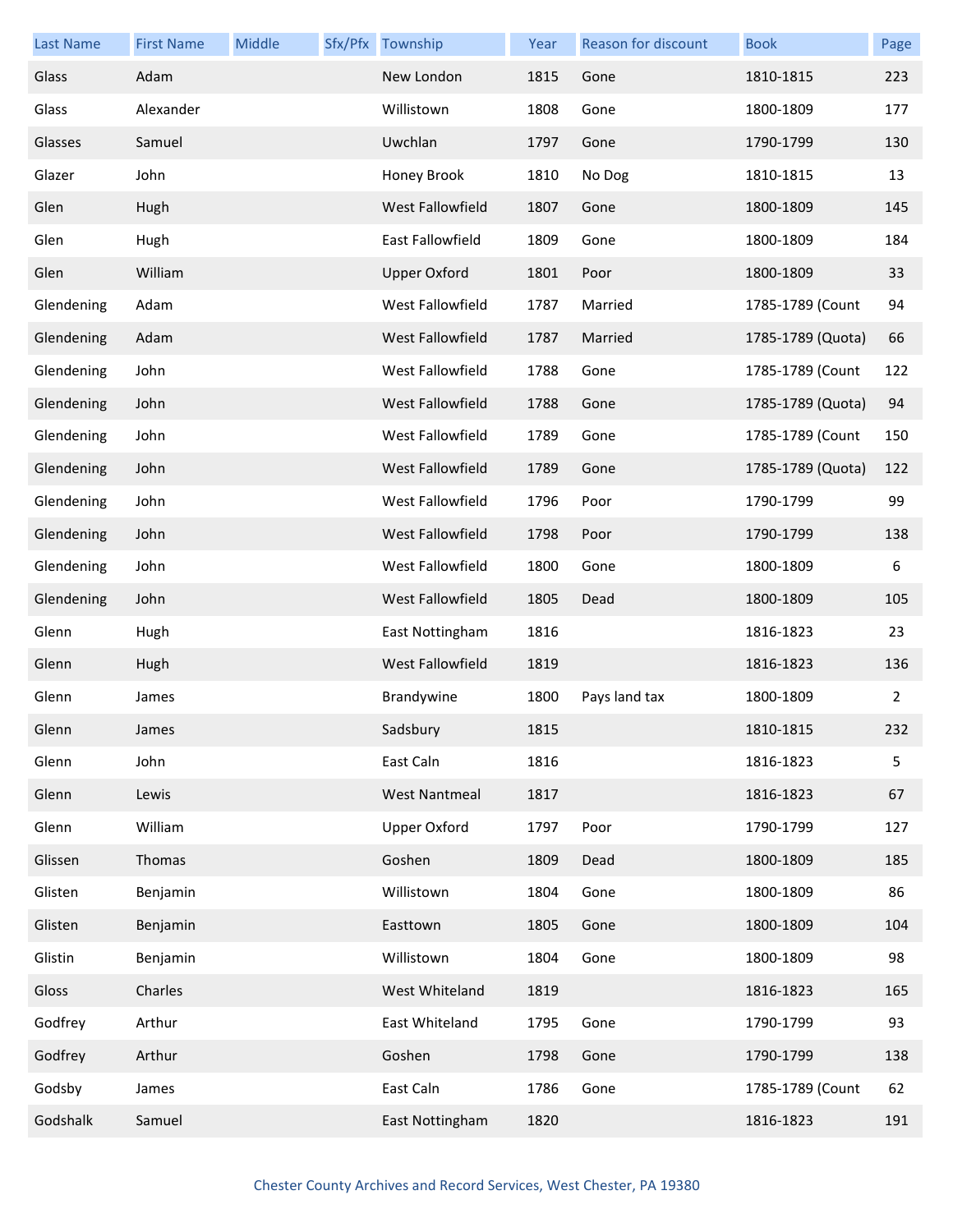| Last Name | First Name | Middle | Sfx/Pfx | Township | Year | Reason for discount | Book | Page |
|---|---|---|---|---|---|---|---|---|
| Glass | Adam | | | New London | 1815 | Gone | 1810-1815 | 223 |
| Glass | Alexander | | | Willistown | 1808 | Gone | 1800-1809 | 177 |
| Glasses | Samuel | | | Uwchlan | 1797 | Gone | 1790-1799 | 130 |
| Glazer | John | | | Honey Brook | 1810 | No Dog | 1810-1815 | 13 |
| Glen | Hugh | | | West Fallowfield | 1807 | Gone | 1800-1809 | 145 |
| Glen | Hugh | | | East Fallowfield | 1809 | Gone | 1800-1809 | 184 |
| Glen | William | | | Upper Oxford | 1801 | Poor | 1800-1809 | 33 |
| Glendening | Adam | | | West Fallowfield | 1787 | Married | 1785-1789 (Count | 94 |
| Glendening | Adam | | | West Fallowfield | 1787 | Married | 1785-1789 (Quota) | 66 |
| Glendening | John | | | West Fallowfield | 1788 | Gone | 1785-1789 (Count | 122 |
| Glendening | John | | | West Fallowfield | 1788 | Gone | 1785-1789 (Quota) | 94 |
| Glendening | John | | | West Fallowfield | 1789 | Gone | 1785-1789 (Count | 150 |
| Glendening | John | | | West Fallowfield | 1789 | Gone | 1785-1789 (Quota) | 122 |
| Glendening | John | | | West Fallowfield | 1796 | Poor | 1790-1799 | 99 |
| Glendening | John | | | West Fallowfield | 1798 | Poor | 1790-1799 | 138 |
| Glendening | John | | | West Fallowfield | 1800 | Gone | 1800-1809 | 6 |
| Glendening | John | | | West Fallowfield | 1805 | Dead | 1800-1809 | 105 |
| Glenn | Hugh | | | East Nottingham | 1816 | | 1816-1823 | 23 |
| Glenn | Hugh | | | West Fallowfield | 1819 | | 1816-1823 | 136 |
| Glenn | James | | | Brandywine | 1800 | Pays land tax | 1800-1809 | 2 |
| Glenn | James | | | Sadsbury | 1815 | | 1810-1815 | 232 |
| Glenn | John | | | East Caln | 1816 | | 1816-1823 | 5 |
| Glenn | Lewis | | | West Nantmeal | 1817 | | 1816-1823 | 67 |
| Glenn | William | | | Upper Oxford | 1797 | Poor | 1790-1799 | 127 |
| Glissen | Thomas | | | Goshen | 1809 | Dead | 1800-1809 | 185 |
| Glisten | Benjamin | | | Willistown | 1804 | Gone | 1800-1809 | 86 |
| Glisten | Benjamin | | | Easttown | 1805 | Gone | 1800-1809 | 104 |
| Glistin | Benjamin | | | Willistown | 1804 | Gone | 1800-1809 | 98 |
| Gloss | Charles | | | West Whiteland | 1819 | | 1816-1823 | 165 |
| Godfrey | Arthur | | | East Whiteland | 1795 | Gone | 1790-1799 | 93 |
| Godfrey | Arthur | | | Goshen | 1798 | Gone | 1790-1799 | 138 |
| Godsby | James | | | East Caln | 1786 | Gone | 1785-1789 (Count | 62 |
| Godshalk | Samuel | | | East Nottingham | 1820 | | 1816-1823 | 191 |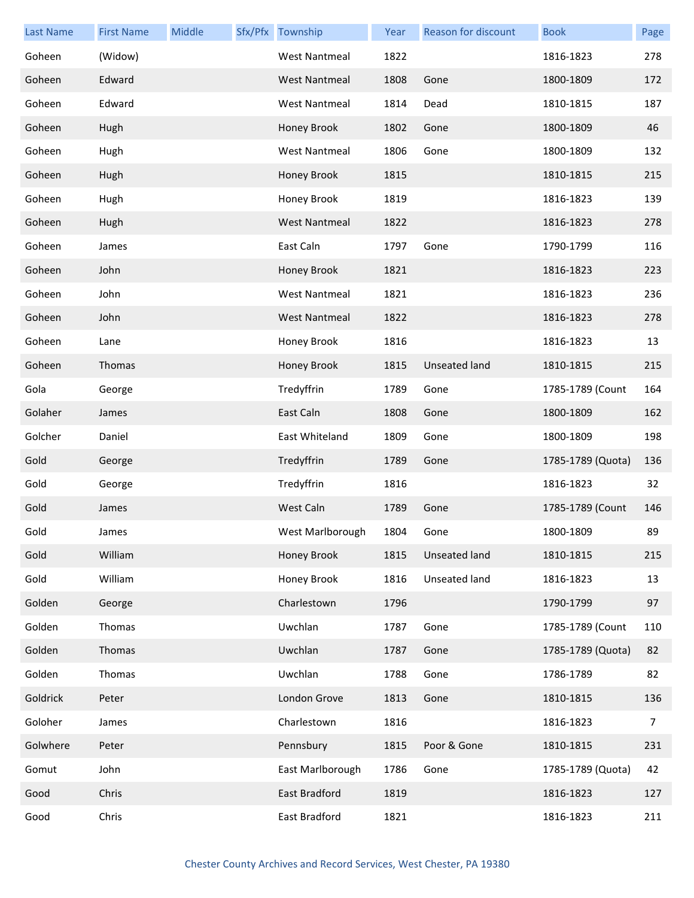| Last Name | First Name | Middle | Sfx/Pfx | Township | Year | Reason for discount | Book | Page |
|---|---|---|---|---|---|---|---|---|
| Goheen | (Widow) | | | West Nantmeal | 1822 | | 1816-1823 | 278 |
| Goheen | Edward | | | West Nantmeal | 1808 | Gone | 1800-1809 | 172 |
| Goheen | Edward | | | West Nantmeal | 1814 | Dead | 1810-1815 | 187 |
| Goheen | Hugh | | | Honey Brook | 1802 | Gone | 1800-1809 | 46 |
| Goheen | Hugh | | | West Nantmeal | 1806 | Gone | 1800-1809 | 132 |
| Goheen | Hugh | | | Honey Brook | 1815 | | 1810-1815 | 215 |
| Goheen | Hugh | | | Honey Brook | 1819 | | 1816-1823 | 139 |
| Goheen | Hugh | | | West Nantmeal | 1822 | | 1816-1823 | 278 |
| Goheen | James | | | East Caln | 1797 | Gone | 1790-1799 | 116 |
| Goheen | John | | | Honey Brook | 1821 | | 1816-1823 | 223 |
| Goheen | John | | | West Nantmeal | 1821 | | 1816-1823 | 236 |
| Goheen | John | | | West Nantmeal | 1822 | | 1816-1823 | 278 |
| Goheen | Lane | | | Honey Brook | 1816 | | 1816-1823 | 13 |
| Goheen | Thomas | | | Honey Brook | 1815 | Unseated land | 1810-1815 | 215 |
| Gola | George | | | Tredyffrin | 1789 | Gone | 1785-1789 (Count | 164 |
| Golaher | James | | | East Caln | 1808 | Gone | 1800-1809 | 162 |
| Golcher | Daniel | | | East Whiteland | 1809 | Gone | 1800-1809 | 198 |
| Gold | George | | | Tredyffrin | 1789 | Gone | 1785-1789 (Quota) | 136 |
| Gold | George | | | Tredyffrin | 1816 | | 1816-1823 | 32 |
| Gold | James | | | West Caln | 1789 | Gone | 1785-1789 (Count | 146 |
| Gold | James | | | West Marlborough | 1804 | Gone | 1800-1809 | 89 |
| Gold | William | | | Honey Brook | 1815 | Unseated land | 1810-1815 | 215 |
| Gold | William | | | Honey Brook | 1816 | Unseated land | 1816-1823 | 13 |
| Golden | George | | | Charlestown | 1796 | | 1790-1799 | 97 |
| Golden | Thomas | | | Uwchlan | 1787 | Gone | 1785-1789 (Count | 110 |
| Golden | Thomas | | | Uwchlan | 1787 | Gone | 1785-1789 (Quota) | 82 |
| Golden | Thomas | | | Uwchlan | 1788 | Gone | 1786-1789 | 82 |
| Goldrick | Peter | | | London Grove | 1813 | Gone | 1810-1815 | 136 |
| Goloher | James | | | Charlestown | 1816 | | 1816-1823 | 7 |
| Golwhere | Peter | | | Pennsbury | 1815 | Poor & Gone | 1810-1815 | 231 |
| Gomut | John | | | East Marlborough | 1786 | Gone | 1785-1789 (Quota) | 42 |
| Good | Chris | | | East Bradford | 1819 | | 1816-1823 | 127 |
| Good | Chris | | | East Bradford | 1821 | | 1816-1823 | 211 |

Chester County Archives and Record Services, West Chester, PA 19380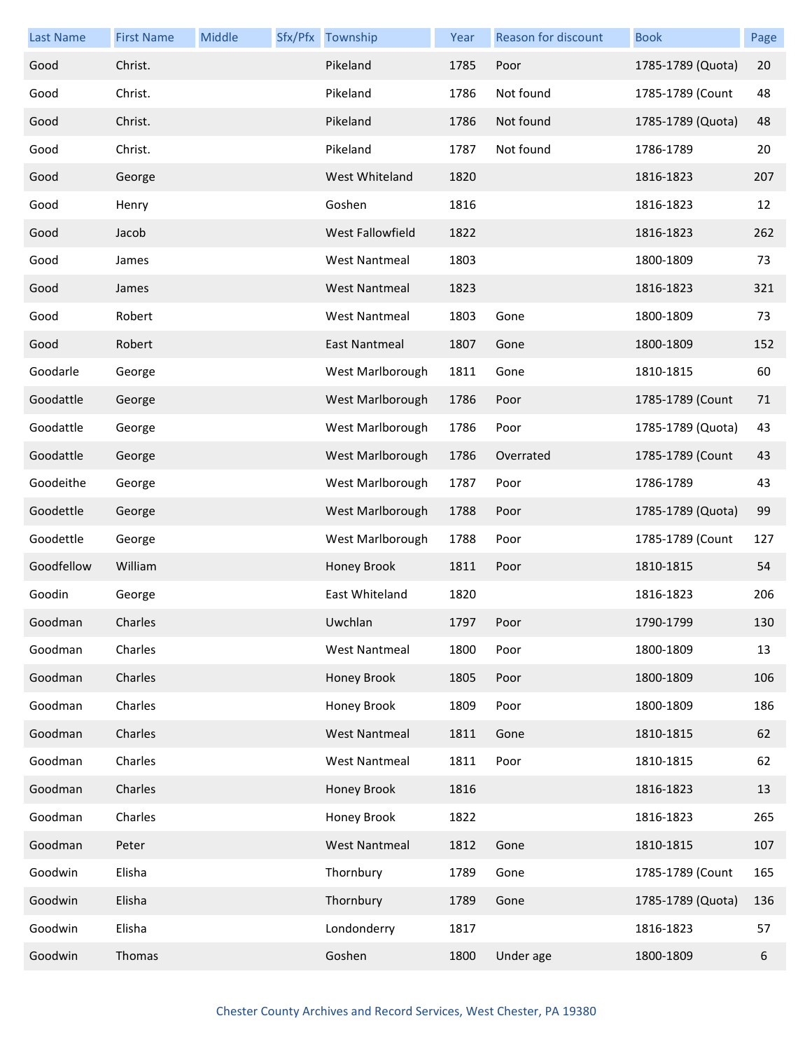| Last Name | First Name | Middle | Sfx/Pfx | Township | Year | Reason for discount | Book | Page |
|---|---|---|---|---|---|---|---|---|
| Good | Christ. | | | Pikeland | 1785 | Poor | 1785-1789 (Quota) | 20 |
| Good | Christ. | | | Pikeland | 1786 | Not found | 1785-1789 (Count | 48 |
| Good | Christ. | | | Pikeland | 1786 | Not found | 1785-1789 (Quota) | 48 |
| Good | Christ. | | | Pikeland | 1787 | Not found | 1786-1789 | 20 |
| Good | George | | | West Whiteland | 1820 | | 1816-1823 | 207 |
| Good | Henry | | | Goshen | 1816 | | 1816-1823 | 12 |
| Good | Jacob | | | West Fallowfield | 1822 | | 1816-1823 | 262 |
| Good | James | | | West Nantmeal | 1803 | | 1800-1809 | 73 |
| Good | James | | | West Nantmeal | 1823 | | 1816-1823 | 321 |
| Good | Robert | | | West Nantmeal | 1803 | Gone | 1800-1809 | 73 |
| Good | Robert | | | East Nantmeal | 1807 | Gone | 1800-1809 | 152 |
| Goodarle | George | | | West Marlborough | 1811 | Gone | 1810-1815 | 60 |
| Goodattle | George | | | West Marlborough | 1786 | Poor | 1785-1789 (Count | 71 |
| Goodattle | George | | | West Marlborough | 1786 | Poor | 1785-1789 (Quota) | 43 |
| Goodattle | George | | | West Marlborough | 1786 | Overrated | 1785-1789 (Count | 43 |
| Goodeithe | George | | | West Marlborough | 1787 | Poor | 1786-1789 | 43 |
| Goodettle | George | | | West Marlborough | 1788 | Poor | 1785-1789 (Quota) | 99 |
| Goodettle | George | | | West Marlborough | 1788 | Poor | 1785-1789 (Count | 127 |
| Goodfellow | William | | | Honey Brook | 1811 | Poor | 1810-1815 | 54 |
| Goodin | George | | | East Whiteland | 1820 | | 1816-1823 | 206 |
| Goodman | Charles | | | Uwchlan | 1797 | Poor | 1790-1799 | 130 |
| Goodman | Charles | | | West Nantmeal | 1800 | Poor | 1800-1809 | 13 |
| Goodman | Charles | | | Honey Brook | 1805 | Poor | 1800-1809 | 106 |
| Goodman | Charles | | | Honey Brook | 1809 | Poor | 1800-1809 | 186 |
| Goodman | Charles | | | West Nantmeal | 1811 | Gone | 1810-1815 | 62 |
| Goodman | Charles | | | West Nantmeal | 1811 | Poor | 1810-1815 | 62 |
| Goodman | Charles | | | Honey Brook | 1816 | | 1816-1823 | 13 |
| Goodman | Charles | | | Honey Brook | 1822 | | 1816-1823 | 265 |
| Goodman | Peter | | | West Nantmeal | 1812 | Gone | 1810-1815 | 107 |
| Goodwin | Elisha | | | Thornbury | 1789 | Gone | 1785-1789 (Count | 165 |
| Goodwin | Elisha | | | Thornbury | 1789 | Gone | 1785-1789 (Quota) | 136 |
| Goodwin | Elisha | | | Londonderry | 1817 | | 1816-1823 | 57 |
| Goodwin | Thomas | | | Goshen | 1800 | Under age | 1800-1809 | 6 |

Chester County Archives and Record Services, West Chester, PA 19380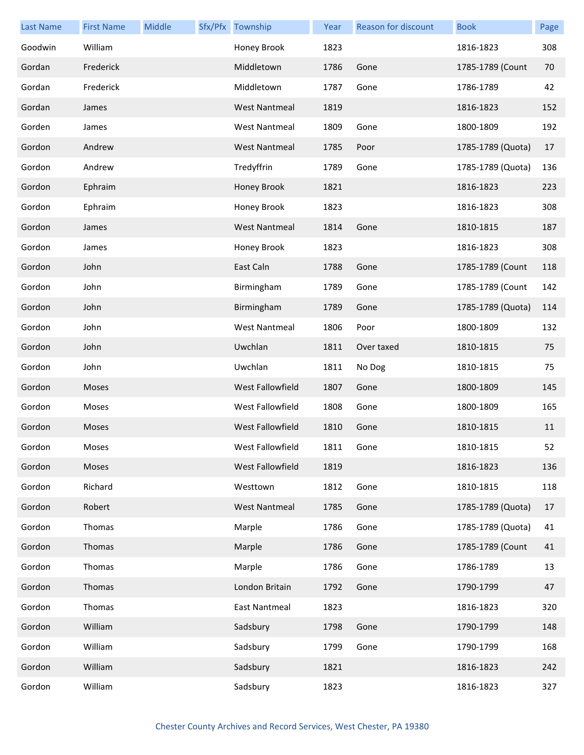| Last Name | First Name | Middle | Sfx/Pfx | Township | Year | Reason for discount | Book | Page |
|---|---|---|---|---|---|---|---|---|
| Goodwin | William | | | Honey Brook | 1823 | | 1816-1823 | 308 |
| Gordan | Frederick | | | Middletown | 1786 | Gone | 1785-1789 (Count | 70 |
| Gordan | Frederick | | | Middletown | 1787 | Gone | 1786-1789 | 42 |
| Gordan | James | | | West Nantmeal | 1819 | | 1816-1823 | 152 |
| Gorden | James | | | West Nantmeal | 1809 | Gone | 1800-1809 | 192 |
| Gordon | Andrew | | | West Nantmeal | 1785 | Poor | 1785-1789 (Quota) | 17 |
| Gordon | Andrew | | | Tredyffrin | 1789 | Gone | 1785-1789 (Quota) | 136 |
| Gordon | Ephraim | | | Honey Brook | 1821 | | 1816-1823 | 223 |
| Gordon | Ephraim | | | Honey Brook | 1823 | | 1816-1823 | 308 |
| Gordon | James | | | West Nantmeal | 1814 | Gone | 1810-1815 | 187 |
| Gordon | James | | | Honey Brook | 1823 | | 1816-1823 | 308 |
| Gordon | John | | | East Caln | 1788 | Gone | 1785-1789 (Count | 118 |
| Gordon | John | | | Birmingham | 1789 | Gone | 1785-1789 (Count | 142 |
| Gordon | John | | | Birmingham | 1789 | Gone | 1785-1789 (Quota) | 114 |
| Gordon | John | | | West Nantmeal | 1806 | Poor | 1800-1809 | 132 |
| Gordon | John | | | Uwchlan | 1811 | Over taxed | 1810-1815 | 75 |
| Gordon | John | | | Uwchlan | 1811 | No Dog | 1810-1815 | 75 |
| Gordon | Moses | | | West Fallowfield | 1807 | Gone | 1800-1809 | 145 |
| Gordon | Moses | | | West Fallowfield | 1808 | Gone | 1800-1809 | 165 |
| Gordon | Moses | | | West Fallowfield | 1810 | Gone | 1810-1815 | 11 |
| Gordon | Moses | | | West Fallowfield | 1811 | Gone | 1810-1815 | 52 |
| Gordon | Moses | | | West Fallowfield | 1819 | | 1816-1823 | 136 |
| Gordon | Richard | | | Westtown | 1812 | Gone | 1810-1815 | 118 |
| Gordon | Robert | | | West Nantmeal | 1785 | Gone | 1785-1789 (Quota) | 17 |
| Gordon | Thomas | | | Marple | 1786 | Gone | 1785-1789 (Quota) | 41 |
| Gordon | Thomas | | | Marple | 1786 | Gone | 1785-1789 (Count | 41 |
| Gordon | Thomas | | | Marple | 1786 | Gone | 1786-1789 | 13 |
| Gordon | Thomas | | | London Britain | 1792 | Gone | 1790-1799 | 47 |
| Gordon | Thomas | | | East Nantmeal | 1823 | | 1816-1823 | 320 |
| Gordon | William | | | Sadsbury | 1798 | Gone | 1790-1799 | 148 |
| Gordon | William | | | Sadsbury | 1799 | Gone | 1790-1799 | 168 |
| Gordon | William | | | Sadsbury | 1821 | | 1816-1823 | 242 |
| Gordon | William | | | Sadsbury | 1823 | | 1816-1823 | 327 |

Chester County Archives and Record Services, West Chester, PA 19380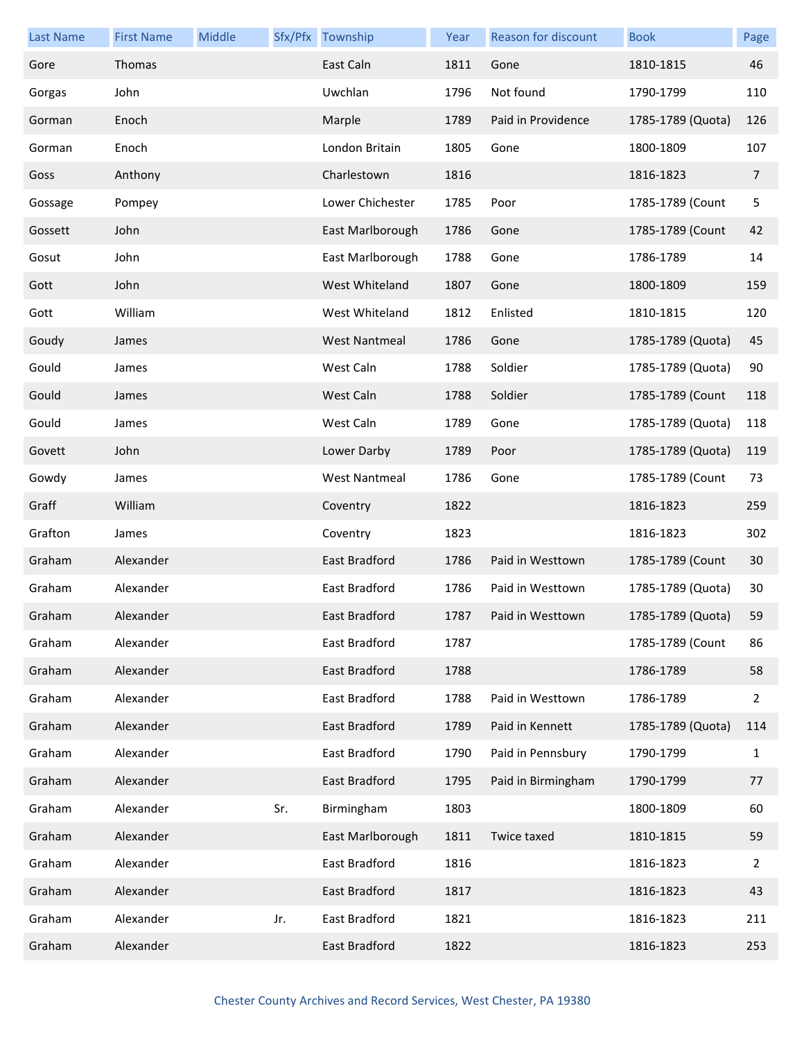| Last Name | First Name | Middle | Sfx/Pfx | Township | Year | Reason for discount | Book | Page |
|---|---|---|---|---|---|---|---|---|
| Gore | Thomas | | | East Caln | 1811 | Gone | 1810-1815 | 46 |
| Gorgas | John | | | Uwchlan | 1796 | Not found | 1790-1799 | 110 |
| Gorman | Enoch | | | Marple | 1789 | Paid in Providence | 1785-1789 (Quota) | 126 |
| Gorman | Enoch | | | London Britain | 1805 | Gone | 1800-1809 | 107 |
| Goss | Anthony | | | Charlestown | 1816 | | 1816-1823 | 7 |
| Gossage | Pompey | | | Lower Chichester | 1785 | Poor | 1785-1789 (Count | 5 |
| Gossett | John | | | East Marlborough | 1786 | Gone | 1785-1789 (Count | 42 |
| Gosut | John | | | East Marlborough | 1788 | Gone | 1786-1789 | 14 |
| Gott | John | | | West Whiteland | 1807 | Gone | 1800-1809 | 159 |
| Gott | William | | | West Whiteland | 1812 | Enlisted | 1810-1815 | 120 |
| Goudy | James | | | West Nantmeal | 1786 | Gone | 1785-1789 (Quota) | 45 |
| Gould | James | | | West Caln | 1788 | Soldier | 1785-1789 (Quota) | 90 |
| Gould | James | | | West Caln | 1788 | Soldier | 1785-1789 (Count | 118 |
| Gould | James | | | West Caln | 1789 | Gone | 1785-1789 (Quota) | 118 |
| Govett | John | | | Lower Darby | 1789 | Poor | 1785-1789 (Quota) | 119 |
| Gowdy | James | | | West Nantmeal | 1786 | Gone | 1785-1789 (Count | 73 |
| Graff | William | | | Coventry | 1822 | | 1816-1823 | 259 |
| Grafton | James | | | Coventry | 1823 | | 1816-1823 | 302 |
| Graham | Alexander | | | East Bradford | 1786 | Paid in Westtown | 1785-1789 (Count | 30 |
| Graham | Alexander | | | East Bradford | 1786 | Paid in Westtown | 1785-1789 (Quota) | 30 |
| Graham | Alexander | | | East Bradford | 1787 | Paid in Westtown | 1785-1789 (Quota) | 59 |
| Graham | Alexander | | | East Bradford | 1787 | | 1785-1789 (Count | 86 |
| Graham | Alexander | | | East Bradford | 1788 | | 1786-1789 | 58 |
| Graham | Alexander | | | East Bradford | 1788 | Paid in Westtown | 1786-1789 | 2 |
| Graham | Alexander | | | East Bradford | 1789 | Paid in Kennett | 1785-1789 (Quota) | 114 |
| Graham | Alexander | | | East Bradford | 1790 | Paid in Pennsbury | 1790-1799 | 1 |
| Graham | Alexander | | | East Bradford | 1795 | Paid in Birmingham | 1790-1799 | 77 |
| Graham | Alexander | | Sr. | Birmingham | 1803 | | 1800-1809 | 60 |
| Graham | Alexander | | | East Marlborough | 1811 | Twice taxed | 1810-1815 | 59 |
| Graham | Alexander | | | East Bradford | 1816 | | 1816-1823 | 2 |
| Graham | Alexander | | | East Bradford | 1817 | | 1816-1823 | 43 |
| Graham | Alexander | | Jr. | East Bradford | 1821 | | 1816-1823 | 211 |
| Graham | Alexander | | | East Bradford | 1822 | | 1816-1823 | 253 |

Chester County Archives and Record Services, West Chester, PA 19380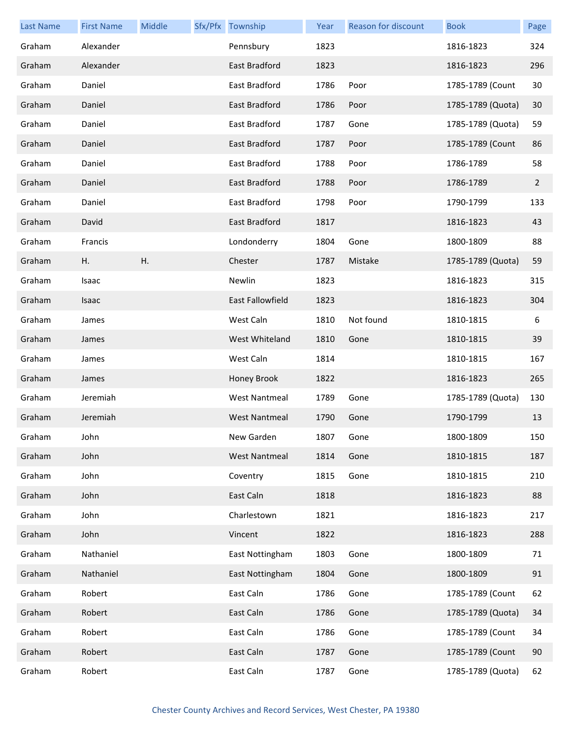| Last Name | First Name | Middle | Sfx/Pfx | Township | Year | Reason for discount | Book | Page |
|---|---|---|---|---|---|---|---|---|
| Graham | Alexander | | | Pennsbury | 1823 | | 1816-1823 | 324 |
| Graham | Alexander | | | East Bradford | 1823 | | 1816-1823 | 296 |
| Graham | Daniel | | | East Bradford | 1786 | Poor | 1785-1789 (Count | 30 |
| Graham | Daniel | | | East Bradford | 1786 | Poor | 1785-1789 (Quota) | 30 |
| Graham | Daniel | | | East Bradford | 1787 | Gone | 1785-1789 (Quota) | 59 |
| Graham | Daniel | | | East Bradford | 1787 | Poor | 1785-1789 (Count | 86 |
| Graham | Daniel | | | East Bradford | 1788 | Poor | 1786-1789 | 58 |
| Graham | Daniel | | | East Bradford | 1788 | Poor | 1786-1789 | 2 |
| Graham | Daniel | | | East Bradford | 1798 | Poor | 1790-1799 | 133 |
| Graham | David | | | East Bradford | 1817 | | 1816-1823 | 43 |
| Graham | Francis | | | Londonderry | 1804 | Gone | 1800-1809 | 88 |
| Graham | H. | H. | | Chester | 1787 | Mistake | 1785-1789 (Quota) | 59 |
| Graham | Isaac | | | Newlin | 1823 | | 1816-1823 | 315 |
| Graham | Isaac | | | East Fallowfield | 1823 | | 1816-1823 | 304 |
| Graham | James | | | West Caln | 1810 | Not found | 1810-1815 | 6 |
| Graham | James | | | West Whiteland | 1810 | Gone | 1810-1815 | 39 |
| Graham | James | | | West Caln | 1814 | | 1810-1815 | 167 |
| Graham | James | | | Honey Brook | 1822 | | 1816-1823 | 265 |
| Graham | Jeremiah | | | West Nantmeal | 1789 | Gone | 1785-1789 (Quota) | 130 |
| Graham | Jeremiah | | | West Nantmeal | 1790 | Gone | 1790-1799 | 13 |
| Graham | John | | | New Garden | 1807 | Gone | 1800-1809 | 150 |
| Graham | John | | | West Nantmeal | 1814 | Gone | 1810-1815 | 187 |
| Graham | John | | | Coventry | 1815 | Gone | 1810-1815 | 210 |
| Graham | John | | | East Caln | 1818 | | 1816-1823 | 88 |
| Graham | John | | | Charlestown | 1821 | | 1816-1823 | 217 |
| Graham | John | | | Vincent | 1822 | | 1816-1823 | 288 |
| Graham | Nathaniel | | | East Nottingham | 1803 | Gone | 1800-1809 | 71 |
| Graham | Nathaniel | | | East Nottingham | 1804 | Gone | 1800-1809 | 91 |
| Graham | Robert | | | East Caln | 1786 | Gone | 1785-1789 (Count | 62 |
| Graham | Robert | | | East Caln | 1786 | Gone | 1785-1789 (Quota) | 34 |
| Graham | Robert | | | East Caln | 1786 | Gone | 1785-1789 (Count | 34 |
| Graham | Robert | | | East Caln | 1787 | Gone | 1785-1789 (Count | 90 |
| Graham | Robert | | | East Caln | 1787 | Gone | 1785-1789 (Quota) | 62 |

Chester County Archives and Record Services, West Chester, PA 19380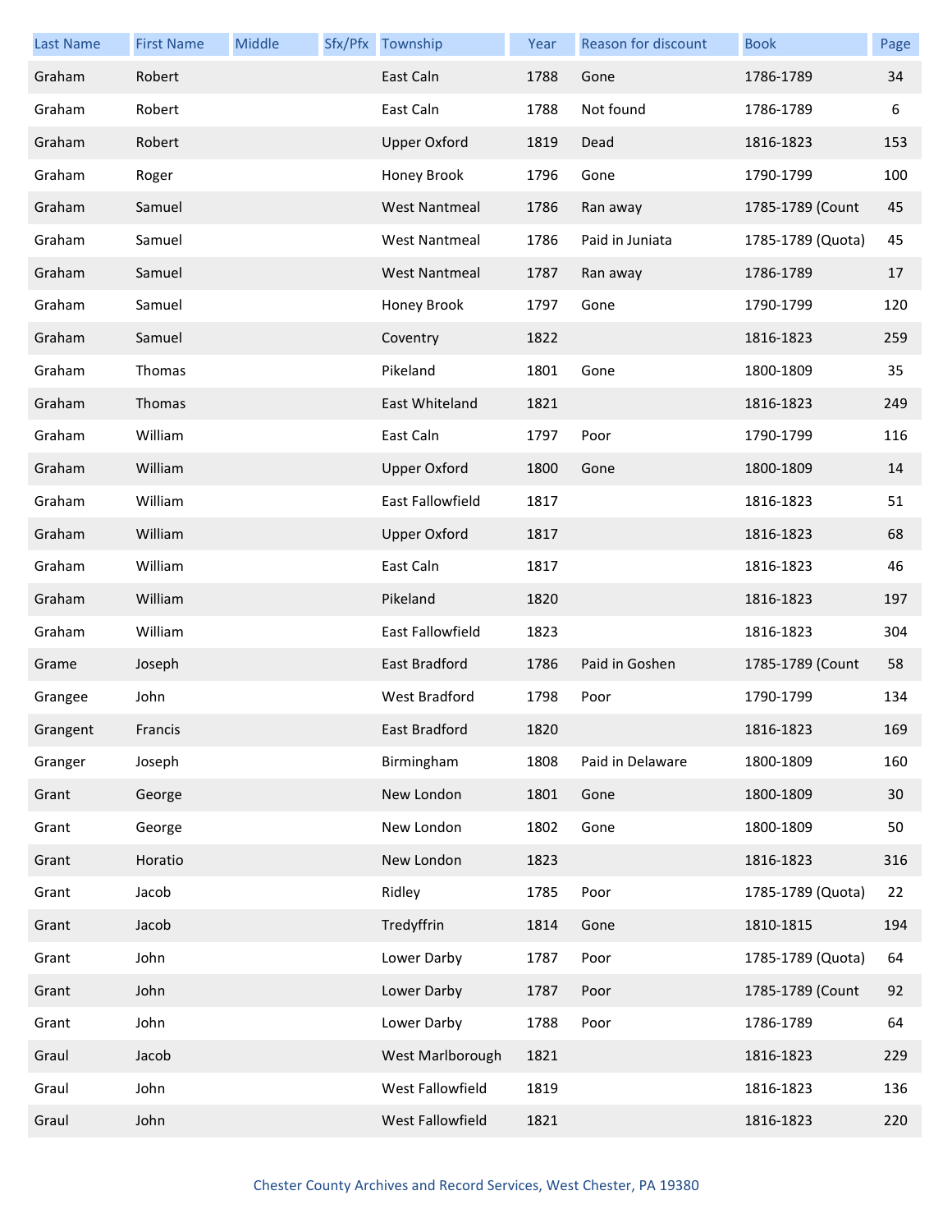| Last Name | First Name | Middle | Sfx/Pfx | Township | Year | Reason for discount | Book | Page |
|---|---|---|---|---|---|---|---|---|
| Graham | Robert | | | East Caln | 1788 | Gone | 1786-1789 | 34 |
| Graham | Robert | | | East Caln | 1788 | Not found | 1786-1789 | 6 |
| Graham | Robert | | | Upper Oxford | 1819 | Dead | 1816-1823 | 153 |
| Graham | Roger | | | Honey Brook | 1796 | Gone | 1790-1799 | 100 |
| Graham | Samuel | | | West Nantmeal | 1786 | Ran away | 1785-1789 (Count | 45 |
| Graham | Samuel | | | West Nantmeal | 1786 | Paid in Juniata | 1785-1789 (Quota) | 45 |
| Graham | Samuel | | | West Nantmeal | 1787 | Ran away | 1786-1789 | 17 |
| Graham | Samuel | | | Honey Brook | 1797 | Gone | 1790-1799 | 120 |
| Graham | Samuel | | | Coventry | 1822 | | 1816-1823 | 259 |
| Graham | Thomas | | | Pikeland | 1801 | Gone | 1800-1809 | 35 |
| Graham | Thomas | | | East Whiteland | 1821 | | 1816-1823 | 249 |
| Graham | William | | | East Caln | 1797 | Poor | 1790-1799 | 116 |
| Graham | William | | | Upper Oxford | 1800 | Gone | 1800-1809 | 14 |
| Graham | William | | | East Fallowfield | 1817 | | 1816-1823 | 51 |
| Graham | William | | | Upper Oxford | 1817 | | 1816-1823 | 68 |
| Graham | William | | | East Caln | 1817 | | 1816-1823 | 46 |
| Graham | William | | | Pikeland | 1820 | | 1816-1823 | 197 |
| Graham | William | | | East Fallowfield | 1823 | | 1816-1823 | 304 |
| Grame | Joseph | | | East Bradford | 1786 | Paid in Goshen | 1785-1789 (Count | 58 |
| Grangee | John | | | West Bradford | 1798 | Poor | 1790-1799 | 134 |
| Grangent | Francis | | | East Bradford | 1820 | | 1816-1823 | 169 |
| Granger | Joseph | | | Birmingham | 1808 | Paid in Delaware | 1800-1809 | 160 |
| Grant | George | | | New London | 1801 | Gone | 1800-1809 | 30 |
| Grant | George | | | New London | 1802 | Gone | 1800-1809 | 50 |
| Grant | Horatio | | | New London | 1823 | | 1816-1823 | 316 |
| Grant | Jacob | | | Ridley | 1785 | Poor | 1785-1789 (Quota) | 22 |
| Grant | Jacob | | | Tredyffrin | 1814 | Gone | 1810-1815 | 194 |
| Grant | John | | | Lower Darby | 1787 | Poor | 1785-1789 (Quota) | 64 |
| Grant | John | | | Lower Darby | 1787 | Poor | 1785-1789 (Count | 92 |
| Grant | John | | | Lower Darby | 1788 | Poor | 1786-1789 | 64 |
| Graul | Jacob | | | West Marlborough | 1821 | | 1816-1823 | 229 |
| Graul | John | | | West Fallowfield | 1819 | | 1816-1823 | 136 |
| Graul | John | | | West Fallowfield | 1821 | | 1816-1823 | 220 |

Chester County Archives and Record Services, West Chester, PA 19380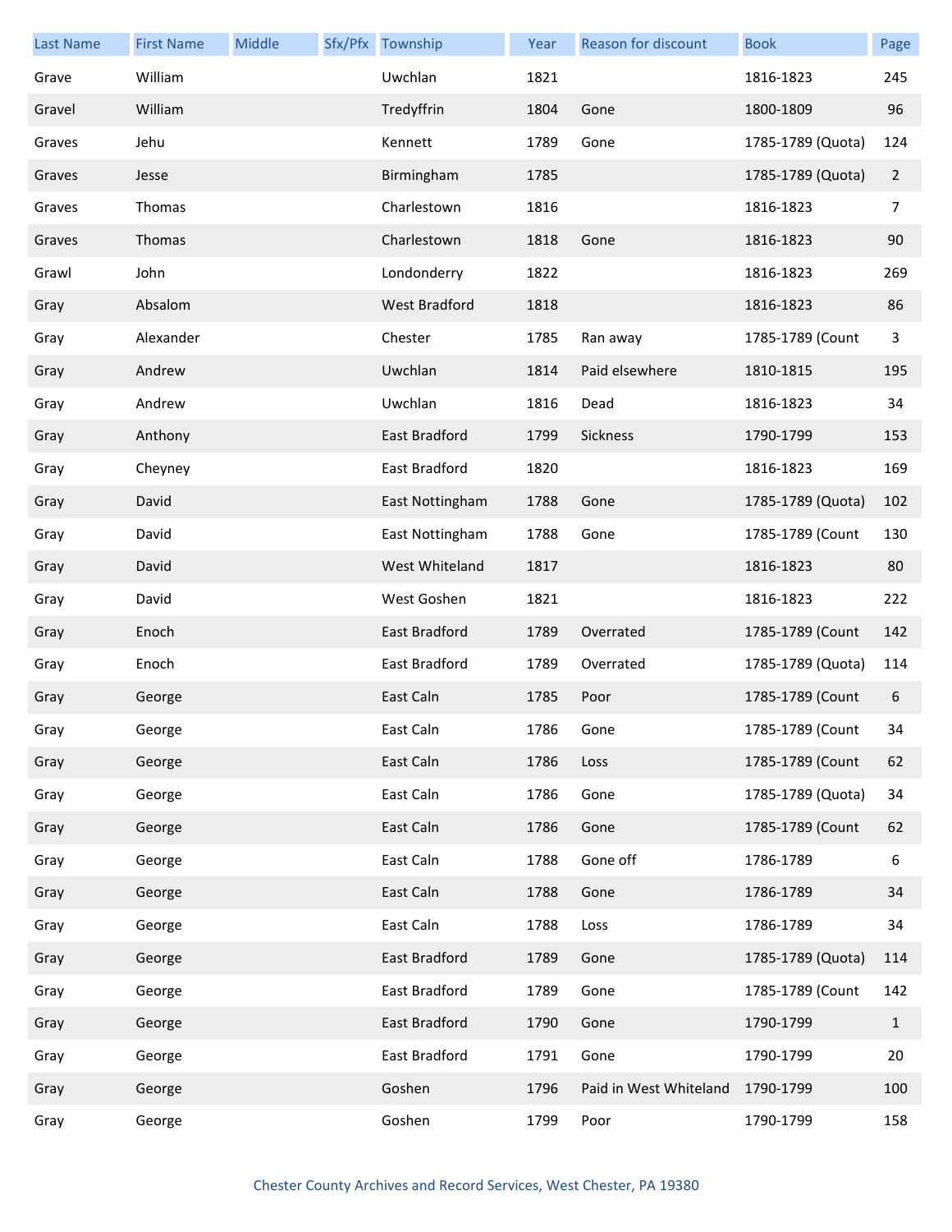| Last Name | First Name | Middle | Sfx/Pfx | Township | Year | Reason for discount | Book | Page |
|---|---|---|---|---|---|---|---|---|
| Grave | William | | | Uwchlan | 1821 | | 1816-1823 | 245 |
| Gravel | William | | | Tredyffrin | 1804 | Gone | 1800-1809 | 96 |
| Graves | Jehu | | | Kennett | 1789 | Gone | 1785-1789 (Quota) | 124 |
| Graves | Jesse | | | Birmingham | 1785 | | 1785-1789 (Quota) | 2 |
| Graves | Thomas | | | Charlestown | 1816 | | 1816-1823 | 7 |
| Graves | Thomas | | | Charlestown | 1818 | Gone | 1816-1823 | 90 |
| Grawl | John | | | Londonderry | 1822 | | 1816-1823 | 269 |
| Gray | Absalom | | | West Bradford | 1818 | | 1816-1823 | 86 |
| Gray | Alexander | | | Chester | 1785 | Ran away | 1785-1789 (Count | 3 |
| Gray | Andrew | | | Uwchlan | 1814 | Paid elsewhere | 1810-1815 | 195 |
| Gray | Andrew | | | Uwchlan | 1816 | Dead | 1816-1823 | 34 |
| Gray | Anthony | | | East Bradford | 1799 | Sickness | 1790-1799 | 153 |
| Gray | Cheyney | | | East Bradford | 1820 | | 1816-1823 | 169 |
| Gray | David | | | East Nottingham | 1788 | Gone | 1785-1789 (Quota) | 102 |
| Gray | David | | | East Nottingham | 1788 | Gone | 1785-1789 (Count | 130 |
| Gray | David | | | West Whiteland | 1817 | | 1816-1823 | 80 |
| Gray | David | | | West Goshen | 1821 | | 1816-1823 | 222 |
| Gray | Enoch | | | East Bradford | 1789 | Overrated | 1785-1789 (Count | 142 |
| Gray | Enoch | | | East Bradford | 1789 | Overrated | 1785-1789 (Quota) | 114 |
| Gray | George | | | East Caln | 1785 | Poor | 1785-1789 (Count | 6 |
| Gray | George | | | East Caln | 1786 | Gone | 1785-1789 (Count | 34 |
| Gray | George | | | East Caln | 1786 | Loss | 1785-1789 (Count | 62 |
| Gray | George | | | East Caln | 1786 | Gone | 1785-1789 (Quota) | 34 |
| Gray | George | | | East Caln | 1786 | Gone | 1785-1789 (Count | 62 |
| Gray | George | | | East Caln | 1788 | Gone off | 1786-1789 | 6 |
| Gray | George | | | East Caln | 1788 | Gone | 1786-1789 | 34 |
| Gray | George | | | East Caln | 1788 | Loss | 1786-1789 | 34 |
| Gray | George | | | East Bradford | 1789 | Gone | 1785-1789 (Quota) | 114 |
| Gray | George | | | East Bradford | 1789 | Gone | 1785-1789 (Count | 142 |
| Gray | George | | | East Bradford | 1790 | Gone | 1790-1799 | 1 |
| Gray | George | | | East Bradford | 1791 | Gone | 1790-1799 | 20 |
| Gray | George | | | Goshen | 1796 | Paid in West Whiteland | 1790-1799 | 100 |
| Gray | George | | | Goshen | 1799 | Poor | 1790-1799 | 158 |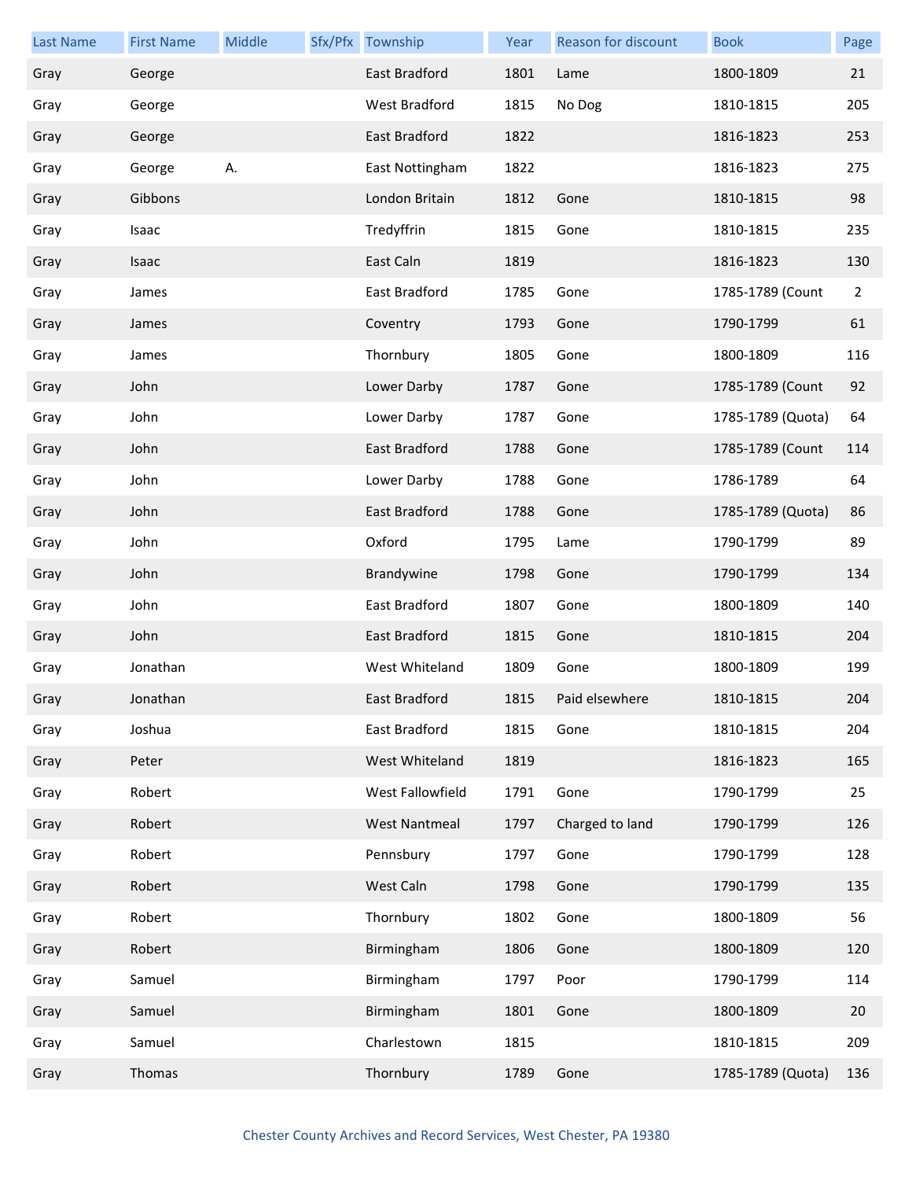| Last Name | First Name | Middle | Sfx/Pfx | Township | Year | Reason for discount | Book | Page |
|---|---|---|---|---|---|---|---|---|
| Gray | George | | | East Bradford | 1801 | Lame | 1800-1809 | 21 |
| Gray | George | | | West Bradford | 1815 | No Dog | 1810-1815 | 205 |
| Gray | George | | | East Bradford | 1822 | | 1816-1823 | 253 |
| Gray | George | A. | | East Nottingham | 1822 | | 1816-1823 | 275 |
| Gray | Gibbons | | | London Britain | 1812 | Gone | 1810-1815 | 98 |
| Gray | Isaac | | | Tredyffrin | 1815 | Gone | 1810-1815 | 235 |
| Gray | Isaac | | | East Caln | 1819 | | 1816-1823 | 130 |
| Gray | James | | | East Bradford | 1785 | Gone | 1785-1789 (Count | 2 |
| Gray | James | | | Coventry | 1793 | Gone | 1790-1799 | 61 |
| Gray | James | | | Thornbury | 1805 | Gone | 1800-1809 | 116 |
| Gray | John | | | Lower Darby | 1787 | Gone | 1785-1789 (Count | 92 |
| Gray | John | | | Lower Darby | 1787 | Gone | 1785-1789 (Quota) | 64 |
| Gray | John | | | East Bradford | 1788 | Gone | 1785-1789 (Count | 114 |
| Gray | John | | | Lower Darby | 1788 | Gone | 1786-1789 | 64 |
| Gray | John | | | East Bradford | 1788 | Gone | 1785-1789 (Quota) | 86 |
| Gray | John | | | Oxford | 1795 | Lame | 1790-1799 | 89 |
| Gray | John | | | Brandywine | 1798 | Gone | 1790-1799 | 134 |
| Gray | John | | | East Bradford | 1807 | Gone | 1800-1809 | 140 |
| Gray | John | | | East Bradford | 1815 | Gone | 1810-1815 | 204 |
| Gray | Jonathan | | | West Whiteland | 1809 | Gone | 1800-1809 | 199 |
| Gray | Jonathan | | | East Bradford | 1815 | Paid elsewhere | 1810-1815 | 204 |
| Gray | Joshua | | | East Bradford | 1815 | Gone | 1810-1815 | 204 |
| Gray | Peter | | | West Whiteland | 1819 | | 1816-1823 | 165 |
| Gray | Robert | | | West Fallowfield | 1791 | Gone | 1790-1799 | 25 |
| Gray | Robert | | | West Nantmeal | 1797 | Charged to land | 1790-1799 | 126 |
| Gray | Robert | | | Pennsbury | 1797 | Gone | 1790-1799 | 128 |
| Gray | Robert | | | West Caln | 1798 | Gone | 1790-1799 | 135 |
| Gray | Robert | | | Thornbury | 1802 | Gone | 1800-1809 | 56 |
| Gray | Robert | | | Birmingham | 1806 | Gone | 1800-1809 | 120 |
| Gray | Samuel | | | Birmingham | 1797 | Poor | 1790-1799 | 114 |
| Gray | Samuel | | | Birmingham | 1801 | Gone | 1800-1809 | 20 |
| Gray | Samuel | | | Charlestown | 1815 | | 1810-1815 | 209 |
| Gray | Thomas | | | Thornbury | 1789 | Gone | 1785-1789 (Quota) | 136 |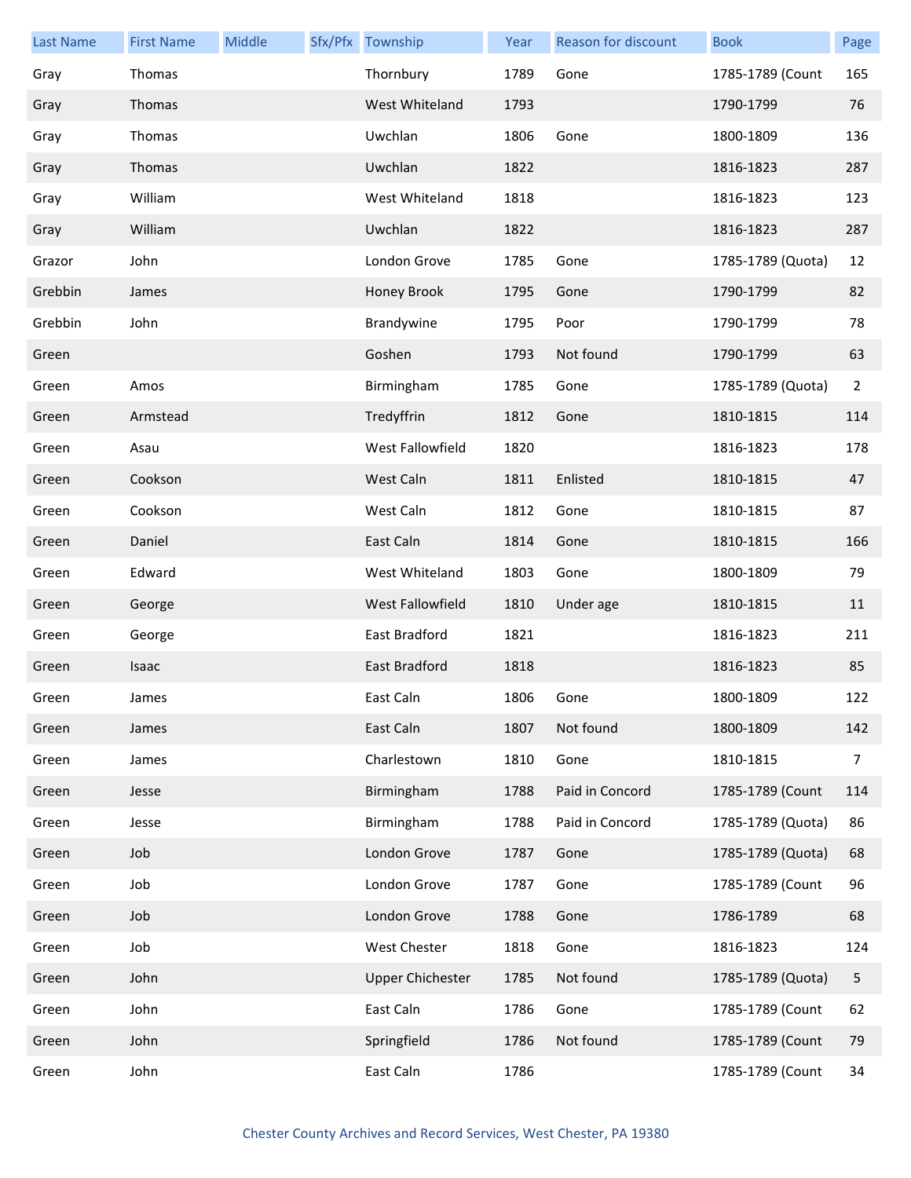| Last Name | First Name | Middle | Sfx/Pfx | Township | Year | Reason for discount | Book | Page |
|---|---|---|---|---|---|---|---|---|
| Gray | Thomas | | | Thornbury | 1789 | Gone | 1785-1789 (Count | 165 |
| Gray | Thomas | | | West Whiteland | 1793 | | 1790-1799 | 76 |
| Gray | Thomas | | | Uwchlan | 1806 | Gone | 1800-1809 | 136 |
| Gray | Thomas | | | Uwchlan | 1822 | | 1816-1823 | 287 |
| Gray | William | | | West Whiteland | 1818 | | 1816-1823 | 123 |
| Gray | William | | | Uwchlan | 1822 | | 1816-1823 | 287 |
| Grazor | John | | | London Grove | 1785 | Gone | 1785-1789 (Quota) | 12 |
| Grebbin | James | | | Honey Brook | 1795 | Gone | 1790-1799 | 82 |
| Grebbin | John | | | Brandywine | 1795 | Poor | 1790-1799 | 78 |
| Green | | | | Goshen | 1793 | Not found | 1790-1799 | 63 |
| Green | Amos | | | Birmingham | 1785 | Gone | 1785-1789 (Quota) | 2 |
| Green | Armstead | | | Tredyffrin | 1812 | Gone | 1810-1815 | 114 |
| Green | Asau | | | West Fallowfield | 1820 | | 1816-1823 | 178 |
| Green | Cookson | | | West Caln | 1811 | Enlisted | 1810-1815 | 47 |
| Green | Cookson | | | West Caln | 1812 | Gone | 1810-1815 | 87 |
| Green | Daniel | | | East Caln | 1814 | Gone | 1810-1815 | 166 |
| Green | Edward | | | West Whiteland | 1803 | Gone | 1800-1809 | 79 |
| Green | George | | | West Fallowfield | 1810 | Under age | 1810-1815 | 11 |
| Green | George | | | East Bradford | 1821 | | 1816-1823 | 211 |
| Green | Isaac | | | East Bradford | 1818 | | 1816-1823 | 85 |
| Green | James | | | East Caln | 1806 | Gone | 1800-1809 | 122 |
| Green | James | | | East Caln | 1807 | Not found | 1800-1809 | 142 |
| Green | James | | | Charlestown | 1810 | Gone | 1810-1815 | 7 |
| Green | Jesse | | | Birmingham | 1788 | Paid in Concord | 1785-1789 (Count | 114 |
| Green | Jesse | | | Birmingham | 1788 | Paid in Concord | 1785-1789 (Quota) | 86 |
| Green | Job | | | London Grove | 1787 | Gone | 1785-1789 (Quota) | 68 |
| Green | Job | | | London Grove | 1787 | Gone | 1785-1789 (Count | 96 |
| Green | Job | | | London Grove | 1788 | Gone | 1786-1789 | 68 |
| Green | Job | | | West Chester | 1818 | Gone | 1816-1823 | 124 |
| Green | John | | | Upper Chichester | 1785 | Not found | 1785-1789 (Quota) | 5 |
| Green | John | | | East Caln | 1786 | Gone | 1785-1789 (Count | 62 |
| Green | John | | | Springfield | 1786 | Not found | 1785-1789 (Count | 79 |
| Green | John | | | East Caln | 1786 | | 1785-1789 (Count | 34 |

Chester County Archives and Record Services, West Chester, PA 19380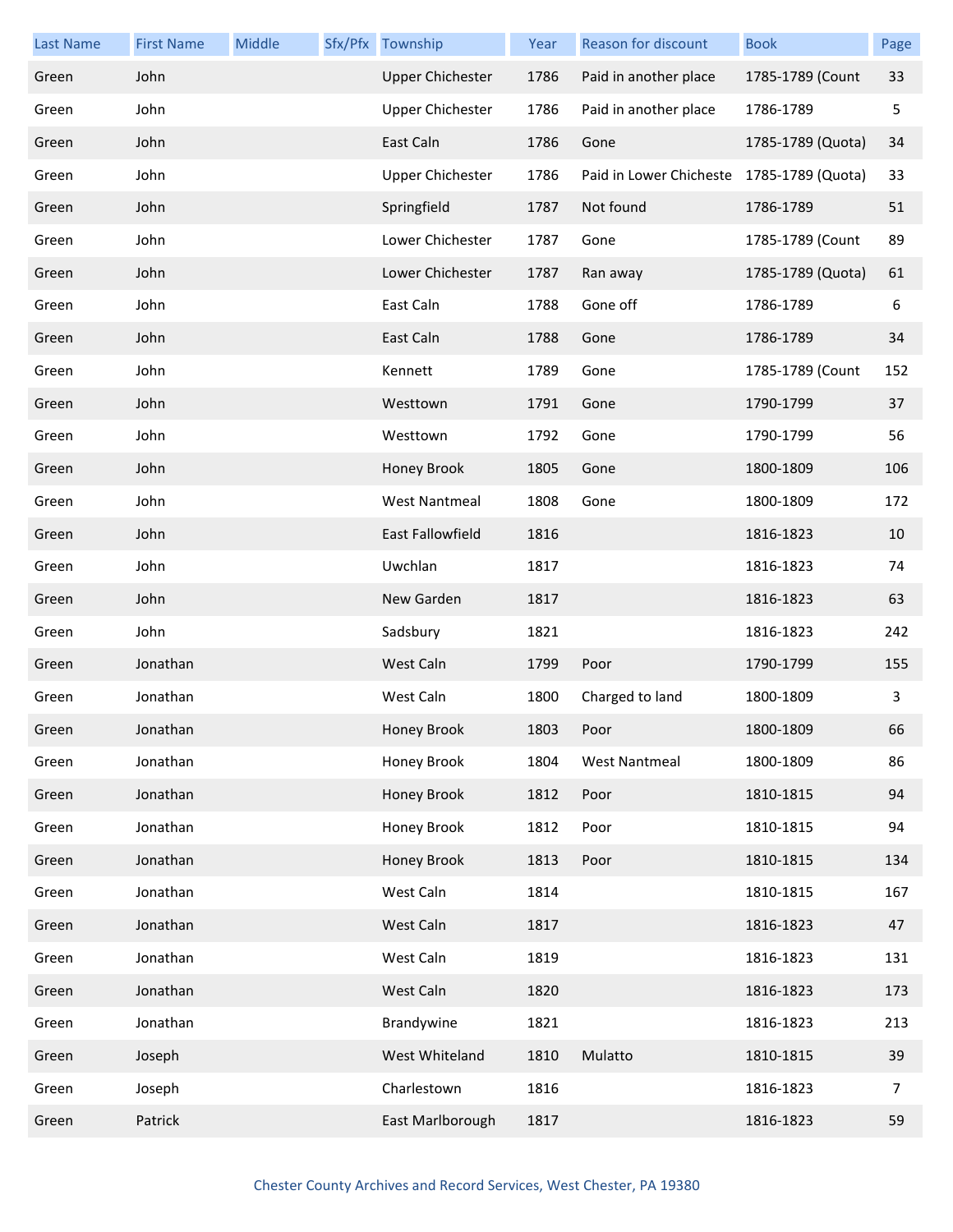| Last Name | First Name | Middle | Sfx/Pfx | Township | Year | Reason for discount | Book | Page |
|---|---|---|---|---|---|---|---|---|
| Green | John | | | Upper Chichester | 1786 | Paid in another place | 1785-1789 (Count | 33 |
| Green | John | | | Upper Chichester | 1786 | Paid in another place | 1786-1789 | 5 |
| Green | John | | | East Caln | 1786 | Gone | 1785-1789 (Quota) | 34 |
| Green | John | | | Upper Chichester | 1786 | Paid in Lower Chicheste | 1785-1789 (Quota) | 33 |
| Green | John | | | Springfield | 1787 | Not found | 1786-1789 | 51 |
| Green | John | | | Lower Chichester | 1787 | Gone | 1785-1789 (Count | 89 |
| Green | John | | | Lower Chichester | 1787 | Ran away | 1785-1789 (Quota) | 61 |
| Green | John | | | East Caln | 1788 | Gone off | 1786-1789 | 6 |
| Green | John | | | East Caln | 1788 | Gone | 1786-1789 | 34 |
| Green | John | | | Kennett | 1789 | Gone | 1785-1789 (Count | 152 |
| Green | John | | | Westtown | 1791 | Gone | 1790-1799 | 37 |
| Green | John | | | Westtown | 1792 | Gone | 1790-1799 | 56 |
| Green | John | | | Honey Brook | 1805 | Gone | 1800-1809 | 106 |
| Green | John | | | West Nantmeal | 1808 | Gone | 1800-1809 | 172 |
| Green | John | | | East Fallowfield | 1816 | | 1816-1823 | 10 |
| Green | John | | | Uwchlan | 1817 | | 1816-1823 | 74 |
| Green | John | | | New Garden | 1817 | | 1816-1823 | 63 |
| Green | John | | | Sadsbury | 1821 | | 1816-1823 | 242 |
| Green | Jonathan | | | West Caln | 1799 | Poor | 1790-1799 | 155 |
| Green | Jonathan | | | West Caln | 1800 | Charged to land | 1800-1809 | 3 |
| Green | Jonathan | | | Honey Brook | 1803 | Poor | 1800-1809 | 66 |
| Green | Jonathan | | | Honey Brook | 1804 | West Nantmeal | 1800-1809 | 86 |
| Green | Jonathan | | | Honey Brook | 1812 | Poor | 1810-1815 | 94 |
| Green | Jonathan | | | Honey Brook | 1812 | Poor | 1810-1815 | 94 |
| Green | Jonathan | | | Honey Brook | 1813 | Poor | 1810-1815 | 134 |
| Green | Jonathan | | | West Caln | 1814 | | 1810-1815 | 167 |
| Green | Jonathan | | | West Caln | 1817 | | 1816-1823 | 47 |
| Green | Jonathan | | | West Caln | 1819 | | 1816-1823 | 131 |
| Green | Jonathan | | | West Caln | 1820 | | 1816-1823 | 173 |
| Green | Jonathan | | | Brandywine | 1821 | | 1816-1823 | 213 |
| Green | Joseph | | | West Whiteland | 1810 | Mulatto | 1810-1815 | 39 |
| Green | Joseph | | | Charlestown | 1816 | | 1816-1823 | 7 |
| Green | Patrick | | | East Marlborough | 1817 | | 1816-1823 | 59 |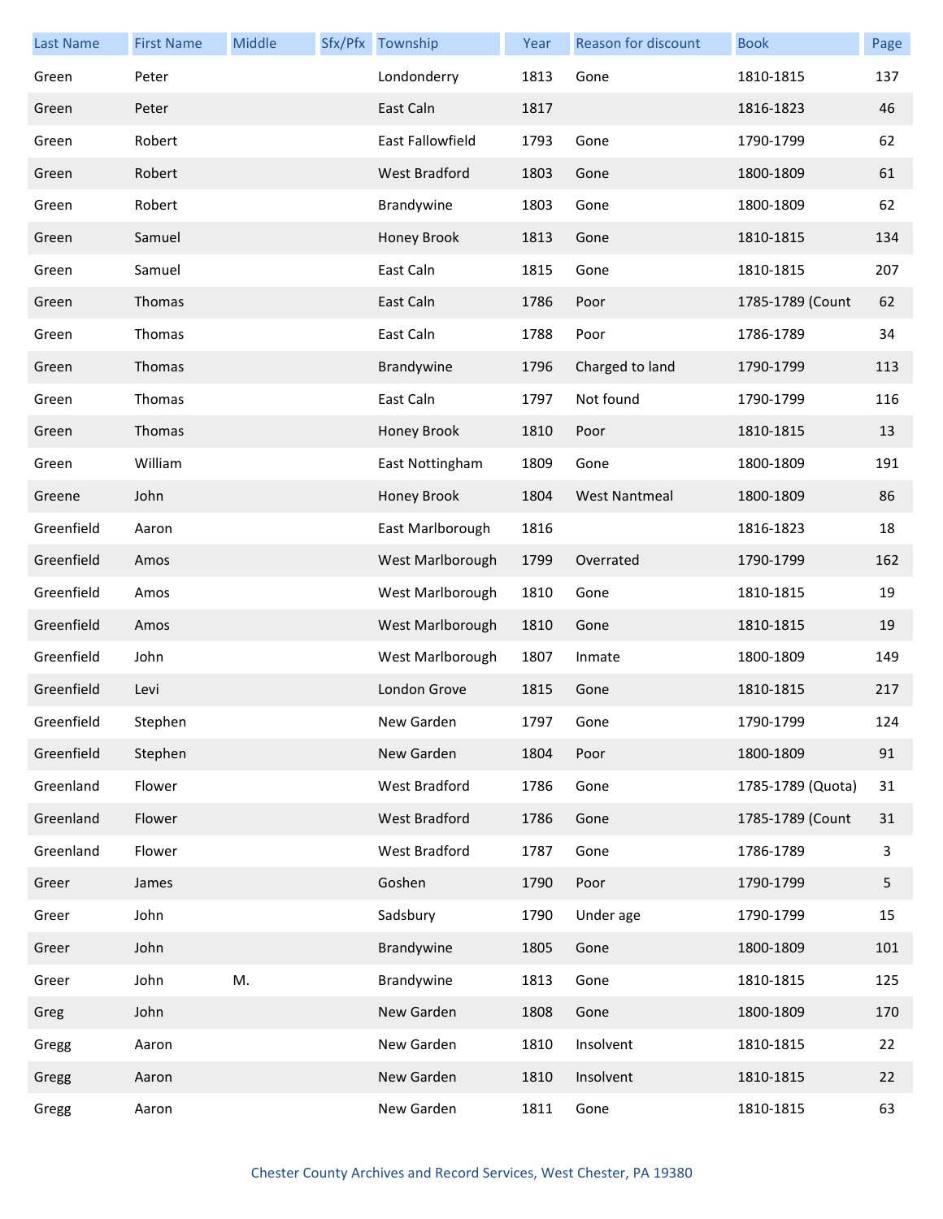| Last Name | First Name | Middle | Sfx/Pfx | Township | Year | Reason for discount | Book | Page |
|---|---|---|---|---|---|---|---|---|
| Green | Peter | | | Londonderry | 1813 | Gone | 1810-1815 | 137 |
| Green | Peter | | | East Caln | 1817 | | 1816-1823 | 46 |
| Green | Robert | | | East Fallowfield | 1793 | Gone | 1790-1799 | 62 |
| Green | Robert | | | West Bradford | 1803 | Gone | 1800-1809 | 61 |
| Green | Robert | | | Brandywine | 1803 | Gone | 1800-1809 | 62 |
| Green | Samuel | | | Honey Brook | 1813 | Gone | 1810-1815 | 134 |
| Green | Samuel | | | East Caln | 1815 | Gone | 1810-1815 | 207 |
| Green | Thomas | | | East Caln | 1786 | Poor | 1785-1789 (Count | 62 |
| Green | Thomas | | | East Caln | 1788 | Poor | 1786-1789 | 34 |
| Green | Thomas | | | Brandywine | 1796 | Charged to land | 1790-1799 | 113 |
| Green | Thomas | | | East Caln | 1797 | Not found | 1790-1799 | 116 |
| Green | Thomas | | | Honey Brook | 1810 | Poor | 1810-1815 | 13 |
| Green | William | | | East Nottingham | 1809 | Gone | 1800-1809 | 191 |
| Greene | John | | | Honey Brook | 1804 | West Nantmeal | 1800-1809 | 86 |
| Greenfield | Aaron | | | East Marlborough | 1816 | | 1816-1823 | 18 |
| Greenfield | Amos | | | West Marlborough | 1799 | Overrated | 1790-1799 | 162 |
| Greenfield | Amos | | | West Marlborough | 1810 | Gone | 1810-1815 | 19 |
| Greenfield | Amos | | | West Marlborough | 1810 | Gone | 1810-1815 | 19 |
| Greenfield | John | | | West Marlborough | 1807 | Inmate | 1800-1809 | 149 |
| Greenfield | Levi | | | London Grove | 1815 | Gone | 1810-1815 | 217 |
| Greenfield | Stephen | | | New Garden | 1797 | Gone | 1790-1799 | 124 |
| Greenfield | Stephen | | | New Garden | 1804 | Poor | 1800-1809 | 91 |
| Greenland | Flower | | | West Bradford | 1786 | Gone | 1785-1789 (Quota) | 31 |
| Greenland | Flower | | | West Bradford | 1786 | Gone | 1785-1789 (Count | 31 |
| Greenland | Flower | | | West Bradford | 1787 | Gone | 1786-1789 | 3 |
| Greer | James | | | Goshen | 1790 | Poor | 1790-1799 | 5 |
| Greer | John | | | Sadsbury | 1790 | Under age | 1790-1799 | 15 |
| Greer | John | | | Brandywine | 1805 | Gone | 1800-1809 | 101 |
| Greer | John | M. | | Brandywine | 1813 | Gone | 1810-1815 | 125 |
| Greg | John | | | New Garden | 1808 | Gone | 1800-1809 | 170 |
| Gregg | Aaron | | | New Garden | 1810 | Insolvent | 1810-1815 | 22 |
| Gregg | Aaron | | | New Garden | 1810 | Insolvent | 1810-1815 | 22 |
| Gregg | Aaron | | | New Garden | 1811 | Gone | 1810-1815 | 63 |

Chester County Archives and Record Services, West Chester, PA 19380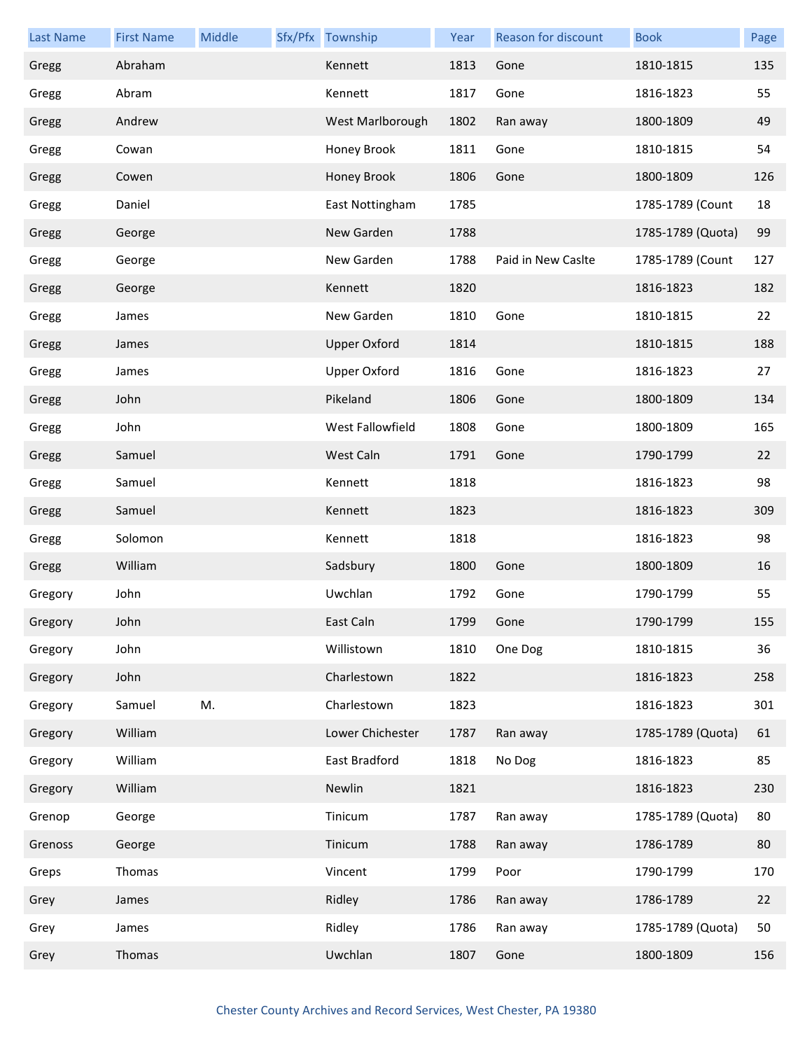| Last Name | First Name | Middle | Sfx/Pfx | Township | Year | Reason for discount | Book | Page |
|---|---|---|---|---|---|---|---|---|
| Gregg | Abraham | | | Kennett | 1813 | Gone | 1810-1815 | 135 |
| Gregg | Abram | | | Kennett | 1817 | Gone | 1816-1823 | 55 |
| Gregg | Andrew | | | West Marlborough | 1802 | Ran away | 1800-1809 | 49 |
| Gregg | Cowan | | | Honey Brook | 1811 | Gone | 1810-1815 | 54 |
| Gregg | Cowen | | | Honey Brook | 1806 | Gone | 1800-1809 | 126 |
| Gregg | Daniel | | | East Nottingham | 1785 | | 1785-1789 (Count | 18 |
| Gregg | George | | | New Garden | 1788 | | 1785-1789 (Quota) | 99 |
| Gregg | George | | | New Garden | 1788 | Paid in New Caslte | 1785-1789 (Count | 127 |
| Gregg | George | | | Kennett | 1820 | | 1816-1823 | 182 |
| Gregg | James | | | New Garden | 1810 | Gone | 1810-1815 | 22 |
| Gregg | James | | | Upper Oxford | 1814 | | 1810-1815 | 188 |
| Gregg | James | | | Upper Oxford | 1816 | Gone | 1816-1823 | 27 |
| Gregg | John | | | Pikeland | 1806 | Gone | 1800-1809 | 134 |
| Gregg | John | | | West Fallowfield | 1808 | Gone | 1800-1809 | 165 |
| Gregg | Samuel | | | West Caln | 1791 | Gone | 1790-1799 | 22 |
| Gregg | Samuel | | | Kennett | 1818 | | 1816-1823 | 98 |
| Gregg | Samuel | | | Kennett | 1823 | | 1816-1823 | 309 |
| Gregg | Solomon | | | Kennett | 1818 | | 1816-1823 | 98 |
| Gregg | William | | | Sadsbury | 1800 | Gone | 1800-1809 | 16 |
| Gregory | John | | | Uwchlan | 1792 | Gone | 1790-1799 | 55 |
| Gregory | John | | | East Caln | 1799 | Gone | 1790-1799 | 155 |
| Gregory | John | | | Willistown | 1810 | One Dog | 1810-1815 | 36 |
| Gregory | John | | | Charlestown | 1822 | | 1816-1823 | 258 |
| Gregory | Samuel | M. | | Charlestown | 1823 | | 1816-1823 | 301 |
| Gregory | William | | | Lower Chichester | 1787 | Ran away | 1785-1789 (Quota) | 61 |
| Gregory | William | | | East Bradford | 1818 | No Dog | 1816-1823 | 85 |
| Gregory | William | | | Newlin | 1821 | | 1816-1823 | 230 |
| Grenop | George | | | Tinicum | 1787 | Ran away | 1785-1789 (Quota) | 80 |
| Grenoss | George | | | Tinicum | 1788 | Ran away | 1786-1789 | 80 |
| Greps | Thomas | | | Vincent | 1799 | Poor | 1790-1799 | 170 |
| Grey | James | | | Ridley | 1786 | Ran away | 1786-1789 | 22 |
| Grey | James | | | Ridley | 1786 | Ran away | 1785-1789 (Quota) | 50 |
| Grey | Thomas | | | Uwchlan | 1807 | Gone | 1800-1809 | 156 |

Chester County Archives and Record Services, West Chester, PA 19380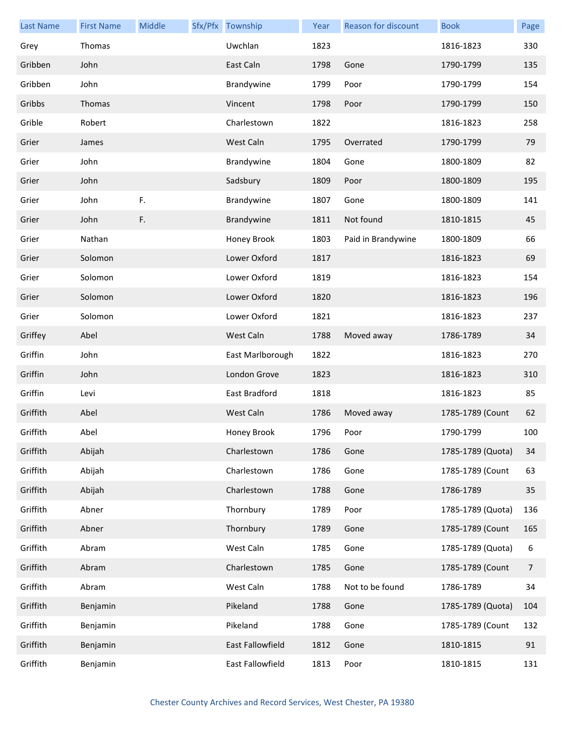| Last Name | First Name | Middle | Sfx/Pfx | Township | Year | Reason for discount | Book | Page |
|---|---|---|---|---|---|---|---|---|
| Grey | Thomas | | | Uwchlan | 1823 | | 1816-1823 | 330 |
| Gribben | John | | | East Caln | 1798 | Gone | 1790-1799 | 135 |
| Gribben | John | | | Brandywine | 1799 | Poor | 1790-1799 | 154 |
| Gribbs | Thomas | | | Vincent | 1798 | Poor | 1790-1799 | 150 |
| Grible | Robert | | | Charlestown | 1822 | | 1816-1823 | 258 |
| Grier | James | | | West Caln | 1795 | Overrated | 1790-1799 | 79 |
| Grier | John | | | Brandywine | 1804 | Gone | 1800-1809 | 82 |
| Grier | John | | | Sadsbury | 1809 | Poor | 1800-1809 | 195 |
| Grier | John | F. | | Brandywine | 1807 | Gone | 1800-1809 | 141 |
| Grier | John | F. | | Brandywine | 1811 | Not found | 1810-1815 | 45 |
| Grier | Nathan | | | Honey Brook | 1803 | Paid in Brandywine | 1800-1809 | 66 |
| Grier | Solomon | | | Lower Oxford | 1817 | | 1816-1823 | 69 |
| Grier | Solomon | | | Lower Oxford | 1819 | | 1816-1823 | 154 |
| Grier | Solomon | | | Lower Oxford | 1820 | | 1816-1823 | 196 |
| Grier | Solomon | | | Lower Oxford | 1821 | | 1816-1823 | 237 |
| Griffey | Abel | | | West Caln | 1788 | Moved away | 1786-1789 | 34 |
| Griffin | John | | | East Marlborough | 1822 | | 1816-1823 | 270 |
| Griffin | John | | | London Grove | 1823 | | 1816-1823 | 310 |
| Griffin | Levi | | | East Bradford | 1818 | | 1816-1823 | 85 |
| Griffith | Abel | | | West Caln | 1786 | Moved away | 1785-1789 (Count | 62 |
| Griffith | Abel | | | Honey Brook | 1796 | Poor | 1790-1799 | 100 |
| Griffith | Abijah | | | Charlestown | 1786 | Gone | 1785-1789 (Quota) | 34 |
| Griffith | Abijah | | | Charlestown | 1786 | Gone | 1785-1789 (Count | 63 |
| Griffith | Abijah | | | Charlestown | 1788 | Gone | 1786-1789 | 35 |
| Griffith | Abner | | | Thornbury | 1789 | Poor | 1785-1789 (Quota) | 136 |
| Griffith | Abner | | | Thornbury | 1789 | Gone | 1785-1789 (Count | 165 |
| Griffith | Abram | | | West Caln | 1785 | Gone | 1785-1789 (Quota) | 6 |
| Griffith | Abram | | | Charlestown | 1785 | Gone | 1785-1789 (Count | 7 |
| Griffith | Abram | | | West Caln | 1788 | Not to be found | 1786-1789 | 34 |
| Griffith | Benjamin | | | Pikeland | 1788 | Gone | 1785-1789 (Quota) | 104 |
| Griffith | Benjamin | | | Pikeland | 1788 | Gone | 1785-1789 (Count | 132 |
| Griffith | Benjamin | | | East Fallowfield | 1812 | Gone | 1810-1815 | 91 |
| Griffith | Benjamin | | | East Fallowfield | 1813 | Poor | 1810-1815 | 131 |

Chester County Archives and Record Services, West Chester, PA 19380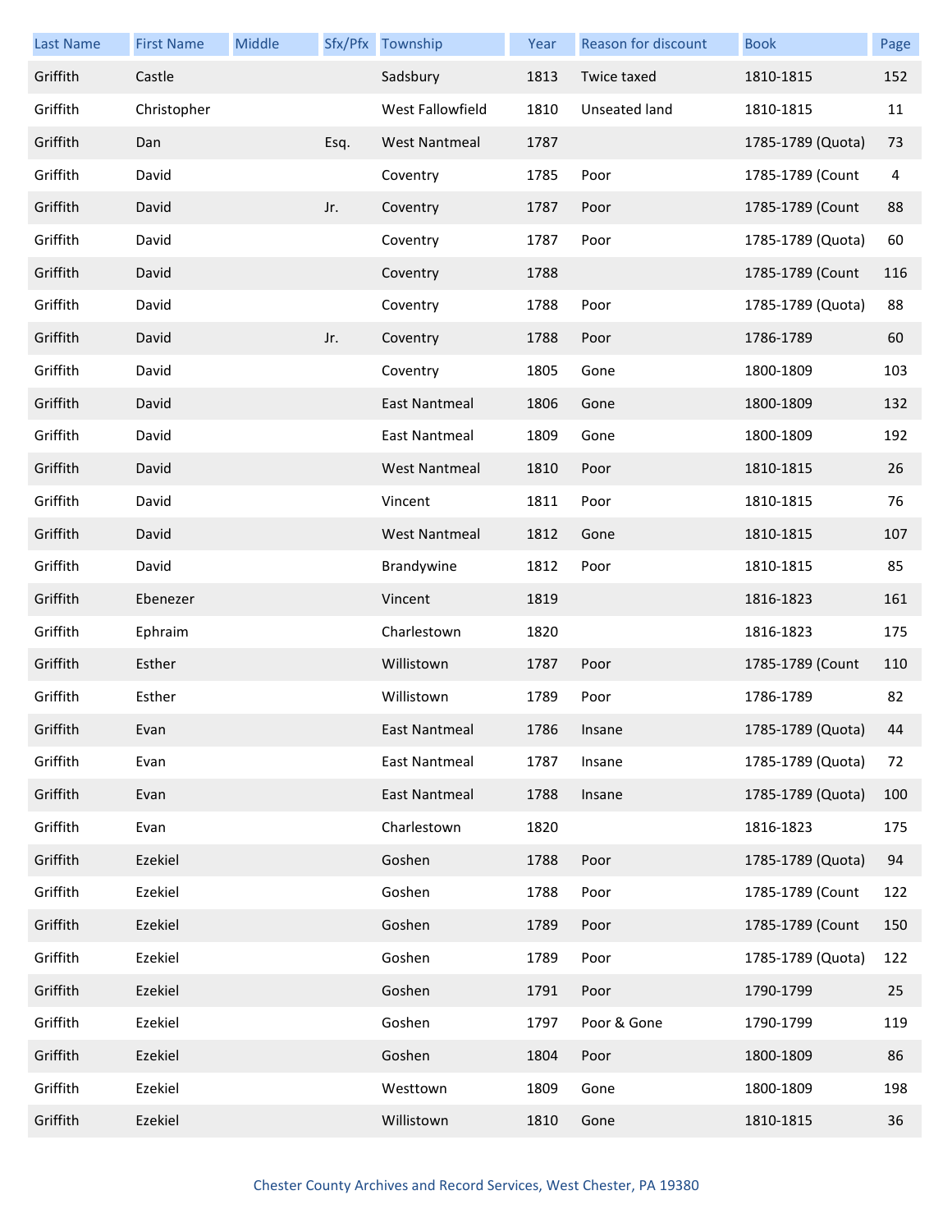| Last Name | First Name | Middle | Sfx/Pfx | Township | Year | Reason for discount | Book | Page |
|---|---|---|---|---|---|---|---|---|
| Griffith | Castle | | | Sadsbury | 1813 | Twice taxed | 1810-1815 | 152 |
| Griffith | Christopher | | | West Fallowfield | 1810 | Unseated land | 1810-1815 | 11 |
| Griffith | Dan | | Esq. | West Nantmeal | 1787 | | 1785-1789 (Quota) | 73 |
| Griffith | David | | | Coventry | 1785 | Poor | 1785-1789 (Count | 4 |
| Griffith | David | | Jr. | Coventry | 1787 | Poor | 1785-1789 (Count | 88 |
| Griffith | David | | | Coventry | 1787 | Poor | 1785-1789 (Quota) | 60 |
| Griffith | David | | | Coventry | 1788 | | 1785-1789 (Count | 116 |
| Griffith | David | | | Coventry | 1788 | Poor | 1785-1789 (Quota) | 88 |
| Griffith | David | | Jr. | Coventry | 1788 | Poor | 1786-1789 | 60 |
| Griffith | David | | | Coventry | 1805 | Gone | 1800-1809 | 103 |
| Griffith | David | | | East Nantmeal | 1806 | Gone | 1800-1809 | 132 |
| Griffith | David | | | East Nantmeal | 1809 | Gone | 1800-1809 | 192 |
| Griffith | David | | | West Nantmeal | 1810 | Poor | 1810-1815 | 26 |
| Griffith | David | | | Vincent | 1811 | Poor | 1810-1815 | 76 |
| Griffith | David | | | West Nantmeal | 1812 | Gone | 1810-1815 | 107 |
| Griffith | David | | | Brandywine | 1812 | Poor | 1810-1815 | 85 |
| Griffith | Ebenezer | | | Vincent | 1819 | | 1816-1823 | 161 |
| Griffith | Ephraim | | | Charlestown | 1820 | | 1816-1823 | 175 |
| Griffith | Esther | | | Willistown | 1787 | Poor | 1785-1789 (Count | 110 |
| Griffith | Esther | | | Willistown | 1789 | Poor | 1786-1789 | 82 |
| Griffith | Evan | | | East Nantmeal | 1786 | Insane | 1785-1789 (Quota) | 44 |
| Griffith | Evan | | | East Nantmeal | 1787 | Insane | 1785-1789 (Quota) | 72 |
| Griffith | Evan | | | East Nantmeal | 1788 | Insane | 1785-1789 (Quota) | 100 |
| Griffith | Evan | | | Charlestown | 1820 | | 1816-1823 | 175 |
| Griffith | Ezekiel | | | Goshen | 1788 | Poor | 1785-1789 (Quota) | 94 |
| Griffith | Ezekiel | | | Goshen | 1788 | Poor | 1785-1789 (Count | 122 |
| Griffith | Ezekiel | | | Goshen | 1789 | Poor | 1785-1789 (Count | 150 |
| Griffith | Ezekiel | | | Goshen | 1789 | Poor | 1785-1789 (Quota) | 122 |
| Griffith | Ezekiel | | | Goshen | 1791 | Poor | 1790-1799 | 25 |
| Griffith | Ezekiel | | | Goshen | 1797 | Poor & Gone | 1790-1799 | 119 |
| Griffith | Ezekiel | | | Goshen | 1804 | Poor | 1800-1809 | 86 |
| Griffith | Ezekiel | | | Westtown | 1809 | Gone | 1800-1809 | 198 |
| Griffith | Ezekiel | | | Willistown | 1810 | Gone | 1810-1815 | 36 |

Chester County Archives and Record Services, West Chester, PA 19380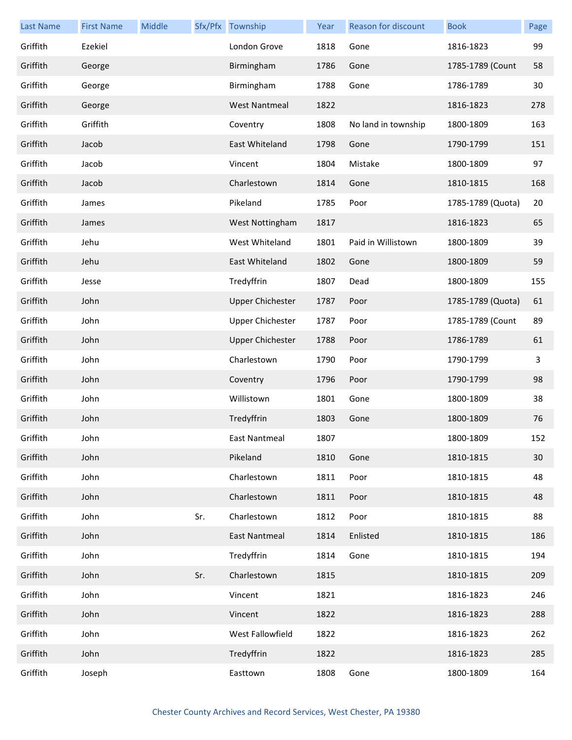| Last Name | First Name | Middle | Sfx/Pfx | Township | Year | Reason for discount | Book | Page |
|---|---|---|---|---|---|---|---|---|
| Griffith | Ezekiel | | | London Grove | 1818 | Gone | 1816-1823 | 99 |
| Griffith | George | | | Birmingham | 1786 | Gone | 1785-1789 (Count | 58 |
| Griffith | George | | | Birmingham | 1788 | Gone | 1786-1789 | 30 |
| Griffith | George | | | West Nantmeal | 1822 | | 1816-1823 | 278 |
| Griffith | Griffith | | | Coventry | 1808 | No land in township | 1800-1809 | 163 |
| Griffith | Jacob | | | East Whiteland | 1798 | Gone | 1790-1799 | 151 |
| Griffith | Jacob | | | Vincent | 1804 | Mistake | 1800-1809 | 97 |
| Griffith | Jacob | | | Charlestown | 1814 | Gone | 1810-1815 | 168 |
| Griffith | James | | | Pikeland | 1785 | Poor | 1785-1789 (Quota) | 20 |
| Griffith | James | | | West Nottingham | 1817 | | 1816-1823 | 65 |
| Griffith | Jehu | | | West Whiteland | 1801 | Paid in Willistown | 1800-1809 | 39 |
| Griffith | Jehu | | | East Whiteland | 1802 | Gone | 1800-1809 | 59 |
| Griffith | Jesse | | | Tredyffrin | 1807 | Dead | 1800-1809 | 155 |
| Griffith | John | | | Upper Chichester | 1787 | Poor | 1785-1789 (Quota) | 61 |
| Griffith | John | | | Upper Chichester | 1787 | Poor | 1785-1789 (Count | 89 |
| Griffith | John | | | Upper Chichester | 1788 | Poor | 1786-1789 | 61 |
| Griffith | John | | | Charlestown | 1790 | Poor | 1790-1799 | 3 |
| Griffith | John | | | Coventry | 1796 | Poor | 1790-1799 | 98 |
| Griffith | John | | | Willistown | 1801 | Gone | 1800-1809 | 38 |
| Griffith | John | | | Tredyffrin | 1803 | Gone | 1800-1809 | 76 |
| Griffith | John | | | East Nantmeal | 1807 | | 1800-1809 | 152 |
| Griffith | John | | | Pikeland | 1810 | Gone | 1810-1815 | 30 |
| Griffith | John | | | Charlestown | 1811 | Poor | 1810-1815 | 48 |
| Griffith | John | | | Charlestown | 1811 | Poor | 1810-1815 | 48 |
| Griffith | John | | Sr. | Charlestown | 1812 | Poor | 1810-1815 | 88 |
| Griffith | John | | | East Nantmeal | 1814 | Enlisted | 1810-1815 | 186 |
| Griffith | John | | | Tredyffrin | 1814 | Gone | 1810-1815 | 194 |
| Griffith | John | | Sr. | Charlestown | 1815 | | 1810-1815 | 209 |
| Griffith | John | | | Vincent | 1821 | | 1816-1823 | 246 |
| Griffith | John | | | Vincent | 1822 | | 1816-1823 | 288 |
| Griffith | John | | | West Fallowfield | 1822 | | 1816-1823 | 262 |
| Griffith | John | | | Tredyffrin | 1822 | | 1816-1823 | 285 |
| Griffith | Joseph | | | Easttown | 1808 | Gone | 1800-1809 | 164 |

Chester County Archives and Record Services, West Chester, PA 19380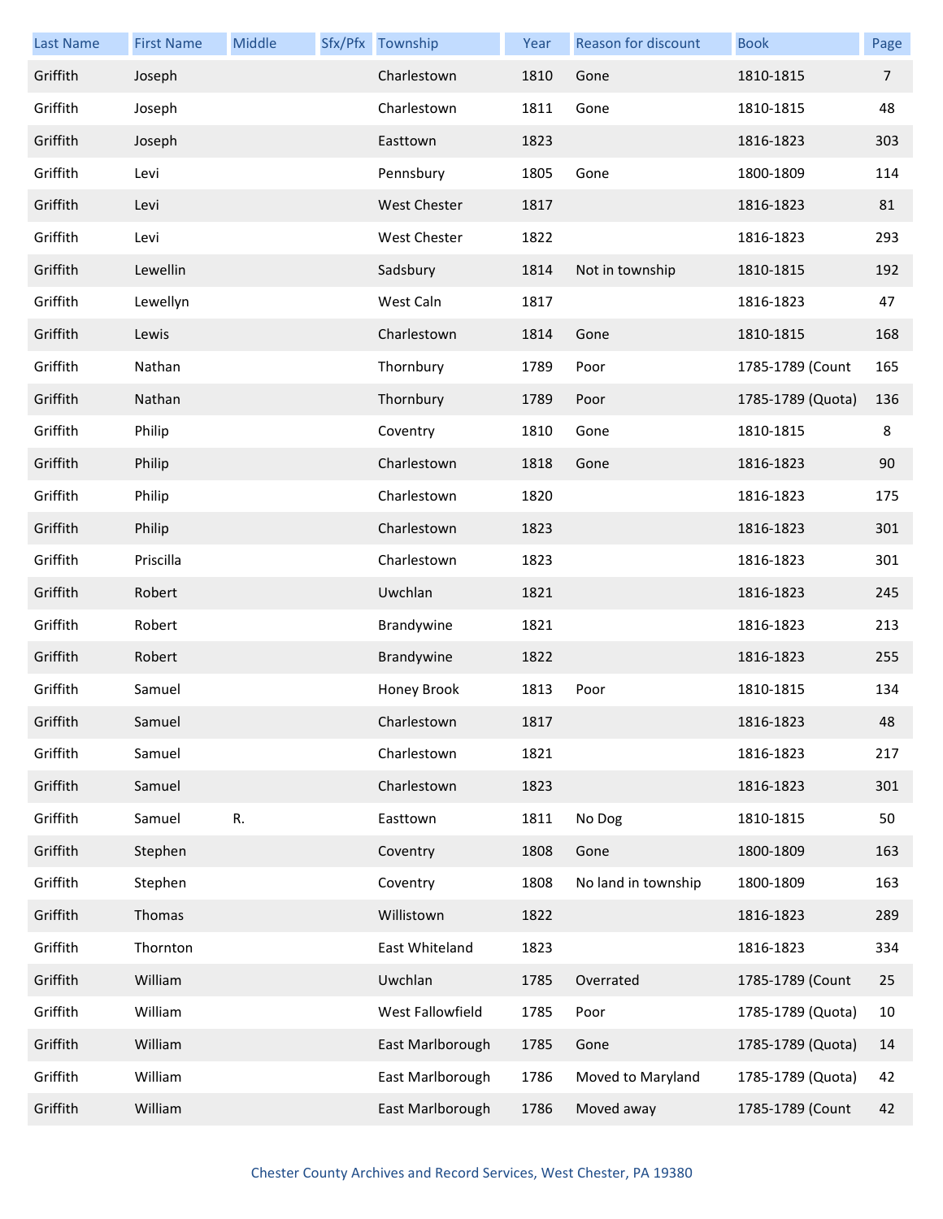| Last Name | First Name | Middle | Sfx/Pfx | Township | Year | Reason for discount | Book | Page |
|---|---|---|---|---|---|---|---|---|
| Griffith | Joseph | | | Charlestown | 1810 | Gone | 1810-1815 | 7 |
| Griffith | Joseph | | | Charlestown | 1811 | Gone | 1810-1815 | 48 |
| Griffith | Joseph | | | Easttown | 1823 | | 1816-1823 | 303 |
| Griffith | Levi | | | Pennsbury | 1805 | Gone | 1800-1809 | 114 |
| Griffith | Levi | | | West Chester | 1817 | | 1816-1823 | 81 |
| Griffith | Levi | | | West Chester | 1822 | | 1816-1823 | 293 |
| Griffith | Lewellin | | | Sadsbury | 1814 | Not in township | 1810-1815 | 192 |
| Griffith | Lewellyn | | | West Caln | 1817 | | 1816-1823 | 47 |
| Griffith | Lewis | | | Charlestown | 1814 | Gone | 1810-1815 | 168 |
| Griffith | Nathan | | | Thornbury | 1789 | Poor | 1785-1789 (Count | 165 |
| Griffith | Nathan | | | Thornbury | 1789 | Poor | 1785-1789 (Quota) | 136 |
| Griffith | Philip | | | Coventry | 1810 | Gone | 1810-1815 | 8 |
| Griffith | Philip | | | Charlestown | 1818 | Gone | 1816-1823 | 90 |
| Griffith | Philip | | | Charlestown | 1820 | | 1816-1823 | 175 |
| Griffith | Philip | | | Charlestown | 1823 | | 1816-1823 | 301 |
| Griffith | Priscilla | | | Charlestown | 1823 | | 1816-1823 | 301 |
| Griffith | Robert | | | Uwchlan | 1821 | | 1816-1823 | 245 |
| Griffith | Robert | | | Brandywine | 1821 | | 1816-1823 | 213 |
| Griffith | Robert | | | Brandywine | 1822 | | 1816-1823 | 255 |
| Griffith | Samuel | | | Honey Brook | 1813 | Poor | 1810-1815 | 134 |
| Griffith | Samuel | | | Charlestown | 1817 | | 1816-1823 | 48 |
| Griffith | Samuel | | | Charlestown | 1821 | | 1816-1823 | 217 |
| Griffith | Samuel | | | Charlestown | 1823 | | 1816-1823 | 301 |
| Griffith | Samuel | R. | | Easttown | 1811 | No Dog | 1810-1815 | 50 |
| Griffith | Stephen | | | Coventry | 1808 | Gone | 1800-1809 | 163 |
| Griffith | Stephen | | | Coventry | 1808 | No land in township | 1800-1809 | 163 |
| Griffith | Thomas | | | Willistown | 1822 | | 1816-1823 | 289 |
| Griffith | Thornton | | | East Whiteland | 1823 | | 1816-1823 | 334 |
| Griffith | William | | | Uwchlan | 1785 | Overrated | 1785-1789 (Count | 25 |
| Griffith | William | | | West Fallowfield | 1785 | Poor | 1785-1789 (Quota) | 10 |
| Griffith | William | | | East Marlborough | 1785 | Gone | 1785-1789 (Quota) | 14 |
| Griffith | William | | | East Marlborough | 1786 | Moved to Maryland | 1785-1789 (Quota) | 42 |
| Griffith | William | | | East Marlborough | 1786 | Moved away | 1785-1789 (Count | 42 |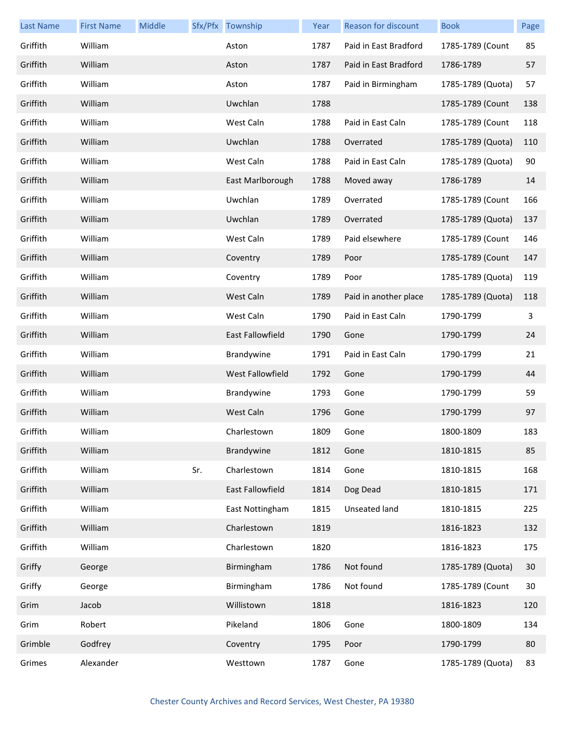| Last Name | First Name | Middle | Sfx/Pfx | Township | Year | Reason for discount | Book | Page |
|---|---|---|---|---|---|---|---|---|
| Griffith | William | | | Aston | 1787 | Paid in East Bradford | 1785-1789 (Count | 85 |
| Griffith | William | | | Aston | 1787 | Paid in East Bradford | 1786-1789 | 57 |
| Griffith | William | | | Aston | 1787 | Paid in Birmingham | 1785-1789 (Quota) | 57 |
| Griffith | William | | | Uwchlan | 1788 | | 1785-1789 (Count | 138 |
| Griffith | William | | | West Caln | 1788 | Paid in East Caln | 1785-1789 (Count | 118 |
| Griffith | William | | | Uwchlan | 1788 | Overrated | 1785-1789 (Quota) | 110 |
| Griffith | William | | | West Caln | 1788 | Paid in East Caln | 1785-1789 (Quota) | 90 |
| Griffith | William | | | East Marlborough | 1788 | Moved away | 1786-1789 | 14 |
| Griffith | William | | | Uwchlan | 1789 | Overrated | 1785-1789 (Count | 166 |
| Griffith | William | | | Uwchlan | 1789 | Overrated | 1785-1789 (Quota) | 137 |
| Griffith | William | | | West Caln | 1789 | Paid elsewhere | 1785-1789 (Count | 146 |
| Griffith | William | | | Coventry | 1789 | Poor | 1785-1789 (Count | 147 |
| Griffith | William | | | Coventry | 1789 | Poor | 1785-1789 (Quota) | 119 |
| Griffith | William | | | West Caln | 1789 | Paid in another place | 1785-1789 (Quota) | 118 |
| Griffith | William | | | West Caln | 1790 | Paid in East Caln | 1790-1799 | 3 |
| Griffith | William | | | East Fallowfield | 1790 | Gone | 1790-1799 | 24 |
| Griffith | William | | | Brandywine | 1791 | Paid in East Caln | 1790-1799 | 21 |
| Griffith | William | | | West Fallowfield | 1792 | Gone | 1790-1799 | 44 |
| Griffith | William | | | Brandywine | 1793 | Gone | 1790-1799 | 59 |
| Griffith | William | | | West Caln | 1796 | Gone | 1790-1799 | 97 |
| Griffith | William | | | Charlestown | 1809 | Gone | 1800-1809 | 183 |
| Griffith | William | | | Brandywine | 1812 | Gone | 1810-1815 | 85 |
| Griffith | William | | Sr. | Charlestown | 1814 | Gone | 1810-1815 | 168 |
| Griffith | William | | | East Fallowfield | 1814 | Dog Dead | 1810-1815 | 171 |
| Griffith | William | | | East Nottingham | 1815 | Unseated land | 1810-1815 | 225 |
| Griffith | William | | | Charlestown | 1819 | | 1816-1823 | 132 |
| Griffith | William | | | Charlestown | 1820 | | 1816-1823 | 175 |
| Griffy | George | | | Birmingham | 1786 | Not found | 1785-1789 (Quota) | 30 |
| Griffy | George | | | Birmingham | 1786 | Not found | 1785-1789 (Count | 30 |
| Grim | Jacob | | | Willistown | 1818 | | 1816-1823 | 120 |
| Grim | Robert | | | Pikeland | 1806 | Gone | 1800-1809 | 134 |
| Grimble | Godfrey | | | Coventry | 1795 | Poor | 1790-1799 | 80 |
| Grimes | Alexander | | | Westtown | 1787 | Gone | 1785-1789 (Quota) | 83 |

Chester County Archives and Record Services, West Chester, PA 19380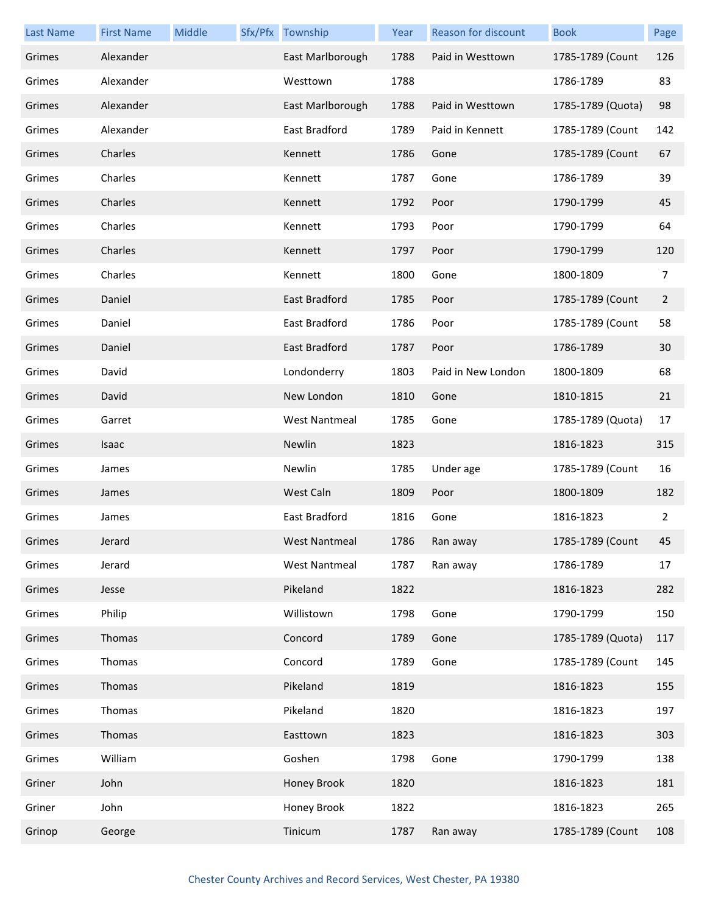| Last Name | First Name | Middle | Sfx/Pfx | Township | Year | Reason for discount | Book | Page |
|---|---|---|---|---|---|---|---|---|
| Grimes | Alexander | | | East Marlborough | 1788 | Paid in Westtown | 1785-1789 (Count | 126 |
| Grimes | Alexander | | | Westtown | 1788 | | 1786-1789 | 83 |
| Grimes | Alexander | | | East Marlborough | 1788 | Paid in Westtown | 1785-1789 (Quota) | 98 |
| Grimes | Alexander | | | East Bradford | 1789 | Paid in Kennett | 1785-1789 (Count | 142 |
| Grimes | Charles | | | Kennett | 1786 | Gone | 1785-1789 (Count | 67 |
| Grimes | Charles | | | Kennett | 1787 | Gone | 1786-1789 | 39 |
| Grimes | Charles | | | Kennett | 1792 | Poor | 1790-1799 | 45 |
| Grimes | Charles | | | Kennett | 1793 | Poor | 1790-1799 | 64 |
| Grimes | Charles | | | Kennett | 1797 | Poor | 1790-1799 | 120 |
| Grimes | Charles | | | Kennett | 1800 | Gone | 1800-1809 | 7 |
| Grimes | Daniel | | | East Bradford | 1785 | Poor | 1785-1789 (Count | 2 |
| Grimes | Daniel | | | East Bradford | 1786 | Poor | 1785-1789 (Count | 58 |
| Grimes | Daniel | | | East Bradford | 1787 | Poor | 1786-1789 | 30 |
| Grimes | David | | | Londonderry | 1803 | Paid in New London | 1800-1809 | 68 |
| Grimes | David | | | New London | 1810 | Gone | 1810-1815 | 21 |
| Grimes | Garret | | | West Nantmeal | 1785 | Gone | 1785-1789 (Quota) | 17 |
| Grimes | Isaac | | | Newlin | 1823 | | 1816-1823 | 315 |
| Grimes | James | | | Newlin | 1785 | Under age | 1785-1789 (Count | 16 |
| Grimes | James | | | West Caln | 1809 | Poor | 1800-1809 | 182 |
| Grimes | James | | | East Bradford | 1816 | Gone | 1816-1823 | 2 |
| Grimes | Jerard | | | West Nantmeal | 1786 | Ran away | 1785-1789 (Count | 45 |
| Grimes | Jerard | | | West Nantmeal | 1787 | Ran away | 1786-1789 | 17 |
| Grimes | Jesse | | | Pikeland | 1822 | | 1816-1823 | 282 |
| Grimes | Philip | | | Willistown | 1798 | Gone | 1790-1799 | 150 |
| Grimes | Thomas | | | Concord | 1789 | Gone | 1785-1789 (Quota) | 117 |
| Grimes | Thomas | | | Concord | 1789 | Gone | 1785-1789 (Count | 145 |
| Grimes | Thomas | | | Pikeland | 1819 | | 1816-1823 | 155 |
| Grimes | Thomas | | | Pikeland | 1820 | | 1816-1823 | 197 |
| Grimes | Thomas | | | Easttown | 1823 | | 1816-1823 | 303 |
| Grimes | William | | | Goshen | 1798 | Gone | 1790-1799 | 138 |
| Griner | John | | | Honey Brook | 1820 | | 1816-1823 | 181 |
| Griner | John | | | Honey Brook | 1822 | | 1816-1823 | 265 |
| Grinop | George | | | Tinicum | 1787 | Ran away | 1785-1789 (Count | 108 |

Chester County Archives and Record Services, West Chester, PA 19380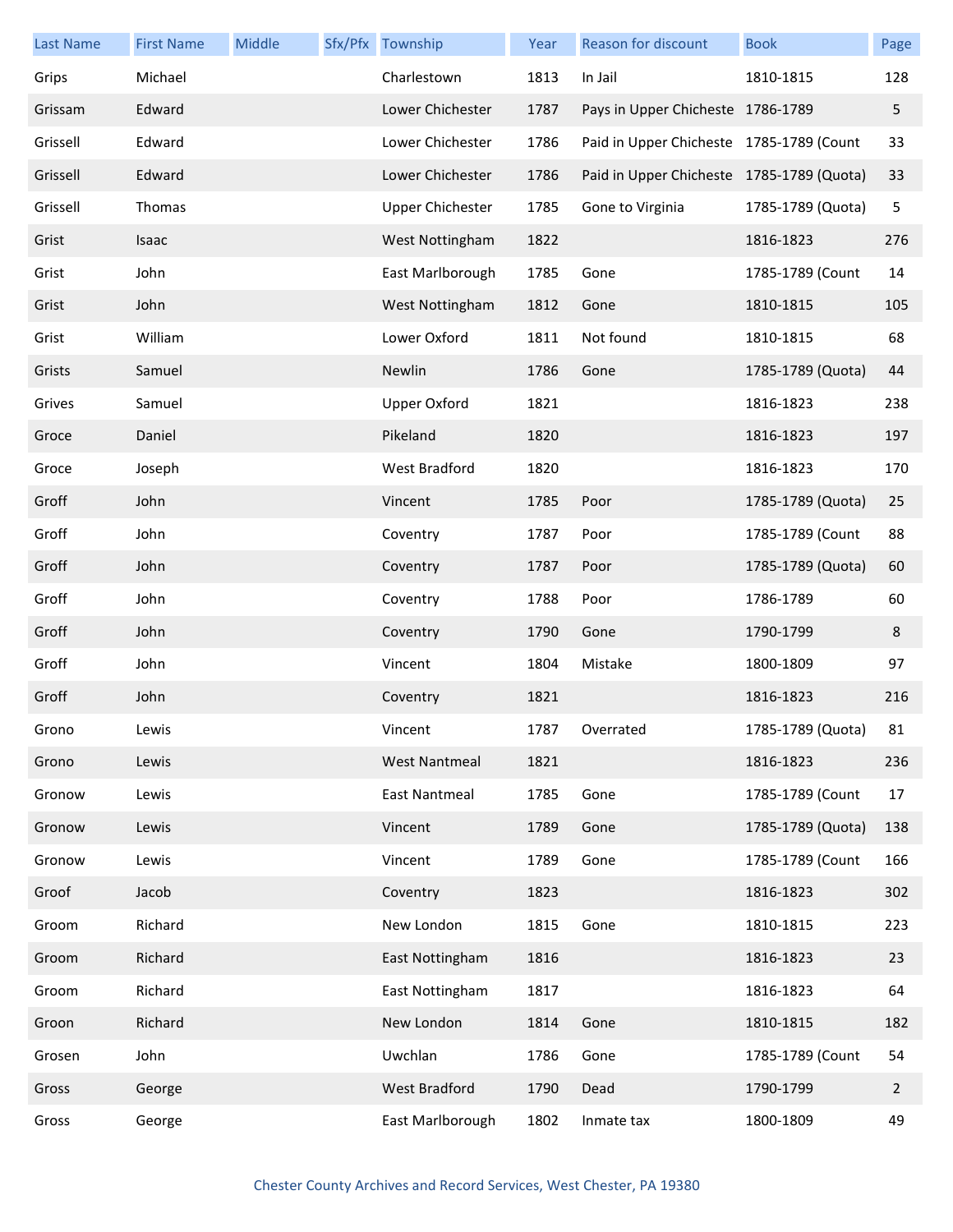| Last Name | First Name | Middle | Sfx/Pfx | Township | Year | Reason for discount | Book | Page |
|---|---|---|---|---|---|---|---|---|
| Grips | Michael | | | Charlestown | 1813 | In Jail | 1810-1815 | 128 |
| Grissam | Edward | | | Lower Chichester | 1787 | Pays in Upper Chicheste | 1786-1789 | 5 |
| Grissell | Edward | | | Lower Chichester | 1786 | Paid in Upper Chicheste | 1785-1789 (Count | 33 |
| Grissell | Edward | | | Lower Chichester | 1786 | Paid in Upper Chicheste | 1785-1789 (Quota) | 33 |
| Grissell | Thomas | | | Upper Chichester | 1785 | Gone to Virginia | 1785-1789 (Quota) | 5 |
| Grist | Isaac | | | West Nottingham | 1822 | | 1816-1823 | 276 |
| Grist | John | | | East Marlborough | 1785 | Gone | 1785-1789 (Count | 14 |
| Grist | John | | | West Nottingham | 1812 | Gone | 1810-1815 | 105 |
| Grist | William | | | Lower Oxford | 1811 | Not found | 1810-1815 | 68 |
| Grists | Samuel | | | Newlin | 1786 | Gone | 1785-1789 (Quota) | 44 |
| Grives | Samuel | | | Upper Oxford | 1821 | | 1816-1823 | 238 |
| Groce | Daniel | | | Pikeland | 1820 | | 1816-1823 | 197 |
| Groce | Joseph | | | West Bradford | 1820 | | 1816-1823 | 170 |
| Groff | John | | | Vincent | 1785 | Poor | 1785-1789 (Quota) | 25 |
| Groff | John | | | Coventry | 1787 | Poor | 1785-1789 (Count | 88 |
| Groff | John | | | Coventry | 1787 | Poor | 1785-1789 (Quota) | 60 |
| Groff | John | | | Coventry | 1788 | Poor | 1786-1789 | 60 |
| Groff | John | | | Coventry | 1790 | Gone | 1790-1799 | 8 |
| Groff | John | | | Vincent | 1804 | Mistake | 1800-1809 | 97 |
| Groff | John | | | Coventry | 1821 | | 1816-1823 | 216 |
| Grono | Lewis | | | Vincent | 1787 | Overrated | 1785-1789 (Quota) | 81 |
| Grono | Lewis | | | West Nantmeal | 1821 | | 1816-1823 | 236 |
| Gronow | Lewis | | | East Nantmeal | 1785 | Gone | 1785-1789 (Count | 17 |
| Gronow | Lewis | | | Vincent | 1789 | Gone | 1785-1789 (Quota) | 138 |
| Gronow | Lewis | | | Vincent | 1789 | Gone | 1785-1789 (Count | 166 |
| Groof | Jacob | | | Coventry | 1823 | | 1816-1823 | 302 |
| Groom | Richard | | | New London | 1815 | Gone | 1810-1815 | 223 |
| Groom | Richard | | | East Nottingham | 1816 | | 1816-1823 | 23 |
| Groom | Richard | | | East Nottingham | 1817 | | 1816-1823 | 64 |
| Groon | Richard | | | New London | 1814 | Gone | 1810-1815 | 182 |
| Grosen | John | | | Uwchlan | 1786 | Gone | 1785-1789 (Count | 54 |
| Gross | George | | | West Bradford | 1790 | Dead | 1790-1799 | 2 |
| Gross | George | | | East Marlborough | 1802 | Inmate tax | 1800-1809 | 49 |

Chester County Archives and Record Services, West Chester, PA 19380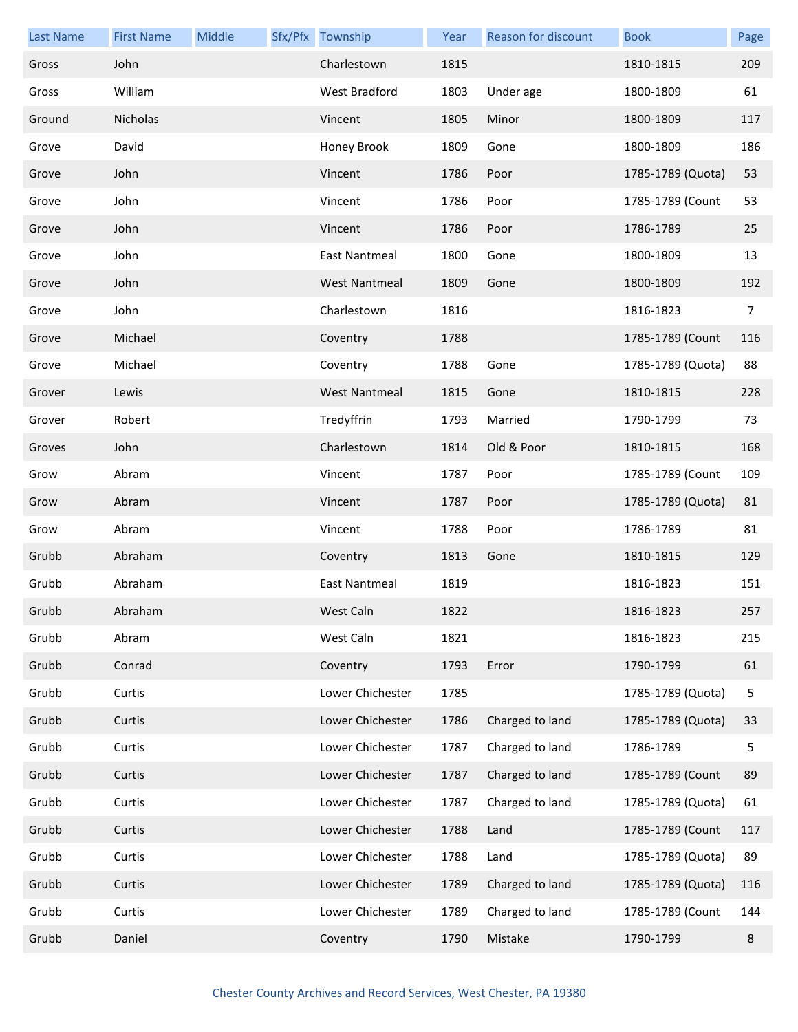| Last Name | First Name | Middle | Sfx/Pfx | Township | Year | Reason for discount | Book | Page |
|---|---|---|---|---|---|---|---|---|
| Gross | John | | | Charlestown | 1815 | | 1810-1815 | 209 |
| Gross | William | | | West Bradford | 1803 | Under age | 1800-1809 | 61 |
| Ground | Nicholas | | | Vincent | 1805 | Minor | 1800-1809 | 117 |
| Grove | David | | | Honey Brook | 1809 | Gone | 1800-1809 | 186 |
| Grove | John | | | Vincent | 1786 | Poor | 1785-1789 (Quota) | 53 |
| Grove | John | | | Vincent | 1786 | Poor | 1785-1789 (Count | 53 |
| Grove | John | | | Vincent | 1786 | Poor | 1786-1789 | 25 |
| Grove | John | | | East Nantmeal | 1800 | Gone | 1800-1809 | 13 |
| Grove | John | | | West Nantmeal | 1809 | Gone | 1800-1809 | 192 |
| Grove | John | | | Charlestown | 1816 | | 1816-1823 | 7 |
| Grove | Michael | | | Coventry | 1788 | | 1785-1789 (Count | 116 |
| Grove | Michael | | | Coventry | 1788 | Gone | 1785-1789 (Quota) | 88 |
| Grover | Lewis | | | West Nantmeal | 1815 | Gone | 1810-1815 | 228 |
| Grover | Robert | | | Tredyffrin | 1793 | Married | 1790-1799 | 73 |
| Groves | John | | | Charlestown | 1814 | Old & Poor | 1810-1815 | 168 |
| Grow | Abram | | | Vincent | 1787 | Poor | 1785-1789 (Count | 109 |
| Grow | Abram | | | Vincent | 1787 | Poor | 1785-1789 (Quota) | 81 |
| Grow | Abram | | | Vincent | 1788 | Poor | 1786-1789 | 81 |
| Grubb | Abraham | | | Coventry | 1813 | Gone | 1810-1815 | 129 |
| Grubb | Abraham | | | East Nantmeal | 1819 | | 1816-1823 | 151 |
| Grubb | Abraham | | | West Caln | 1822 | | 1816-1823 | 257 |
| Grubb | Abram | | | West Caln | 1821 | | 1816-1823 | 215 |
| Grubb | Conrad | | | Coventry | 1793 | Error | 1790-1799 | 61 |
| Grubb | Curtis | | | Lower Chichester | 1785 | | 1785-1789 (Quota) | 5 |
| Grubb | Curtis | | | Lower Chichester | 1786 | Charged to land | 1785-1789 (Quota) | 33 |
| Grubb | Curtis | | | Lower Chichester | 1787 | Charged to land | 1786-1789 | 5 |
| Grubb | Curtis | | | Lower Chichester | 1787 | Charged to land | 1785-1789 (Count | 89 |
| Grubb | Curtis | | | Lower Chichester | 1787 | Charged to land | 1785-1789 (Quota) | 61 |
| Grubb | Curtis | | | Lower Chichester | 1788 | Land | 1785-1789 (Count | 117 |
| Grubb | Curtis | | | Lower Chichester | 1788 | Land | 1785-1789 (Quota) | 89 |
| Grubb | Curtis | | | Lower Chichester | 1789 | Charged to land | 1785-1789 (Quota) | 116 |
| Grubb | Curtis | | | Lower Chichester | 1789 | Charged to land | 1785-1789 (Count | 144 |
| Grubb | Daniel | | | Coventry | 1790 | Mistake | 1790-1799 | 8 |

Chester County Archives and Record Services, West Chester, PA 19380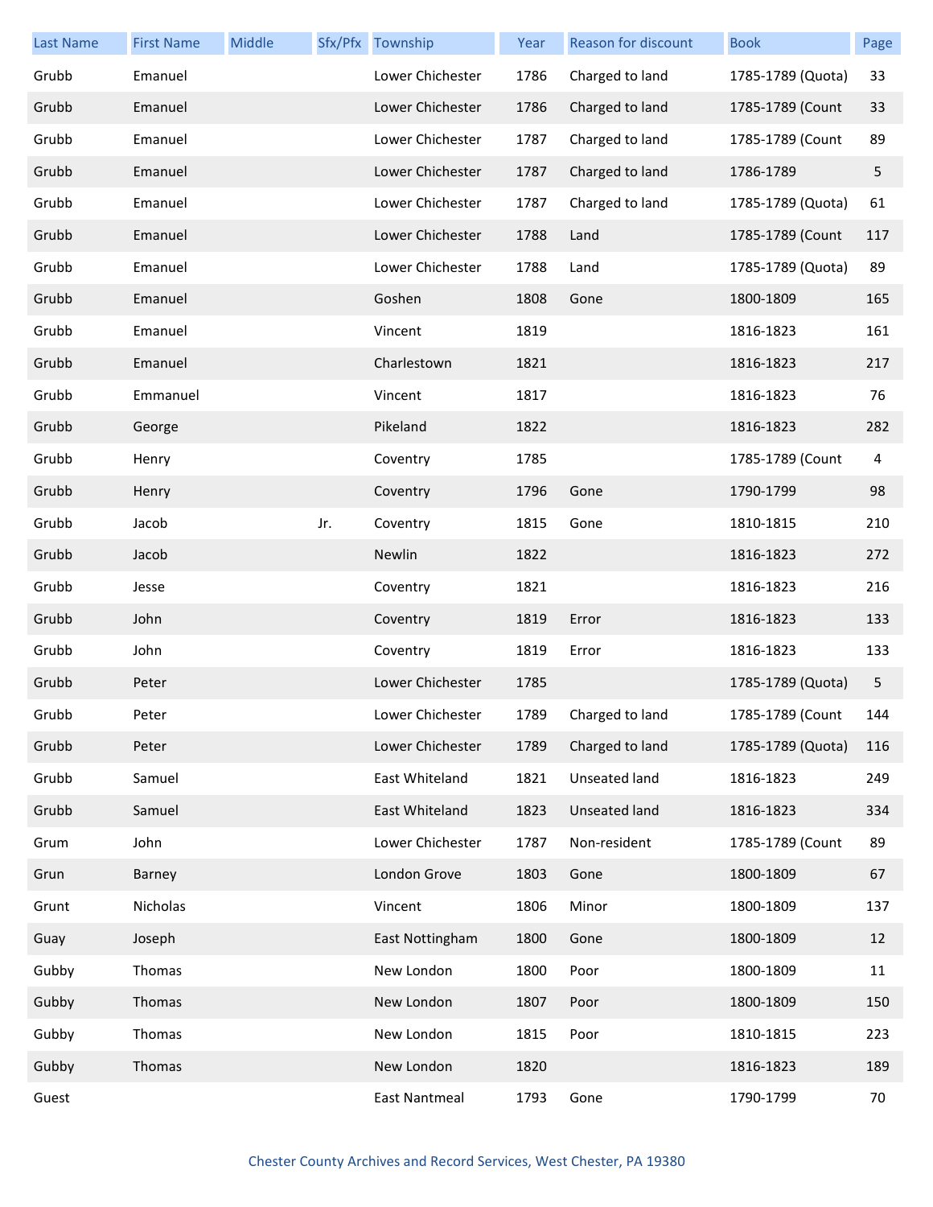| Last Name | First Name | Middle | Sfx/Pfx | Township | Year | Reason for discount | Book | Page |
|---|---|---|---|---|---|---|---|---|
| Grubb | Emanuel | | | Lower Chichester | 1786 | Charged to land | 1785-1789 (Quota) | 33 |
| Grubb | Emanuel | | | Lower Chichester | 1786 | Charged to land | 1785-1789 (Count | 33 |
| Grubb | Emanuel | | | Lower Chichester | 1787 | Charged to land | 1785-1789 (Count | 89 |
| Grubb | Emanuel | | | Lower Chichester | 1787 | Charged to land | 1786-1789 | 5 |
| Grubb | Emanuel | | | Lower Chichester | 1787 | Charged to land | 1785-1789 (Quota) | 61 |
| Grubb | Emanuel | | | Lower Chichester | 1788 | Land | 1785-1789 (Count | 117 |
| Grubb | Emanuel | | | Lower Chichester | 1788 | Land | 1785-1789 (Quota) | 89 |
| Grubb | Emanuel | | | Goshen | 1808 | Gone | 1800-1809 | 165 |
| Grubb | Emanuel | | | Vincent | 1819 | | 1816-1823 | 161 |
| Grubb | Emanuel | | | Charlestown | 1821 | | 1816-1823 | 217 |
| Grubb | Emmanuel | | | Vincent | 1817 | | 1816-1823 | 76 |
| Grubb | George | | | Pikeland | 1822 | | 1816-1823 | 282 |
| Grubb | Henry | | | Coventry | 1785 | | 1785-1789 (Count | 4 |
| Grubb | Henry | | | Coventry | 1796 | Gone | 1790-1799 | 98 |
| Grubb | Jacob | | Jr. | Coventry | 1815 | Gone | 1810-1815 | 210 |
| Grubb | Jacob | | | Newlin | 1822 | | 1816-1823 | 272 |
| Grubb | Jesse | | | Coventry | 1821 | | 1816-1823 | 216 |
| Grubb | John | | | Coventry | 1819 | Error | 1816-1823 | 133 |
| Grubb | John | | | Coventry | 1819 | Error | 1816-1823 | 133 |
| Grubb | Peter | | | Lower Chichester | 1785 | | 1785-1789 (Quota) | 5 |
| Grubb | Peter | | | Lower Chichester | 1789 | Charged to land | 1785-1789 (Count | 144 |
| Grubb | Peter | | | Lower Chichester | 1789 | Charged to land | 1785-1789 (Quota) | 116 |
| Grubb | Samuel | | | East Whiteland | 1821 | Unseated land | 1816-1823 | 249 |
| Grubb | Samuel | | | East Whiteland | 1823 | Unseated land | 1816-1823 | 334 |
| Grum | John | | | Lower Chichester | 1787 | Non-resident | 1785-1789 (Count | 89 |
| Grun | Barney | | | London Grove | 1803 | Gone | 1800-1809 | 67 |
| Grunt | Nicholas | | | Vincent | 1806 | Minor | 1800-1809 | 137 |
| Guay | Joseph | | | East Nottingham | 1800 | Gone | 1800-1809 | 12 |
| Gubby | Thomas | | | New London | 1800 | Poor | 1800-1809 | 11 |
| Gubby | Thomas | | | New London | 1807 | Poor | 1800-1809 | 150 |
| Gubby | Thomas | | | New London | 1815 | Poor | 1810-1815 | 223 |
| Gubby | Thomas | | | New London | 1820 | | 1816-1823 | 189 |
| Guest | | | | East Nantmeal | 1793 | Gone | 1790-1799 | 70 |

Chester County Archives and Record Services, West Chester, PA 19380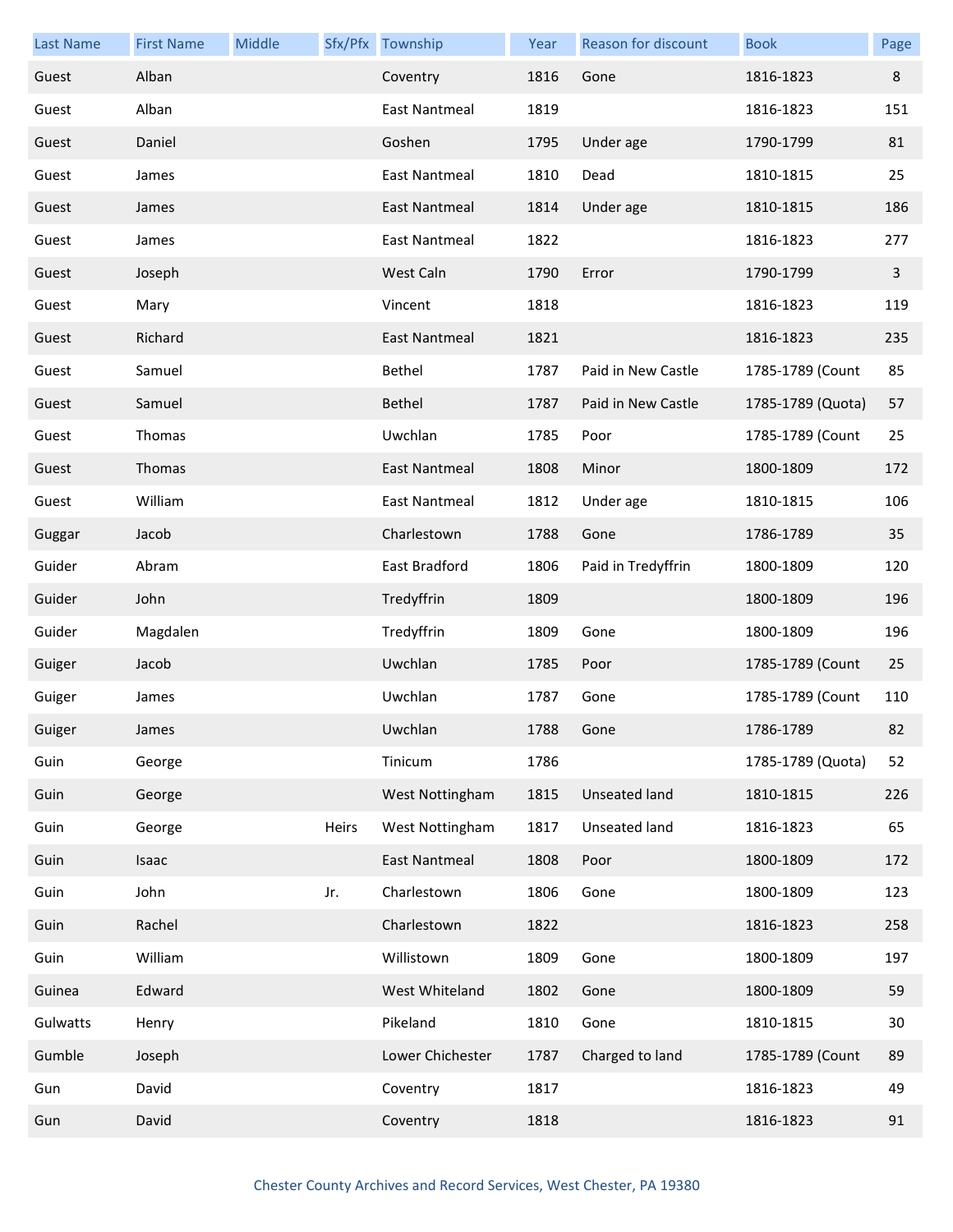| Last Name | First Name | Middle | Sfx/Pfx | Township | Year | Reason for discount | Book | Page |
|---|---|---|---|---|---|---|---|---|
| Guest | Alban | | | Coventry | 1816 | Gone | 1816-1823 | 8 |
| Guest | Alban | | | East Nantmeal | 1819 | | 1816-1823 | 151 |
| Guest | Daniel | | | Goshen | 1795 | Under age | 1790-1799 | 81 |
| Guest | James | | | East Nantmeal | 1810 | Dead | 1810-1815 | 25 |
| Guest | James | | | East Nantmeal | 1814 | Under age | 1810-1815 | 186 |
| Guest | James | | | East Nantmeal | 1822 | | 1816-1823 | 277 |
| Guest | Joseph | | | West Caln | 1790 | Error | 1790-1799 | 3 |
| Guest | Mary | | | Vincent | 1818 | | 1816-1823 | 119 |
| Guest | Richard | | | East Nantmeal | 1821 | | 1816-1823 | 235 |
| Guest | Samuel | | | Bethel | 1787 | Paid in New Castle | 1785-1789 (Count | 85 |
| Guest | Samuel | | | Bethel | 1787 | Paid in New Castle | 1785-1789 (Quota) | 57 |
| Guest | Thomas | | | Uwchlan | 1785 | Poor | 1785-1789 (Count | 25 |
| Guest | Thomas | | | East Nantmeal | 1808 | Minor | 1800-1809 | 172 |
| Guest | William | | | East Nantmeal | 1812 | Under age | 1810-1815 | 106 |
| Guggar | Jacob | | | Charlestown | 1788 | Gone | 1786-1789 | 35 |
| Guider | Abram | | | East Bradford | 1806 | Paid in Tredyffrin | 1800-1809 | 120 |
| Guider | John | | | Tredyffrin | 1809 | | 1800-1809 | 196 |
| Guider | Magdalen | | | Tredyffrin | 1809 | Gone | 1800-1809 | 196 |
| Guiger | Jacob | | | Uwchlan | 1785 | Poor | 1785-1789 (Count | 25 |
| Guiger | James | | | Uwchlan | 1787 | Gone | 1785-1789 (Count | 110 |
| Guiger | James | | | Uwchlan | 1788 | Gone | 1786-1789 | 82 |
| Guin | George | | | Tinicum | 1786 | | 1785-1789 (Quota) | 52 |
| Guin | George | | | West Nottingham | 1815 | Unseated land | 1810-1815 | 226 |
| Guin | George | | Heirs | West Nottingham | 1817 | Unseated land | 1816-1823 | 65 |
| Guin | Isaac | | | East Nantmeal | 1808 | Poor | 1800-1809 | 172 |
| Guin | John | | Jr. | Charlestown | 1806 | Gone | 1800-1809 | 123 |
| Guin | Rachel | | | Charlestown | 1822 | | 1816-1823 | 258 |
| Guin | William | | | Willistown | 1809 | Gone | 1800-1809 | 197 |
| Guinea | Edward | | | West Whiteland | 1802 | Gone | 1800-1809 | 59 |
| Gulwatts | Henry | | | Pikeland | 1810 | Gone | 1810-1815 | 30 |
| Gumble | Joseph | | | Lower Chichester | 1787 | Charged to land | 1785-1789 (Count | 89 |
| Gun | David | | | Coventry | 1817 | | 1816-1823 | 49 |
| Gun | David | | | Coventry | 1818 | | 1816-1823 | 91 |

Chester County Archives and Record Services, West Chester, PA 19380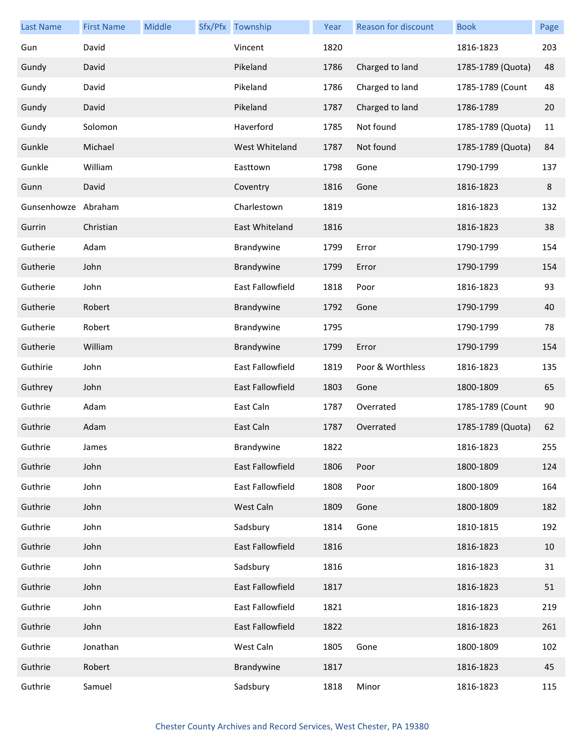| Last Name | First Name | Middle | Sfx/Pfx | Township | Year | Reason for discount | Book | Page |
|---|---|---|---|---|---|---|---|---|
| Gun | David | | | Vincent | 1820 | | 1816-1823 | 203 |
| Gundy | David | | | Pikeland | 1786 | Charged to land | 1785-1789 (Quota) | 48 |
| Gundy | David | | | Pikeland | 1786 | Charged to land | 1785-1789 (Count | 48 |
| Gundy | David | | | Pikeland | 1787 | Charged to land | 1786-1789 | 20 |
| Gundy | Solomon | | | Haverford | 1785 | Not found | 1785-1789 (Quota) | 11 |
| Gunkle | Michael | | | West Whiteland | 1787 | Not found | 1785-1789 (Quota) | 84 |
| Gunkle | William | | | Easttown | 1798 | Gone | 1790-1799 | 137 |
| Gunn | David | | | Coventry | 1816 | Gone | 1816-1823 | 8 |
| Gunsenhowze | Abraham | | | Charlestown | 1819 | | 1816-1823 | 132 |
| Gurrin | Christian | | | East Whiteland | 1816 | | 1816-1823 | 38 |
| Gutherie | Adam | | | Brandywine | 1799 | Error | 1790-1799 | 154 |
| Gutherie | John | | | Brandywine | 1799 | Error | 1790-1799 | 154 |
| Gutherie | John | | | East Fallowfield | 1818 | Poor | 1816-1823 | 93 |
| Gutherie | Robert | | | Brandywine | 1792 | Gone | 1790-1799 | 40 |
| Gutherie | Robert | | | Brandywine | 1795 | | 1790-1799 | 78 |
| Gutherie | William | | | Brandywine | 1799 | Error | 1790-1799 | 154 |
| Guthirie | John | | | East Fallowfield | 1819 | Poor & Worthless | 1816-1823 | 135 |
| Guthrey | John | | | East Fallowfield | 1803 | Gone | 1800-1809 | 65 |
| Guthrie | Adam | | | East Caln | 1787 | Overrated | 1785-1789 (Count | 90 |
| Guthrie | Adam | | | East Caln | 1787 | Overrated | 1785-1789 (Quota) | 62 |
| Guthrie | James | | | Brandywine | 1822 | | 1816-1823 | 255 |
| Guthrie | John | | | East Fallowfield | 1806 | Poor | 1800-1809 | 124 |
| Guthrie | John | | | East Fallowfield | 1808 | Poor | 1800-1809 | 164 |
| Guthrie | John | | | West Caln | 1809 | Gone | 1800-1809 | 182 |
| Guthrie | John | | | Sadsbury | 1814 | Gone | 1810-1815 | 192 |
| Guthrie | John | | | East Fallowfield | 1816 | | 1816-1823 | 10 |
| Guthrie | John | | | Sadsbury | 1816 | | 1816-1823 | 31 |
| Guthrie | John | | | East Fallowfield | 1817 | | 1816-1823 | 51 |
| Guthrie | John | | | East Fallowfield | 1821 | | 1816-1823 | 219 |
| Guthrie | John | | | East Fallowfield | 1822 | | 1816-1823 | 261 |
| Guthrie | Jonathan | | | West Caln | 1805 | Gone | 1800-1809 | 102 |
| Guthrie | Robert | | | Brandywine | 1817 | | 1816-1823 | 45 |
| Guthrie | Samuel | | | Sadsbury | 1818 | Minor | 1816-1823 | 115 |

Chester County Archives and Record Services, West Chester, PA 19380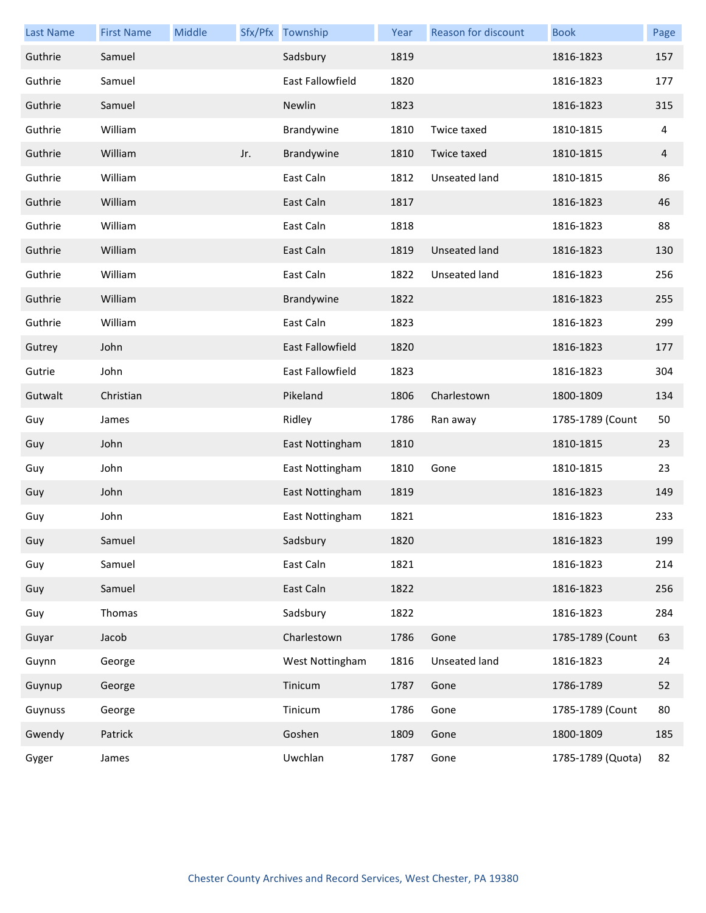| Last Name | First Name | Middle | Sfx/Pfx | Township | Year | Reason for discount | Book | Page |
|---|---|---|---|---|---|---|---|---|
| Guthrie | Samuel | | | Sadsbury | 1819 | | 1816-1823 | 157 |
| Guthrie | Samuel | | | East Fallowfield | 1820 | | 1816-1823 | 177 |
| Guthrie | Samuel | | | Newlin | 1823 | | 1816-1823 | 315 |
| Guthrie | William | | | Brandywine | 1810 | Twice taxed | 1810-1815 | 4 |
| Guthrie | William | | Jr. | Brandywine | 1810 | Twice taxed | 1810-1815 | 4 |
| Guthrie | William | | | East Caln | 1812 | Unseated land | 1810-1815 | 86 |
| Guthrie | William | | | East Caln | 1817 | | 1816-1823 | 46 |
| Guthrie | William | | | East Caln | 1818 | | 1816-1823 | 88 |
| Guthrie | William | | | East Caln | 1819 | Unseated land | 1816-1823 | 130 |
| Guthrie | William | | | East Caln | 1822 | Unseated land | 1816-1823 | 256 |
| Guthrie | William | | | Brandywine | 1822 | | 1816-1823 | 255 |
| Guthrie | William | | | East Caln | 1823 | | 1816-1823 | 299 |
| Gutrey | John | | | East Fallowfield | 1820 | | 1816-1823 | 177 |
| Gutrie | John | | | East Fallowfield | 1823 | | 1816-1823 | 304 |
| Gutwalt | Christian | | | Pikeland | 1806 | Charlestown | 1800-1809 | 134 |
| Guy | James | | | Ridley | 1786 | Ran away | 1785-1789 (Count | 50 |
| Guy | John | | | East Nottingham | 1810 | | 1810-1815 | 23 |
| Guy | John | | | East Nottingham | 1810 | Gone | 1810-1815 | 23 |
| Guy | John | | | East Nottingham | 1819 | | 1816-1823 | 149 |
| Guy | John | | | East Nottingham | 1821 | | 1816-1823 | 233 |
| Guy | Samuel | | | Sadsbury | 1820 | | 1816-1823 | 199 |
| Guy | Samuel | | | East Caln | 1821 | | 1816-1823 | 214 |
| Guy | Samuel | | | East Caln | 1822 | | 1816-1823 | 256 |
| Guy | Thomas | | | Sadsbury | 1822 | | 1816-1823 | 284 |
| Guyar | Jacob | | | Charlestown | 1786 | Gone | 1785-1789 (Count | 63 |
| Guynn | George | | | West Nottingham | 1816 | Unseated land | 1816-1823 | 24 |
| Guynup | George | | | Tinicum | 1787 | Gone | 1786-1789 | 52 |
| Guynuss | George | | | Tinicum | 1786 | Gone | 1785-1789 (Count | 80 |
| Gwendy | Patrick | | | Goshen | 1809 | Gone | 1800-1809 | 185 |
| Gyger | James | | | Uwchlan | 1787 | Gone | 1785-1789 (Quota) | 82 |

Chester County Archives and Record Services, West Chester, PA 19380